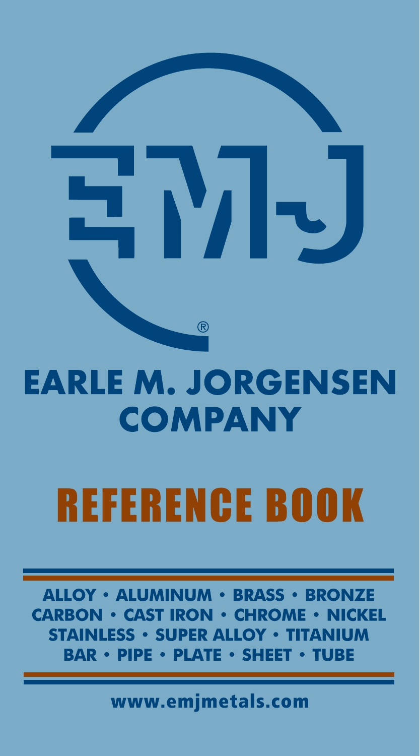EMJ®

# EARLE M. JORGENSEN COMPANY

# REFERENCE BOOK

**ALLOY • ALUMINUM • BRASS • BRONZE**
**CARBON • CAST IRON • CHROME • NICKEL**
**STAINLESS • SUPER ALLOY • TITANIUM**
**BAR • PIPE • PLATE • SHEET • TUBE**

**www.emjmetals.com**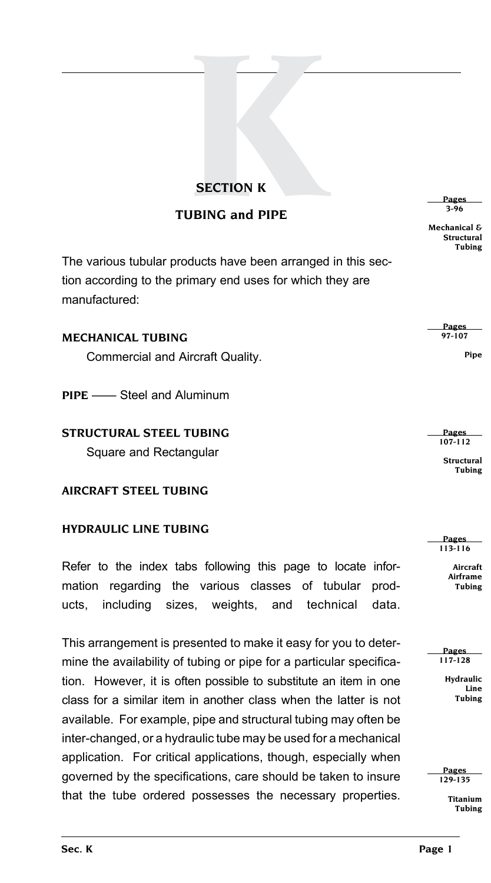# SECTION K

## TUBING and PIPE

The various tubular products have been arranged in this section according to the primary end uses for which they are manufactured:

**MECHANICAL TUBING**

Commercial and Aircraft Quality.

**PIPE** —— Steel and Aluminum

**STRUCTURAL STEEL TUBING**

Square and Rectangular

**AIRCRAFT STEEL TUBING**

**HYDRAULIC LINE TUBING**

Refer to the index tabs following this page to locate information regarding the various classes of tubular products, including sizes, weights, and technical data.

This arrangement is presented to make it easy for you to determine the availability of tubing or pipe for a particular specification. However, it is often possible to substitute an item in one class for a similar item in another class when the latter is not available. For example, pipe and structural tubing may often be inter-changed, or a hydraulic tube may be used for a mechanical application. For critical applications, though, especially when governed by the specifications, care should be taken to insure that the tube ordered possesses the necessary properties.

| Pages | Section |
| --- | --- |
| 3-96 | Mechanical & Structural Tubing |
| 97-107 | Pipe |
| 107-112 | Structural Tubing |
| 113-116 | Aircraft Airframe Tubing |
| 117-128 | Hydraulic Line Tubing |
| 129-135 | Titanium Tubing |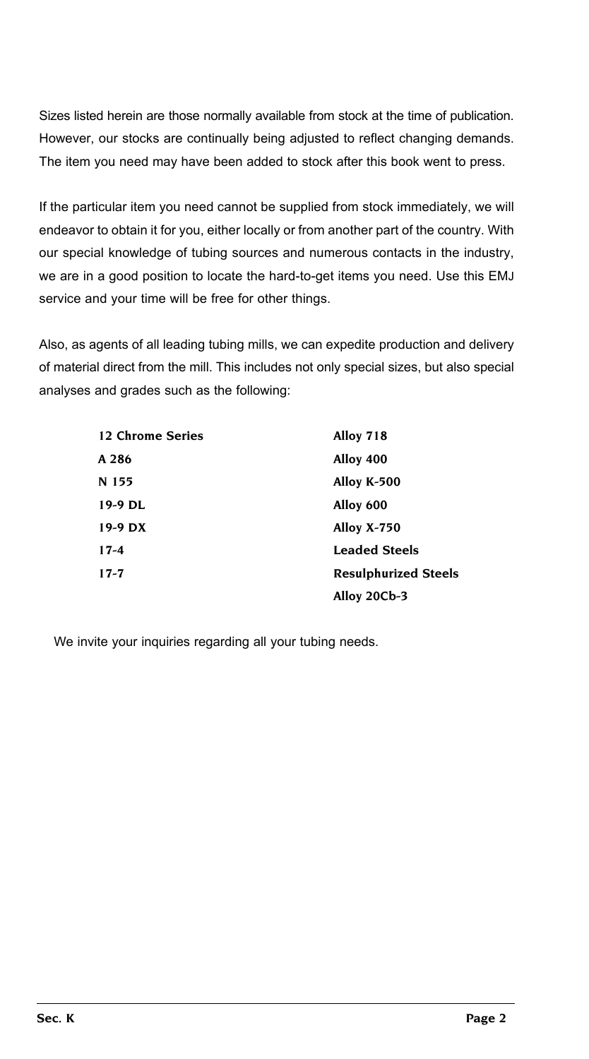Sizes listed herein are those normally available from stock at the time of publication. However, our stocks are continually being adjusted to reflect changing demands. The item you need may have been added to stock after this book went to press.

If the particular item you need cannot be supplied from stock immediately, we will endeavor to obtain it for you, either locally or from another part of the country. With our special knowledge of tubing sources and numerous contacts in the industry, we are in a good position to locate the hard-to-get items you need. Use this EMJ service and your time will be free for other things.

Also, as agents of all leading tubing mills, we can expedite production and delivery of material direct from the mill. This includes not only special sizes, but also special analyses and grades such as the following:

| | |
|---|---|
| **12 Chrome Series** | **Alloy 718** |
| **A 286** | **Alloy 400** |
| **N 155** | **Alloy K-500** |
| **19-9 DL** | **Alloy 600** |
| **19-9 DX** | **Alloy X-750** |
| **17-4** | **Leaded Steels** |
| **17-7** | **Resulphurized Steels** |
| | **Alloy 20Cb-3** |

We invite your inquiries regarding all your tubing needs.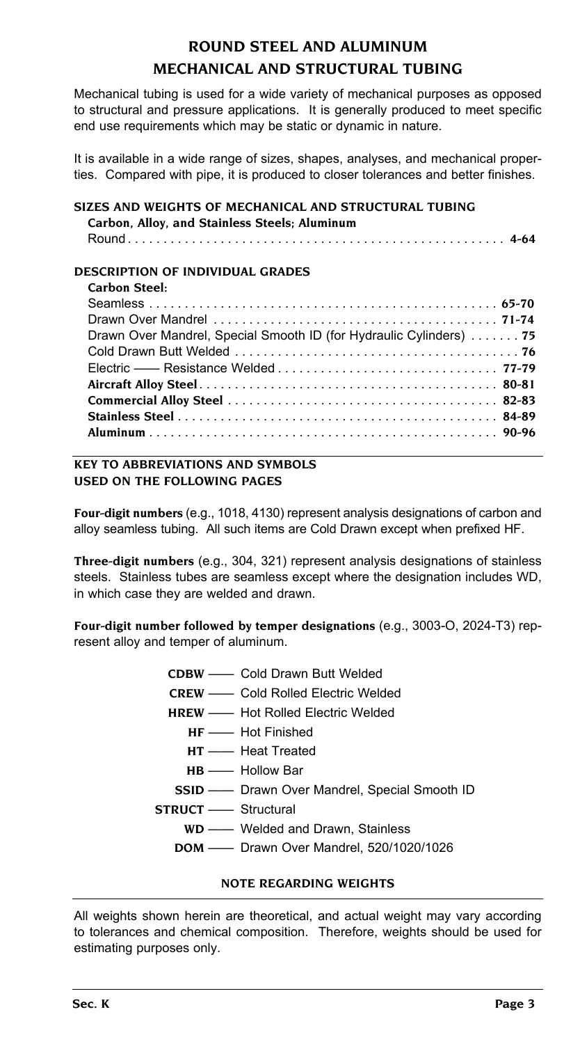# ROUND STEEL AND ALUMINUM MECHANICAL AND STRUCTURAL TUBING

Mechanical tubing is used for a wide variety of mechanical purposes as opposed to structural and pressure applications. It is generally produced to meet specific end use requirements which may be static or dynamic in nature.

It is available in a wide range of sizes, shapes, analyses, and mechanical properties. Compared with pipe, it is produced to closer tolerances and better finishes.

## SIZES AND WEIGHTS OF MECHANICAL AND STRUCTURAL TUBING

**Carbon, Alloy, and Stainless Steels; Aluminum**

Round . . . . . . . . . . . . . . . . . . . . . . . . . . . . . . . . . . . . . . . . . . . . . . . . . . **4-64**

## DESCRIPTION OF INDIVIDUAL GRADES

**Carbon Steel:**

Seamless . . . . . . . . . . . . . . . . . . . . . . . . . . . . . . . . . . . . . . . . . . . . . . . . **65-70**
Drawn Over Mandrel . . . . . . . . . . . . . . . . . . . . . . . . . . . . . . . . . . . . . . . **71-74**
Drawn Over Mandrel, Special Smooth ID (for Hydraulic Cylinders) . . . . . . . **75**
Cold Drawn Butt Welded . . . . . . . . . . . . . . . . . . . . . . . . . . . . . . . . . . . . . . . **76**
Electric —— Resistance Welded . . . . . . . . . . . . . . . . . . . . . . . . . . . . . . . **77-79**
**Aircraft Alloy Steel** . . . . . . . . . . . . . . . . . . . . . . . . . . . . . . . . . . . . . . . . . **80-81**
**Commercial Alloy Steel** . . . . . . . . . . . . . . . . . . . . . . . . . . . . . . . . . . . . . **82-83**
**Stainless Steel** . . . . . . . . . . . . . . . . . . . . . . . . . . . . . . . . . . . . . . . . . . . . **84-89**
**Aluminum** . . . . . . . . . . . . . . . . . . . . . . . . . . . . . . . . . . . . . . . . . . . . . . . . . **90-96**

## KEY TO ABBREVIATIONS AND SYMBOLS USED ON THE FOLLOWING PAGES

**Four-digit numbers** (e.g., 1018, 4130) represent analysis designations of carbon and alloy seamless tubing. All such items are Cold Drawn except when prefixed HF.

**Three-digit numbers** (e.g., 304, 321) represent analysis designations of stainless steels. Stainless tubes are seamless except where the designation includes WD, in which case they are welded and drawn.

**Four-digit number followed by temper designations** (e.g., 3003-O, 2024-T3) represent alloy and temper of aluminum.

**CDBW** —— Cold Drawn Butt Welded
**CREW** —— Cold Rolled Electric Welded
**HREW** —— Hot Rolled Electric Welded
**HF** —— Hot Finished
**HT** —— Heat Treated
**HB** —— Hollow Bar
**SSID** —— Drawn Over Mandrel, Special Smooth ID
**STRUCT** —— Structural
**WD** —— Welded and Drawn, Stainless
**DOM** —— Drawn Over Mandrel, 520/1020/1026

### NOTE REGARDING WEIGHTS

All weights shown herein are theoretical, and actual weight may vary according to tolerances and chemical composition. Therefore, weights should be used for estimating purposes only.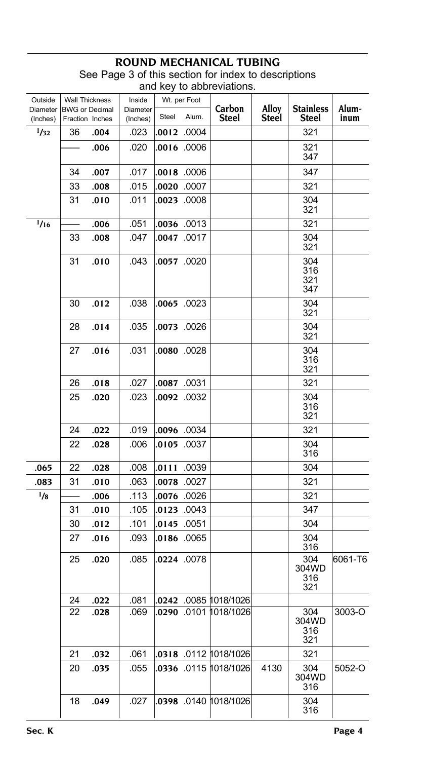# ROUND MECHANICAL TUBING

See Page 3 of this section for index to descriptions and key to abbreviations.

| Outside Diameter (Inches) | Wall Thickness BWG or Fraction | Wall Thickness Decimal Inches | Inside Diameter (Inches) | Wt. per Foot Steel | Wt. per Foot Alum. | Carbon Steel | Alloy Steel | Stainless Steel | Aluminum |
|---|---|---|---|---|---|---|---|---|---|
| 1/32 | 36 | **.004** | .023 | **.0012** | .0004 | | | 321 | |
| | —— | **.006** | .020 | **.0016** | .0006 | | | 321<br>347 | |
| | 34 | **.007** | .017 | **.0018** | .0006 | | | 347 | |
| | 33 | **.008** | .015 | **.0020** | .0007 | | | 321 | |
| | 31 | **.010** | .011 | **.0023** | .0008 | | | 304<br>321 | |
| 1/16 | —— | **.006** | .051 | **.0036** | .0013 | | | 321 | |
| | 33 | **.008** | .047 | **.0047** | .0017 | | | 304<br>321 | |
| | 31 | **.010** | .043 | **.0057** | .0020 | | | 304<br>316<br>321<br>347 | |
| | 30 | **.012** | .038 | **.0065** | .0023 | | | 304<br>321 | |
| | 28 | **.014** | .035 | **.0073** | .0026 | | | 304<br>321 | |
| | 27 | **.016** | .031 | **.0080** | .0028 | | | 304<br>316<br>321 | |
| | 26 | **.018** | .027 | **.0087** | .0031 | | | 321 | |
| | 25 | **.020** | .023 | **.0092** | .0032 | | | 304<br>316<br>321 | |
| | 24 | **.022** | .019 | **.0096** | .0034 | | | 321 | |
| | 22 | **.028** | .006 | **.0105** | .0037 | | | 304<br>316 | |
| **.065** | 22 | **.028** | .008 | **.0111** | .0039 | | | 304 | |
| **.083** | 31 | **.010** | .063 | **.0078** | .0027 | | | 321 | |
| 1/8 | —— | **.006** | .113 | **.0076** | .0026 | | | 321 | |
| | 31 | **.010** | .105 | **.0123** | .0043 | | | 347 | |
| | 30 | **.012** | .101 | **.0145** | .0051 | | | 304 | |
| | 27 | **.016** | .093 | **.0186** | .0065 | | | 304<br>316 | |
| | 25 | **.020** | .085 | **.0224** | .0078 | | | 304<br>304WD<br>316<br>321 | 6061-T6 |
| | 24 | **.022** | .081 | **.0242** | .0085 | 1018/1026 | | | |
| | 22 | **.028** | .069 | **.0290** | .0101 | 1018/1026 | | 304<br>304WD<br>316<br>321 | 3003-O |
| | 21 | **.032** | .061 | **.0318** | .0112 | 1018/1026 | | 321 | |
| | 20 | **.035** | .055 | **.0336** | .0115 | 1018/1026 | 4130 | 304<br>304WD<br>316 | 5052-O |
| | 18 | **.049** | .027 | **.0398** | .0140 | 1018/1026 | | 304<br>316 | |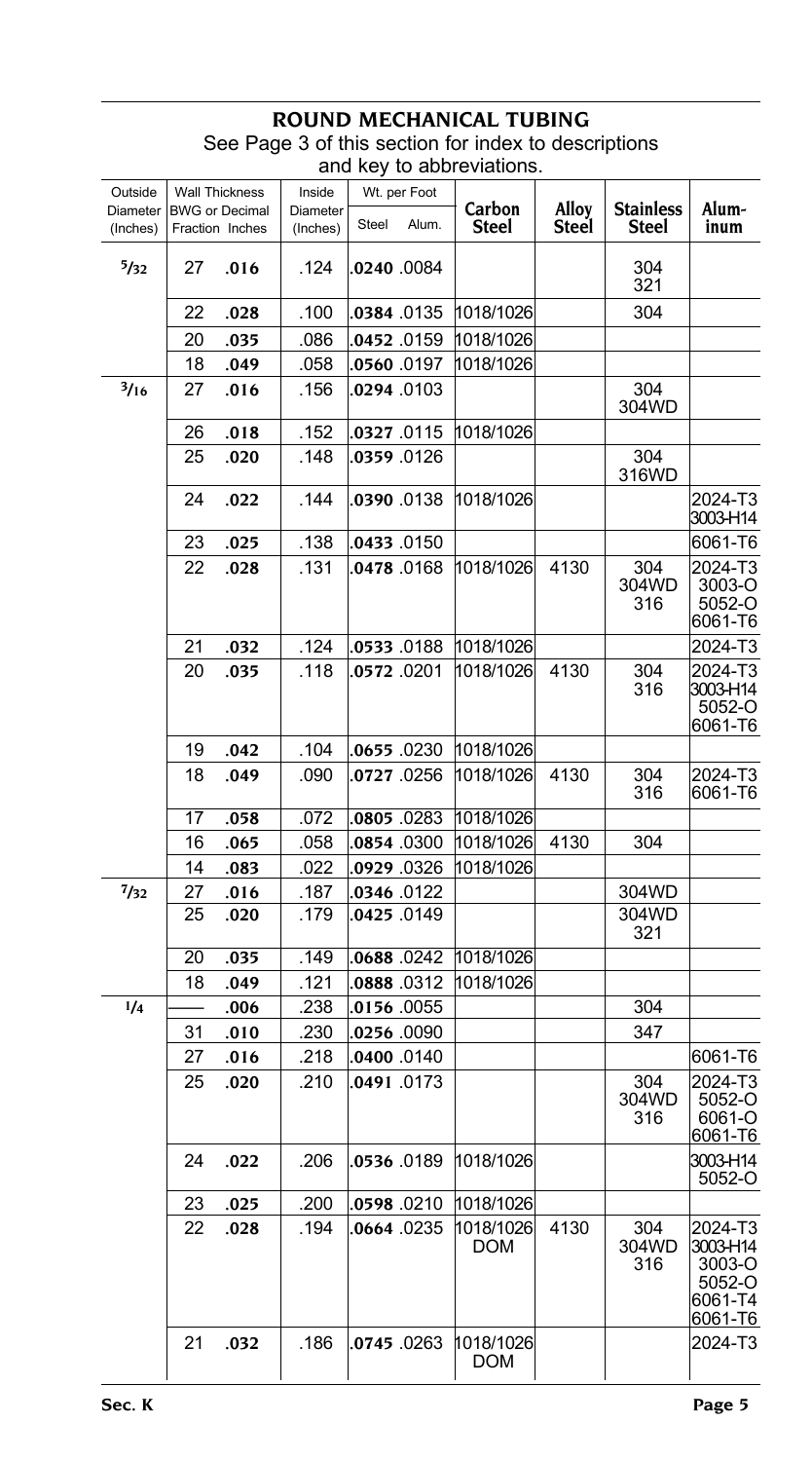## ROUND MECHANICAL TUBING

See Page 3 of this section for index to descriptions and key to abbreviations.

| Outside Diameter (Inches) | Wall Thickness BWG or Fraction | Wall Thickness Decimal Inches | Inside Diameter (Inches) | Wt. per Foot Steel | Wt. per Foot Alum. | Carbon Steel | Alloy Steel | Stainless Steel | Aluminum |
|---|---|---|---|---|---|---|---|---|---|
| 5/32 | 27 | **.016** | .124 | **.0240** | .0084 | | | 304 321 | |
| | 22 | **.028** | .100 | **.0384** | .0135 | 1018/1026 | | 304 | |
| | 20 | **.035** | .086 | **.0452** | .0159 | 1018/1026 | | | |
| | 18 | **.049** | .058 | **.0560** | .0197 | 1018/1026 | | | |
| 3/16 | 27 | **.016** | .156 | **.0294** | .0103 | | | 304 304WD | |
| | 26 | **.018** | .152 | **.0327** | .0115 | 1018/1026 | | | |
| | 25 | **.020** | .148 | **.0359** | .0126 | | | 304 316WD | |
| | 24 | **.022** | .144 | **.0390** | .0138 | 1018/1026 | | | 2024-T3 3003-H14 |
| | 23 | **.025** | .138 | **.0433** | .0150 | | | | 6061-T6 |
| | 22 | **.028** | .131 | **.0478** | .0168 | 1018/1026 | 4130 | 304 304WD 316 | 2024-T3 3003-O 5052-O 6061-T6 |
| | 21 | **.032** | .124 | **.0533** | .0188 | 1018/1026 | | | 2024-T3 |
| | 20 | **.035** | .118 | **.0572** | .0201 | 1018/1026 | 4130 | 304 316 | 2024-T3 3003-H14 5052-O 6061-T6 |
| | 19 | **.042** | .104 | **.0655** | .0230 | 1018/1026 | | | |
| | 18 | **.049** | .090 | **.0727** | .0256 | 1018/1026 | 4130 | 304 316 | 2024-T3 6061-T6 |
| | 17 | **.058** | .072 | **.0805** | .0283 | 1018/1026 | | | |
| | 16 | **.065** | .058 | **.0854** | .0300 | 1018/1026 | 4130 | 304 | |
| | 14 | **.083** | .022 | **.0929** | .0326 | 1018/1026 | | | |
| 7/32 | 27 | **.016** | .187 | **.0346** | .0122 | | | 304WD | |
| | 25 | **.020** | .179 | **.0425** | .0149 | | | 304WD 321 | |
| | 20 | **.035** | .149 | **.0688** | .0242 | 1018/1026 | | | |
| | 18 | **.049** | .121 | **.0888** | .0312 | 1018/1026 | | | |
| 1/4 | —— | **.006** | .238 | **.0156** | .0055 | | | 304 | |
| | 31 | **.010** | .230 | **.0256** | .0090 | | | 347 | |
| | 27 | **.016** | .218 | **.0400** | .0140 | | | | 6061-T6 |
| | 25 | **.020** | .210 | **.0491** | .0173 | | | 304 304WD 316 | 2024-T3 5052-O 6061-O 6061-T6 |
| | 24 | **.022** | .206 | **.0536** | .0189 | 1018/1026 | | | 3003-H14 5052-O |
| | 23 | **.025** | .200 | **.0598** | .0210 | 1018/1026 | | | |
| | 22 | **.028** | .194 | **.0664** | .0235 | 1018/1026 DOM | 4130 | 304 304WD 316 | 2024-T3 3003-H14 3003-O 5052-O 6061-T4 6061-T6 |
| | 21 | **.032** | .186 | **.0745** | .0263 | 1018/1026 DOM | | | 2024-T3 |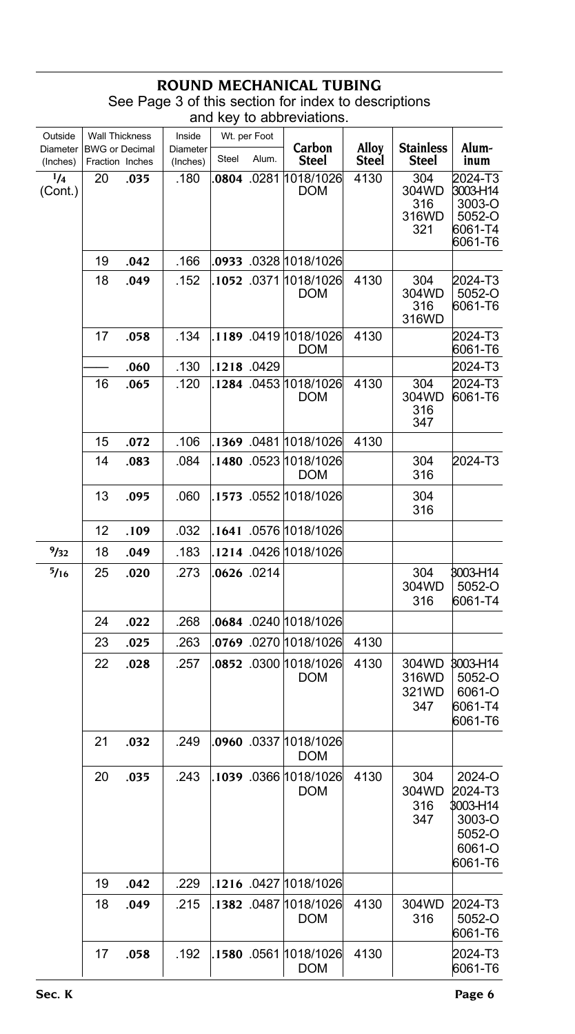# ROUND MECHANICAL TUBING

See Page 3 of this section for index to descriptions and key to abbreviations.

| Outside Diameter (Inches) | Wall Thickness BWG or Fraction | Wall Thickness Decimal Inches | Inside Diameter (Inches) | Wt. per Foot Steel | Wt. per Foot Alum. | Carbon Steel | Alloy Steel | Stainless Steel | Aluminum |
|---|---|---|---|---|---|---|---|---|---|
| 1/4 (Cont.) | 20 | **.035** | .180 | **.0804** | .0281 | 1018/1026 DOM | 4130 | 304 304WD 316 316WD 321 | 2024-T3 3003-H14 3003-O 5052-O 6061-T4 6061-T6 |
| | 19 | **.042** | .166 | **.0933** | .0328 | 1018/1026 | | | |
| | 18 | **.049** | .152 | **.1052** | .0371 | 1018/1026 DOM | 4130 | 304 304WD 316 316WD | 2024-T3 5052-O 6061-T6 |
| | 17 | **.058** | .134 | **.1189** | .0419 | 1018/1026 DOM | 4130 | | 2024-T3 6061-T6 |
| | —— | **.060** | .130 | **.1218** | .0429 | | | | 2024-T3 |
| | 16 | **.065** | .120 | **.1284** | .0453 | 1018/1026 DOM | 4130 | 304 304WD 316 347 | 2024-T3 6061-T6 |
| | 15 | **.072** | .106 | **.1369** | .0481 | 1018/1026 | 4130 | | |
| | 14 | **.083** | .084 | **.1480** | .0523 | 1018/1026 DOM | | 304 316 | 2024-T3 |
| | 13 | **.095** | .060 | **.1573** | .0552 | 1018/1026 | | 304 316 | |
| | 12 | **.109** | .032 | **.1641** | .0576 | 1018/1026 | | | |
| 9/32 | 18 | **.049** | .183 | **.1214** | .0426 | 1018/1026 | | | |
| 5/16 | 25 | **.020** | .273 | **.0626** | .0214 | | | 304 304WD 316 | 3003-H14 5052-O 6061-T4 |
| | 24 | **.022** | .268 | **.0684** | .0240 | 1018/1026 | | | |
| | 23 | **.025** | .263 | **.0769** | .0270 | 1018/1026 | 4130 | | |
| | 22 | **.028** | .257 | **.0852** | .0300 | 1018/1026 DOM | 4130 | 304WD 316WD 321WD 347 | 3003-H14 5052-O 6061-O 6061-T4 6061-T6 |
| | 21 | **.032** | .249 | **.0960** | .0337 | 1018/1026 DOM | | | |
| | 20 | **.035** | .243 | **.1039** | .0366 | 1018/1026 DOM | 4130 | 304 304WD 316 347 | 2024-O 2024-T3 3003-H14 3003-O 5052-O 6061-O 6061-T6 |
| | 19 | **.042** | .229 | **.1216** | .0427 | 1018/1026 | | | |
| | 18 | **.049** | .215 | **.1382** | .0487 | 1018/1026 DOM | 4130 | 304WD 316 | 2024-T3 5052-O 6061-T6 |
| | 17 | **.058** | .192 | **.1580** | .0561 | 1018/1026 DOM | 4130 | | 2024-T3 6061-T6 |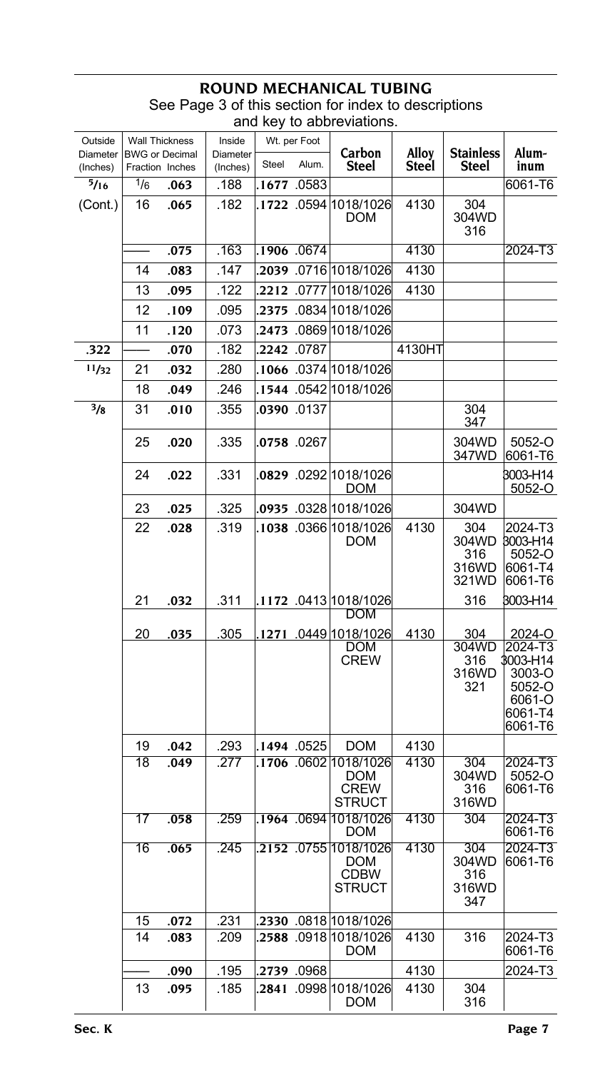## ROUND MECHANICAL TUBING

See Page 3 of this section for index to descriptions and key to abbreviations.

| Outside Diameter (Inches) | Wall Thickness BWG or Fraction | Wall Thickness Decimal Inches | Inside Diameter (Inches) | Wt. per Foot Steel | Wt. per Foot Alum. | Carbon Steel | Alloy Steel | Stainless Steel | Aluminum |
|---|---|---|---|---|---|---|---|---|---|
| **5/16** | 1/6 | **.063** | .188 | **.1677** | .0583 | | | | 6061-T6 |
| (Cont.) | 16 | **.065** | .182 | **.1722** | .0594 | 1018/1026 DOM | 4130 | 304 304WD 316 | |
| | | **.075** | .163 | **.1906** | .0674 | | 4130 | | 2024-T3 |
| | 14 | **.083** | .147 | **.2039** | .0716 | 1018/1026 | 4130 | | |
| | 13 | **.095** | .122 | **.2212** | .0777 | 1018/1026 | 4130 | | |
| | 12 | **.109** | .095 | **.2375** | .0834 | 1018/1026 | | | |
| | 11 | **.120** | .073 | **.2473** | .0869 | 1018/1026 | | | |
| **.322** | | **.070** | .182 | **.2242** | .0787 | | 4130HT | | |
| **11/32** | 21 | **.032** | .280 | **.1066** | .0374 | 1018/1026 | | | |
| | 18 | **.049** | .246 | **.1544** | .0542 | 1018/1026 | | | |
| **3/8** | 31 | **.010** | .355 | **.0390** | .0137 | | | 304 347 | |
| | 25 | **.020** | .335 | **.0758** | .0267 | | | 304WD 347WD | 5052-O 6061-T6 |
| | 24 | **.022** | .331 | **.0829** | .0292 | 1018/1026 DOM | | | 3003-H14 5052-O |
| | 23 | **.025** | .325 | **.0935** | .0328 | 1018/1026 | | 304WD | |
| | 22 | **.028** | .319 | **.1038** | .0366 | 1018/1026 DOM | 4130 | 304 304WD 316 316WD 321WD | 2024-T3 3003-H14 5052-O 6061-T4 6061-T6 |
| | 21 | **.032** | .311 | **.1172** | .0413 | 1018/1026 DOM | | 316 | 3003-H14 |
| | 20 | **.035** | .305 | **.1271** | .0449 | 1018/1026 DOM CREW | 4130 | 304 304WD 316 316WD 321 | 2024-O 2024-T3 3003-H14 3003-O 5052-O 6061-O 6061-T4 6061-T6 |
| | 19 | **.042** | .293 | **.1494** | .0525 | DOM | 4130 | | |
| | 18 | **.049** | .277 | **.1706** | .0602 | 1018/1026 DOM CREW STRUCT | 4130 | 304 304WD 316 316WD | 2024-T3 5052-O 6061-T6 |
| | 17 | **.058** | .259 | **.1964** | .0694 | 1018/1026 DOM | 4130 | 304 | 2024-T3 6061-T6 |
| | 16 | **.065** | .245 | **.2152** | .0755 | 1018/1026 DOM CDBW STRUCT | 4130 | 304 304WD 316 316WD 347 | 2024-T3 6061-T6 |
| | 15 | **.072** | .231 | **.2330** | .0818 | 1018/1026 | | | |
| | 14 | **.083** | .209 | **.2588** | .0918 | 1018/1026 DOM | 4130 | 316 | 2024-T3 6061-T6 |
| | | **.090** | .195 | **.2739** | .0968 | | 4130 | | 2024-T3 |
| | 13 | **.095** | .185 | **.2841** | .0998 | 1018/1026 DOM | 4130 | 304 316 | |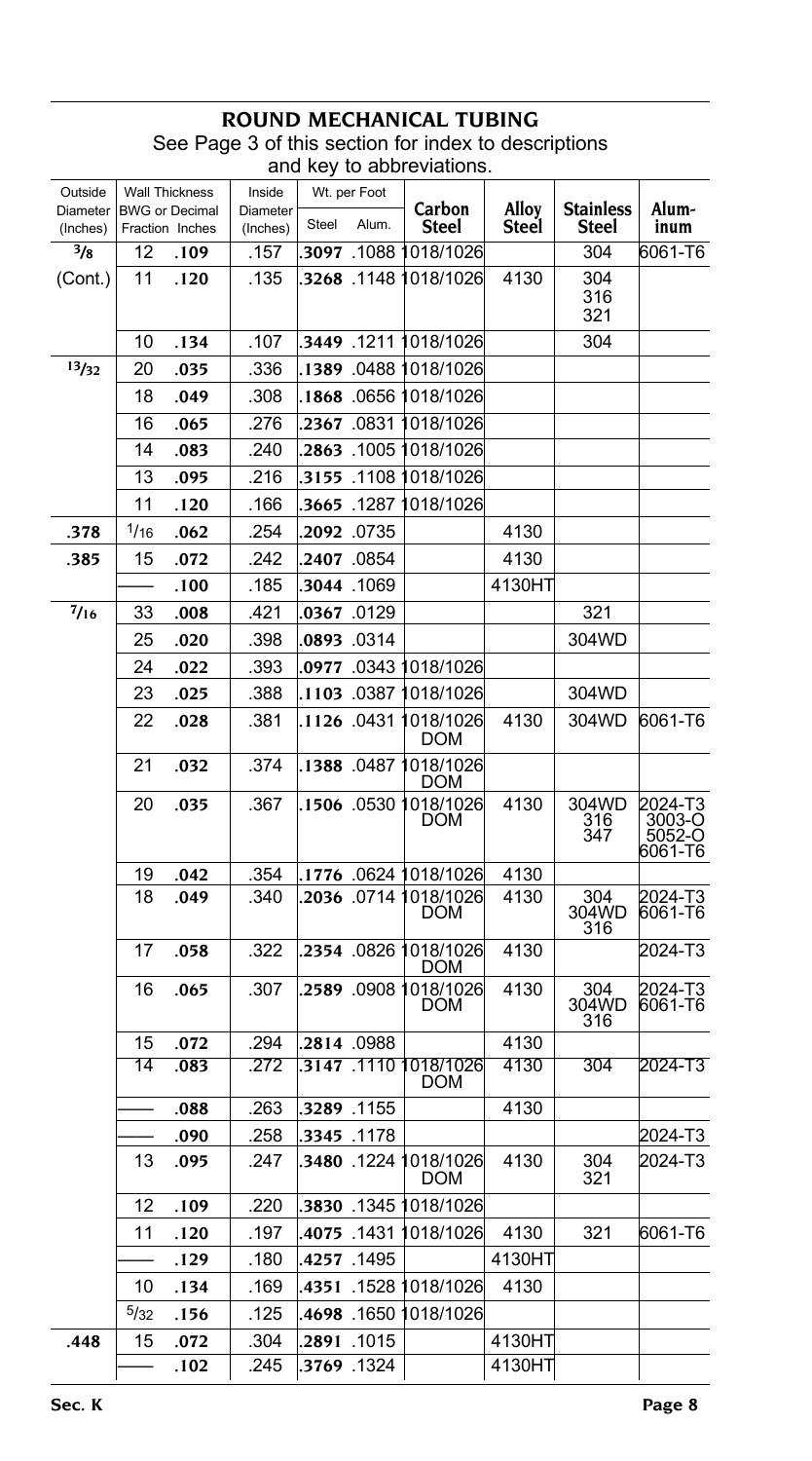# ROUND MECHANICAL TUBING

See Page 3 of this section for index to descriptions and key to abbreviations.

| Outside Diameter (Inches) | Wall Thickness BWG or Fraction | Wall Thickness Decimal Inches | Inside Diameter (Inches) | Wt. per Foot Steel | Wt. per Foot Alum. | Carbon Steel | Alloy Steel | Stainless Steel | Aluminum |
|---|---|---|---|---|---|---|---|---|---|
| 3/8 | 12 | .109 | .157 | .3097 | .1088 | 1018/1026 | | 304 | 6061-T6 |
| (Cont.) | 11 | .120 | .135 | .3268 | .1148 | 1018/1026 | 4130 | 304 316 321 | |
| | 10 | .134 | .107 | .3449 | .1211 | 1018/1026 | | 304 | |
| 13/32 | 20 | .035 | .336 | .1389 | .0488 | 1018/1026 | | | |
| | 18 | .049 | .308 | .1868 | .0656 | 1018/1026 | | | |
| | 16 | .065 | .276 | .2367 | .0831 | 1018/1026 | | | |
| | 14 | .083 | .240 | .2863 | .1005 | 1018/1026 | | | |
| | 13 | .095 | .216 | .3155 | .1108 | 1018/1026 | | | |
| | 11 | .120 | .166 | .3665 | .1287 | 1018/1026 | | | |
| .378 | 1/16 | .062 | .254 | .2092 | .0735 | | 4130 | | |
| .385 | 15 | .072 | .242 | .2407 | .0854 | | 4130 | | |
| | —— | .100 | .185 | .3044 | .1069 | | 4130HT | | |
| 7/16 | 33 | .008 | .421 | .0367 | .0129 | | | 321 | |
| | 25 | .020 | .398 | .0893 | .0314 | | | 304WD | |
| | 24 | .022 | .393 | .0977 | .0343 | 1018/1026 | | | |
| | 23 | .025 | .388 | .1103 | .0387 | 1018/1026 | | 304WD | |
| | 22 | .028 | .381 | .1126 | .0431 | 1018/1026 DOM | 4130 | 304WD | 6061-T6 |
| | 21 | .032 | .374 | .1388 | .0487 | 1018/1026 DOM | | | |
| | 20 | .035 | .367 | .1506 | .0530 | 1018/1026 DOM | 4130 | 304WD 316 347 | 2024-T3 3003-O 5052-O 6061-T6 |
| | 19 | .042 | .354 | .1776 | .0624 | 1018/1026 | 4130 | | |
| | 18 | .049 | .340 | .2036 | .0714 | 1018/1026 DOM | 4130 | 304 304WD 316 | 2024-T3 6061-T6 |
| | 17 | .058 | .322 | .2354 | .0826 | 1018/1026 DOM | 4130 | | 2024-T3 |
| | 16 | .065 | .307 | .2589 | .0908 | 1018/1026 DOM | 4130 | 304 304WD 316 | 2024-T3 6061-T6 |
| | 15 | .072 | .294 | .2814 | .0988 | | 4130 | | |
| | 14 | .083 | .272 | .3147 | .1110 | 1018/1026 DOM | 4130 | 304 | 2024-T3 |
| | —— | .088 | .263 | .3289 | .1155 | | 4130 | | |
| | —— | .090 | .258 | .3345 | .1178 | | | | 2024-T3 |
| | 13 | .095 | .247 | .3480 | .1224 | 1018/1026 DOM | 4130 | 304 321 | 2024-T3 |
| | 12 | .109 | .220 | .3830 | .1345 | 1018/1026 | | | |
| | 11 | .120 | .197 | .4075 | .1431 | 1018/1026 | 4130 | 321 | 6061-T6 |
| | —— | .129 | .180 | .4257 | .1495 | | 4130HT | | |
| | 10 | .134 | .169 | .4351 | .1528 | 1018/1026 | 4130 | | |
| | 5/32 | .156 | .125 | .4698 | .1650 | 1018/1026 | | | |
| .448 | 15 | .072 | .304 | .2891 | .1015 | | 4130HT | | |
| | —— | .102 | .245 | .3769 | .1324 | | 4130HT | | |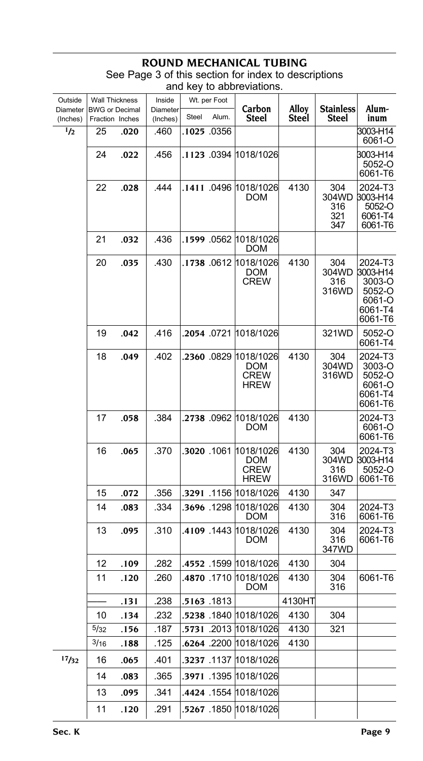## ROUND MECHANICAL TUBING

See Page 3 of this section for index to descriptions and key to abbreviations.

| Outside Diameter (Inches) | Wall Thickness BWG or Fraction | Wall Thickness Decimal Inches | Inside Diameter (Inches) | Wt. per Foot Steel | Wt. per Foot Alum. | Carbon Steel | Alloy Steel | Stainless Steel | Aluminum |
|---|---|---|---|---|---|---|---|---|---|
| 1/2 | 25 | **.020** | .460 | **.1025** | .0356 | | | | 3003-H14 6061-O |
| | 24 | **.022** | .456 | **.1123** | .0394 | 1018/1026 | | | 3003-H14 5052-O 6061-T6 |
| | 22 | **.028** | .444 | **.1411** | .0496 | 1018/1026 DOM | 4130 | 304 304WD 316 321 347 | 2024-T3 3003-H14 5052-O 6061-T4 6061-T6 |
| | 21 | **.032** | .436 | **.1599** | .0562 | 1018/1026 DOM | | | |
| | 20 | **.035** | .430 | **.1738** | .0612 | 1018/1026 DOM CREW | 4130 | 304 304WD 316 316WD | 2024-T3 3003-H14 3003-O 5052-O 6061-O 6061-T4 6061-T6 |
| | 19 | **.042** | .416 | **.2054** | .0721 | 1018/1026 | | 321WD | 5052-O 6061-T4 |
| | 18 | **.049** | .402 | **.2360** | .0829 | 1018/1026 DOM CREW HREW | 4130 | 304 304WD 316WD | 2024-T3 3003-O 5052-O 6061-O 6061-T4 6061-T6 |
| | 17 | **.058** | .384 | **.2738** | .0962 | 1018/1026 DOM | 4130 | | 2024-T3 6061-O 6061-T6 |
| | 16 | **.065** | .370 | **.3020** | .1061 | 1018/1026 DOM CREW HREW | 4130 | 304 304WD 316 316WD | 2024-T3 3003-H14 5052-O 6061-T6 |
| | 15 | **.072** | .356 | **.3291** | .1156 | 1018/1026 | 4130 | 347 | |
| | 14 | **.083** | .334 | **.3696** | .1298 | 1018/1026 DOM | 4130 | 304 316 | 2024-T3 6061-T6 |
| | 13 | **.095** | .310 | **.4109** | .1443 | 1018/1026 DOM | 4130 | 304 316 347WD | 2024-T3 6061-T6 |
| | 12 | **.109** | .282 | **.4552** | .1599 | 1018/1026 | 4130 | 304 | |
| | 11 | **.120** | .260 | **.4870** | .1710 | 1018/1026 DOM | 4130 | 304 316 | 6061-T6 |
| | —— | **.131** | .238 | **.5163** | .1813 | | 4130HT | | |
| | 10 | **.134** | .232 | **.5238** | .1840 | 1018/1026 | 4130 | 304 | |
| | 5/32 | **.156** | .187 | **.5731** | .2013 | 1018/1026 | 4130 | 321 | |
| | 3/16 | **.188** | .125 | **.6264** | .2200 | 1018/1026 | 4130 | | |
| 17/32 | 16 | **.065** | .401 | **.3237** | .1137 | 1018/1026 | | | |
| | 14 | **.083** | .365 | **.3971** | .1395 | 1018/1026 | | | |
| | 13 | **.095** | .341 | **.4424** | .1554 | 1018/1026 | | | |
| | 11 | **.120** | .291 | **.5267** | .1850 | 1018/1026 | | | |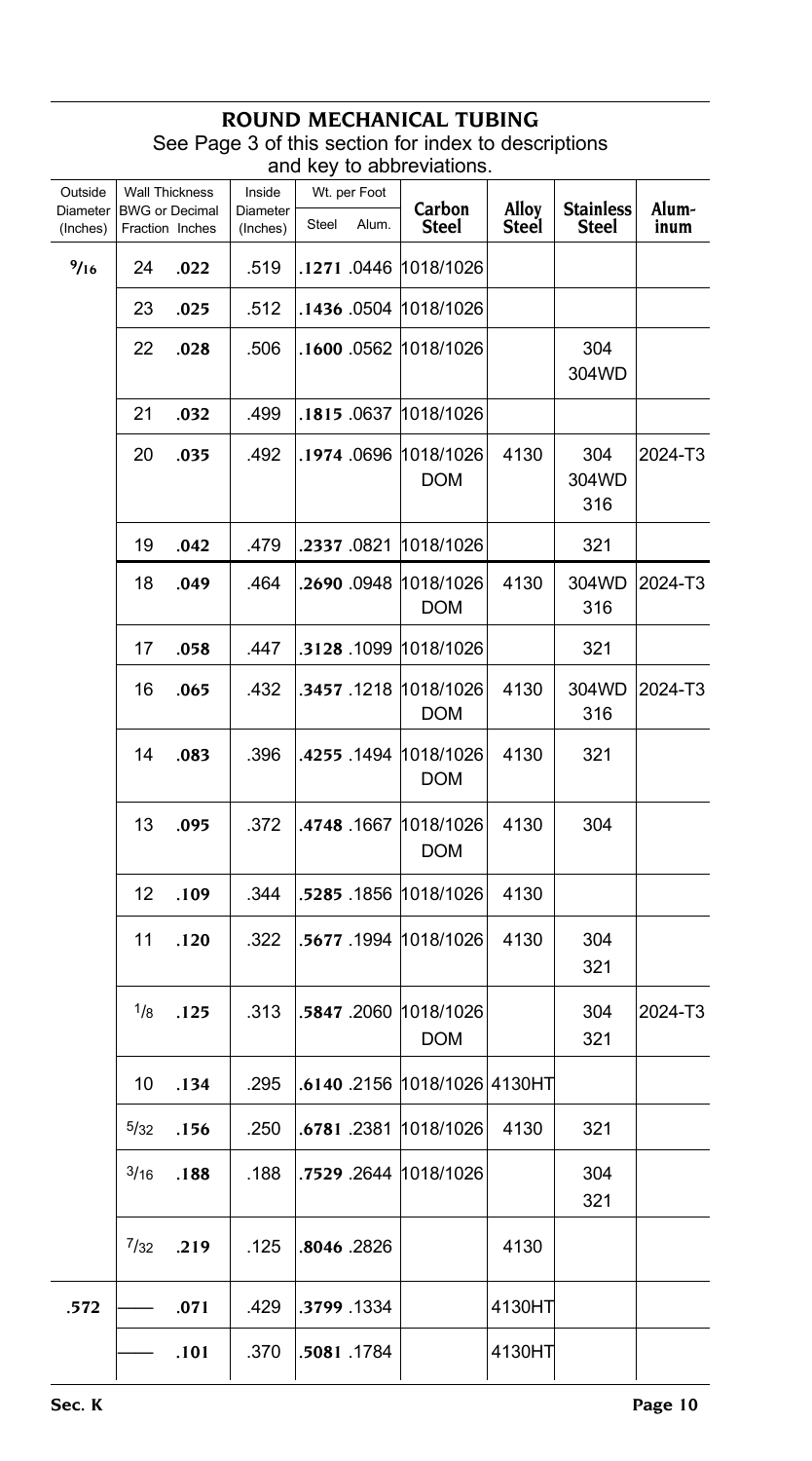# ROUND MECHANICAL TUBING

See Page 3 of this section for index to descriptions and key to abbreviations.

| Outside Diameter (Inches) | Wall Thickness BWG or Fraction | Wall Thickness Decimal Inches | Inside Diameter (Inches) | Wt. per Foot Steel | Wt. per Foot Alum. | Carbon Steel | Alloy Steel | Stainless Steel | Aluminum |
|---|---|---|---|---|---|---|---|---|---|
| **9/16** | 24 | **.022** | .519 | **.1271** | .0446 | 1018/1026 | | | |
| | 23 | **.025** | .512 | **.1436** | .0504 | 1018/1026 | | | |
| | 22 | **.028** | .506 | **.1600** | .0562 | 1018/1026 | | 304 304WD | |
| | 21 | **.032** | .499 | **.1815** | .0637 | 1018/1026 | | | |
| | 20 | **.035** | .492 | **.1974** | .0696 | 1018/1026 DOM | 4130 | 304 304WD 316 | 2024-T3 |
| | 19 | **.042** | .479 | **.2337** | .0821 | 1018/1026 | | 321 | |
| | 18 | **.049** | .464 | **.2690** | .0948 | 1018/1026 DOM | 4130 | 304WD 316 | 2024-T3 |
| | 17 | **.058** | .447 | **.3128** | .1099 | 1018/1026 | | 321 | |
| | 16 | **.065** | .432 | **.3457** | .1218 | 1018/1026 DOM | 4130 | 304WD 316 | 2024-T3 |
| | 14 | **.083** | .396 | **.4255** | .1494 | 1018/1026 DOM | 4130 | 321 | |
| | 13 | **.095** | .372 | **.4748** | .1667 | 1018/1026 DOM | 4130 | 304 | |
| | 12 | **.109** | .344 | **.5285** | .1856 | 1018/1026 | 4130 | | |
| | 11 | **.120** | .322 | **.5677** | .1994 | 1018/1026 | 4130 | 304 321 | |
| | 1/8 | **.125** | .313 | **.5847** | .2060 | 1018/1026 DOM | | 304 321 | 2024-T3 |
| | 10 | **.134** | .295 | **.6140** | .2156 | 1018/1026 | 4130HT | | |
| | 5/32 | **.156** | .250 | **.6781** | .2381 | 1018/1026 | 4130 | 321 | |
| | 3/16 | **.188** | .188 | **.7529** | .2644 | 1018/1026 | | 304 321 | |
| | 7/32 | **.219** | .125 | **.8046** | .2826 | | 4130 | | |
| **.572** | —— | **.071** | .429 | **.3799** | .1334 | | 4130HT | | |
| | —— | **.101** | .370 | **.5081** | .1784 | | 4130HT | | |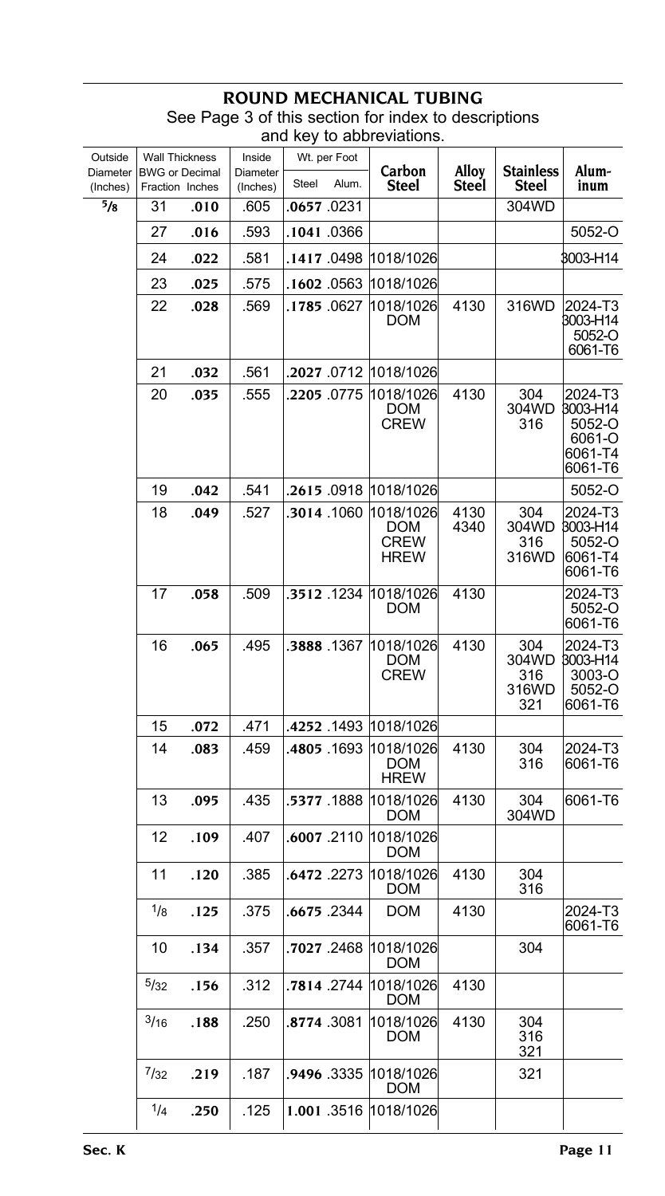## ROUND MECHANICAL TUBING

See Page 3 of this section for index to descriptions and key to abbreviations.

| Outside Diameter (Inches) | Wall Thickness BWG or Fraction | Decimal Inches | Inside Diameter (Inches) | Wt. per Foot Steel | Wt. per Foot Alum. | Carbon Steel | Alloy Steel | Stainless Steel | Aluminum |
|---|---|---|---|---|---|---|---|---|---|
| 5/8 | 31 | **.010** | .605 | **.0657** | .0231 | | | 304WD | |
| | 27 | **.016** | .593 | **.1041** | .0366 | | | | 5052-O |
| | 24 | **.022** | .581 | **.1417** | .0498 | 1018/1026 | | | 3003-H14 |
| | 23 | **.025** | .575 | **.1602** | .0563 | 1018/1026 | | | |
| | 22 | **.028** | .569 | **.1785** | .0627 | 1018/1026 DOM | 4130 | 316WD | 2024-T3 3003-H14 5052-O 6061-T6 |
| | 21 | **.032** | .561 | **.2027** | .0712 | 1018/1026 | | | |
| | 20 | **.035** | .555 | **.2205** | .0775 | 1018/1026 DOM CREW | 4130 | 304 304WD 316 | 2024-T3 3003-H14 5052-O 6061-O 6061-T4 6061-T6 |
| | 19 | **.042** | .541 | **.2615** | .0918 | 1018/1026 | | | 5052-O |
| | 18 | **.049** | .527 | **.3014** | .1060 | 1018/1026 DOM CREW HREW | 4130 4340 | 304 304WD 316 316WD | 2024-T3 3003-H14 5052-O 6061-T4 6061-T6 |
| | 17 | **.058** | .509 | **.3512** | .1234 | 1018/1026 DOM | 4130 | | 2024-T3 5052-O 6061-T6 |
| | 16 | **.065** | .495 | **.3888** | .1367 | 1018/1026 DOM CREW | 4130 | 304 304WD 316 316WD 321 | 2024-T3 3003-H14 3003-O 5052-O 6061-T6 |
| | 15 | **.072** | .471 | **.4252** | .1493 | 1018/1026 | | | |
| | 14 | **.083** | .459 | **.4805** | .1693 | 1018/1026 DOM HREW | 4130 | 304 316 | 2024-T3 6061-T6 |
| | 13 | **.095** | .435 | **.5377** | .1888 | 1018/1026 DOM | 4130 | 304 304WD | 6061-T6 |
| | 12 | **.109** | .407 | **.6007** | .2110 | 1018/1026 DOM | | | |
| | 11 | **.120** | .385 | **.6472** | .2273 | 1018/1026 DOM | 4130 | 304 316 | |
| | 1/8 | **.125** | .375 | **.6675** | .2344 | DOM | 4130 | | 2024-T3 6061-T6 |
| | 10 | **.134** | .357 | **.7027** | .2468 | 1018/1026 DOM | | 304 | |
| | 5/32 | **.156** | .312 | **.7814** | .2744 | 1018/1026 DOM | 4130 | | |
| | 3/16 | **.188** | .250 | **.8774** | .3081 | 1018/1026 DOM | 4130 | 304 316 321 | |
| | 7/32 | **.219** | .187 | **.9496** | .3335 | 1018/1026 DOM | | 321 | |
| | 1/4 | **.250** | .125 | **1.001** | .3516 | 1018/1026 | | | |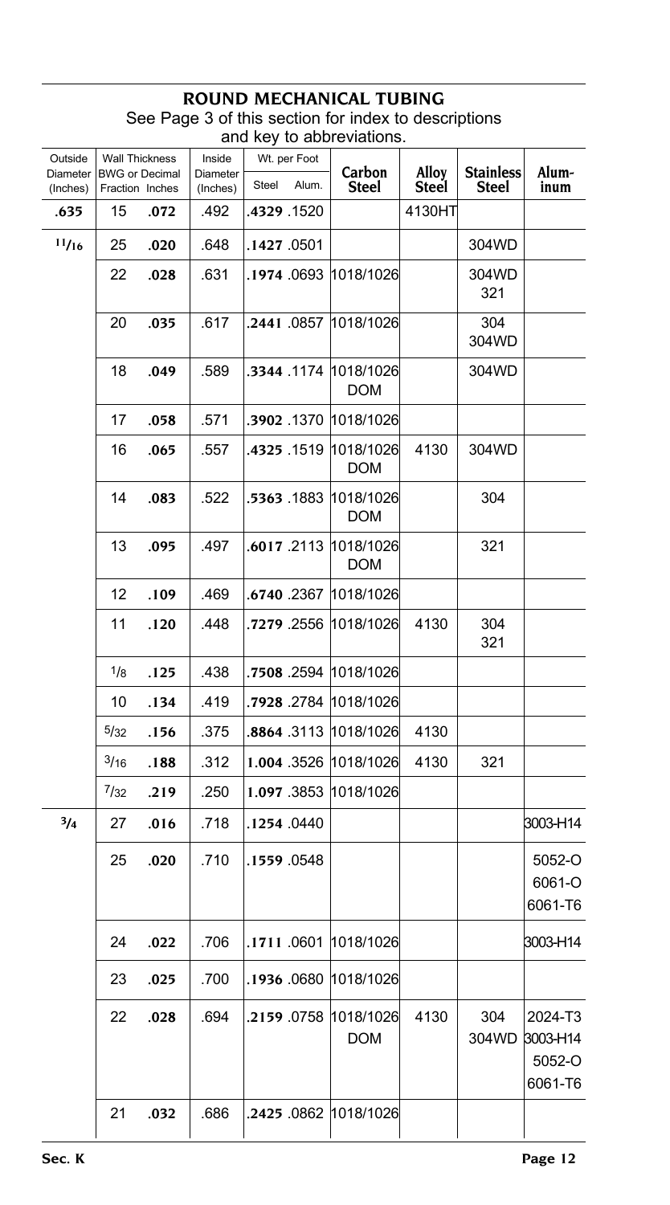## ROUND MECHANICAL TUBING

See Page 3 of this section for index to descriptions and key to abbreviations.

| Outside Diameter (Inches) | Wall Thickness BWG or Fraction | Wall Thickness Decimal Inches | Inside Diameter (Inches) | Wt. per Foot Steel | Wt. per Foot Alum. | Carbon Steel | Alloy Steel | Stainless Steel | Aluminum |
|---|---|---|---|---|---|---|---|---|---|
| **.635** | 15 | **.072** | .492 | **.4329** | .1520 | | 4130HT | | |
| **11/16** | 25 | **.020** | .648 | **.1427** | .0501 | | | 304WD | |
| | 22 | **.028** | .631 | **.1974** | .0693 | 1018/1026 | | 304WD 321 | |
| | 20 | **.035** | .617 | **.2441** | .0857 | 1018/1026 | | 304 304WD | |
| | 18 | **.049** | .589 | **.3344** | .1174 | 1018/1026 DOM | | 304WD | |
| | 17 | **.058** | .571 | **.3902** | .1370 | 1018/1026 | | | |
| | 16 | **.065** | .557 | **.4325** | .1519 | 1018/1026 DOM | 4130 | 304WD | |
| | 14 | **.083** | .522 | **.5363** | .1883 | 1018/1026 DOM | | 304 | |
| | 13 | **.095** | .497 | **.6017** | .2113 | 1018/1026 DOM | | 321 | |
| | 12 | **.109** | .469 | **.6740** | .2367 | 1018/1026 | | | |
| | 11 | **.120** | .448 | **.7279** | .2556 | 1018/1026 | 4130 | 304 321 | |
| | 1/8 | **.125** | .438 | **.7508** | .2594 | 1018/1026 | | | |
| | 10 | **.134** | .419 | **.7928** | .2784 | 1018/1026 | | | |
| | 5/32 | **.156** | .375 | **.8864** | .3113 | 1018/1026 | 4130 | | |
| | 3/16 | **.188** | .312 | **1.004** | .3526 | 1018/1026 | 4130 | 321 | |
| | 7/32 | **.219** | .250 | **1.097** | .3853 | 1018/1026 | | | |
| **3/4** | 27 | **.016** | .718 | **.1254** | .0440 | | | | 3003-H14 |
| | 25 | **.020** | .710 | **.1559** | .0548 | | | | 5052-O 6061-O 6061-T6 |
| | 24 | **.022** | .706 | **.1711** | .0601 | 1018/1026 | | | 3003-H14 |
| | 23 | **.025** | .700 | **.1936** | .0680 | 1018/1026 | | | |
| | 22 | **.028** | .694 | **.2159** | .0758 | 1018/1026 DOM | 4130 | 304 304WD | 2024-T3 3003-H14 5052-O 6061-T6 |
| | 21 | **.032** | .686 | **.2425** | .0862 | 1018/1026 | | | |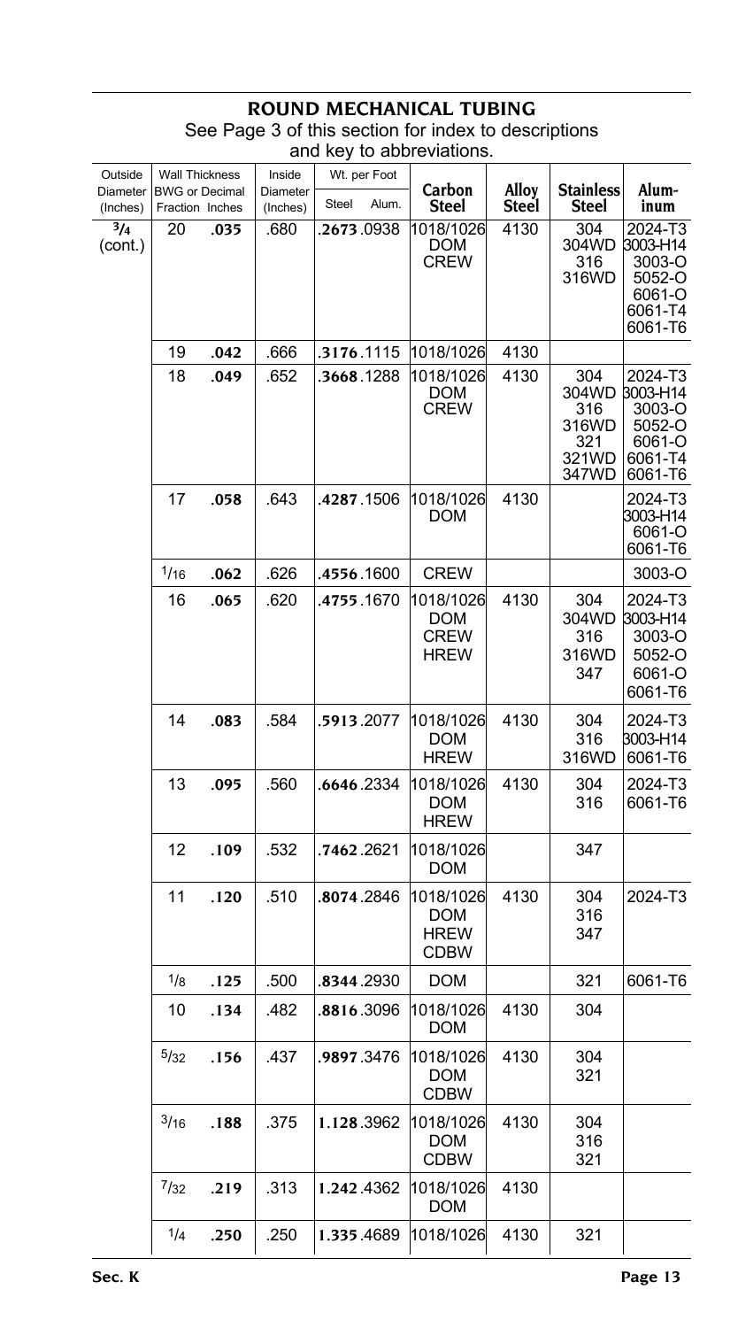## ROUND MECHANICAL TUBING

See Page 3 of this section for index to descriptions and key to abbreviations.

| Outside Diameter (Inches) | Wall Thickness BWG or Fraction | Wall Thickness Decimal Inches | Inside Diameter (Inches) | Wt. per Foot Steel | Wt. per Foot Alum. | Carbon Steel | Alloy Steel | Stainless Steel | Aluminum |
|---|---|---|---|---|---|---|---|---|---|
| 3/4 (cont.) | 20 | **.035** | .680 | **.2673** | .0938 | 1018/1026 DOM CREW | 4130 | 304 304WD 316 316WD | 2024-T3 3003-H14 3003-O 5052-O 6061-O 6061-T4 6061-T6 |
| | 19 | **.042** | .666 | **.3176** | .1115 | 1018/1026 | 4130 | | |
| | 18 | **.049** | .652 | **.3668** | .1288 | 1018/1026 DOM CREW | 4130 | 304 304WD 316 316WD 321 321WD 347WD | 2024-T3 3003-H14 3003-O 5052-O 6061-O 6061-T4 6061-T6 |
| | 17 | **.058** | .643 | **.4287** | .1506 | 1018/1026 DOM | 4130 | | 2024-T3 3003-H14 6061-O 6061-T6 |
| | 1/16 | **.062** | .626 | **.4556** | .1600 | CREW | | | 3003-O |
| | 16 | **.065** | .620 | **.4755** | .1670 | 1018/1026 DOM CREW HREW | 4130 | 304 304WD 316 316WD 347 | 2024-T3 3003-H14 3003-O 5052-O 6061-O 6061-T6 |
| | 14 | **.083** | .584 | **.5913** | .2077 | 1018/1026 DOM HREW | 4130 | 304 316 316WD | 2024-T3 3003-H14 6061-T6 |
| | 13 | **.095** | .560 | **.6646** | .2334 | 1018/1026 DOM HREW | 4130 | 304 316 | 2024-T3 6061-T6 |
| | 12 | **.109** | .532 | **.7462** | .2621 | 1018/1026 DOM | | 347 | |
| | 11 | **.120** | .510 | **.8074** | .2846 | 1018/1026 DOM HREW CDBW | 4130 | 304 316 347 | 2024-T3 |
| | 1/8 | **.125** | .500 | **.8344** | .2930 | DOM | | 321 | 6061-T6 |
| | 10 | **.134** | .482 | **.8816** | .3096 | 1018/1026 DOM | 4130 | 304 | |
| | 5/32 | **.156** | .437 | **.9897** | .3476 | 1018/1026 DOM CDBW | 4130 | 304 321 | |
| | 3/16 | **.188** | .375 | **1.128** | .3962 | 1018/1026 DOM CDBW | 4130 | 304 316 321 | |
| | 7/32 | **.219** | .313 | **1.242** | .4362 | 1018/1026 DOM | 4130 | | |
| | 1/4 | **.250** | .250 | **1.335** | .4689 | 1018/1026 | 4130 | 321 | |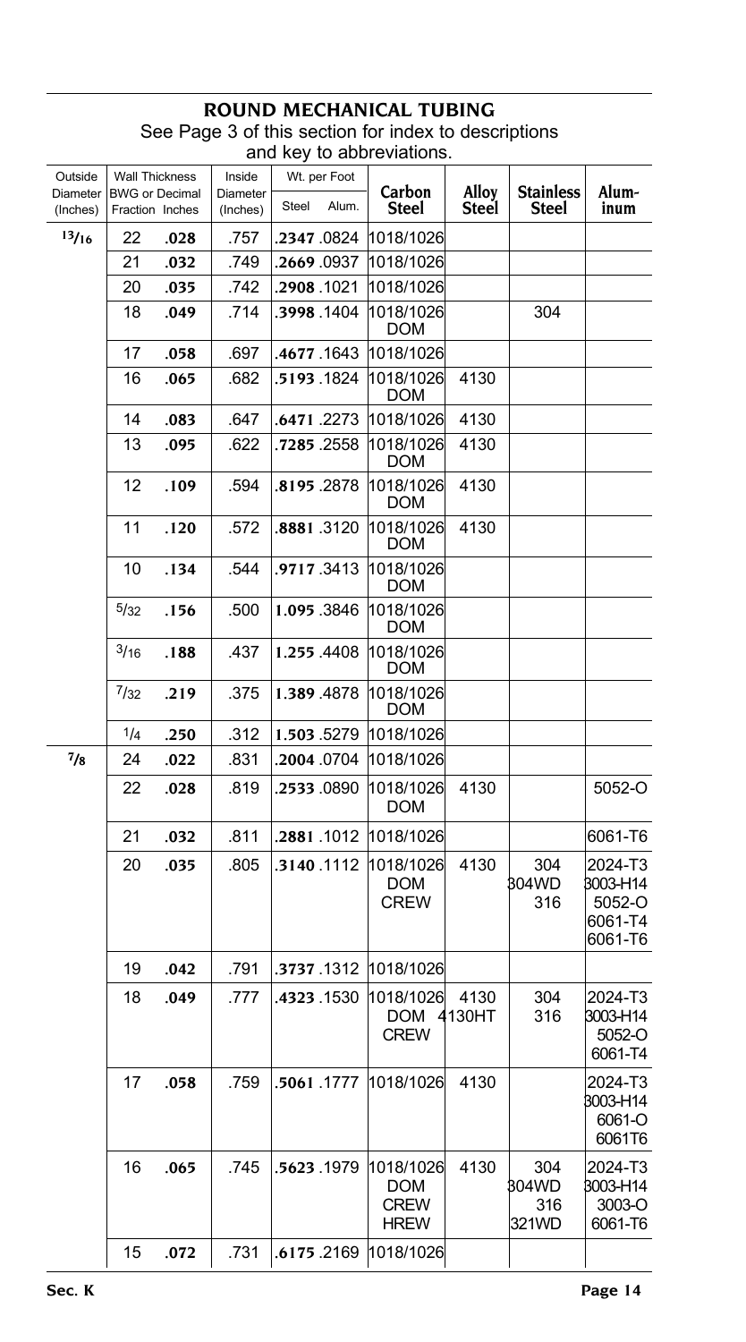# ROUND MECHANICAL TUBING

See Page 3 of this section for index to descriptions and key to abbreviations.

| Outside Diameter (Inches) | Wall Thickness BWG or Fraction | Wall Thickness Decimal Inches | Inside Diameter (Inches) | Wt. per Foot Steel | Wt. per Foot Alum. | Carbon Steel | Alloy Steel | Stainless Steel | Aluminum |
|---|---|---|---|---|---|---|---|---|---|
| 13/16 | 22 | **.028** | .757 | **.2347** | .0824 | 1018/1026 | | | |
| | 21 | **.032** | .749 | **.2669** | .0937 | 1018/1026 | | | |
| | 20 | **.035** | .742 | **.2908** | .1021 | 1018/1026 | | | |
| | 18 | **.049** | .714 | **.3998** | .1404 | 1018/1026 DOM | | 304 | |
| | 17 | **.058** | .697 | **.4677** | .1643 | 1018/1026 | | | |
| | 16 | **.065** | .682 | **.5193** | .1824 | 1018/1026 DOM | 4130 | | |
| | 14 | **.083** | .647 | **.6471** | .2273 | 1018/1026 | 4130 | | |
| | 13 | **.095** | .622 | **.7285** | .2558 | 1018/1026 DOM | 4130 | | |
| | 12 | **.109** | .594 | **.8195** | .2878 | 1018/1026 DOM | 4130 | | |
| | 11 | **.120** | .572 | **.8881** | .3120 | 1018/1026 DOM | 4130 | | |
| | 10 | **.134** | .544 | **.9717** | .3413 | 1018/1026 DOM | | | |
| | 5/32 | **.156** | .500 | **1.095** | .3846 | 1018/1026 DOM | | | |
| | 3/16 | **.188** | .437 | **1.255** | .4408 | 1018/1026 DOM | | | |
| | 7/32 | **.219** | .375 | **1.389** | .4878 | 1018/1026 DOM | | | |
| | 1/4 | **.250** | .312 | **1.503** | .5279 | 1018/1026 | | | |
| 7/8 | 24 | **.022** | .831 | **.2004** | .0704 | 1018/1026 | | | |
| | 22 | **.028** | .819 | **.2533** | .0890 | 1018/1026 DOM | 4130 | | 5052-O |
| | 21 | **.032** | .811 | **.2881** | .1012 | 1018/1026 | | | 6061-T6 |
| | 20 | **.035** | .805 | **.3140** | .1112 | 1018/1026 DOM CREW | 4130 | 304 304WD 316 | 2024-T3 3003-H14 5052-O 6061-T4 6061-T6 |
| | 19 | **.042** | .791 | **.3737** | .1312 | 1018/1026 | | | |
| | 18 | **.049** | .777 | **.4323** | .1530 | 1018/1026 DOM CREW | 4130 4130HT | 304 316 | 2024-T3 3003-H14 5052-O 6061-T4 |
| | 17 | **.058** | .759 | **.5061** | .1777 | 1018/1026 | 4130 | | 2024-T3 3003-H14 6061-O 6061T6 |
| | 16 | **.065** | .745 | **.5623** | .1979 | 1018/1026 DOM CREW HREW | 4130 | 304 304WD 316 321WD | 2024-T3 3003-H14 3003-O 6061-T6 |
| | 15 | **.072** | .731 | **.6175** | .2169 | 1018/1026 | | | |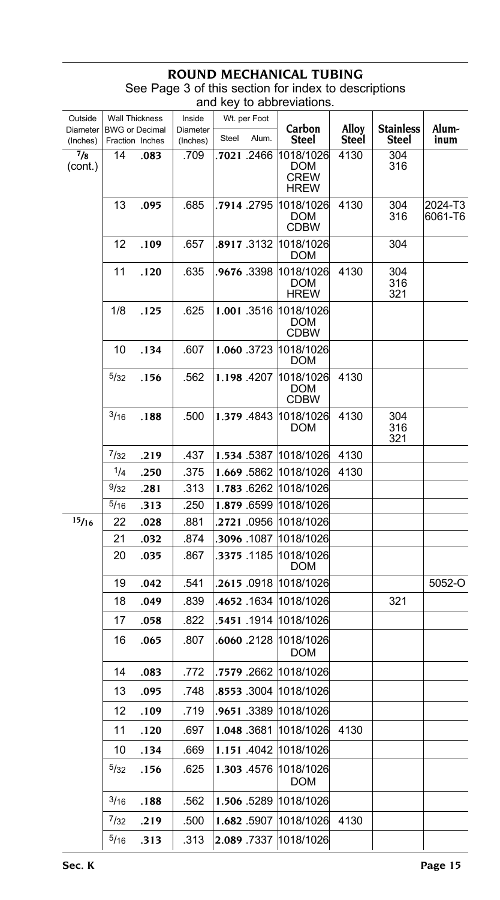# ROUND MECHANICAL TUBING

See Page 3 of this section for index to descriptions and key to abbreviations.

| Outside Diameter (Inches) | Wall Thickness BWG or Fraction | Wall Thickness Decimal Inches | Inside Diameter (Inches) | Wt. per Foot Steel | Wt. per Foot Alum. | Carbon Steel | Alloy Steel | Stainless Steel | Aluminum |
|---|---|---|---|---|---|---|---|---|---|
| 7/8 (cont.) | 14 | **.083** | .709 | **.7021** | .2466 | 1018/1026 DOM CREW HREW | 4130 | 304 316 | |
| | 13 | **.095** | .685 | **.7914** | .2795 | 1018/1026 DOM CDBW | 4130 | 304 316 | 2024-T3 6061-T6 |
| | 12 | **.109** | .657 | **.8917** | .3132 | 1018/1026 DOM | | 304 | |
| | 11 | **.120** | .635 | **.9676** | .3398 | 1018/1026 DOM HREW | 4130 | 304 316 321 | |
| | 1/8 | **.125** | .625 | **1.001** | .3516 | 1018/1026 DOM CDBW | | | |
| | 10 | **.134** | .607 | **1.060** | .3723 | 1018/1026 DOM | | | |
| | 5/32 | **.156** | .562 | **1.198** | .4207 | 1018/1026 DOM CDBW | 4130 | | |
| | 3/16 | **.188** | .500 | **1.379** | .4843 | 1018/1026 DOM | 4130 | 304 316 321 | |
| | 7/32 | **.219** | .437 | **1.534** | .5387 | 1018/1026 | 4130 | | |
| | 1/4 | **.250** | .375 | **1.669** | .5862 | 1018/1026 | 4130 | | |
| | 9/32 | **.281** | .313 | **1.783** | .6262 | 1018/1026 | | | |
| | 5/16 | **.313** | .250 | **1.879** | .6599 | 1018/1026 | | | |
| **15/16** | 22 | **.028** | .881 | **.2721** | .0956 | 1018/1026 | | | |
| | 21 | **.032** | .874 | **.3096** | .1087 | 1018/1026 | | | |
| | 20 | **.035** | .867 | **.3375** | .1185 | 1018/1026 DOM | | | |
| | 19 | **.042** | .541 | **.2615** | .0918 | 1018/1026 | | | 5052-O |
| | 18 | **.049** | .839 | **.4652** | .1634 | 1018/1026 | | 321 | |
| | 17 | **.058** | .822 | **.5451** | .1914 | 1018/1026 | | | |
| | 16 | **.065** | .807 | **.6060** | .2128 | 1018/1026 DOM | | | |
| | 14 | **.083** | .772 | **.7579** | .2662 | 1018/1026 | | | |
| | 13 | **.095** | .748 | **.8553** | .3004 | 1018/1026 | | | |
| | 12 | **.109** | .719 | **.9651** | .3389 | 1018/1026 | | | |
| | 11 | **.120** | .697 | **1.048** | .3681 | 1018/1026 | 4130 | | |
| | 10 | **.134** | .669 | **1.151** | .4042 | 1018/1026 | | | |
| | 5/32 | **.156** | .625 | **1.303** | .4576 | 1018/1026 DOM | | | |
| | 3/16 | **.188** | .562 | **1.506** | .5289 | 1018/1026 | | | |
| | 7/32 | **.219** | .500 | **1.682** | .5907 | 1018/1026 | 4130 | | |
| | 5/16 | **.313** | .313 | **2.089** | .7337 | 1018/1026 | | | |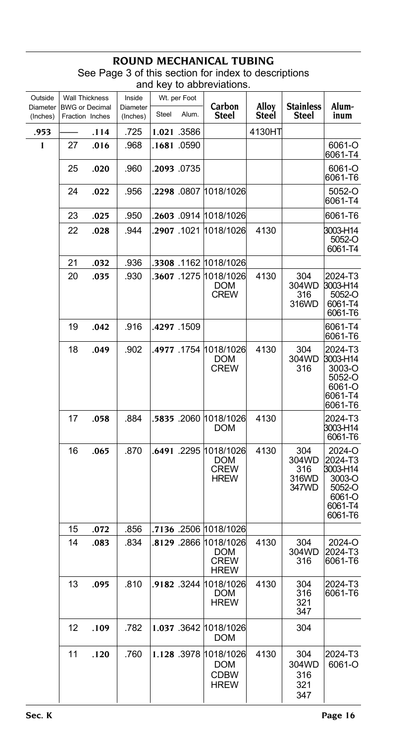# ROUND MECHANICAL TUBING

See Page 3 of this section for index to descriptions and key to abbreviations.

| Outside Diameter (Inches) | Wall Thickness BWG or Fraction | Wall Thickness Decimal Inches | Inside Diameter (Inches) | Wt. per Foot Steel | Wt. per Foot Alum. | Carbon Steel | Alloy Steel | Stainless Steel | Aluminum |
|---|---|---|---|---|---|---|---|---|---|
| **.953** | —— | **.114** | .725 | **1.021** | .3586 | | 4130HT | | |
| **1** | 27 | **.016** | .968 | **.1681** | .0590 | | | | 6061-O 6061-T4 |
| | 25 | **.020** | .960 | **.2093** | .0735 | | | | 6061-O 6061-T6 |
| | 24 | **.022** | .956 | **.2298** | .0807 | 1018/1026 | | | 5052-O 6061-T4 |
| | 23 | **.025** | .950 | **.2603** | .0914 | 1018/1026 | | | 6061-T6 |
| | 22 | **.028** | .944 | **.2907** | .1021 | 1018/1026 | 4130 | | 3003-H14 5052-O 6061-T4 |
| | 21 | **.032** | .936 | **.3308** | .1162 | 1018/1026 | | | |
| | 20 | **.035** | .930 | **.3607** | .1275 | 1018/1026 DOM CREW | 4130 | 304 304WD 316 316WD | 2024-T3 3003-H14 5052-O 6061-T4 6061-T6 |
| | 19 | **.042** | .916 | **.4297** | .1509 | | | | 6061-T4 6061-T6 |
| | 18 | **.049** | .902 | **.4977** | .1754 | 1018/1026 DOM CREW | 4130 | 304 304WD 316 | 2024-T3 3003-H14 3003-O 5052-O 6061-O 6061-T4 6061-T6 |
| | 17 | **.058** | .884 | **.5835** | .2060 | 1018/1026 DOM | 4130 | | 2024-T3 3003-H14 6061-T6 |
| | 16 | **.065** | .870 | **.6491** | .2295 | 1018/1026 DOM CREW HREW | 4130 | 304 304WD 316 316WD 347WD | 2024-O 2024-T3 3003-H14 3003-O 5052-O 6061-O 6061-T4 6061-T6 |
| | 15 | **.072** | .856 | **.7136** | .2506 | 1018/1026 | | | |
| | 14 | **.083** | .834 | **.8129** | .2866 | 1018/1026 DOM CREW HREW | 4130 | 304 304WD 316 | 2024-O 2024-T3 6061-T6 |
| | 13 | **.095** | .810 | **.9182** | .3244 | 1018/1026 DOM HREW | 4130 | 304 316 321 347 | 2024-T3 6061-T6 |
| | 12 | **.109** | .782 | **1.037** | .3642 | 1018/1026 DOM | | 304 | |
| | 11 | **.120** | .760 | **1.128** | .3978 | 1018/1026 DOM CDBW HREW | 4130 | 304 304WD 316 321 347 | 2024-T3 6061-O |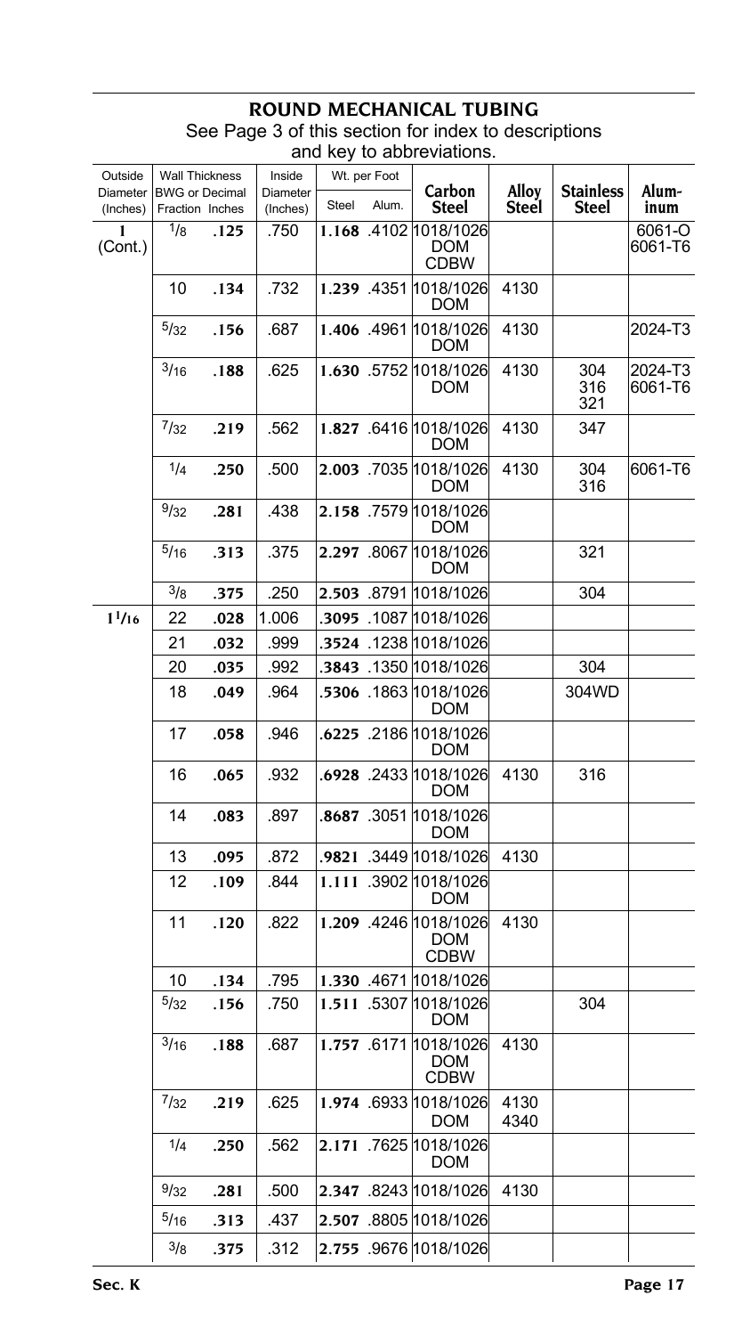# ROUND MECHANICAL TUBING

See Page 3 of this section for index to descriptions and key to abbreviations.

| Outside Diameter (Inches) | Wall Thickness BWG or Fraction | Wall Thickness Decimal Inches | Inside Diameter (Inches) | Wt. per Foot Steel | Wt. per Foot Alum. | Carbon Steel | Alloy Steel | Stainless Steel | Aluminum |
|---|---|---|---|---|---|---|---|---|---|
| **1** (Cont.) | 1/8 | **.125** | .750 | **1.168** | .4102 | 1018/1026 DOM CDBW | | | 6061-O 6061-T6 |
| | 10 | **.134** | .732 | **1.239** | .4351 | 1018/1026 DOM | 4130 | | |
| | 5/32 | **.156** | .687 | **1.406** | .4961 | 1018/1026 DOM | 4130 | | 2024-T3 |
| | 3/16 | **.188** | .625 | **1.630** | .5752 | 1018/1026 DOM | 4130 | 304 316 321 | 2024-T3 6061-T6 |
| | 7/32 | **.219** | .562 | **1.827** | .6416 | 1018/1026 DOM | 4130 | 347 | |
| | 1/4 | **.250** | .500 | **2.003** | .7035 | 1018/1026 DOM | 4130 | 304 316 | 6061-T6 |
| | 9/32 | **.281** | .438 | **2.158** | .7579 | 1018/1026 DOM | | | |
| | 5/16 | **.313** | .375 | **2.297** | .8067 | 1018/1026 DOM | | 321 | |
| | 3/8 | **.375** | .250 | **2.503** | .8791 | 1018/1026 | | 304 | |
| **1 1/16** | 22 | **.028** | 1.006 | **.3095** | .1087 | 1018/1026 | | | |
| | 21 | **.032** | .999 | **.3524** | .1238 | 1018/1026 | | | |
| | 20 | **.035** | .992 | **.3843** | .1350 | 1018/1026 | | 304 | |
| | 18 | **.049** | .964 | **.5306** | .1863 | 1018/1026 DOM | | 304WD | |
| | 17 | **.058** | .946 | **.6225** | .2186 | 1018/1026 DOM | | | |
| | 16 | **.065** | .932 | **.6928** | .2433 | 1018/1026 DOM | 4130 | 316 | |
| | 14 | **.083** | .897 | **.8687** | .3051 | 1018/1026 DOM | | | |
| | 13 | **.095** | .872 | **.9821** | .3449 | 1018/1026 | 4130 | | |
| | 12 | **.109** | .844 | **1.111** | .3902 | 1018/1026 DOM | | | |
| | 11 | **.120** | .822 | **1.209** | .4246 | 1018/1026 DOM CDBW | 4130 | | |
| | 10 | **.134** | .795 | **1.330** | .4671 | 1018/1026 | | | |
| | 5/32 | **.156** | .750 | **1.511** | .5307 | 1018/1026 DOM | | 304 | |
| | 3/16 | **.188** | .687 | **1.757** | .6171 | 1018/1026 DOM CDBW | 4130 | | |
| | 7/32 | **.219** | .625 | **1.974** | .6933 | 1018/1026 DOM | 4130 4340 | | |
| | 1/4 | **.250** | .562 | **2.171** | .7625 | 1018/1026 DOM | | | |
| | 9/32 | **.281** | .500 | **2.347** | .8243 | 1018/1026 | 4130 | | |
| | 5/16 | **.313** | .437 | **2.507** | .8805 | 1018/1026 | | | |
| | 3/8 | **.375** | .312 | **2.755** | .9676 | 1018/1026 | | | |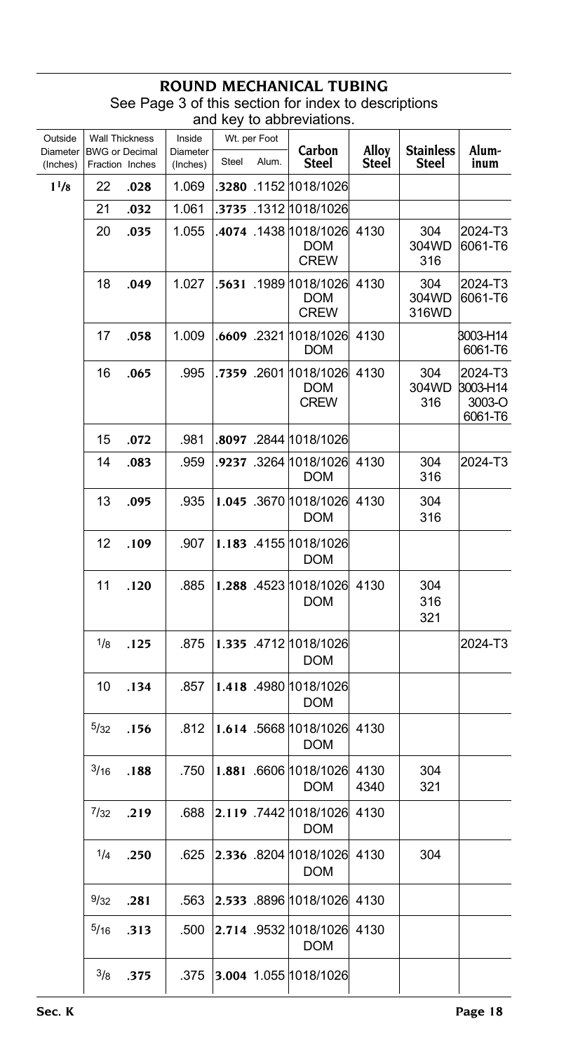## ROUND MECHANICAL TUBING

See Page 3 of this section for index to descriptions and key to abbreviations.

| Outside Diameter (Inches) | Wall Thickness BWG or Fraction | Wall Thickness Decimal Inches | Inside Diameter (Inches) | Wt. per Foot Steel | Wt. per Foot Alum. | Carbon Steel | Alloy Steel | Stainless Steel | Aluminum |
|---|---|---|---|---|---|---|---|---|---|
| 1 1/8 | 22 | **.028** | 1.069 | **.3280** | .1152 | 1018/1026 | | | |
| | 21 | **.032** | 1.061 | **.3735** | .1312 | 1018/1026 | | | |
| | 20 | **.035** | 1.055 | **.4074** | .1438 | 1018/1026 DOM CREW | 4130 | 304 304WD 316 | 2024-T3 6061-T6 |
| | 18 | **.049** | 1.027 | **.5631** | .1989 | 1018/1026 DOM CREW | 4130 | 304 304WD 316WD | 2024-T3 6061-T6 |
| | 17 | **.058** | 1.009 | **.6609** | .2321 | 1018/1026 DOM | 4130 | | 3003-H14 6061-T6 |
| | 16 | **.065** | .995 | **.7359** | .2601 | 1018/1026 DOM CREW | 4130 | 304 304WD 316 | 2024-T3 3003-H14 3003-O 6061-T6 |
| | 15 | **.072** | .981 | **.8097** | .2844 | 1018/1026 | | | |
| | 14 | **.083** | .959 | **.9237** | .3264 | 1018/1026 DOM | 4130 | 304 316 | 2024-T3 |
| | 13 | **.095** | .935 | **1.045** | .3670 | 1018/1026 DOM | 4130 | 304 316 | |
| | 12 | **.109** | .907 | **1.183** | .4155 | 1018/1026 DOM | | | |
| | 11 | **.120** | .885 | **1.288** | .4523 | 1018/1026 DOM | 4130 | 304 316 321 | |
| | 1/8 | **.125** | .875 | **1.335** | .4712 | 1018/1026 DOM | | | 2024-T3 |
| | 10 | **.134** | .857 | **1.418** | .4980 | 1018/1026 DOM | | | |
| | 5/32 | **.156** | .812 | **1.614** | .5668 | 1018/1026 DOM | 4130 | | |
| | 3/16 | **.188** | .750 | **1.881** | .6606 | 1018/1026 DOM | 4130 4340 | 304 321 | |
| | 7/32 | **.219** | .688 | **2.119** | .7442 | 1018/1026 DOM | 4130 | | |
| | 1/4 | **.250** | .625 | **2.336** | .8204 | 1018/1026 DOM | 4130 | 304 | |
| | 9/32 | **.281** | .563 | **2.533** | .8896 | 1018/1026 | 4130 | | |
| | 5/16 | **.313** | .500 | **2.714** | .9532 | 1018/1026 DOM | 4130 | | |
| | 3/8 | **.375** | .375 | **3.004** | 1.055 | 1018/1026 | | | |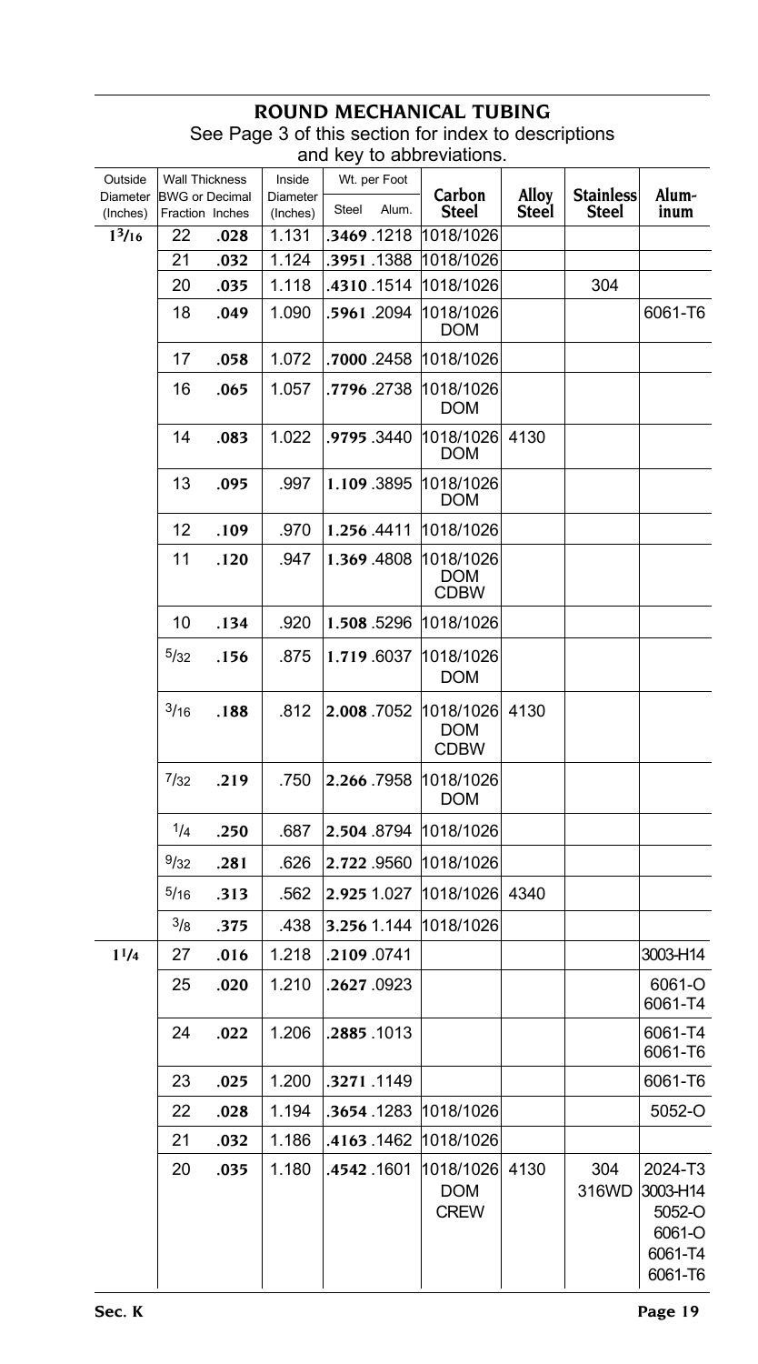## ROUND MECHANICAL TUBING

See Page 3 of this section for index to descriptions and key to abbreviations.

| Outside Diameter (Inches) | Wall Thickness BWG or Fraction | Decimal Inches | Inside Diameter (Inches) | Wt. per Foot Steel | Alum. | Carbon Steel | Alloy Steel | Stainless Steel | Aluminum |
|---|---|---|---|---|---|---|---|---|---|
| $1^3/_{16}$ | 22 | **.028** | 1.131 | **.3469** | .1218 | 1018/1026 | | | |
| | 21 | **.032** | 1.124 | **.3951** | .1388 | 1018/1026 | | | |
| | 20 | **.035** | 1.118 | **.4310** | .1514 | 1018/1026 | | 304 | |
| | 18 | **.049** | 1.090 | **.5961** | .2094 | 1018/1026 DOM | | | 6061-T6 |
| | 17 | **.058** | 1.072 | **.7000** | .2458 | 1018/1026 | | | |
| | 16 | **.065** | 1.057 | **.7796** | .2738 | 1018/1026 DOM | | | |
| | 14 | **.083** | 1.022 | **.9795** | .3440 | 1018/1026 DOM | 4130 | | |
| | 13 | **.095** | .997 | **1.109** | .3895 | 1018/1026 DOM | | | |
| | 12 | **.109** | .970 | **1.256** | .4411 | 1018/1026 | | | |
| | 11 | **.120** | .947 | **1.369** | .4808 | 1018/1026 DOM CDBW | | | |
| | 10 | **.134** | .920 | **1.508** | .5296 | 1018/1026 | | | |
| | 5/32 | **.156** | .875 | **1.719** | .6037 | 1018/1026 DOM | | | |
| | 3/16 | **.188** | .812 | **2.008** | .7052 | 1018/1026 DOM CDBW | 4130 | | |
| | 7/32 | **.219** | .750 | **2.266** | .7958 | 1018/1026 DOM | | | |
| | 1/4 | **.250** | .687 | **2.504** | .8794 | 1018/1026 | | | |
| | 9/32 | **.281** | .626 | **2.722** | .9560 | 1018/1026 | | | |
| | 5/16 | **.313** | .562 | **2.925** | 1.027 | 1018/1026 | 4340 | | |
| | 3/8 | **.375** | .438 | **3.256** | 1.144 | 1018/1026 | | | |
| $1^1/_4$ | 27 | **.016** | 1.218 | **.2109** | .0741 | | | | 3003-H14 |
| | 25 | **.020** | 1.210 | **.2627** | .0923 | | | | 6061-O 6061-T4 |
| | 24 | **.022** | 1.206 | **.2885** | .1013 | | | | 6061-T4 6061-T6 |
| | 23 | **.025** | 1.200 | **.3271** | .1149 | | | | 6061-T6 |
| | 22 | **.028** | 1.194 | **.3654** | .1283 | 1018/1026 | | | 5052-O |
| | 21 | **.032** | 1.186 | **.4163** | .1462 | 1018/1026 | | | |
| | 20 | **.035** | 1.180 | **.4542** | .1601 | 1018/1026 DOM CREW | 4130 | 304 316WD | 2024-T3 3003-H14 5052-O 6061-O 6061-T4 6061-T6 |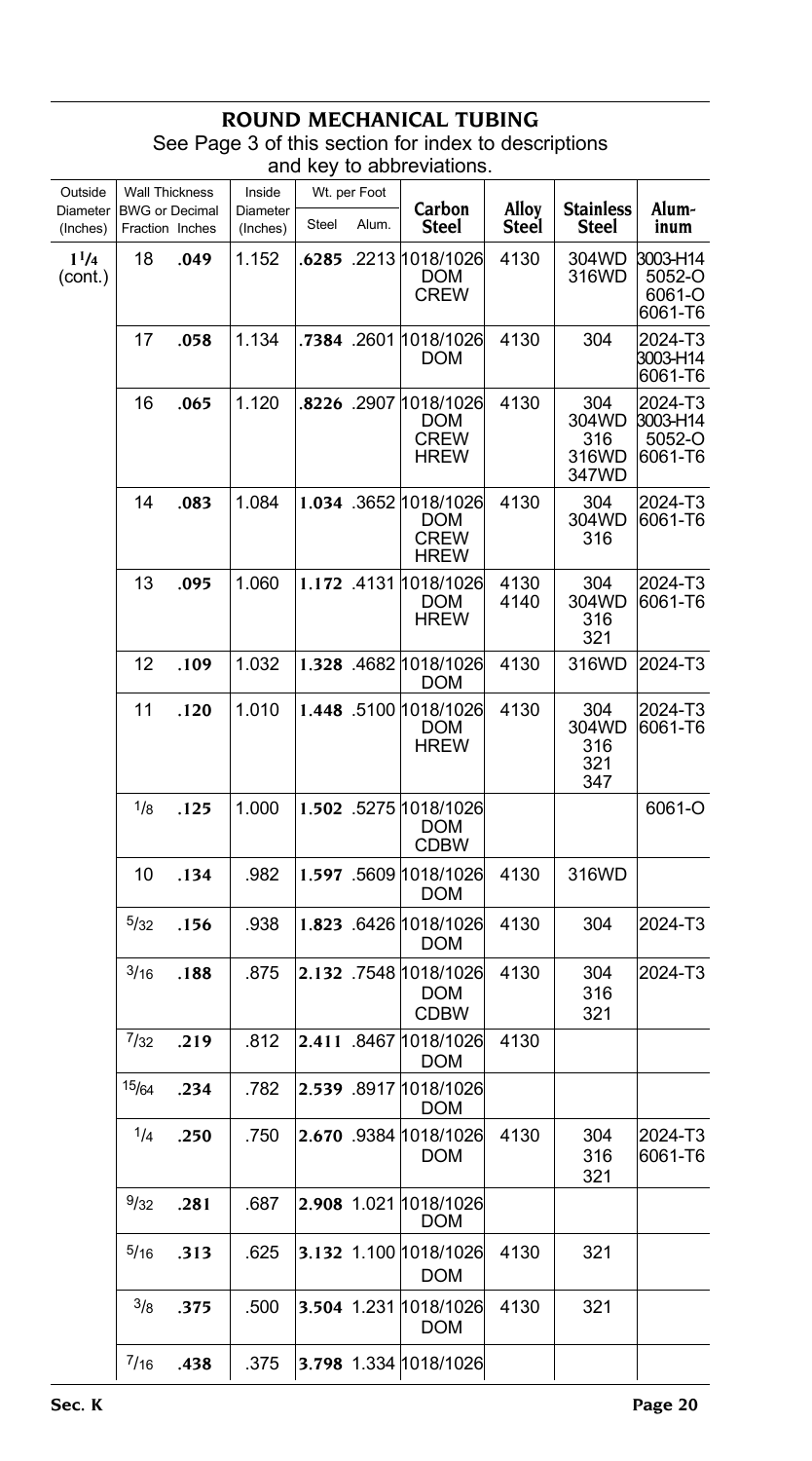## ROUND MECHANICAL TUBING

See Page 3 of this section for index to descriptions and key to abbreviations.

| Outside Diameter (Inches) | Wall Thickness BWG or Fraction | Wall Thickness Decimal Inches | Inside Diameter (Inches) | Wt. per Foot Steel | Wt. per Foot Alum. | Carbon Steel | Alloy Steel | Stainless Steel | Aluminum |
|---|---|---|---|---|---|---|---|---|---|
| 1 1/4 (cont.) | 18 | **.049** | 1.152 | **.6285** | .2213 | 1018/1026 DOM CREW | 4130 | 304WD 316WD | 3003-H14 5052-O 6061-O 6061-T6 |
| | 17 | **.058** | 1.134 | **.7384** | .2601 | 1018/1026 DOM | 4130 | 304 | 2024-T3 3003-H14 6061-T6 |
| | 16 | **.065** | 1.120 | **.8226** | .2907 | 1018/1026 DOM CREW HREW | 4130 | 304 304WD 316 316WD 347WD | 2024-T3 3003-H14 5052-O 6061-T6 |
| | 14 | **.083** | 1.084 | **1.034** | .3652 | 1018/1026 DOM CREW HREW | 4130 | 304 304WD 316 | 2024-T3 6061-T6 |
| | 13 | **.095** | 1.060 | **1.172** | .4131 | 1018/1026 DOM HREW | 4130 4140 | 304 304WD 316 321 | 2024-T3 6061-T6 |
| | 12 | **.109** | 1.032 | **1.328** | .4682 | 1018/1026 DOM | 4130 | 316WD | 2024-T3 |
| | 11 | **.120** | 1.010 | **1.448** | .5100 | 1018/1026 DOM HREW | 4130 | 304 304WD 316 321 347 | 2024-T3 6061-T6 |
| | 1/8 | **.125** | 1.000 | **1.502** | .5275 | 1018/1026 DOM CDBW | | | 6061-O |
| | 10 | **.134** | .982 | **1.597** | .5609 | 1018/1026 DOM | 4130 | 316WD | |
| | 5/32 | **.156** | .938 | **1.823** | .6426 | 1018/1026 DOM | 4130 | 304 | 2024-T3 |
| | 3/16 | **.188** | .875 | **2.132** | .7548 | 1018/1026 DOM CDBW | 4130 | 304 316 321 | 2024-T3 |
| | 7/32 | **.219** | .812 | **2.411** | .8467 | 1018/1026 DOM | 4130 | | |
| | 15/64 | **.234** | .782 | **2.539** | .8917 | 1018/1026 DOM | | | |
| | 1/4 | **.250** | .750 | **2.670** | .9384 | 1018/1026 DOM | 4130 | 304 316 321 | 2024-T3 6061-T6 |
| | 9/32 | **.281** | .687 | **2.908** | 1.021 | 1018/1026 DOM | | | |
| | 5/16 | **.313** | .625 | **3.132** | 1.100 | 1018/1026 DOM | 4130 | 321 | |
| | 3/8 | **.375** | .500 | **3.504** | 1.231 | 1018/1026 DOM | 4130 | 321 | |
| | 7/16 | **.438** | .375 | **3.798** | 1.334 | 1018/1026 | | | |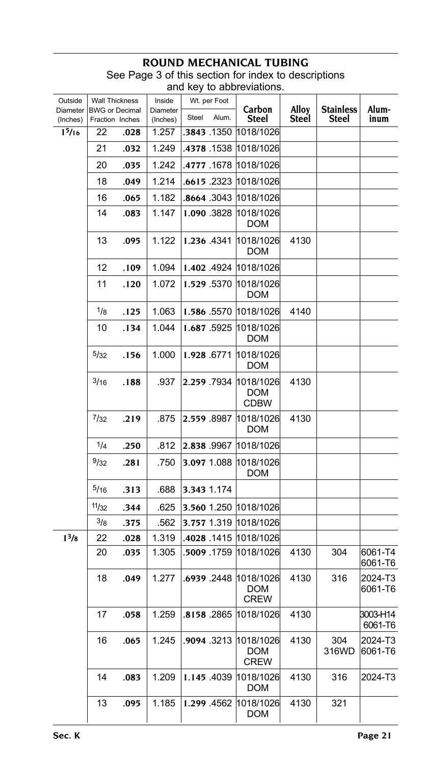## ROUND MECHANICAL TUBING

See Page 3 of this section for index to descriptions and key to abbreviations.

| Outside Diameter (Inches) | Wall Thickness BWG or Fraction | Wall Thickness Decimal Inches | Inside Diameter (Inches) | Wt. per Foot Steel | Wt. per Foot Alum. | Carbon Steel | Alloy Steel | Stainless Steel | Aluminum |
|---|---|---|---|---|---|---|---|---|---|
| 1 5/16 | 22 | .028 | 1.257 | .3843 | .1350 | 1018/1026 | | | |
| | 21 | .032 | 1.249 | .4378 | .1538 | 1018/1026 | | | |
| | 20 | .035 | 1.242 | .4777 | .1678 | 1018/1026 | | | |
| | 18 | .049 | 1.214 | .6615 | .2323 | 1018/1026 | | | |
| | 16 | .065 | 1.182 | .8664 | .3043 | 1018/1026 | | | |
| | 14 | .083 | 1.147 | 1.090 | .3828 | 1018/1026 DOM | | | |
| | 13 | .095 | 1.122 | 1.236 | .4341 | 1018/1026 DOM | 4130 | | |
| | 12 | .109 | 1.094 | 1.402 | .4924 | 1018/1026 | | | |
| | 11 | .120 | 1.072 | 1.529 | .5370 | 1018/1026 DOM | | | |
| | 1/8 | .125 | 1.063 | 1.586 | .5570 | 1018/1026 | 4140 | | |
| | 10 | .134 | 1.044 | 1.687 | .5925 | 1018/1026 DOM | | | |
| | 5/32 | .156 | 1.000 | 1.928 | .6771 | 1018/1026 DOM | | | |
| | 3/16 | .188 | .937 | 2.259 | .7934 | 1018/1026 DOM CDBW | 4130 | | |
| | 7/32 | .219 | .875 | 2.559 | .8987 | 1018/1026 DOM | 4130 | | |
| | 1/4 | .250 | .812 | 2.838 | .9967 | 1018/1026 | | | |
| | 9/32 | .281 | .750 | 3.097 | 1.088 | 1018/1026 DOM | | | |
| | 5/16 | .313 | .688 | 3.343 | 1.174 | | | | |
| | 11/32 | .344 | .625 | 3.560 | 1.250 | 1018/1026 | | | |
| | 3/8 | .375 | .562 | 3.757 | 1.319 | 1018/1026 | | | |
| 1 3/8 | 22 | .028 | 1.319 | .4028 | .1415 | 1018/1026 | | | |
| | 20 | .035 | 1.305 | .5009 | .1759 | 1018/1026 | 4130 | 304 | 6061-T4 6061-T6 |
| | 18 | .049 | 1.277 | .6939 | .2448 | 1018/1026 DOM CREW | 4130 | 316 | 2024-T3 6061-T6 |
| | 17 | .058 | 1.259 | .8158 | .2865 | 1018/1026 | 4130 | | 3003-H14 6061-T6 |
| | 16 | .065 | 1.245 | .9094 | .3213 | 1018/1026 DOM CREW | 4130 | 304 316WD | 2024-T3 6061-T6 |
| | 14 | .083 | 1.209 | 1.145 | .4039 | 1018/1026 DOM | 4130 | 316 | 2024-T3 |
| | 13 | .095 | 1.185 | 1.299 | .4562 | 1018/1026 DOM | 4130 | 321 | |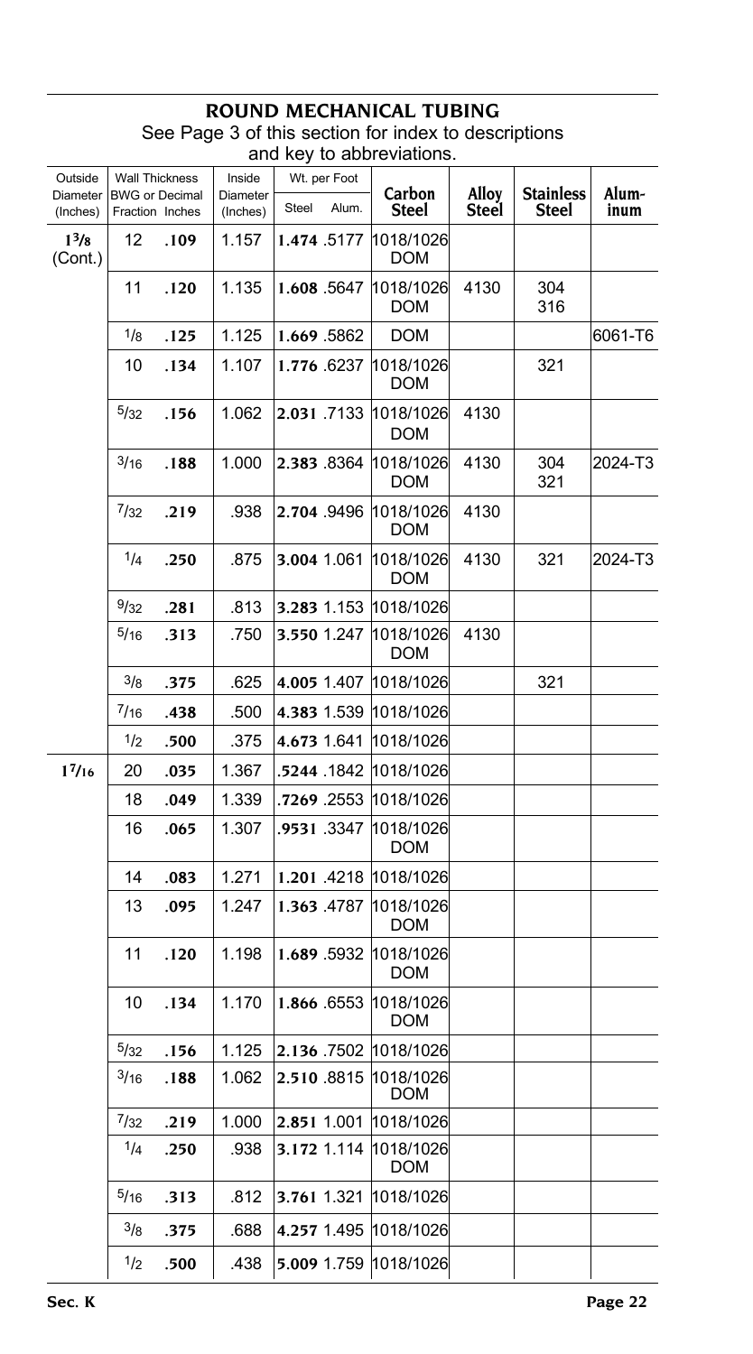## ROUND MECHANICAL TUBING

See Page 3 of this section for index to descriptions and key to abbreviations.

| Outside Diameter (Inches) | Wall Thickness BWG or Fraction | Wall Thickness Decimal Inches | Inside Diameter (Inches) | Wt. per Foot Steel | Wt. per Foot Alum. | Carbon Steel | Alloy Steel | Stainless Steel | Aluminum |
|---|---|---|---|---|---|---|---|---|---|
| $1^3/_8$ (Cont.) | 12 | **.109** | 1.157 | **1.474** | .5177 | 1018/1026 DOM | | | |
| | 11 | **.120** | 1.135 | **1.608** | .5647 | 1018/1026 DOM | 4130 | 304 316 | |
| | $^1/_8$ | **.125** | 1.125 | **1.669** | .5862 | DOM | | | 6061-T6 |
| | 10 | **.134** | 1.107 | **1.776** | .6237 | 1018/1026 DOM | | 321 | |
| | $^5/_{32}$ | **.156** | 1.062 | **2.031** | .7133 | 1018/1026 DOM | 4130 | | |
| | $^3/_{16}$ | **.188** | 1.000 | **2.383** | .8364 | 1018/1026 DOM | 4130 | 304 321 | 2024-T3 |
| | $^7/_{32}$ | **.219** | .938 | **2.704** | .9496 | 1018/1026 DOM | 4130 | | |
| | $^1/_4$ | **.250** | .875 | **3.004** | 1.061 | 1018/1026 DOM | 4130 | 321 | 2024-T3 |
| | $^9/_{32}$ | **.281** | .813 | **3.283** | 1.153 | 1018/1026 | | | |
| | $^5/_{16}$ | **.313** | .750 | **3.550** | 1.247 | 1018/1026 DOM | 4130 | | |
| | $^3/_8$ | **.375** | .625 | **4.005** | 1.407 | 1018/1026 | | 321 | |
| | $^7/_{16}$ | **.438** | .500 | **4.383** | 1.539 | 1018/1026 | | | |
| | $^1/_2$ | **.500** | .375 | **4.673** | 1.641 | 1018/1026 | | | |
| $1^7/_{16}$ | 20 | **.035** | 1.367 | **.5244** | .1842 | 1018/1026 | | | |
| | 18 | **.049** | 1.339 | **.7269** | .2553 | 1018/1026 | | | |
| | 16 | **.065** | 1.307 | **.9531** | .3347 | 1018/1026 DOM | | | |
| | 14 | **.083** | 1.271 | **1.201** | .4218 | 1018/1026 | | | |
| | 13 | **.095** | 1.247 | **1.363** | .4787 | 1018/1026 DOM | | | |
| | 11 | **.120** | 1.198 | **1.689** | .5932 | 1018/1026 DOM | | | |
| | 10 | **.134** | 1.170 | **1.866** | .6553 | 1018/1026 DOM | | | |
| | $^5/_{32}$ | **.156** | 1.125 | **2.136** | .7502 | 1018/1026 | | | |
| | $^3/_{16}$ | **.188** | 1.062 | **2.510** | .8815 | 1018/1026 DOM | | | |
| | $^7/_{32}$ | **.219** | 1.000 | **2.851** | 1.001 | 1018/1026 | | | |
| | $^1/_4$ | **.250** | .938 | **3.172** | 1.114 | 1018/1026 DOM | | | |
| | $^5/_{16}$ | **.313** | .812 | **3.761** | 1.321 | 1018/1026 | | | |
| | $^3/_8$ | **.375** | .688 | **4.257** | 1.495 | 1018/1026 | | | |
| | $^1/_2$ | **.500** | .438 | **5.009** | 1.759 | 1018/1026 | | | |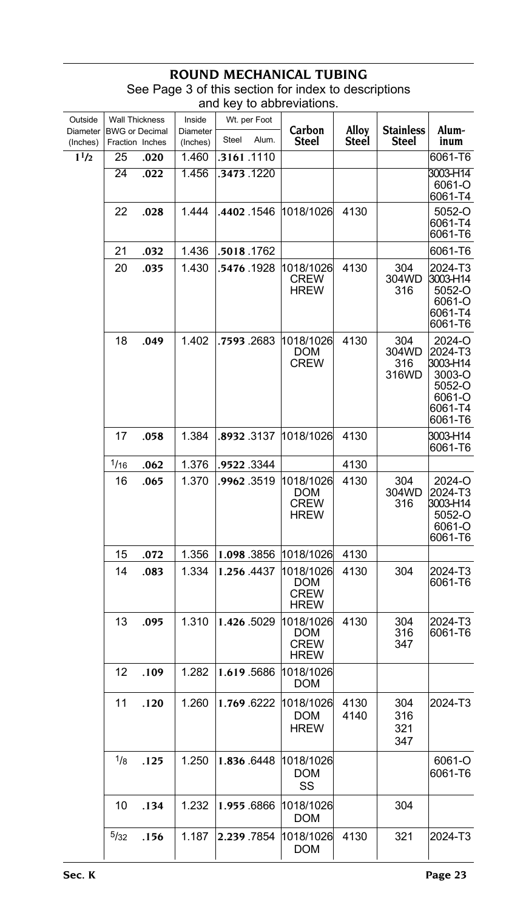## ROUND MECHANICAL TUBING

See Page 3 of this section for index to descriptions and key to abbreviations.

| Outside Diameter (Inches) | Wall Thickness BWG or Fraction | Wall Thickness Decimal Inches | Inside Diameter (Inches) | Wt. per Foot Steel | Wt. per Foot Alum. | Carbon Steel | Alloy Steel | Stainless Steel | Aluminum |
|---|---|---|---|---|---|---|---|---|---|
| $1^1/_2$ | 25 | .020 | 1.460 | .3161 | .1110 | | | | 6061-T6 |
| | 24 | .022 | 1.456 | .3473 | .1220 | | | | 3003-H14 6061-O 6061-T4 |
| | 22 | .028 | 1.444 | .4402 | .1546 | 1018/1026 | 4130 | | 5052-O 6061-T4 6061-T6 |
| | 21 | .032 | 1.436 | .5018 | .1762 | | | | 6061-T6 |
| | 20 | .035 | 1.430 | .5476 | .1928 | 1018/1026 CREW HREW | 4130 | 304 304WD 316 | 2024-T3 3003-H14 5052-O 6061-O 6061-T4 6061-T6 |
| | 18 | .049 | 1.402 | .7593 | .2683 | 1018/1026 DOM CREW | 4130 | 304 304WD 316 316WD | 2024-O 2024-T3 3003-H14 3003-O 5052-O 6061-O 6061-T4 6061-T6 |
| | 17 | .058 | 1.384 | .8932 | .3137 | 1018/1026 | 4130 | | 3003-H14 6061-T6 |
| | $^1/_{16}$ | .062 | 1.376 | .9522 | .3344 | | 4130 | | |
| | 16 | .065 | 1.370 | .9962 | .3519 | 1018/1026 DOM CREW HREW | 4130 | 304 304WD 316 | 2024-O 2024-T3 3003-H14 5052-O 6061-O 6061-T6 |
| | 15 | .072 | 1.356 | 1.098 | .3856 | 1018/1026 | 4130 | | |
| | 14 | .083 | 1.334 | 1.256 | .4437 | 1018/1026 DOM CREW HREW | 4130 | 304 | 2024-T3 6061-T6 |
| | 13 | .095 | 1.310 | 1.426 | .5029 | 1018/1026 DOM CREW HREW | 4130 | 304 316 347 | 2024-T3 6061-T6 |
| | 12 | .109 | 1.282 | 1.619 | .5686 | 1018/1026 DOM | | | |
| | 11 | .120 | 1.260 | 1.769 | .6222 | 1018/1026 DOM HREW | 4130 4140 | 304 316 321 347 | 2024-T3 |
| | $^1/_8$ | .125 | 1.250 | 1.836 | .6448 | 1018/1026 DOM SS | | | 6061-O 6061-T6 |
| | 10 | .134 | 1.232 | 1.955 | .6866 | 1018/1026 DOM | | 304 | |
| | $^5/_{32}$ | .156 | 1.187 | 2.239 | .7854 | 1018/1026 DOM | 4130 | 321 | 2024-T3 |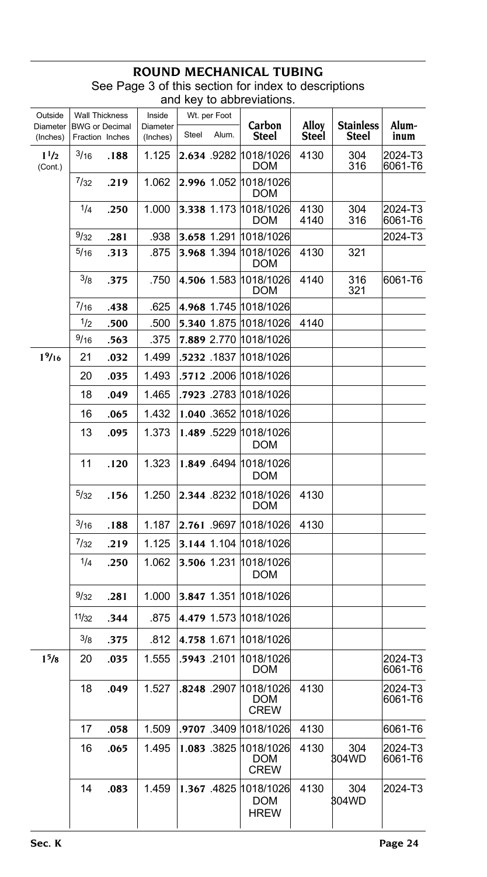## ROUND MECHANICAL TUBING

See Page 3 of this section for index to descriptions and key to abbreviations.

| Outside Diameter (Inches) | Wall Thickness BWG or Fraction | Wall Thickness Decimal Inches | Inside Diameter (Inches) | Wt. per Foot Steel | Wt. per Foot Alum. | Carbon Steel | Alloy Steel | Stainless Steel | Aluminum |
|---|---|---|---|---|---|---|---|---|---|
| $1\frac{1}{2}$ (Cont.) | 3/16 | **.188** | 1.125 | **2.634** | .9282 | 1018/1026 DOM | 4130 | 304 316 | 2024-T3 6061-T6 |
| | 7/32 | **.219** | 1.062 | **2.996** | 1.052 | 1018/1026 DOM | | | |
| | 1/4 | **.250** | 1.000 | **3.338** | 1.173 | 1018/1026 DOM | 4130 4140 | 304 316 | 2024-T3 6061-T6 |
| | 9/32 | **.281** | .938 | **3.658** | 1.291 | 1018/1026 | | | 2024-T3 |
| | 5/16 | **.313** | .875 | **3.968** | 1.394 | 1018/1026 DOM | 4130 | 321 | |
| | 3/8 | **.375** | .750 | **4.506** | 1.583 | 1018/1026 DOM | 4140 | 316 321 | 6061-T6 |
| | 7/16 | **.438** | .625 | **4.968** | 1.745 | 1018/1026 | | | |
| | 1/2 | **.500** | .500 | **5.340** | 1.875 | 1018/1026 | 4140 | | |
| | 9/16 | **.563** | .375 | **7.889** | 2.770 | 1018/1026 | | | |
| $1\frac{9}{16}$ | 21 | **.032** | 1.499 | **.5232** | .1837 | 1018/1026 | | | |
| | 20 | **.035** | 1.493 | **.5712** | .2006 | 1018/1026 | | | |
| | 18 | **.049** | 1.465 | **.7923** | .2783 | 1018/1026 | | | |
| | 16 | **.065** | 1.432 | **1.040** | .3652 | 1018/1026 | | | |
| | 13 | **.095** | 1.373 | **1.489** | .5229 | 1018/1026 DOM | | | |
| | 11 | **.120** | 1.323 | **1.849** | .6494 | 1018/1026 DOM | | | |
| | 5/32 | **.156** | 1.250 | **2.344** | .8232 | 1018/1026 DOM | 4130 | | |
| | 3/16 | **.188** | 1.187 | **2.761** | .9697 | 1018/1026 | 4130 | | |
| | 7/32 | **.219** | 1.125 | **3.144** | 1.104 | 1018/1026 | | | |
| | 1/4 | **.250** | 1.062 | **3.506** | 1.231 | 1018/1026 DOM | | | |
| | 9/32 | **.281** | 1.000 | **3.847** | 1.351 | 1018/1026 | | | |
| | 11/32 | **.344** | .875 | **4.479** | 1.573 | 1018/1026 | | | |
| | 3/8 | **.375** | .812 | **4.758** | 1.671 | 1018/1026 | | | |
| $1\frac{5}{8}$ | 20 | **.035** | 1.555 | **.5943** | .2101 | 1018/1026 DOM | | | 2024-T3 6061-T6 |
| | 18 | **.049** | 1.527 | **.8248** | .2907 | 1018/1026 DOM CREW | 4130 | | 2024-T3 6061-T6 |
| | 17 | **.058** | 1.509 | **.9707** | .3409 | 1018/1026 | 4130 | | 6061-T6 |
| | 16 | **.065** | 1.495 | **1.083** | .3825 | 1018/1026 DOM CREW | 4130 | 304 304WD | 2024-T3 6061-T6 |
| | 14 | **.083** | 1.459 | **1.367** | .4825 | 1018/1026 DOM HREW | 4130 | 304 304WD | 2024-T3 |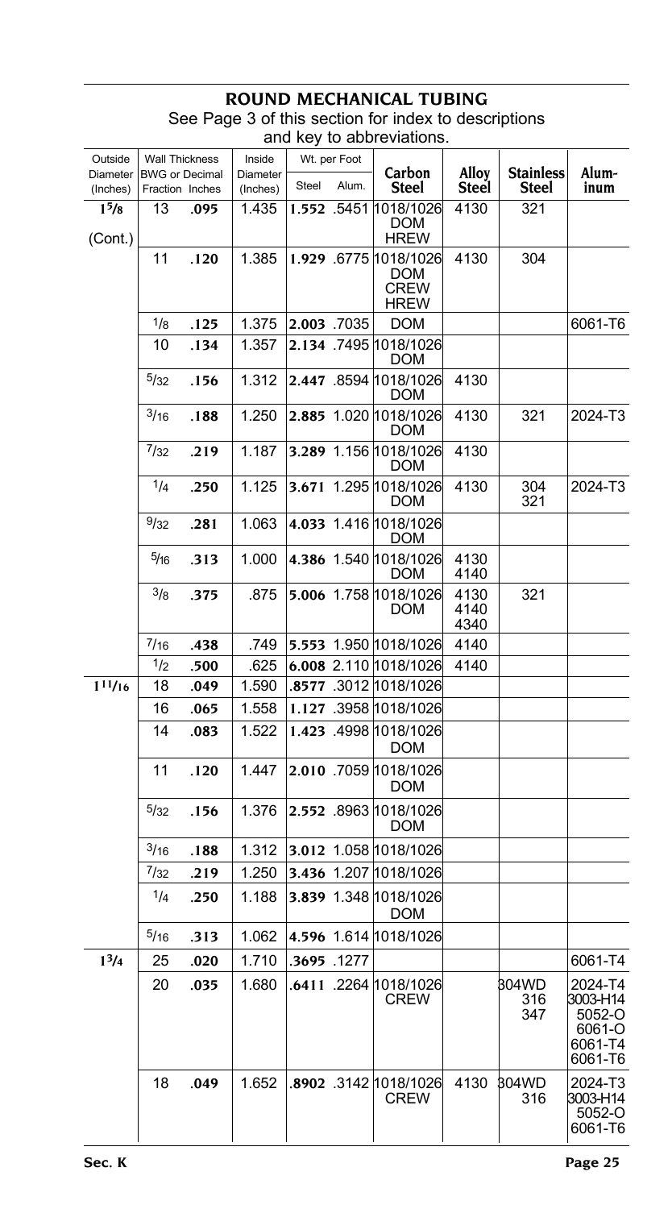# ROUND MECHANICAL TUBING

See Page 3 of this section for index to descriptions and key to abbreviations.

| Outside Diameter (Inches) | Wall Thickness BWG or Fraction | Wall Thickness Decimal Inches | Inside Diameter (Inches) | Wt. per Foot Steel | Wt. per Foot Alum. | Carbon Steel | Alloy Steel | Stainless Steel | Aluminum |
|---|---|---|---|---|---|---|---|---|---|
| $1^5/_8$ (Cont.) | 13 | **.095** | 1.435 | **1.552** | .5451 | 1018/1026 DOM HREW | 4130 | 321 | |
| | 11 | **.120** | 1.385 | **1.929** | .6775 | 1018/1026 DOM CREW HREW | 4130 | 304 | |
| | $^1/_8$ | **.125** | 1.375 | **2.003** | .7035 | DOM | | | 6061-T6 |
| | 10 | **.134** | 1.357 | **2.134** | .7495 | 1018/1026 DOM | | | |
| | $^5/_{32}$ | **.156** | 1.312 | **2.447** | .8594 | 1018/1026 DOM | 4130 | | |
| | $^3/_{16}$ | **.188** | 1.250 | **2.885** | 1.020 | 1018/1026 DOM | 4130 | 321 | 2024-T3 |
| | $^7/_{32}$ | **.219** | 1.187 | **3.289** | 1.156 | 1018/1026 DOM | 4130 | | |
| | $^1/_4$ | **.250** | 1.125 | **3.671** | 1.295 | 1018/1026 DOM | 4130 | 304 321 | 2024-T3 |
| | $^9/_{32}$ | **.281** | 1.063 | **4.033** | 1.416 | 1018/1026 DOM | | | |
| | $^5/_{16}$ | **.313** | 1.000 | **4.386** | 1.540 | 1018/1026 DOM | 4130 4140 | | |
| | $^3/_8$ | **.375** | .875 | **5.006** | 1.758 | 1018/1026 DOM | 4130 4140 4340 | 321 | |
| | $^7/_{16}$ | **.438** | .749 | **5.553** | 1.950 | 1018/1026 | 4140 | | |
| | $^1/_2$ | **.500** | .625 | **6.008** | 2.110 | 1018/1026 | 4140 | | |
| $1^{11}/_{16}$ | 18 | **.049** | 1.590 | **.8577** | .3012 | 1018/1026 | | | |
| | 16 | **.065** | 1.558 | **1.127** | .3958 | 1018/1026 | | | |
| | 14 | **.083** | 1.522 | **1.423** | .4998 | 1018/1026 DOM | | | |
| | 11 | **.120** | 1.447 | **2.010** | .7059 | 1018/1026 DOM | | | |
| | $^5/_{32}$ | **.156** | 1.376 | **2.552** | .8963 | 1018/1026 DOM | | | |
| | $^3/_{16}$ | **.188** | 1.312 | **3.012** | 1.058 | 1018/1026 | | | |
| | $^7/_{32}$ | **.219** | 1.250 | **3.436** | 1.207 | 1018/1026 | | | |
| | $^1/_4$ | **.250** | 1.188 | **3.839** | 1.348 | 1018/1026 DOM | | | |
| | $^5/_{16}$ | **.313** | 1.062 | **4.596** | 1.614 | 1018/1026 | | | |
| $1^3/_4$ | 25 | **.020** | 1.710 | **.3695** | .1277 | | | | 6061-T4 |
| | 20 | **.035** | 1.680 | **.6411** | .2264 | 1018/1026 CREW | | 304WD 316 347 | 2024-T4 3003-H14 5052-O 6061-O 6061-T4 6061-T6 |
| | 18 | **.049** | 1.652 | **.8902** | .3142 | 1018/1026 CREW | 4130 | 304WD 316 | 2024-T3 3003-H14 5052-O 6061-T6 |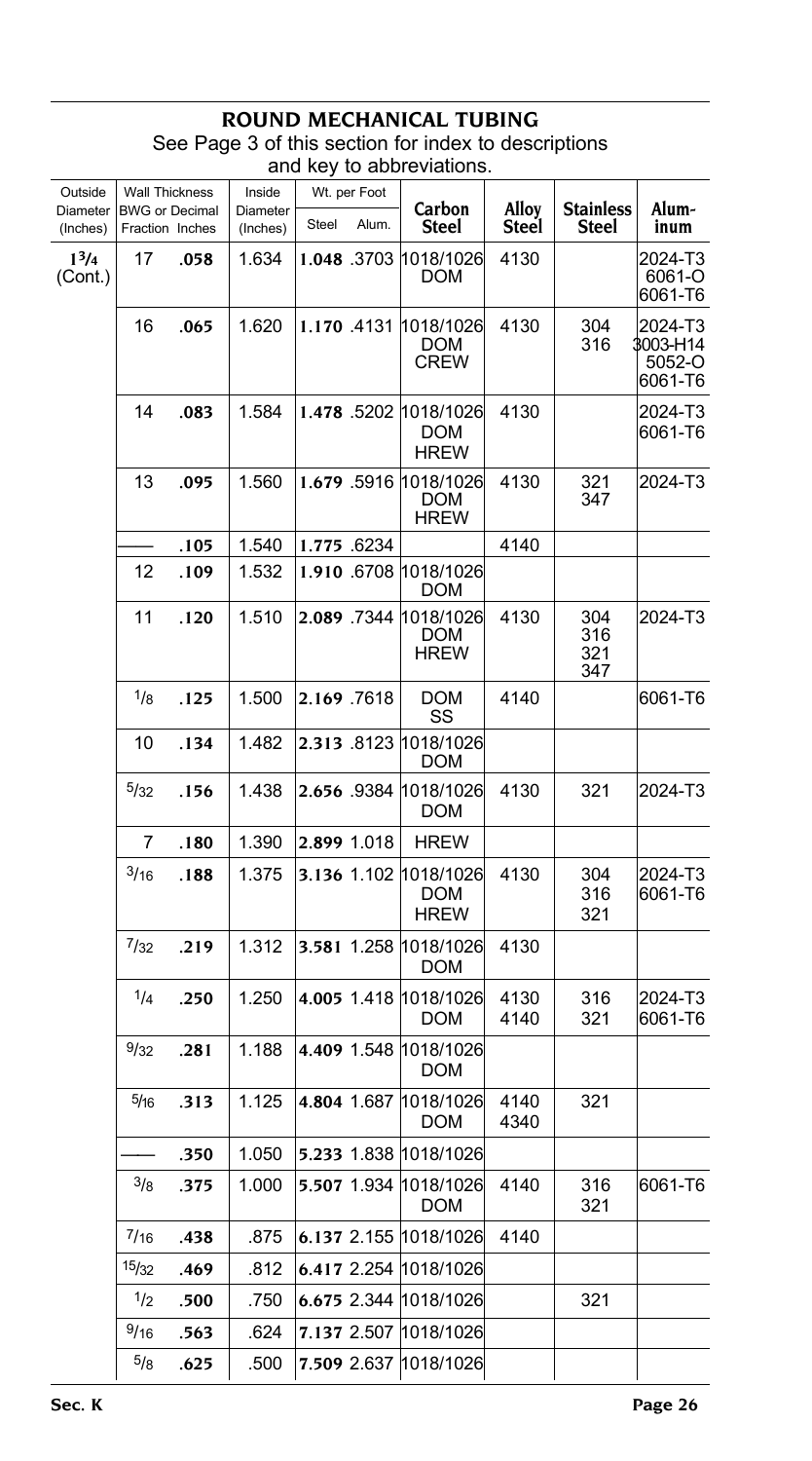# ROUND MECHANICAL TUBING

See Page 3 of this section for index to descriptions and key to abbreviations.

| Outside Diameter (Inches) | Wall Thickness BWG or Fraction | Wall Thickness Decimal Inches | Inside Diameter (Inches) | Wt. per Foot Steel | Wt. per Foot Alum. | Carbon Steel | Alloy Steel | Stainless Steel | Aluminum |
|---|---|---|---|---|---|---|---|---|---|
| 1 3/4 (Cont.) | 17 | **.058** | 1.634 | **1.048** | .3703 | 1018/1026 DOM | 4130 | | 2024-T3 6061-O 6061-T6 |
| | 16 | **.065** | 1.620 | **1.170** | .4131 | 1018/1026 DOM CREW | 4130 | 304 316 | 2024-T3 3003-H14 5052-O 6061-T6 |
| | 14 | **.083** | 1.584 | **1.478** | .5202 | 1018/1026 DOM HREW | 4130 | | 2024-T3 6061-T6 |
| | 13 | **.095** | 1.560 | **1.679** | .5916 | 1018/1026 DOM HREW | 4130 | 321 347 | 2024-T3 |
| | —— | **.105** | 1.540 | **1.775** | .6234 | | 4140 | | |
| | 12 | **.109** | 1.532 | **1.910** | .6708 | 1018/1026 DOM | | | |
| | 11 | **.120** | 1.510 | **2.089** | .7344 | 1018/1026 DOM HREW | 4130 | 304 316 321 347 | 2024-T3 |
| | 1/8 | **.125** | 1.500 | **2.169** | .7618 | DOM SS | 4140 | | 6061-T6 |
| | 10 | **.134** | 1.482 | **2.313** | .8123 | 1018/1026 DOM | | | |
| | 5/32 | **.156** | 1.438 | **2.656** | .9384 | 1018/1026 DOM | 4130 | 321 | 2024-T3 |
| | 7 | **.180** | 1.390 | **2.899** | 1.018 | HREW | | | |
| | 3/16 | **.188** | 1.375 | **3.136** | 1.102 | 1018/1026 DOM HREW | 4130 | 304 316 321 | 2024-T3 6061-T6 |
| | 7/32 | **.219** | 1.312 | **3.581** | 1.258 | 1018/1026 DOM | 4130 | | |
| | 1/4 | **.250** | 1.250 | **4.005** | 1.418 | 1018/1026 DOM | 4130 4140 | 316 321 | 2024-T3 6061-T6 |
| | 9/32 | **.281** | 1.188 | **4.409** | 1.548 | 1018/1026 DOM | | | |
| | 5/16 | **.313** | 1.125 | **4.804** | 1.687 | 1018/1026 DOM | 4140 4340 | 321 | |
| | —— | **.350** | 1.050 | **5.233** | 1.838 | 1018/1026 | | | |
| | 3/8 | **.375** | 1.000 | **5.507** | 1.934 | 1018/1026 DOM | 4140 | 316 321 | 6061-T6 |
| | 7/16 | **.438** | .875 | **6.137** | 2.155 | 1018/1026 | 4140 | | |
| | 15/32 | **.469** | .812 | **6.417** | 2.254 | 1018/1026 | | | |
| | 1/2 | **.500** | .750 | **6.675** | 2.344 | 1018/1026 | | 321 | |
| | 9/16 | **.563** | .624 | **7.137** | 2.507 | 1018/1026 | | | |
| | 5/8 | **.625** | .500 | **7.509** | 2.637 | 1018/1026 | | | |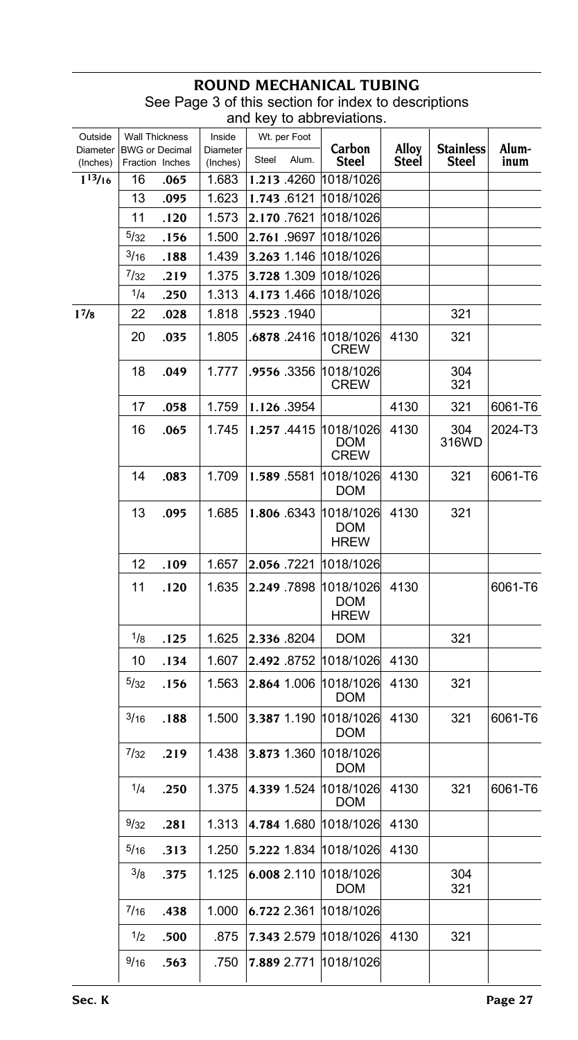# ROUND MECHANICAL TUBING

See Page 3 of this section for index to descriptions and key to abbreviations.

| Outside Diameter (Inches) | Wall Thickness BWG or Fraction | Decimal Inches | Inside Diameter (Inches) | Wt. per Foot Steel | Alum. | Carbon Steel | Alloy Steel | Stainless Steel | Alum-inum |
|---|---|---|---|---|---|---|---|---|---|
| 1 13/16 | 16 | **.065** | 1.683 | **1.213** | .4260 | 1018/1026 | | | |
| | 13 | **.095** | 1.623 | **1.743** | .6121 | 1018/1026 | | | |
| | 11 | **.120** | 1.573 | **2.170** | .7621 | 1018/1026 | | | |
| | 5/32 | **.156** | 1.500 | **2.761** | .9697 | 1018/1026 | | | |
| | 3/16 | **.188** | 1.439 | **3.263** | 1.146 | 1018/1026 | | | |
| | 7/32 | **.219** | 1.375 | **3.728** | 1.309 | 1018/1026 | | | |
| | 1/4 | **.250** | 1.313 | **4.173** | 1.466 | 1018/1026 | | | |
| 1 7/8 | 22 | **.028** | 1.818 | **.5523** | .1940 | | | 321 | |
| | 20 | **.035** | 1.805 | **.6878** | .2416 | 1018/1026 CREW | 4130 | 321 | |
| | 18 | **.049** | 1.777 | **.9556** | .3356 | 1018/1026 CREW | | 304 321 | |
| | 17 | **.058** | 1.759 | **1.126** | .3954 | | 4130 | 321 | 6061-T6 |
| | 16 | **.065** | 1.745 | **1.257** | .4415 | 1018/1026 DOM CREW | 4130 | 304 316WD | 2024-T3 |
| | 14 | **.083** | 1.709 | **1.589** | .5581 | 1018/1026 DOM | 4130 | 321 | 6061-T6 |
| | 13 | **.095** | 1.685 | **1.806** | .6343 | 1018/1026 DOM HREW | 4130 | 321 | |
| | 12 | **.109** | 1.657 | **2.056** | .7221 | 1018/1026 | | | |
| | 11 | **.120** | 1.635 | **2.249** | .7898 | 1018/1026 DOM HREW | 4130 | | 6061-T6 |
| | 1/8 | **.125** | 1.625 | **2.336** | .8204 | DOM | | 321 | |
| | 10 | **.134** | 1.607 | **2.492** | .8752 | 1018/1026 | 4130 | | |
| | 5/32 | **.156** | 1.563 | **2.864** | 1.006 | 1018/1026 DOM | 4130 | 321 | |
| | 3/16 | **.188** | 1.500 | **3.387** | 1.190 | 1018/1026 DOM | 4130 | 321 | 6061-T6 |
| | 7/32 | **.219** | 1.438 | **3.873** | 1.360 | 1018/1026 DOM | | | |
| | 1/4 | **.250** | 1.375 | **4.339** | 1.524 | 1018/1026 DOM | 4130 | 321 | 6061-T6 |
| | 9/32 | **.281** | 1.313 | **4.784** | 1.680 | 1018/1026 | 4130 | | |
| | 5/16 | **.313** | 1.250 | **5.222** | 1.834 | 1018/1026 | 4130 | | |
| | 3/8 | **.375** | 1.125 | **6.008** | 2.110 | 1018/1026 DOM | | 304 321 | |
| | 7/16 | **.438** | 1.000 | **6.722** | 2.361 | 1018/1026 | | | |
| | 1/2 | **.500** | .875 | **7.343** | 2.579 | 1018/1026 | 4130 | 321 | |
| | 9/16 | **.563** | .750 | **7.889** | 2.771 | 1018/1026 | | | |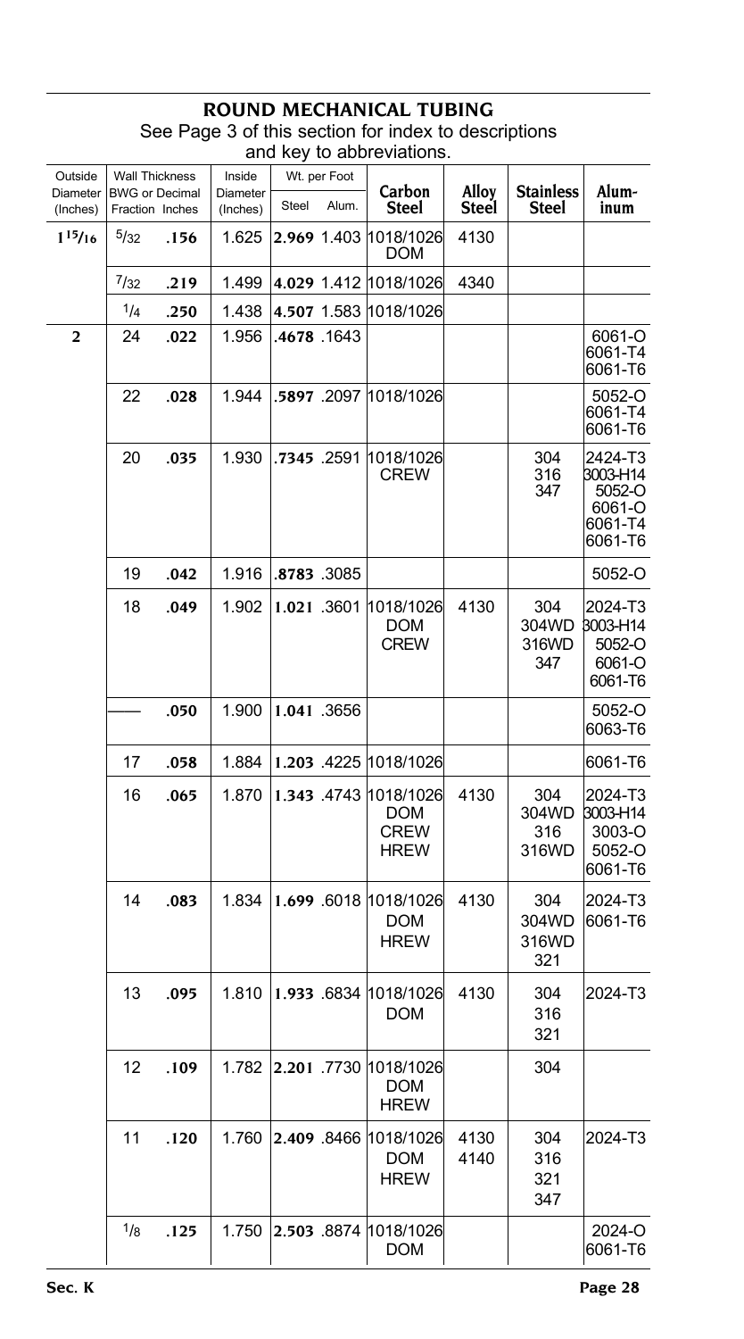# ROUND MECHANICAL TUBING

See Page 3 of this section for index to descriptions and key to abbreviations.

| Outside Diameter (Inches) | Wall Thickness BWG or Fraction | Wall Thickness Decimal Inches | Inside Diameter (Inches) | Wt. per Foot Steel | Wt. per Foot Alum. | Carbon Steel | Alloy Steel | Stainless Steel | Aluminum |
|---|---|---|---|---|---|---|---|---|---|
| **1 15/16** | 5/32 | **.156** | 1.625 | **2.969** | 1.403 | 1018/1026 DOM | 4130 | | |
| | 7/32 | **.219** | 1.499 | **4.029** | 1.412 | 1018/1026 | 4340 | | |
| | 1/4 | **.250** | 1.438 | **4.507** | 1.583 | 1018/1026 | | | |
| **2** | 24 | **.022** | 1.956 | **.4678** | .1643 | | | | 6061-O 6061-T4 6061-T6 |
| | 22 | **.028** | 1.944 | **.5897** | .2097 | 1018/1026 | | | 5052-O 6061-T4 6061-T6 |
| | 20 | **.035** | 1.930 | **.7345** | .2591 | 1018/1026 CREW | | 304 316 347 | 2424-T3 3003-H14 5052-O 6061-O 6061-T4 6061-T6 |
| | 19 | **.042** | 1.916 | **.8783** | .3085 | | | | 5052-O |
| | 18 | **.049** | 1.902 | **1.021** | .3601 | 1018/1026 DOM CREW | 4130 | 304 304WD 316WD 347 | 2024-T3 3003-H14 5052-O 6061-O 6061-T6 |
| | —— | **.050** | 1.900 | **1.041** | .3656 | | | | 5052-O 6063-T6 |
| | 17 | **.058** | 1.884 | **1.203** | .4225 | 1018/1026 | | | 6061-T6 |
| | 16 | **.065** | 1.870 | **1.343** | .4743 | 1018/1026 DOM CREW HREW | 4130 | 304 304WD 316 316WD | 2024-T3 3003-H14 3003-O 5052-O 6061-T6 |
| | 14 | **.083** | 1.834 | **1.699** | .6018 | 1018/1026 DOM HREW | 4130 | 304 304WD 316WD 321 | 2024-T3 6061-T6 |
| | 13 | **.095** | 1.810 | **1.933** | .6834 | 1018/1026 DOM | 4130 | 304 316 321 | 2024-T3 |
| | 12 | **.109** | 1.782 | **2.201** | .7730 | 1018/1026 DOM HREW | | 304 | |
| | 11 | **.120** | 1.760 | **2.409** | .8466 | 1018/1026 DOM HREW | 4130 4140 | 304 316 321 347 | 2024-T3 |
| | 1/8 | **.125** | 1.750 | **2.503** | .8874 | 1018/1026 DOM | | | 2024-O 6061-T6 |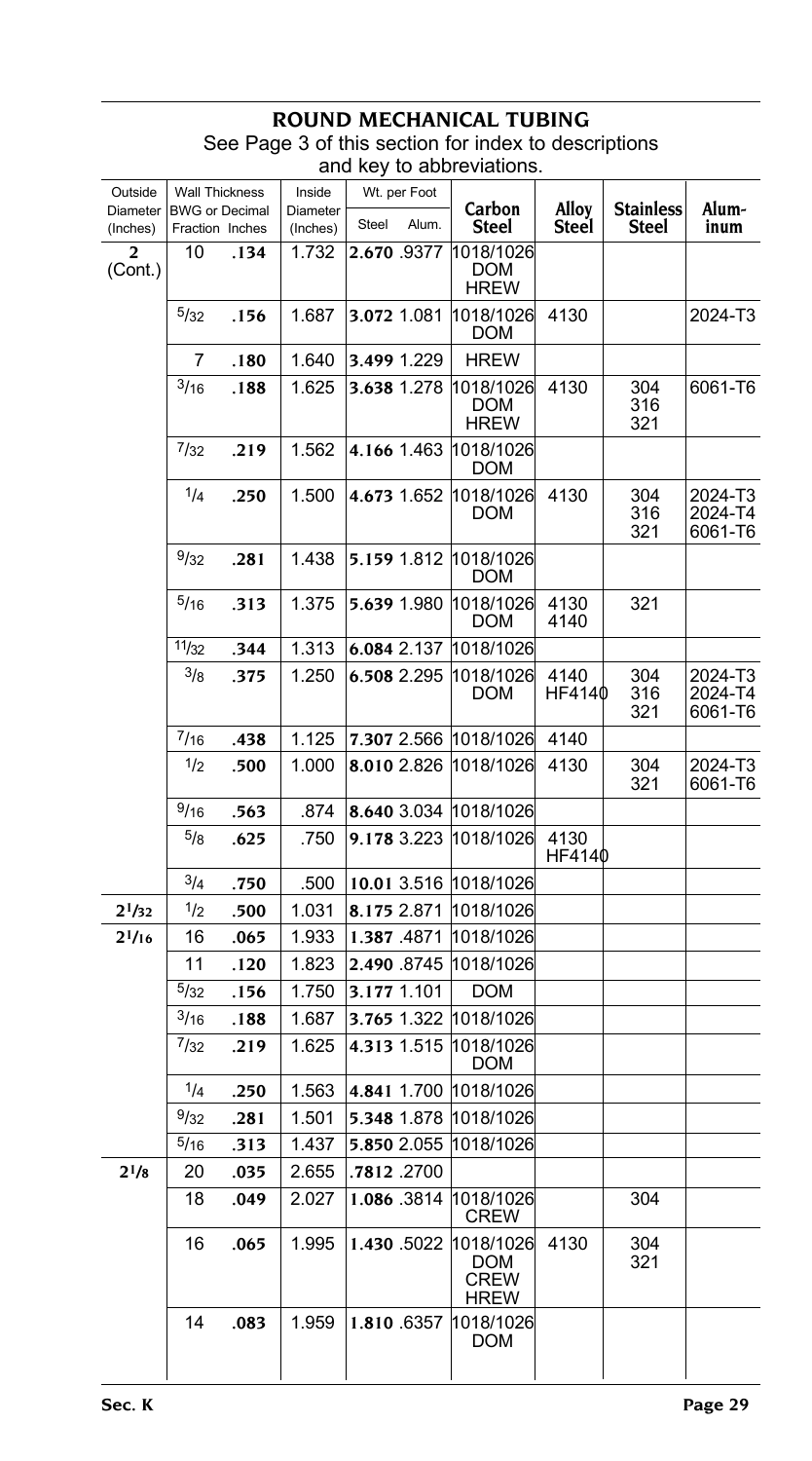# ROUND MECHANICAL TUBING

See Page 3 of this section for index to descriptions and key to abbreviations.

| Outside Diameter (Inches) | Wall Thickness BWG or Decimal Fraction | Inches | Inside Diameter (Inches) | Wt. per Foot Steel | Alum. | Carbon Steel | Alloy Steel | Stainless Steel | Aluminum |
|---|---|---|---|---|---|---|---|---|---|
| **2** (Cont.) | 10 | **.134** | 1.732 | **2.670** | .9377 | 1018/1026 DOM HREW | | | |
| | 5/32 | **.156** | 1.687 | **3.072** | 1.081 | 1018/1026 DOM | 4130 | | 2024-T3 |
| | 7 | **.180** | 1.640 | **3.499** | 1.229 | HREW | | | |
| | 3/16 | **.188** | 1.625 | **3.638** | 1.278 | 1018/1026 DOM HREW | 4130 | 304 316 321 | 6061-T6 |
| | 7/32 | **.219** | 1.562 | **4.166** | 1.463 | 1018/1026 DOM | | | |
| | 1/4 | **.250** | 1.500 | **4.673** | 1.652 | 1018/1026 DOM | 4130 | 304 316 321 | 2024-T3 2024-T4 6061-T6 |
| | 9/32 | **.281** | 1.438 | **5.159** | 1.812 | 1018/1026 DOM | | | |
| | 5/16 | **.313** | 1.375 | **5.639** | 1.980 | 1018/1026 DOM | 4130 4140 | 321 | |
| | 11/32 | **.344** | 1.313 | **6.084** | 2.137 | 1018/1026 | | | |
| | 3/8 | **.375** | 1.250 | **6.508** | 2.295 | 1018/1026 DOM | 4140 HF4140 | 304 316 321 | 2024-T3 2024-T4 6061-T6 |
| | 7/16 | **.438** | 1.125 | **7.307** | 2.566 | 1018/1026 | 4140 | | |
| | 1/2 | **.500** | 1.000 | **8.010** | 2.826 | 1018/1026 | 4130 | 304 321 | 2024-T3 6061-T6 |
| | 9/16 | **.563** | .874 | **8.640** | 3.034 | 1018/1026 | | | |
| | 5/8 | **.625** | .750 | **9.178** | 3.223 | 1018/1026 | 4130 HF4140 | | |
| | 3/4 | **.750** | .500 | **10.01** | 3.516 | 1018/1026 | | | |
| **2 1/32** | 1/2 | **.500** | 1.031 | **8.175** | 2.871 | 1018/1026 | | | |
| **2 1/16** | 16 | **.065** | 1.933 | **1.387** | .4871 | 1018/1026 | | | |
| | 11 | **.120** | 1.823 | **2.490** | .8745 | 1018/1026 | | | |
| | 5/32 | **.156** | 1.750 | **3.177** | 1.101 | DOM | | | |
| | 3/16 | **.188** | 1.687 | **3.765** | 1.322 | 1018/1026 | | | |
| | 7/32 | **.219** | 1.625 | **4.313** | 1.515 | 1018/1026 DOM | | | |
| | 1/4 | **.250** | 1.563 | **4.841** | 1.700 | 1018/1026 | | | |
| | 9/32 | **.281** | 1.501 | **5.348** | 1.878 | 1018/1026 | | | |
| | 5/16 | **.313** | 1.437 | **5.850** | 2.055 | 1018/1026 | | | |
| **2 1/8** | 20 | **.035** | 2.655 | **.7812** | .2700 | | | | |
| | 18 | **.049** | 2.027 | **1.086** | .3814 | 1018/1026 CREW | | 304 | |
| | 16 | **.065** | 1.995 | **1.430** | .5022 | 1018/1026 DOM CREW HREW | 4130 | 304 321 | |
| | 14 | **.083** | 1.959 | **1.810** | .6357 | 1018/1026 DOM | | | |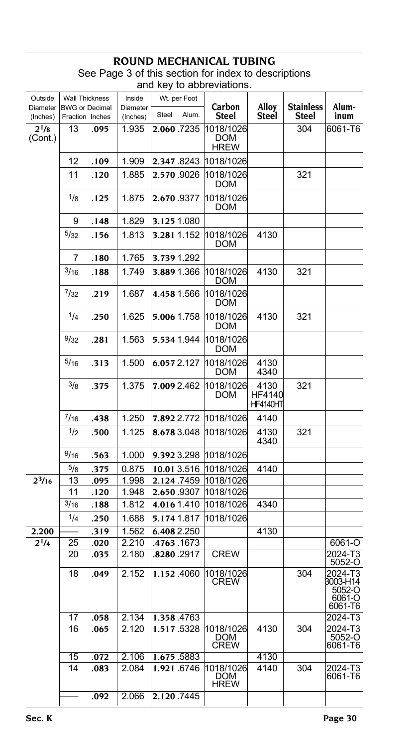## ROUND MECHANICAL TUBING

See Page 3 of this section for index to descriptions and key to abbreviations.

| Outside Diameter (Inches) | Wall Thickness BWG or Fraction | Wall Thickness Decimal Inches | Inside Diameter (Inches) | Wt. per Foot Steel | Wt. per Foot Alum. | Carbon Steel | Alloy Steel | Stainless Steel | Aluminum |
|---|---|---|---|---|---|---|---|---|---|
| 2 1/8 (Cont.) | 13 | .095 | 1.935 | **2.060** | .7235 | 1018/1026 DOM HREW | | 304 | 6061-T6 |
| | 12 | .109 | 1.909 | **2.347** | .8243 | 1018/1026 | | | |
| | 11 | .120 | 1.885 | **2.570** | .9026 | 1018/1026 DOM | | 321 | |
| | 1/8 | .125 | 1.875 | **2.670** | .9377 | 1018/1026 DOM | | | |
| | 9 | .148 | 1.829 | **3.125** | 1.080 | | | | |
| | 5/32 | .156 | 1.813 | **3.281** | 1.152 | 1018/1026 DOM | 4130 | | |
| | 7 | .180 | 1.765 | **3.739** | 1.292 | | | | |
| | 3/16 | .188 | 1.749 | **3.889** | 1.366 | 1018/1026 DOM | 4130 | 321 | |
| | 7/32 | .219 | 1.687 | **4.458** | 1.566 | 1018/1026 DOM | | | |
| | 1/4 | .250 | 1.625 | **5.006** | 1.758 | 1018/1026 DOM | 4130 | 321 | |
| | 9/32 | .281 | 1.563 | **5.534** | 1.944 | 1018/1026 DOM | | | |
| | 5/16 | .313 | 1.500 | **6.057** | 2.127 | 1018/1026 DOM | 4130 4340 | | |
| | 3/8 | .375 | 1.375 | **7.009** | 2.462 | 1018/1026 DOM | 4130 HF4140 HF4140HT | 321 | |
| | 7/16 | .438 | 1.250 | **7.892** | 2.772 | 1018/1026 | 4140 | | |
| | 1/2 | .500 | 1.125 | **8.678** | 3.048 | 1018/1026 | 4130 4340 | 321 | |
| | 9/16 | .563 | 1.000 | **9.392** | 3.298 | 1018/1026 | | | |
| | 5/8 | .375 | 0.875 | **10.01** | 3.516 | 1018/1026 | 4140 | | |
| **2 3/16** | 13 | .095 | 1.998 | **2.124** | .7459 | 1018/1026 | | | |
| | 11 | .120 | 1.948 | **2.650** | .9307 | 1018/1026 | | | |
| | 3/16 | .188 | 1.812 | **4.016** | 1.410 | 1018/1026 | 4340 | | |
| | 1/4 | .250 | 1.688 | **5.174** | 1.817 | 1018/1026 | | | |
| **2.200** | —— | .319 | 1.562 | **6.408** | 2.250 | | 4130 | | |
| **2 1/4** | 25 | .020 | 2.210 | **.4763** | .1673 | | | | 6061-O |
| | 20 | .035 | 2.180 | **.8280** | .2917 | CREW | | | 2024-T3 5052-O |
| | 18 | .049 | 2.152 | **1.152** | .4060 | 1018/1026 CREW | | 304 | 2024-T3 3003-H14 5052-O 6061-O 6061-T6 |
| | 17 | .058 | 2.134 | **1.358** | .4763 | | | | 2024-T3 |
| | 16 | .065 | 2.120 | **1.517** | .5328 | 1018/1026 DOM CREW | 4130 | 304 | 2024-T3 5052-O 6061-T6 |
| | 15 | .072 | 2.106 | **1.675** | .5883 | | 4130 | | |
| | 14 | .083 | 2.084 | **1.921** | .6746 | 1018/1026 DOM HREW | 4140 | 304 | 2024-T3 6061-T6 |
| | —— | .092 | 2.066 | **2.120** | .7445 | | | | |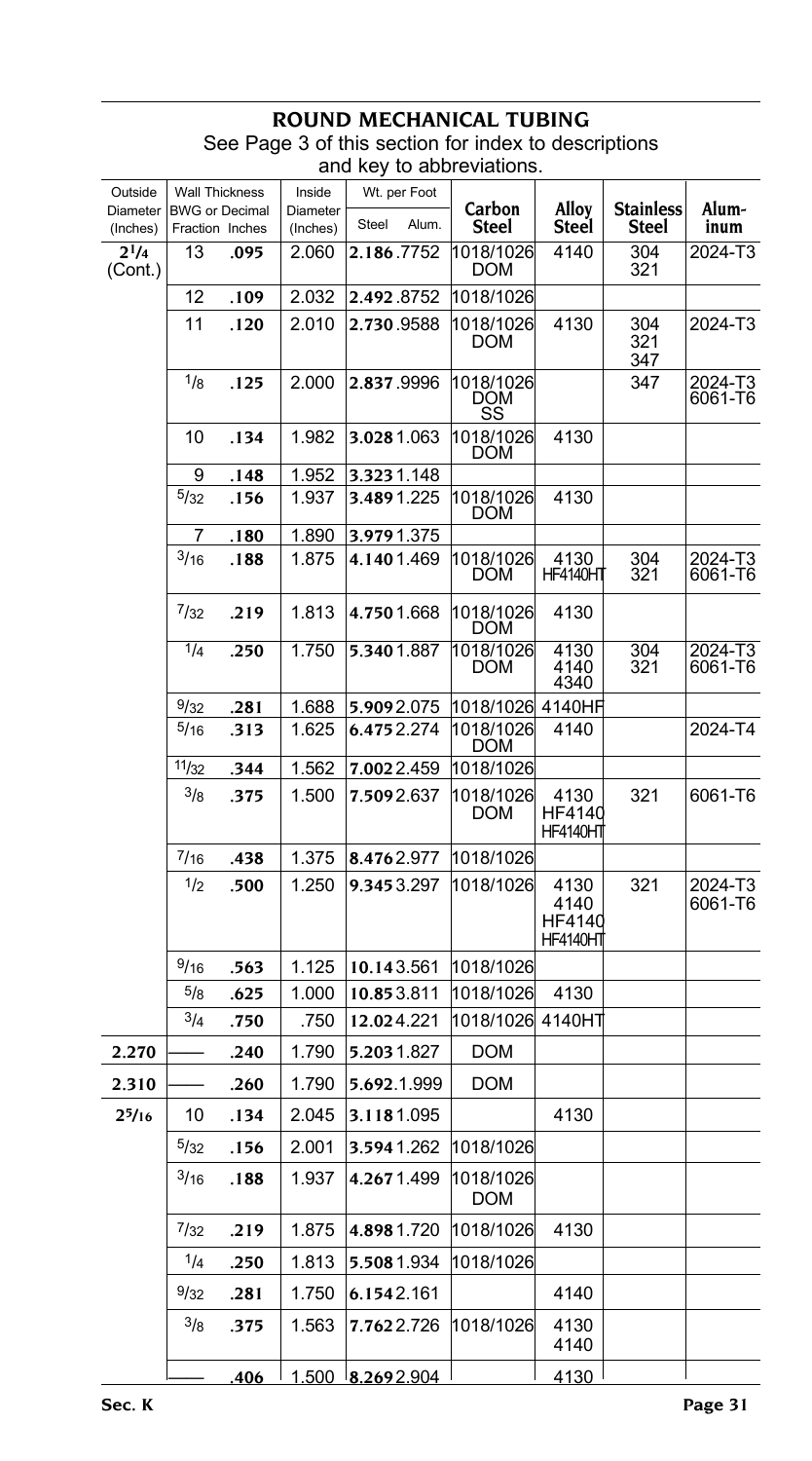# ROUND MECHANICAL TUBING

See Page 3 of this section for index to descriptions and key to abbreviations.

| Outside Diameter (Inches) | Wall Thickness BWG or Fraction | Decimal Inches | Inside Diameter (Inches) | Wt. per Foot Steel | Alum. | Carbon Steel | Alloy Steel | Stainless Steel | Aluminum |
|---|---|---|---|---|---|---|---|---|---|
| $2^1/_4$ (Cont.) | 13 | .095 | 2.060 | 2.186 | .7752 | 1018/1026 DOM | 4140 | 304 321 | 2024-T3 |
| | 12 | .109 | 2.032 | 2.492 | .8752 | 1018/1026 | | | |
| | 11 | .120 | 2.010 | 2.730 | .9588 | 1018/1026 DOM | 4130 | 304 321 347 | 2024-T3 |
| | 1/8 | .125 | 2.000 | 2.837 | .9996 | 1018/1026 DOM SS | | 347 | 2024-T3 6061-T6 |
| | 10 | .134 | 1.982 | 3.028 | 1.063 | 1018/1026 DOM | 4130 | | |
| | 9 | .148 | 1.952 | 3.323 | 1.148 | | | | |
| | 5/32 | .156 | 1.937 | 3.489 | 1.225 | 1018/1026 DOM | 4130 | | |
| | 7 | .180 | 1.890 | 3.979 | 1.375 | | | | |
| | 3/16 | .188 | 1.875 | 4.140 | 1.469 | 1018/1026 DOM | 4130 HF4140HT | 304 321 | 2024-T3 6061-T6 |
| | 7/32 | .219 | 1.813 | 4.750 | 1.668 | 1018/1026 DOM | 4130 | | |
| | 1/4 | .250 | 1.750 | 5.340 | 1.887 | 1018/1026 DOM | 4130 4140 4340 | 304 321 | 2024-T3 6061-T6 |
| | 9/32 | .281 | 1.688 | 5.909 | 2.075 | 1018/1026 | 4140HF | | |
| | 5/16 | .313 | 1.625 | 6.475 | 2.274 | 1018/1026 DOM | 4140 | | 2024-T4 |
| | 11/32 | .344 | 1.562 | 7.002 | 2.459 | 1018/1026 | | | |
| | 3/8 | .375 | 1.500 | 7.509 | 2.637 | 1018/1026 DOM | 4130 HF4140 HF4140HT | 321 | 6061-T6 |
| | 7/16 | .438 | 1.375 | 8.476 | 2.977 | 1018/1026 | | | |
| | 1/2 | .500 | 1.250 | 9.345 | 3.297 | 1018/1026 | 4130 4140 HF4140 HF4140HT | 321 | 2024-T3 6061-T6 |
| | 9/16 | .563 | 1.125 | 10.14 | 3.561 | 1018/1026 | | | |
| | 5/8 | .625 | 1.000 | 10.85 | 3.811 | 1018/1026 | 4130 | | |
| | 3/4 | .750 | .750 | 12.02 | 4.221 | 1018/1026 | 4140HT | | |
| 2.270 | —— | .240 | 1.790 | 5.203 | 1.827 | DOM | | | |
| 2.310 | —— | .260 | 1.790 | 5.692 | .1.999 | DOM | | | |
| $2^5/_{16}$ | 10 | .134 | 2.045 | 3.118 | 1.095 | | 4130 | | |
| | 5/32 | .156 | 2.001 | 3.594 | 1.262 | 1018/1026 | | | |
| | 3/16 | .188 | 1.937 | 4.267 | 1.499 | 1018/1026 DOM | | | |
| | 7/32 | .219 | 1.875 | 4.898 | 1.720 | 1018/1026 | 4130 | | |
| | 1/4 | .250 | 1.813 | 5.508 | 1.934 | 1018/1026 | | | |
| | 9/32 | .281 | 1.750 | 6.154 | 2.161 | | 4140 | | |
| | 3/8 | .375 | 1.563 | 7.762 | 2.726 | 1018/1026 | 4130 4140 | | |
| | —— | .406 | 1.500 | 8.269 | 2.904 | | 4130 | | |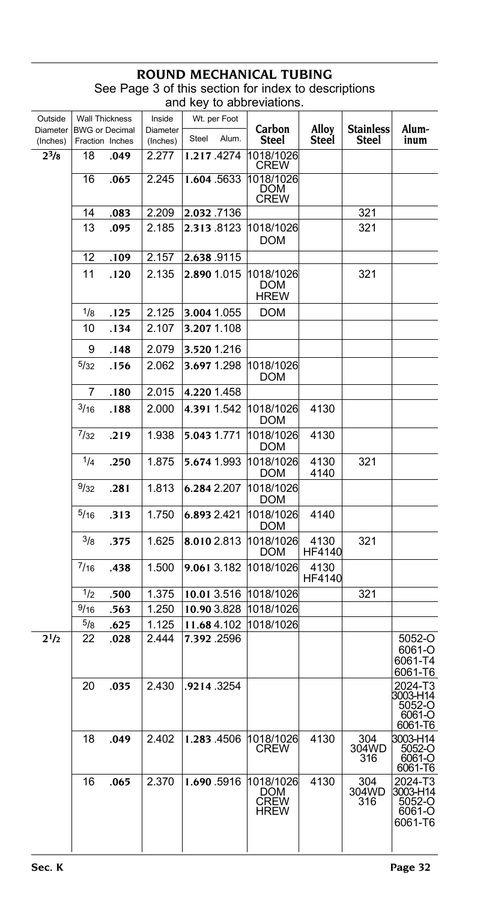# ROUND MECHANICAL TUBING

See Page 3 of this section for index to descriptions and key to abbreviations.

| Outside Diameter (Inches) | Wall Thickness BWG or Fraction | Wall Thickness Decimal Inches | Inside Diameter (Inches) | Wt. per Foot Steel | Wt. per Foot Alum. | Carbon Steel | Alloy Steel | Stainless Steel | Aluminum |
|---|---|---|---|---|---|---|---|---|---|
| **2 3/8** | 18 | **.049** | 2.277 | **1.217** | .4274 | 1018/1026 CREW | | | |
| | 16 | **.065** | 2.245 | **1.604** | .5633 | 1018/1026 DOM CREW | | | |
| | 14 | **.083** | 2.209 | **2.032** | .7136 | | | 321 | |
| | 13 | **.095** | 2.185 | **2.313** | .8123 | 1018/1026 DOM | | 321 | |
| | 12 | **.109** | 2.157 | **2.638** | .9115 | | | | |
| | 11 | **.120** | 2.135 | **2.890** | 1.015 | 1018/1026 DOM HREW | | 321 | |
| | 1/8 | **.125** | 2.125 | **3.004** | 1.055 | DOM | | | |
| | 10 | **.134** | 2.107 | **3.207** | 1.108 | | | | |
| | 9 | **.148** | 2.079 | **3.520** | 1.216 | | | | |
| | 5/32 | **.156** | 2.062 | **3.697** | 1.298 | 1018/1026 DOM | | | |
| | 7 | **.180** | 2.015 | **4.220** | 1.458 | | | | |
| | 3/16 | **.188** | 2.000 | **4.391** | 1.542 | 1018/1026 DOM | 4130 | | |
| | 7/32 | **.219** | 1.938 | **5.043** | 1.771 | 1018/1026 DOM | 4130 | | |
| | 1/4 | **.250** | 1.875 | **5.674** | 1.993 | 1018/1026 DOM | 4130 4140 | 321 | |
| | 9/32 | **.281** | 1.813 | **6.284** | 2.207 | 1018/1026 DOM | | | |
| | 5/16 | **.313** | 1.750 | **6.893** | 2.421 | 1018/1026 DOM | 4140 | | |
| | 3/8 | **.375** | 1.625 | **8.010** | 2.813 | 1018/1026 DOM | 4130 HF4140 | 321 | |
| | 7/16 | **.438** | 1.500 | **9.061** | 3.182 | 1018/1026 | 4130 HF4140 | | |
| | 1/2 | **.500** | 1.375 | **10.01** | 3.516 | 1018/1026 | | 321 | |
| | 9/16 | **.563** | 1.250 | **10.90** | 3.828 | 1018/1026 | | | |
| | 5/8 | **.625** | 1.125 | **11.68** | 4.102 | 1018/1026 | | | |
| **2 1/2** | 22 | **.028** | 2.444 | **7.392** | .2596 | | | | 5052-O 6061-O 6061-T4 6061-T6 |
| | 20 | **.035** | 2.430 | **.9214** | .3254 | | | | 2024-T3 3003-H14 5052-O 6061-O 6061-T6 |
| | 18 | **.049** | 2.402 | **1.283** | .4506 | 1018/1026 CREW | 4130 | 304 304WD 316 | 3003-H14 5052-O 6061-O 6061-T6 |
| | 16 | **.065** | 2.370 | **1.690** | .5916 | 1018/1026 DOM CREW HREW | 4130 | 304 304WD 316 | 2024-T3 3003-H14 5052-O 6061-O 6061-T6 |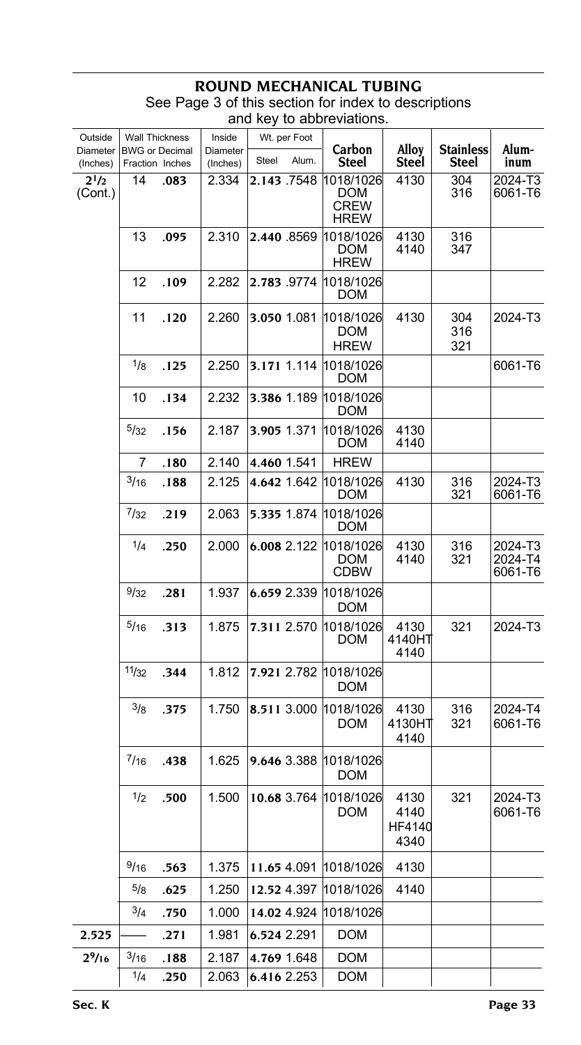# ROUND MECHANICAL TUBING

See Page 3 of this section for index to descriptions and key to abbreviations.

| Outside Diameter (Inches) | Wall Thickness BWG or Fraction | Wall Thickness Decimal Inches | Inside Diameter (Inches) | Wt. per Foot Steel | Wt. per Foot Alum. | Carbon Steel | Alloy Steel | Stainless Steel | Aluminum |
|---|---|---|---|---|---|---|---|---|---|
| 2 1/2 (Cont.) | 14 | **.083** | 2.334 | **2.143** | .7548 | 1018/1026 DOM CREW HREW | 4130 | 304 316 | 2024-T3 6061-T6 |
| | 13 | **.095** | 2.310 | **2.440** | .8569 | 1018/1026 DOM HREW | 4130 4140 | 316 347 | |
| | 12 | **.109** | 2.282 | **2.783** | .9774 | 1018/1026 DOM | | | |
| | 11 | **.120** | 2.260 | **3.050** | 1.081 | 1018/1026 DOM HREW | 4130 | 304 316 321 | 2024-T3 |
| | 1/8 | **.125** | 2.250 | **3.171** | 1.114 | 1018/1026 DOM | | | 6061-T6 |
| | 10 | **.134** | 2.232 | **3.386** | 1.189 | 1018/1026 DOM | | | |
| | 5/32 | **.156** | 2.187 | **3.905** | 1.371 | 1018/1026 DOM | 4130 4140 | | |
| | 7 | **.180** | 2.140 | **4.460** | 1.541 | HREW | | | |
| | 3/16 | **.188** | 2.125 | **4.642** | 1.642 | 1018/1026 DOM | 4130 | 316 321 | 2024-T3 6061-T6 |
| | 7/32 | **.219** | 2.063 | **5.335** | 1.874 | 1018/1026 DOM | | | |
| | 1/4 | **.250** | 2.000 | **6.008** | 2.122 | 1018/1026 DOM CDBW | 4130 4140 | 316 321 | 2024-T3 2024-T4 6061-T6 |
| | 9/32 | **.281** | 1.937 | **6.659** | 2.339 | 1018/1026 DOM | | | |
| | 5/16 | **.313** | 1.875 | **7.311** | 2.570 | 1018/1026 DOM | 4130 4140HT 4140 | 321 | 2024-T3 |
| | 11/32 | **.344** | 1.812 | **7.921** | 2.782 | 1018/1026 DOM | | | |
| | 3/8 | **.375** | 1.750 | **8.511** | 3.000 | 1018/1026 DOM | 4130 4130HT 4140 | 316 321 | 2024-T4 6061-T6 |
| | 7/16 | **.438** | 1.625 | **9.646** | 3.388 | 1018/1026 DOM | | | |
| | 1/2 | **.500** | 1.500 | **10.68** | 3.764 | 1018/1026 DOM | 4130 4140 HF4140 4340 | 321 | 2024-T3 6061-T6 |
| | 9/16 | **.563** | 1.375 | **11.65** | 4.091 | 1018/1026 | 4130 | | |
| | 5/8 | **.625** | 1.250 | **12.52** | 4.397 | 1018/1026 | 4140 | | |
| | 3/4 | **.750** | 1.000 | **14.02** | 4.924 | 1018/1026 | | | |
| **2.525** | —— | **.271** | 1.981 | **6.524** | 2.291 | DOM | | | |
| **2 9/16** | 3/16 | **.188** | 2.187 | **4.769** | 1.648 | DOM | | | |
| | 1/4 | **.250** | 2.063 | **6.416** | 2.253 | DOM | | | |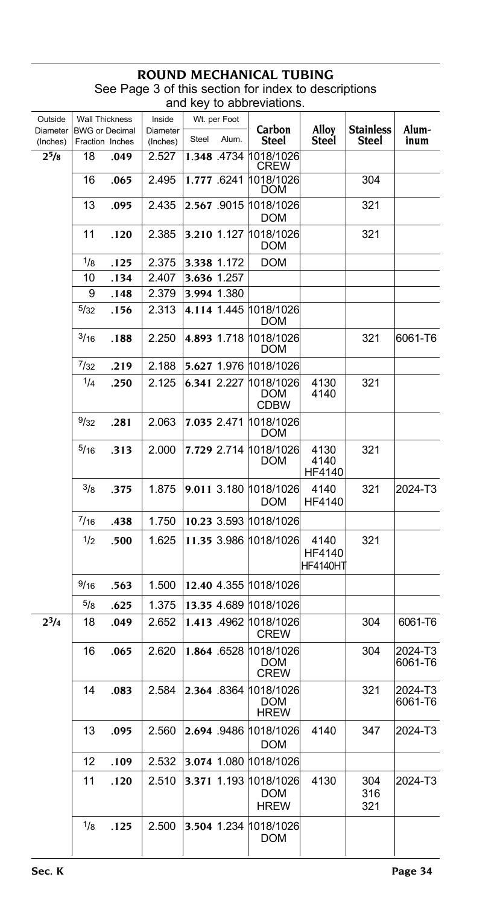# ROUND MECHANICAL TUBING

See Page 3 of this section for index to descriptions and key to abbreviations.

| Outside Diameter (Inches) | Wall Thickness BWG or Fraction | Wall Thickness Decimal Inches | Inside Diameter (Inches) | Wt. per Foot Steel | Wt. per Foot Alum. | Carbon Steel | Alloy Steel | Stainless Steel | Aluminum |
|---|---|---|---|---|---|---|---|---|---|
| $2^{5}/_{8}$ | 18 | **.049** | 2.527 | **1.348** | .4734 | 1018/1026 CREW | | | |
| | 16 | **.065** | 2.495 | **1.777** | .6241 | 1018/1026 DOM | | 304 | |
| | 13 | **.095** | 2.435 | **2.567** | .9015 | 1018/1026 DOM | | 321 | |
| | 11 | **.120** | 2.385 | **3.210** | 1.127 | 1018/1026 DOM | | 321 | |
| | 1/8 | **.125** | 2.375 | **3.338** | 1.172 | DOM | | | |
| | 10 | **.134** | 2.407 | **3.636** | 1.257 | | | | |
| | 9 | **.148** | 2.379 | **3.994** | 1.380 | | | | |
| | 5/32 | **.156** | 2.313 | **4.114** | 1.445 | 1018/1026 DOM | | | |
| | 3/16 | **.188** | 2.250 | **4.893** | 1.718 | 1018/1026 DOM | | 321 | 6061-T6 |
| | 7/32 | **.219** | 2.188 | **5.627** | 1.976 | 1018/1026 | | | |
| | 1/4 | **.250** | 2.125 | **6.341** | 2.227 | 1018/1026 DOM CDBW | 4130 4140 | 321 | |
| | 9/32 | **.281** | 2.063 | **7.035** | 2.471 | 1018/1026 DOM | | | |
| | 5/16 | **.313** | 2.000 | **7.729** | 2.714 | 1018/1026 DOM | 4130 4140 HF4140 | 321 | |
| | 3/8 | **.375** | 1.875 | **9.011** | 3.180 | 1018/1026 DOM | 4140 HF4140 | 321 | 2024-T3 |
| | 7/16 | **.438** | 1.750 | **10.23** | 3.593 | 1018/1026 | | | |
| | 1/2 | **.500** | 1.625 | **11.35** | 3.986 | 1018/1026 | 4140 HF4140 HF4140HT | 321 | |
| | 9/16 | **.563** | 1.500 | **12.40** | 4.355 | 1018/1026 | | | |
| | 5/8 | **.625** | 1.375 | **13.35** | 4.689 | 1018/1026 | | | |
| $2^{3}/_{4}$ | 18 | **.049** | 2.652 | **1.413** | .4962 | 1018/1026 CREW | | 304 | 6061-T6 |
| | 16 | **.065** | 2.620 | **1.864** | .6528 | 1018/1026 DOM CREW | | 304 | 2024-T3 6061-T6 |
| | 14 | **.083** | 2.584 | **2.364** | .8364 | 1018/1026 DOM HREW | | 321 | 2024-T3 6061-T6 |
| | 13 | **.095** | 2.560 | **2.694** | .9486 | 1018/1026 DOM | 4140 | 347 | 2024-T3 |
| | 12 | **.109** | 2.532 | **3.074** | 1.080 | 1018/1026 | | | |
| | 11 | **.120** | 2.510 | **3.371** | 1.193 | 1018/1026 DOM HREW | 4130 | 304 316 321 | 2024-T3 |
| | 1/8 | **.125** | 2.500 | **3.504** | 1.234 | 1018/1026 DOM | | | |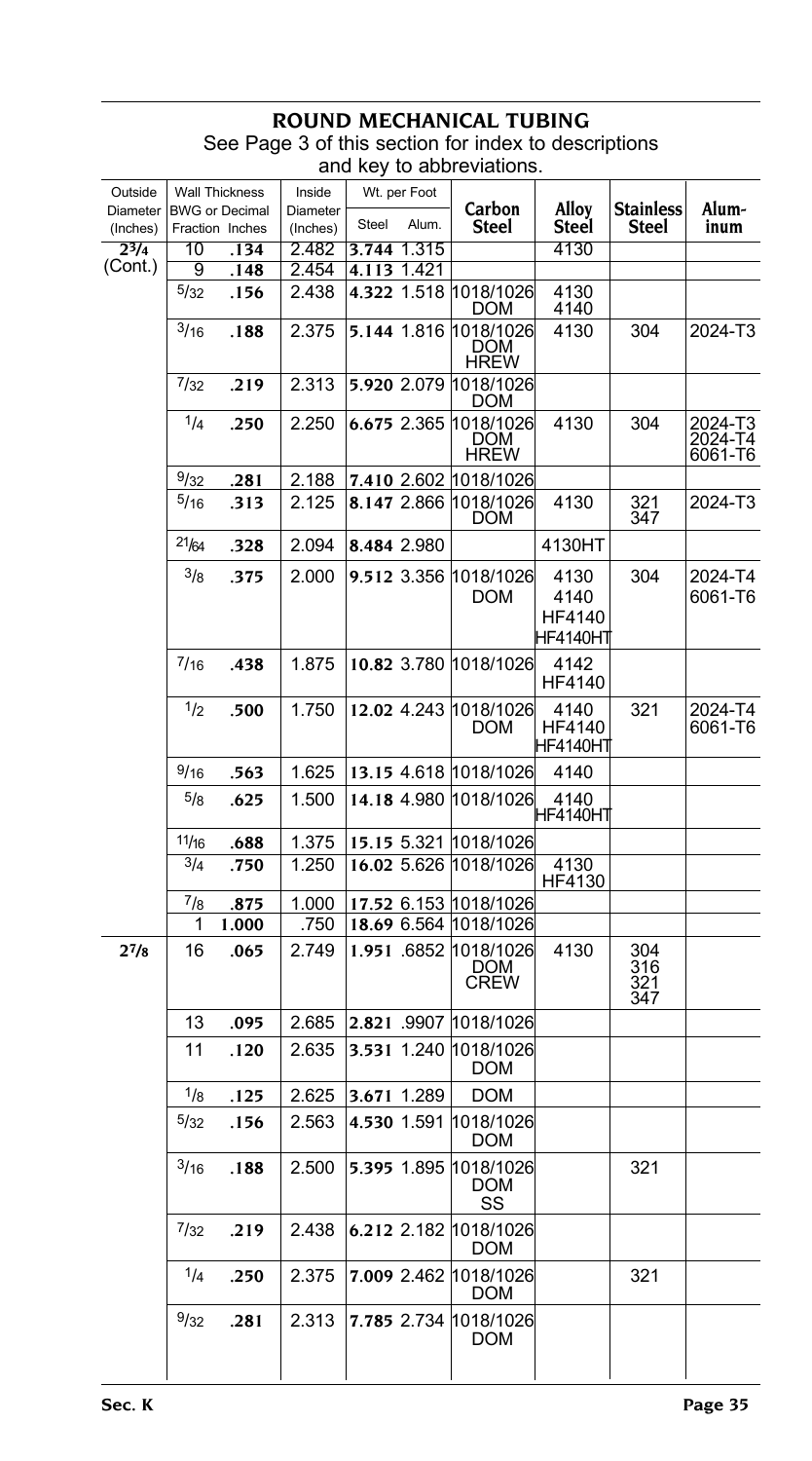## ROUND MECHANICAL TUBING

See Page 3 of this section for index to descriptions and key to abbreviations.

| Outside Diameter (Inches) | Wall Thickness BWG or Fraction | Wall Thickness Decimal Inches | Inside Diameter (Inches) | Wt. per Foot Steel | Wt. per Foot Alum. | Carbon Steel | Alloy Steel | Stainless Steel | Aluminum |
|---|---|---|---|---|---|---|---|---|---|
| 2 3/4 (Cont.) | 10 | .134 | 2.482 | 3.744 | 1.315 | | 4130 | | |
| | 9 | .148 | 2.454 | 4.113 | 1.421 | | | | |
| | 5/32 | .156 | 2.438 | 4.322 | 1.518 | 1018/1026 DOM | 4130 4140 | | |
| | 3/16 | .188 | 2.375 | 5.144 | 1.816 | 1018/1026 DOM HREW | 4130 | 304 | 2024-T3 |
| | 7/32 | .219 | 2.313 | 5.920 | 2.079 | 1018/1026 DOM | | | |
| | 1/4 | .250 | 2.250 | 6.675 | 2.365 | 1018/1026 DOM HREW | 4130 | 304 | 2024-T3 2024-T4 6061-T6 |
| | 9/32 | .281 | 2.188 | 7.410 | 2.602 | 1018/1026 | | | |
| | 5/16 | .313 | 2.125 | 8.147 | 2.866 | 1018/1026 DOM | 4130 | 321 347 | 2024-T3 |
| | 21/64 | .328 | 2.094 | 8.484 | 2.980 | | 4130HT | | |
| | 3/8 | .375 | 2.000 | 9.512 | 3.356 | 1018/1026 DOM | 4130 4140 HF4140 HF4140HT | 304 | 2024-T4 6061-T6 |
| | 7/16 | .438 | 1.875 | 10.82 | 3.780 | 1018/1026 | 4142 HF4140 | | |
| | 1/2 | .500 | 1.750 | 12.02 | 4.243 | 1018/1026 DOM | 4140 HF4140 HF4140HT | 321 | 2024-T4 6061-T6 |
| | 9/16 | .563 | 1.625 | 13.15 | 4.618 | 1018/1026 | 4140 | | |
| | 5/8 | .625 | 1.500 | 14.18 | 4.980 | 1018/1026 | 4140 HF4140HT | | |
| | 11/16 | .688 | 1.375 | 15.15 | 5.321 | 1018/1026 | | | |
| | 3/4 | .750 | 1.250 | 16.02 | 5.626 | 1018/1026 | 4130 HF4130 | | |
| | 7/8 | .875 | 1.000 | 17.52 | 6.153 | 1018/1026 | | | |
| | 1 | 1.000 | .750 | 18.69 | 6.564 | 1018/1026 | | | |
| 2 7/8 | 16 | .065 | 2.749 | 1.951 | .6852 | 1018/1026 DOM CREW | 4130 | 304 316 321 347 | |
| | 13 | .095 | 2.685 | 2.821 | .9907 | 1018/1026 | | | |
| | 11 | .120 | 2.635 | 3.531 | 1.240 | 1018/1026 DOM | | | |
| | 1/8 | .125 | 2.625 | 3.671 | 1.289 | DOM | | | |
| | 5/32 | .156 | 2.563 | 4.530 | 1.591 | 1018/1026 DOM | | | |
| | 3/16 | .188 | 2.500 | 5.395 | 1.895 | 1018/1026 DOM SS | | 321 | |
| | 7/32 | .219 | 2.438 | 6.212 | 2.182 | 1018/1026 DOM | | | |
| | 1/4 | .250 | 2.375 | 7.009 | 2.462 | 1018/1026 DOM | | 321 | |
| | 9/32 | .281 | 2.313 | 7.785 | 2.734 | 1018/1026 DOM | | | |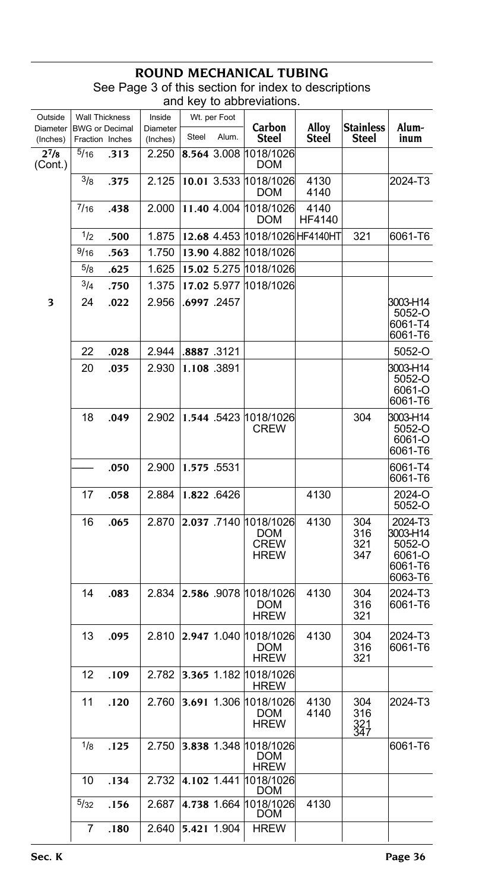# ROUND MECHANICAL TUBING

See Page 3 of this section for index to descriptions and key to abbreviations.

| Outside Diameter (Inches) | Wall Thickness BWG or Fraction | Wall Thickness Decimal Inches | Inside Diameter (Inches) | Wt. per Foot Steel | Wt. per Foot Alum. | Carbon Steel | Alloy Steel | Stainless Steel | Aluminum |
|---|---|---|---|---|---|---|---|---|---|
| 2 7/8 (Cont.) | 5/16 | **.313** | 2.250 | **8.564** | 3.008 | 1018/1026 DOM | | | |
| | 3/8 | **.375** | 2.125 | **10.01** | 3.533 | 1018/1026 DOM | 4130 4140 | | 2024-T3 |
| | 7/16 | **.438** | 2.000 | **11.40** | 4.004 | 1018/1026 DOM | 4140 HF4140 | | |
| | 1/2 | **.500** | 1.875 | **12.68** | 4.453 | 1018/1026 | HF4140HT | 321 | 6061-T6 |
| | 9/16 | **.563** | 1.750 | **13.90** | 4.882 | 1018/1026 | | | |
| | 5/8 | **.625** | 1.625 | **15.02** | 5.275 | 1018/1026 | | | |
| | 3/4 | **.750** | 1.375 | **17.02** | 5.977 | 1018/1026 | | | |
| **3** | 24 | **.022** | 2.956 | **.6997** | .2457 | | | | 3003-H14 5052-O 6061-T4 6061-T6 |
| | 22 | **.028** | 2.944 | **.8887** | .3121 | | | | 5052-O |
| | 20 | **.035** | 2.930 | **1.108** | .3891 | | | | 3003-H14 5052-O 6061-O 6061-T6 |
| | 18 | **.049** | 2.902 | **1.544** | .5423 | 1018/1026 CREW | | 304 | 3003-H14 5052-O 6061-O 6061-T6 |
| | —— | **.050** | 2.900 | **1.575** | .5531 | | | | 6061-T4 6061-T6 |
| | 17 | **.058** | 2.884 | **1.822** | .6426 | | 4130 | | 2024-O 5052-O |
| | 16 | **.065** | 2.870 | **2.037** | .7140 | 1018/1026 DOM CREW HREW | 4130 | 304 316 321 347 | 2024-T3 3003-H14 5052-O 6061-O 6061-T6 6063-T6 |
| | 14 | **.083** | 2.834 | **2.586** | .9078 | 1018/1026 DOM HREW | 4130 | 304 316 321 | 2024-T3 6061-T6 |
| | 13 | **.095** | 2.810 | **2.947** | 1.040 | 1018/1026 DOM HREW | 4130 | 304 316 321 | 2024-T3 6061-T6 |
| | 12 | **.109** | 2.782 | **3.365** | 1.182 | 1018/1026 HREW | | | |
| | 11 | **.120** | 2.760 | **3.691** | 1.306 | 1018/1026 DOM HREW | 4130 4140 | 304 316 321 347 | 2024-T3 |
| | 1/8 | **.125** | 2.750 | **3.838** | 1.348 | 1018/1026 DOM HREW | | | 6061-T6 |
| | 10 | **.134** | 2.732 | **4.102** | 1.441 | 1018/1026 DOM | | | |
| | 5/32 | **.156** | 2.687 | **4.738** | 1.664 | 1018/1026 DOM | 4130 | | |
| | 7 | **.180** | 2.640 | **5.421** | 1.904 | HREW | | | |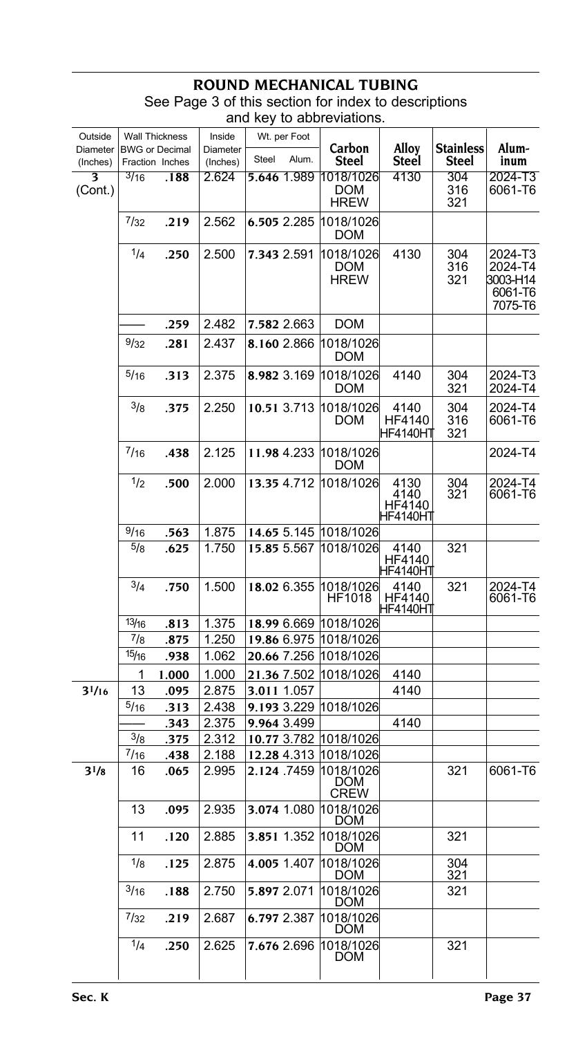## ROUND MECHANICAL TUBING

See Page 3 of this section for index to descriptions and key to abbreviations.

| Outside Diameter (Inches) | Wall Thickness BWG or Fraction | Decimal Inches | Inside Diameter (Inches) | Wt. per Foot Steel | Wt. per Foot Alum. | Carbon Steel | Alloy Steel | Stainless Steel | Aluminum |
|---|---|---|---|---|---|---|---|---|---|
| 3 (Cont.) | 3/16 | .188 | 2.624 | 5.646 | 1.989 | 1018/1026 DOM HREW | 4130 | 304 316 321 | 2024-T3 6061-T6 |
| | 7/32 | .219 | 2.562 | 6.505 | 2.285 | 1018/1026 DOM | | | |
| | 1/4 | .250 | 2.500 | 7.343 | 2.591 | 1018/1026 DOM HREW | 4130 | 304 316 321 | 2024-T3 2024-T4 3003-H14 6061-T6 7075-T6 |
| | | .259 | 2.482 | 7.582 | 2.663 | DOM | | | |
| | 9/32 | .281 | 2.437 | 8.160 | 2.866 | 1018/1026 DOM | | | |
| | 5/16 | .313 | 2.375 | 8.982 | 3.169 | 1018/1026 DOM | 4140 | 304 321 | 2024-T3 2024-T4 |
| | 3/8 | .375 | 2.250 | 10.51 | 3.713 | 1018/1026 DOM | 4140 HF4140 HF4140HT | 304 316 321 | 2024-T4 6061-T6 |
| | 7/16 | .438 | 2.125 | 11.98 | 4.233 | 1018/1026 DOM | | | 2024-T4 |
| | 1/2 | .500 | 2.000 | 13.35 | 4.712 | 1018/1026 | 4130 4140 HF4140 HF4140HT | 304 321 | 2024-T4 6061-T6 |
| | 9/16 | .563 | 1.875 | 14.65 | 5.145 | 1018/1026 | | | |
| | 5/8 | .625 | 1.750 | 15.85 | 5.567 | 1018/1026 | 4140 HF4140 HF4140HT | 321 | |
| | 3/4 | .750 | 1.500 | 18.02 | 6.355 | 1018/1026 HF1018 | 4140 HF4140 HF4140HT | 321 | 2024-T4 6061-T6 |
| | 13/16 | .813 | 1.375 | 18.99 | 6.669 | 1018/1026 | | | |
| | 7/8 | .875 | 1.250 | 19.86 | 6.975 | 1018/1026 | | | |
| | 15/16 | .938 | 1.062 | 20.66 | 7.256 | 1018/1026 | | | |
| | 1 | 1.000 | 1.000 | 21.36 | 7.502 | 1018/1026 | 4140 | | |
| 3 1/16 | 13 | .095 | 2.875 | 3.011 | 1.057 | | 4140 | | |
| | 5/16 | .313 | 2.438 | 9.193 | 3.229 | 1018/1026 | | | |
| | | .343 | 2.375 | 9.964 | 3.499 | | 4140 | | |
| | 3/8 | .375 | 2.312 | 10.77 | 3.782 | 1018/1026 | | | |
| | 7/16 | .438 | 2.188 | 12.28 | 4.313 | 1018/1026 | | | |
| 3 1/8 | 16 | .065 | 2.995 | 2.124 | .7459 | 1018/1026 DOM CREW | | 321 | 6061-T6 |
| | 13 | .095 | 2.935 | 3.074 | 1.080 | 1018/1026 DOM | | | |
| | 11 | .120 | 2.885 | 3.851 | 1.352 | 1018/1026 DOM | | 321 | |
| | 1/8 | .125 | 2.875 | 4.005 | 1.407 | 1018/1026 DOM | | 304 321 | |
| | 3/16 | .188 | 2.750 | 5.897 | 2.071 | 1018/1026 DOM | | 321 | |
| | 7/32 | .219 | 2.687 | 6.797 | 2.387 | 1018/1026 DOM | | | |
| | 1/4 | .250 | 2.625 | 7.676 | 2.696 | 1018/1026 DOM | | 321 | |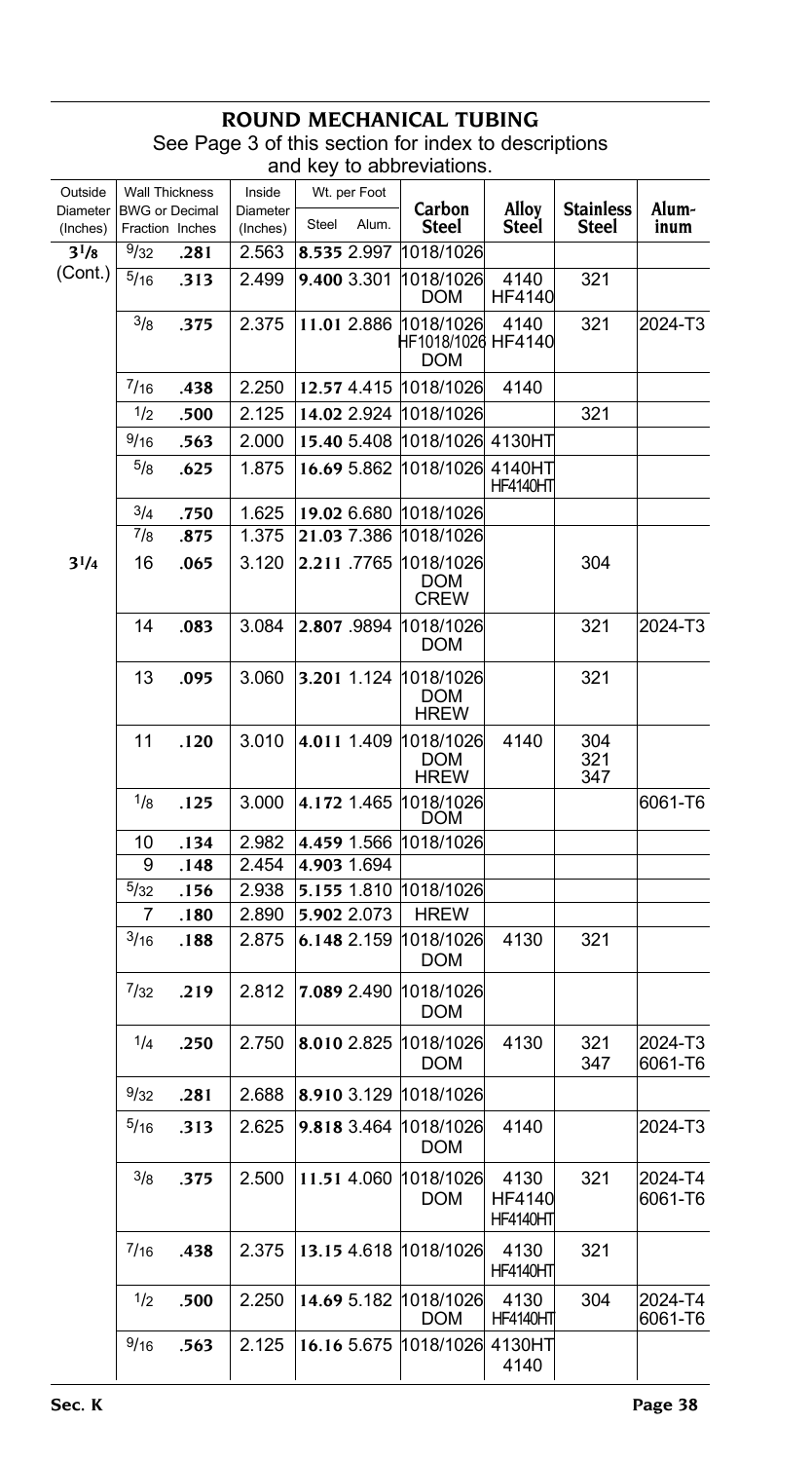# ROUND MECHANICAL TUBING

See Page 3 of this section for index to descriptions and key to abbreviations.

| Outside Diameter (Inches) | Wall Thickness BWG or Fraction | Wall Thickness Decimal Inches | Inside Diameter (Inches) | Wt. per Foot Steel | Wt. per Foot Alum. | Carbon Steel | Alloy Steel | Stainless Steel | Aluminum |
|---|---|---|---|---|---|---|---|---|---|
| 3 1/8 (Cont.) | 9/32 | .281 | 2.563 | **8.535** | 2.997 | 1018/1026 | | | |
| | 5/16 | .313 | 2.499 | **9.400** | 3.301 | 1018/1026 DOM | 4140 HF4140 | 321 | |
| | 3/8 | .375 | 2.375 | **11.01** | 2.886 | 1018/1026 HF1018/1026 DOM | 4140 HF4140 | 321 | 2024-T3 |
| | 7/16 | .438 | 2.250 | **12.57** | 4.415 | 1018/1026 | 4140 | | |
| | 1/2 | .500 | 2.125 | **14.02** | 2.924 | 1018/1026 | | 321 | |
| | 9/16 | .563 | 2.000 | **15.40** | 5.408 | 1018/1026 | 4130HT | | |
| | 5/8 | .625 | 1.875 | **16.69** | 5.862 | 1018/1026 | 4140HT HF4140HT | | |
| | 3/4 | .750 | 1.625 | **19.02** | 6.680 | 1018/1026 | | | |
| | 7/8 | .875 | 1.375 | **21.03** | 7.386 | 1018/1026 | | | |
| 3 1/4 | 16 | .065 | 3.120 | **2.211** | .7765 | 1018/1026 DOM CREW | | 304 | |
| | 14 | .083 | 3.084 | **2.807** | .9894 | 1018/1026 DOM | | 321 | 2024-T3 |
| | 13 | .095 | 3.060 | **3.201** | 1.124 | 1018/1026 DOM HREW | | 321 | |
| | 11 | .120 | 3.010 | **4.011** | 1.409 | 1018/1026 DOM HREW | 4140 | 304 321 347 | |
| | 1/8 | .125 | 3.000 | **4.172** | 1.465 | 1018/1026 DOM | | | 6061-T6 |
| | 10 | .134 | 2.982 | **4.459** | 1.566 | 1018/1026 | | | |
| | 9 | .148 | 2.454 | **4.903** | 1.694 | | | | |
| | 5/32 | .156 | 2.938 | **5.155** | 1.810 | 1018/1026 | | | |
| | 7 | .180 | 2.890 | **5.902** | 2.073 | HREW | | | |
| | 3/16 | .188 | 2.875 | **6.148** | 2.159 | 1018/1026 DOM | 4130 | 321 | |
| | 7/32 | .219 | 2.812 | **7.089** | 2.490 | 1018/1026 DOM | | | |
| | 1/4 | .250 | 2.750 | **8.010** | 2.825 | 1018/1026 DOM | 4130 | 321 347 | 2024-T3 6061-T6 |
| | 9/32 | .281 | 2.688 | **8.910** | 3.129 | 1018/1026 | | | |
| | 5/16 | .313 | 2.625 | **9.818** | 3.464 | 1018/1026 DOM | 4140 | | 2024-T3 |
| | 3/8 | .375 | 2.500 | **11.51** | 4.060 | 1018/1026 DOM | 4130 HF4140 HF4140HT | 321 | 2024-T4 6061-T6 |
| | 7/16 | .438 | 2.375 | **13.15** | 4.618 | 1018/1026 | 4130 HF4140HT | 321 | |
| | 1/2 | .500 | 2.250 | **14.69** | 5.182 | 1018/1026 DOM | 4130 HF4140HT | 304 | 2024-T4 6061-T6 |
| | 9/16 | .563 | 2.125 | **16.16** | 5.675 | 1018/1026 | 4130HT 4140 | | |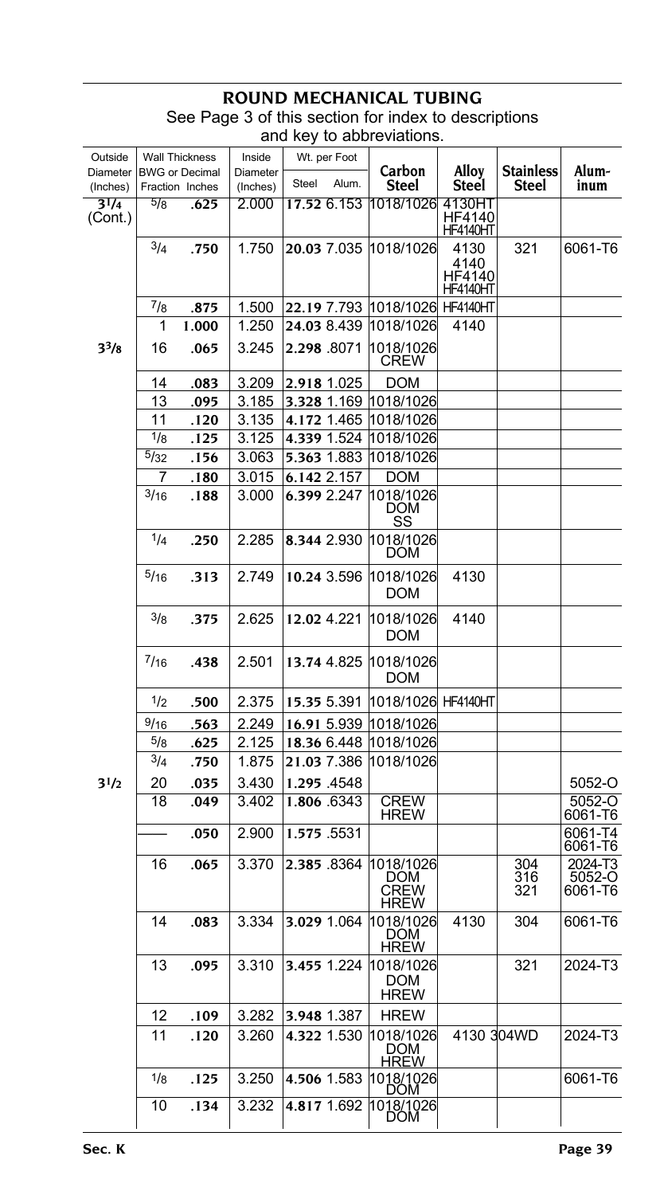## ROUND MECHANICAL TUBING

See Page 3 of this section for index to descriptions and key to abbreviations.

| Outside Diameter (Inches) | Wall Thickness BWG or Fraction | Wall Thickness Decimal Inches | Inside Diameter (Inches) | Wt. per Foot Steel | Wt. per Foot Alum. | Carbon Steel | Alloy Steel | Stainless Steel | Aluminum |
|---|---|---|---|---|---|---|---|---|---|
| 3 1/4 (Cont.) | 5/8 | **.625** | 2.000 | **17.52** | 6.153 | 1018/1026 | 4130HT HF4140 HF4140HT | | |
| | 3/4 | **.750** | 1.750 | **20.03** | 7.035 | 1018/1026 | 4130 4140 HF4140 HF4140HT | 321 | 6061-T6 |
| | 7/8 | **.875** | 1.500 | **22.19** | 7.793 | 1018/1026 | HF4140HT | | |
| | 1 | **1.000** | 1.250 | **24.03** | 8.439 | 1018/1026 | 4140 | | |
| 3 3/8 | 16 | **.065** | 3.245 | **2.298** | .8071 | 1018/1026 CREW | | | |
| | 14 | **.083** | 3.209 | **2.918** | 1.025 | DOM | | | |
| | 13 | **.095** | 3.185 | **3.328** | 1.169 | 1018/1026 | | | |
| | 11 | **.120** | 3.135 | **4.172** | 1.465 | 1018/1026 | | | |
| | 1/8 | **.125** | 3.125 | **4.339** | 1.524 | 1018/1026 | | | |
| | 5/32 | **.156** | 3.063 | **5.363** | 1.883 | 1018/1026 | | | |
| | 7 | **.180** | 3.015 | **6.142** | 2.157 | DOM | | | |
| | 3/16 | **.188** | 3.000 | **6.399** | 2.247 | 1018/1026 DOM SS | | | |
| | 1/4 | **.250** | 2.285 | **8.344** | 2.930 | 1018/1026 DOM | | | |
| | 5/16 | **.313** | 2.749 | **10.24** | 3.596 | 1018/1026 DOM | 4130 | | |
| | 3/8 | **.375** | 2.625 | **12.02** | 4.221 | 1018/1026 DOM | 4140 | | |
| | 7/16 | **.438** | 2.501 | **13.74** | 4.825 | 1018/1026 DOM | | | |
| | 1/2 | **.500** | 2.375 | **15.35** | 5.391 | 1018/1026 | HF4140HT | | |
| | 9/16 | **.563** | 2.249 | **16.91** | 5.939 | 1018/1026 | | | |
| | 5/8 | **.625** | 2.125 | **18.36** | 6.448 | 1018/1026 | | | |
| | 3/4 | **.750** | 1.875 | **21.03** | 7.386 | 1018/1026 | | | |
| 3 1/2 | 20 | **.035** | 3.430 | **1.295** | .4548 | | | | 5052-O |
| | 18 | **.049** | 3.402 | **1.806** | .6343 | CREW HREW | | | 5052-O 6061-T6 |
| | —— | **.050** | 2.900 | **1.575** | .5531 | | | | 6061-T4 6061-T6 |
| | 16 | **.065** | 3.370 | **2.385** | .8364 | 1018/1026 DOM CREW HREW | | 304 316 321 | 2024-T3 5052-O 6061-T6 |
| | 14 | **.083** | 3.334 | **3.029** | 1.064 | 1018/1026 DOM HREW | 4130 | 304 | 6061-T6 |
| | 13 | **.095** | 3.310 | **3.455** | 1.224 | 1018/1026 DOM HREW | | 321 | 2024-T3 |
| | 12 | **.109** | 3.282 | **3.948** | 1.387 | HREW | | | |
| | 11 | **.120** | 3.260 | **4.322** | 1.530 | 1018/1026 DOM HREW | 4130 | 304WD | 2024-T3 |
| | 1/8 | **.125** | 3.250 | **4.506** | 1.583 | 1018/1026 DOM | | | 6061-T6 |
| | 10 | **.134** | 3.232 | **4.817** | 1.692 | 1018/1026 DOM | | | |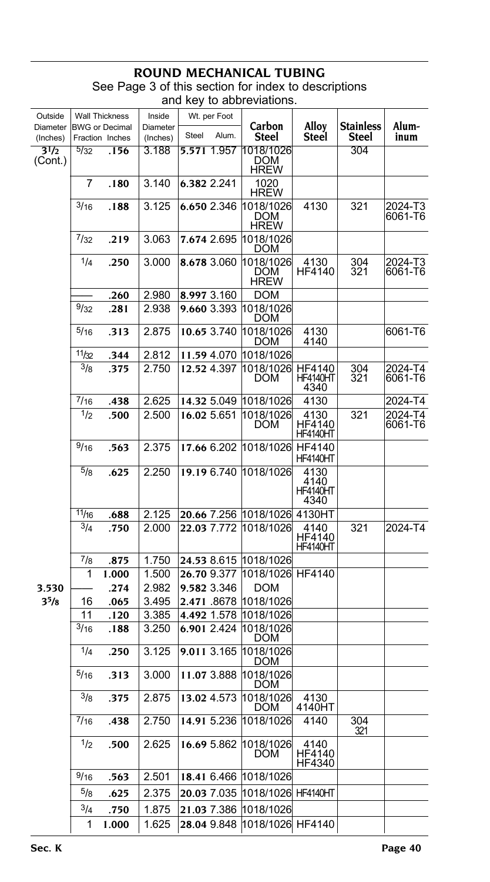# ROUND MECHANICAL TUBING

See Page 3 of this section for index to descriptions and key to abbreviations.

| Outside Diameter (Inches) | Wall Thickness BWG or Fraction | Wall Thickness Decimal Inches | Inside Diameter (Inches) | Wt. per Foot Steel | Wt. per Foot Alum. | Carbon Steel | Alloy Steel | Stainless Steel | Aluminum |
|---|---|---|---|---|---|---|---|---|---|
| 3 1/2 (Cont.) | 5/32 | .156 | 3.188 | 5.571 | 1.957 | 1018/1026 DOM HREW | | 304 | |
| | 7 | .180 | 3.140 | 6.382 | 2.241 | 1020 HREW | | | |
| | 3/16 | .188 | 3.125 | 6.650 | 2.346 | 1018/1026 DOM HREW | 4130 | 321 | 2024-T3 6061-T6 |
| | 7/32 | .219 | 3.063 | 7.674 | 2.695 | 1018/1026 DOM | | | |
| | 1/4 | .250 | 3.000 | 8.678 | 3.060 | 1018/1026 DOM HREW | 4130 HF4140 | 304 321 | 2024-T3 6061-T6 |
| | | .260 | 2.980 | 8.997 | 3.160 | DOM | | | |
| | 9/32 | .281 | 2.938 | 9.660 | 3.393 | 1018/1026 DOM | | | |
| | 5/16 | .313 | 2.875 | 10.65 | 3.740 | 1018/1026 DOM | 4130 4140 | | 6061-T6 |
| | 11/32 | .344 | 2.812 | 11.59 | 4.070 | 1018/1026 | | | |
| | 3/8 | .375 | 2.750 | 12.52 | 4.397 | 1018/1026 DOM | HF4140 HF4140HT 4340 | 304 321 | 2024-T4 6061-T6 |
| | 7/16 | .438 | 2.625 | 14.32 | 5.049 | 1018/1026 | 4130 | | 2024-T4 |
| | 1/2 | .500 | 2.500 | 16.02 | 5.651 | 1018/1026 DOM | 4130 HF4140 HF4140HT | 321 | 2024-T4 6061-T6 |
| | 9/16 | .563 | 2.375 | 17.66 | 6.202 | 1018/1026 | HF4140 HF4140HT | | |
| | 5/8 | .625 | 2.250 | 19.19 | 6.740 | 1018/1026 | 4130 4140 HF4140HT 4340 | | |
| | 11/16 | .688 | 2.125 | 20.66 | 7.256 | 1018/1026 | 4130HT | | |
| | 3/4 | .750 | 2.000 | 22.03 | 7.772 | 1018/1026 | 4140 HF4140 HF4140HT | 321 | 2024-T4 |
| | 7/8 | .875 | 1.750 | 24.53 | 8.615 | 1018/1026 | | | |
| | 1 | 1.000 | 1.500 | 26.70 | 9.377 | 1018/1026 | HF4140 | | |
| 3.530 | | .274 | 2.982 | 9.582 | 3.346 | DOM | | | |
| 3 5/8 | 16 | .065 | 3.495 | 2.471 | .8678 | 1018/1026 | | | |
| | 11 | .120 | 3.385 | 4.492 | 1.578 | 1018/1026 | | | |
| | 3/16 | .188 | 3.250 | 6.901 | 2.424 | 1018/1026 DOM | | | |
| | 1/4 | .250 | 3.125 | 9.011 | 3.165 | 1018/1026 DOM | | | |
| | 5/16 | .313 | 3.000 | 11.07 | 3.888 | 1018/1026 DOM | | | |
| | 3/8 | .375 | 2.875 | 13.02 | 4.573 | 1018/1026 DOM | 4130 4140HT | | |
| | 7/16 | .438 | 2.750 | 14.91 | 5.236 | 1018/1026 | 4140 | 304 321 | |
| | 1/2 | .500 | 2.625 | 16.69 | 5.862 | 1018/1026 DOM | 4140 HF4140 HF4340 | | |
| | 9/16 | .563 | 2.501 | 18.41 | 6.466 | 1018/1026 | | | |
| | 5/8 | .625 | 2.375 | 20.03 | 7.035 | 1018/1026 | HF4140HT | | |
| | 3/4 | .750 | 1.875 | 21.03 | 7.386 | 1018/1026 | | | |
| | 1 | 1.000 | 1.625 | 28.04 | 9.848 | 1018/1026 | HF4140 | | |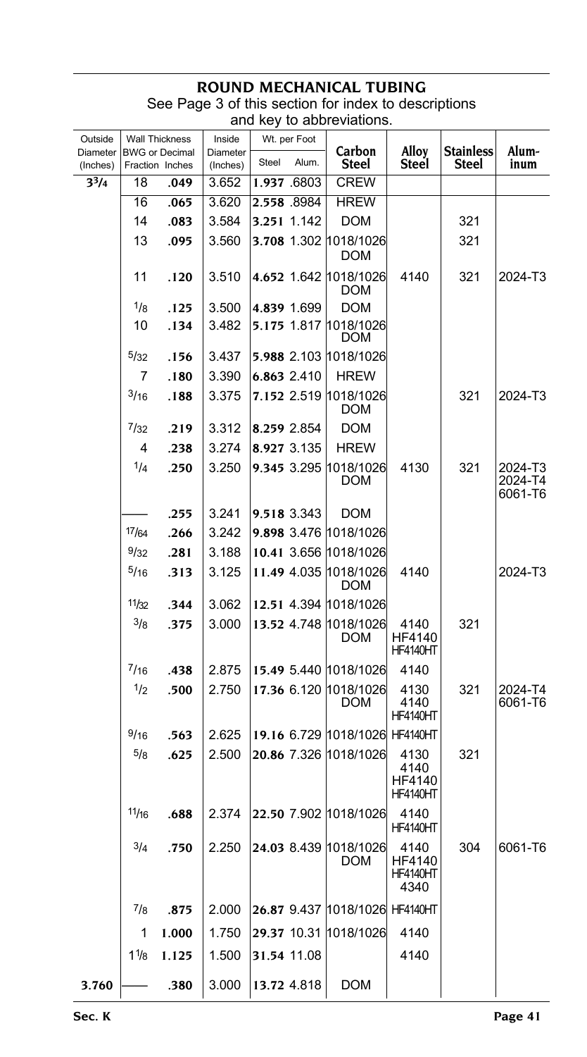## ROUND MECHANICAL TUBING

See Page 3 of this section for index to descriptions and key to abbreviations.

| Outside Diameter (Inches) | Wall Thickness BWG or Fraction | Wall Thickness Decimal Inches | Inside Diameter (Inches) | Wt. per Foot Steel | Wt. per Foot Alum. | Carbon Steel | Alloy Steel | Stainless Steel | Aluminum |
|---|---|---|---|---|---|---|---|---|---|
| **3 3/4** | 18 | **.049** | 3.652 | **1.937** | .6803 | CREW | | | |
| | 16 | **.065** | 3.620 | **2.558** | .8984 | HREW | | | |
| | 14 | **.083** | 3.584 | **3.251** | 1.142 | DOM | | 321 | |
| | 13 | **.095** | 3.560 | **3.708** | 1.302 | 1018/1026 DOM | | 321 | |
| | 11 | **.120** | 3.510 | **4.652** | 1.642 | 1018/1026 DOM | 4140 | 321 | 2024-T3 |
| | 1/8 | **.125** | 3.500 | **4.839** | 1.699 | DOM | | | |
| | 10 | **.134** | 3.482 | **5.175** | 1.817 | 1018/1026 DOM | | | |
| | 5/32 | **.156** | 3.437 | **5.988** | 2.103 | 1018/1026 | | | |
| | 7 | **.180** | 3.390 | **6.863** | 2.410 | HREW | | | |
| | 3/16 | **.188** | 3.375 | **7.152** | 2.519 | 1018/1026 DOM | | 321 | 2024-T3 |
| | 7/32 | **.219** | 3.312 | **8.259** | 2.854 | DOM | | | |
| | 4 | **.238** | 3.274 | **8.927** | 3.135 | HREW | | | |
| | 1/4 | **.250** | 3.250 | **9.345** | 3.295 | 1018/1026 DOM | 4130 | 321 | 2024-T3 2024-T4 6061-T6 |
| | —— | **.255** | 3.241 | **9.518** | 3.343 | DOM | | | |
| | 17/64 | **.266** | 3.242 | **9.898** | 3.476 | 1018/1026 | | | |
| | 9/32 | **.281** | 3.188 | **10.41** | 3.656 | 1018/1026 | | | |
| | 5/16 | **.313** | 3.125 | **11.49** | 4.035 | 1018/1026 DOM | 4140 | | 2024-T3 |
| | 11/32 | **.344** | 3.062 | **12.51** | 4.394 | 1018/1026 | | | |
| | 3/8 | **.375** | 3.000 | **13.52** | 4.748 | 1018/1026 DOM | 4140 HF4140 HF4140HT | 321 | |
| | 7/16 | **.438** | 2.875 | **15.49** | 5.440 | 1018/1026 | 4140 | | |
| | 1/2 | **.500** | 2.750 | **17.36** | 6.120 | 1018/1026 DOM | 4130 4140 HF4140HT | 321 | 2024-T4 6061-T6 |
| | 9/16 | **.563** | 2.625 | **19.16** | 6.729 | 1018/1026 | HF4140HT | | |
| | 5/8 | **.625** | 2.500 | **20.86** | 7.326 | 1018/1026 | 4130 4140 HF4140 HF4140HT | 321 | |
| | 11/16 | **.688** | 2.374 | **22.50** | 7.902 | 1018/1026 | 4140 HF4140HT | | |
| | 3/4 | **.750** | 2.250 | **24.03** | 8.439 | 1018/1026 DOM | 4140 HF4140 HF4140HT 4340 | 304 | 6061-T6 |
| | 7/8 | **.875** | 2.000 | **26.87** | 9.437 | 1018/1026 | HF4140HT | | |
| | 1 | **1.000** | 1.750 | **29.37** | 10.31 | 1018/1026 | 4140 | | |
| | 1 1/8 | **1.125** | 1.500 | **31.54** | 11.08 | | 4140 | | |
| **3.760** | —— | **.380** | 3.000 | **13.72** | 4.818 | DOM | | | |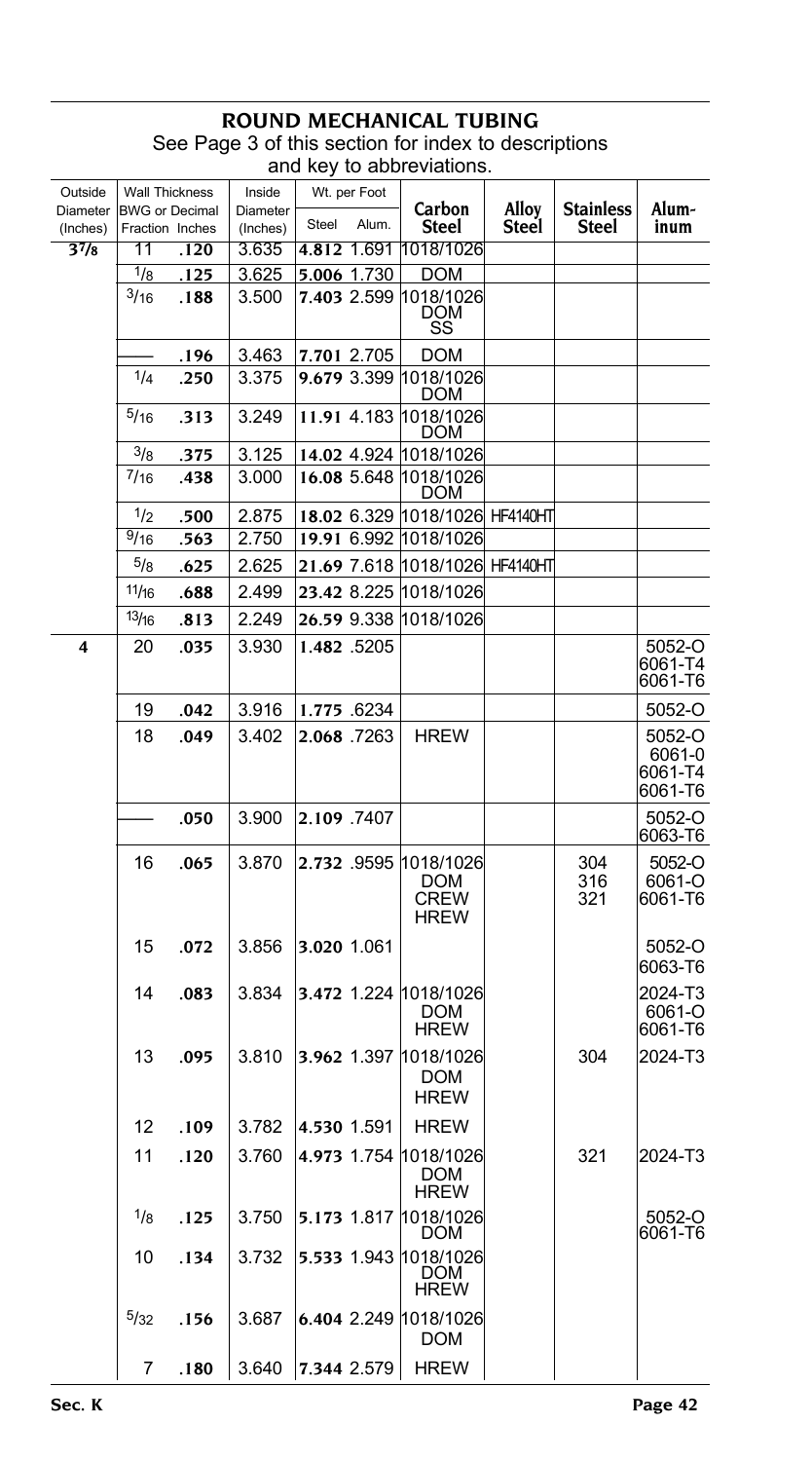# ROUND MECHANICAL TUBING

See Page 3 of this section for index to descriptions and key to abbreviations.

| Outside Diameter (Inches) | Wall Thickness BWG or Fraction | Wall Thickness Decimal Inches | Inside Diameter (Inches) | Wt. per Foot Steel | Wt. per Foot Alum. | Carbon Steel | Alloy Steel | Stainless Steel | Aluminum |
|---|---|---|---|---|---|---|---|---|---|
| 3 7/8 | 11 | .120 | 3.635 | 4.812 | 1.691 | 1018/1026 | | | |
| | 1/8 | .125 | 3.625 | 5.006 | 1.730 | DOM | | | |
| | 3/16 | .188 | 3.500 | 7.403 | 2.599 | 1018/1026 DOM SS | | | |
| | | .196 | 3.463 | 7.701 | 2.705 | DOM | | | |
| | 1/4 | .250 | 3.375 | 9.679 | 3.399 | 1018/1026 DOM | | | |
| | 5/16 | .313 | 3.249 | 11.91 | 4.183 | 1018/1026 DOM | | | |
| | 3/8 | .375 | 3.125 | 14.02 | 4.924 | 1018/1026 | | | |
| | 7/16 | .438 | 3.000 | 16.08 | 5.648 | 1018/1026 DOM | | | |
| | 1/2 | .500 | 2.875 | 18.02 | 6.329 | 1018/1026 | HF4140HT | | |
| | 9/16 | .563 | 2.750 | 19.91 | 6.992 | 1018/1026 | | | |
| | 5/8 | .625 | 2.625 | 21.69 | 7.618 | 1018/1026 | HF4140HT | | |
| | 11/16 | .688 | 2.499 | 23.42 | 8.225 | 1018/1026 | | | |
| | 13/16 | .813 | 2.249 | 26.59 | 9.338 | 1018/1026 | | | |
| 4 | 20 | .035 | 3.930 | 1.482 | .5205 | | | | 5052-O 6061-T4 6061-T6 |
| | 19 | .042 | 3.916 | 1.775 | .6234 | | | | 5052-O |
| | 18 | .049 | 3.402 | 2.068 | .7263 | HREW | | | 5052-O 6061-0 6061-T4 6061-T6 |
| | | .050 | 3.900 | 2.109 | .7407 | | | | 5052-O 6063-T6 |
| | 16 | .065 | 3.870 | 2.732 | .9595 | 1018/1026 DOM CREW HREW | | 304 316 321 | 5052-O 6061-O 6061-T6 |
| | 15 | .072 | 3.856 | 3.020 | 1.061 | | | | 5052-O 6063-T6 |
| | 14 | .083 | 3.834 | 3.472 | 1.224 | 1018/1026 DOM HREW | | | 2024-T3 6061-O 6061-T6 |
| | 13 | .095 | 3.810 | 3.962 | 1.397 | 1018/1026 DOM HREW | | 304 | 2024-T3 |
| | 12 | .109 | 3.782 | 4.530 | 1.591 | HREW | | | |
| | 11 | .120 | 3.760 | 4.973 | 1.754 | 1018/1026 DOM HREW | | 321 | 2024-T3 |
| | 1/8 | .125 | 3.750 | 5.173 | 1.817 | 1018/1026 DOM | | | 5052-O 6061-T6 |
| | 10 | .134 | 3.732 | 5.533 | 1.943 | 1018/1026 DOM HREW | | | |
| | 5/32 | .156 | 3.687 | 6.404 | 2.249 | 1018/1026 DOM | | | |
| | 7 | .180 | 3.640 | 7.344 | 2.579 | HREW | | | |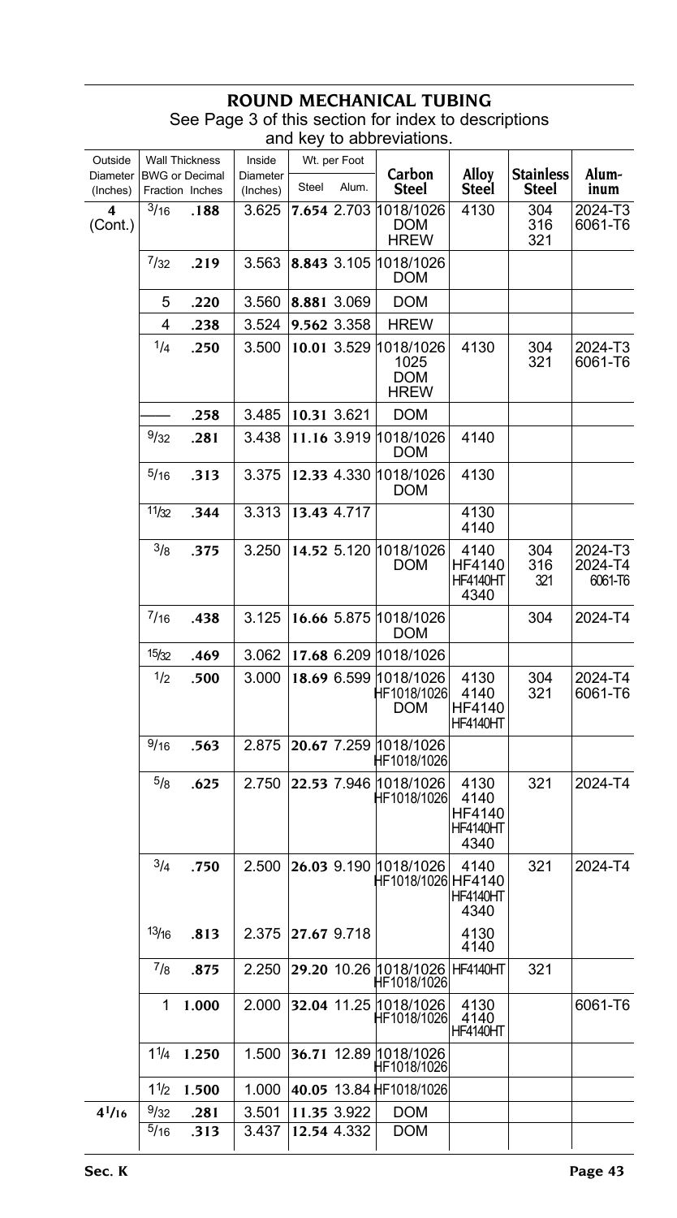# ROUND MECHANICAL TUBING

See Page 3 of this section for index to descriptions and key to abbreviations.

| Outside Diameter (Inches) | Wall Thickness BWG or Fraction | Wall Thickness Decimal Inches | Inside Diameter (Inches) | Wt. per Foot Steel | Wt. per Foot Alum. | Carbon Steel | Alloy Steel | Stainless Steel | Aluminum |
|---|---|---|---|---|---|---|---|---|---|
| **4** (Cont.) | 3/16 | **.188** | 3.625 | **7.654** | 2.703 | 1018/1026 DOM HREW | 4130 | 304 316 321 | 2024-T3 6061-T6 |
| | 7/32 | **.219** | 3.563 | **8.843** | 3.105 | 1018/1026 DOM | | | |
| | 5 | **.220** | 3.560 | **8.881** | 3.069 | DOM | | | |
| | 4 | **.238** | 3.524 | **9.562** | 3.358 | HREW | | | |
| | 1/4 | **.250** | 3.500 | **10.01** | 3.529 | 1018/1026 1025 DOM HREW | 4130 | 304 321 | 2024-T3 6061-T6 |
| | —— | **.258** | 3.485 | **10.31** | 3.621 | DOM | | | |
| | 9/32 | **.281** | 3.438 | **11.16** | 3.919 | 1018/1026 DOM | 4140 | | |
| | 5/16 | **.313** | 3.375 | **12.33** | 4.330 | 1018/1026 DOM | 4130 | | |
| | 11/32 | **.344** | 3.313 | **13.43** | 4.717 | | 4130 4140 | | |
| | 3/8 | **.375** | 3.250 | **14.52** | 5.120 | 1018/1026 DOM | 4140 HF4140 HF4140HT 4340 | 304 316 321 | 2024-T3 2024-T4 6061-T6 |
| | 7/16 | **.438** | 3.125 | **16.66** | 5.875 | 1018/1026 DOM | | 304 | 2024-T4 |
| | 15/32 | **.469** | 3.062 | **17.68** | 6.209 | 1018/1026 | | | |
| | 1/2 | **.500** | 3.000 | **18.69** | 6.599 | 1018/1026 HF1018/1026 DOM | 4130 4140 HF4140 HF4140HT | 304 321 | 2024-T4 6061-T6 |
| | 9/16 | **.563** | 2.875 | **20.67** | 7.259 | 1018/1026 HF1018/1026 | | | |
| | 5/8 | **.625** | 2.750 | **22.53** | 7.946 | 1018/1026 HF1018/1026 | 4130 4140 HF4140 HF4140HT 4340 | 321 | 2024-T4 |
| | 3/4 | **.750** | 2.500 | **26.03** | 9.190 | 1018/1026 HF1018/1026 | 4140 HF4140 HF4140HT 4340 | 321 | 2024-T4 |
| | 13/16 | **.813** | 2.375 | **27.67** | 9.718 | | 4130 4140 | | |
| | 7/8 | **.875** | 2.250 | **29.20** | 10.26 | 1018/1026 HF1018/1026 | HF4140HT | 321 | |
| | 1 | **1.000** | 2.000 | **32.04** | 11.25 | 1018/1026 HF1018/1026 | 4130 4140 HF4140HT | | 6061-T6 |
| | 1 1/4 | **1.250** | 1.500 | **36.71** | 12.89 | 1018/1026 HF1018/1026 | | | |
| | 1 1/2 | **1.500** | 1.000 | **40.05** | 13.84 | HF1018/1026 | | | |
| **4 1/16** | 9/32 | **.281** | 3.501 | **11.35** | 3.922 | DOM | | | |
| | 5/16 | **.313** | 3.437 | **12.54** | 4.332 | DOM | | | |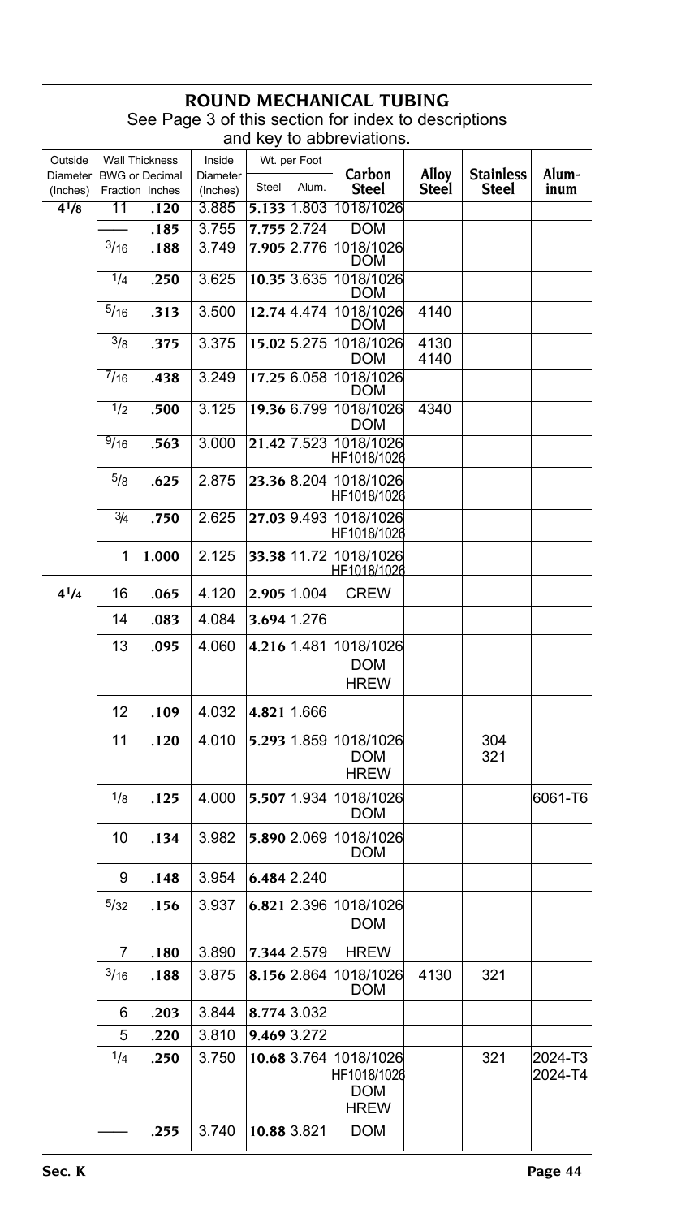# ROUND MECHANICAL TUBING

See Page 3 of this section for index to descriptions and key to abbreviations.

| Outside Diameter (Inches) | Wall Thickness BWG or Fraction | Wall Thickness Decimal Inches | Inside Diameter (Inches) | Wt. per Foot Steel | Wt. per Foot Alum. | Carbon Steel | Alloy Steel | Stainless Steel | Aluminum |
|---|---|---|---|---|---|---|---|---|---|
| 4 1/8 | 11 | .120 | 3.885 | 5.133 | 1.803 | 1018/1026 | | | |
| | —— | .185 | 3.755 | 7.755 | 2.724 | DOM | | | |
| | 3/16 | .188 | 3.749 | 7.905 | 2.776 | 1018/1026 DOM | | | |
| | 1/4 | .250 | 3.625 | 10.35 | 3.635 | 1018/1026 DOM | | | |
| | 5/16 | .313 | 3.500 | 12.74 | 4.474 | 1018/1026 DOM | 4140 | | |
| | 3/8 | .375 | 3.375 | 15.02 | 5.275 | 1018/1026 DOM | 4130 4140 | | |
| | 7/16 | .438 | 3.249 | 17.25 | 6.058 | 1018/1026 DOM | | | |
| | 1/2 | .500 | 3.125 | 19.36 | 6.799 | 1018/1026 DOM | 4340 | | |
| | 9/16 | .563 | 3.000 | 21.42 | 7.523 | 1018/1026 HF1018/1026 | | | |
| | 5/8 | .625 | 2.875 | 23.36 | 8.204 | 1018/1026 HF1018/1026 | | | |
| | 3/4 | .750 | 2.625 | 27.03 | 9.493 | 1018/1026 HF1018/1026 | | | |
| | 1 | 1.000 | 2.125 | 33.38 | 11.72 | 1018/1026 HF1018/1026 | | | |
| 4 1/4 | 16 | .065 | 4.120 | 2.905 | 1.004 | CREW | | | |
| | 14 | .083 | 4.084 | 3.694 | 1.276 | | | | |
| | 13 | .095 | 4.060 | 4.216 | 1.481 | 1018/1026 DOM HREW | | | |
| | 12 | .109 | 4.032 | 4.821 | 1.666 | | | | |
| | 11 | .120 | 4.010 | 5.293 | 1.859 | 1018/1026 DOM HREW | | 304 321 | |
| | 1/8 | .125 | 4.000 | 5.507 | 1.934 | 1018/1026 DOM | | | 6061-T6 |
| | 10 | .134 | 3.982 | 5.890 | 2.069 | 1018/1026 DOM | | | |
| | 9 | .148 | 3.954 | 6.484 | 2.240 | | | | |
| | 5/32 | .156 | 3.937 | 6.821 | 2.396 | 1018/1026 DOM | | | |
| | 7 | .180 | 3.890 | 7.344 | 2.579 | HREW | | | |
| | 3/16 | .188 | 3.875 | 8.156 | 2.864 | 1018/1026 DOM | 4130 | 321 | |
| | 6 | .203 | 3.844 | 8.774 | 3.032 | | | | |
| | 5 | .220 | 3.810 | 9.469 | 3.272 | | | | |
| | 1/4 | .250 | 3.750 | 10.68 | 3.764 | 1018/1026 HF1018/1026 DOM HREW | | 321 | 2024-T3 2024-T4 |
| | —— | .255 | 3.740 | 10.88 | 3.821 | DOM | | | |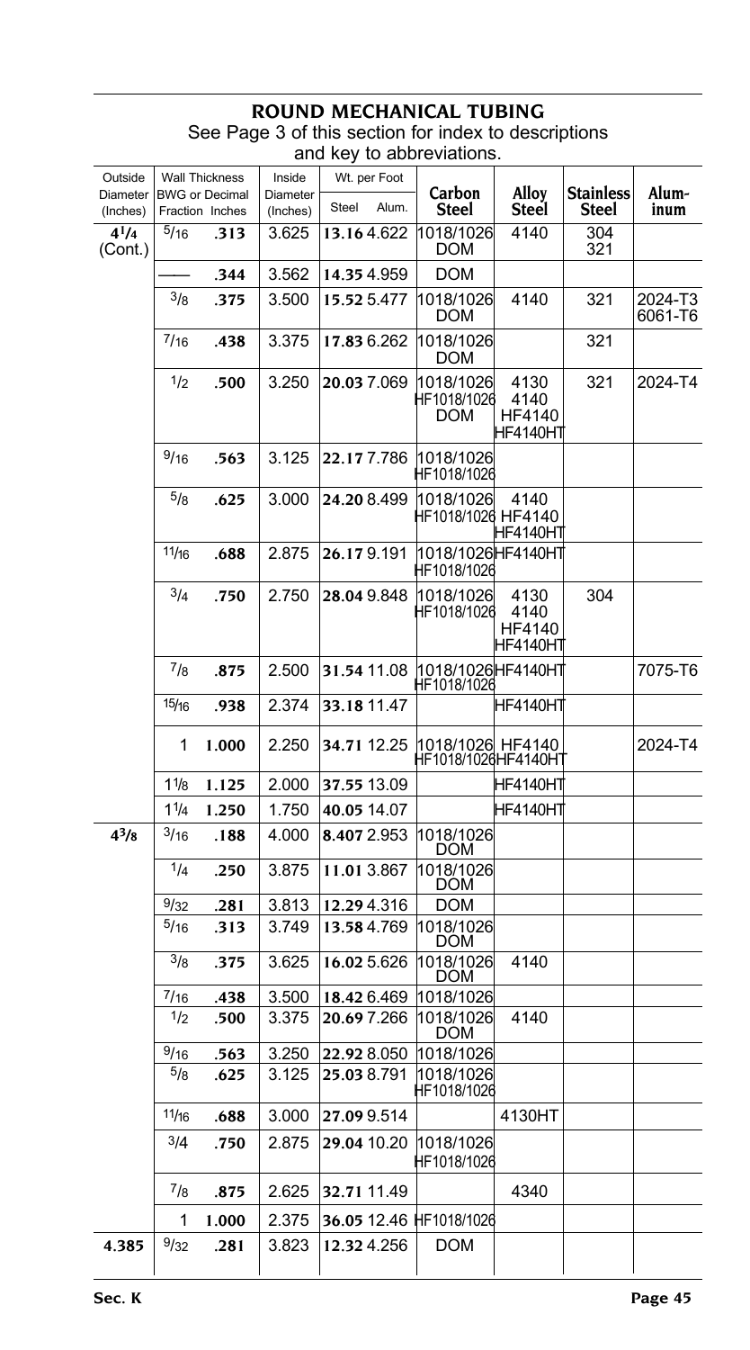# ROUND MECHANICAL TUBING

See Page 3 of this section for index to descriptions and key to abbreviations.

| Outside Diameter (Inches) | Wall Thickness BWG or Fraction | Decimal Inches | Inside Diameter (Inches) | Wt. per Foot Steel | Wt. per Foot Alum. | Carbon Steel | Alloy Steel | Stainless Steel | Aluminum |
|---|---|---|---|---|---|---|---|---|---|
| $4^1/_4$ (Cont.) | $^5/_{16}$ | **.313** | 3.625 | **13.16** | 4.622 | 1018/1026 DOM | 4140 | 304 321 | |
| | —— | **.344** | 3.562 | **14.35** | 4.959 | DOM | | | |
| | $^3/_8$ | **.375** | 3.500 | **15.52** | 5.477 | 1018/1026 DOM | 4140 | 321 | 2024-T3 6061-T6 |
| | $^7/_{16}$ | **.438** | 3.375 | **17.83** | 6.262 | 1018/1026 DOM | | 321 | |
| | $^1/_2$ | **.500** | 3.250 | **20.03** | 7.069 | 1018/1026 HF1018/1026 DOM | 4130 4140 HF4140 HF4140HT | 321 | 2024-T4 |
| | $^9/_{16}$ | **.563** | 3.125 | **22.17** | 7.786 | 1018/1026 HF1018/1026 | | | |
| | $^5/_8$ | **.625** | 3.000 | **24.20** | 8.499 | 1018/1026 HF1018/1026 | 4140 HF4140 HF4140HT | | |
| | $^{11}/_{16}$ | **.688** | 2.875 | **26.17** | 9.191 | 1018/1026 HF1018/1026 | HF4140HT | | |
| | $^3/_4$ | **.750** | 2.750 | **28.04** | 9.848 | 1018/1026 HF1018/1026 | 4130 4140 HF4140 HF4140HT | 304 | |
| | $^7/_8$ | **.875** | 2.500 | **31.54** | 11.08 | 1018/1026 HF1018/1026 | HF4140HT | | 7075-T6 |
| | $^{15}/_{16}$ | **.938** | 2.374 | **33.18** | 11.47 | | HF4140HT | | |
| | 1 | **1.000** | 2.250 | **34.71** | 12.25 | 1018/1026 HF1018/1026 | HF4140 HF4140HT | | 2024-T4 |
| | $1^1/_8$ | **1.125** | 2.000 | **37.55** | 13.09 | | HF4140HT | | |
| | $1^1/_4$ | **1.250** | 1.750 | **40.05** | 14.07 | | HF4140HT | | |
| **$4^3/_8$** | $^3/_{16}$ | **.188** | 4.000 | **8.407** | 2.953 | 1018/1026 DOM | | | |
| | $^1/_4$ | **.250** | 3.875 | **11.01** | 3.867 | 1018/1026 DOM | | | |
| | $^9/_{32}$ | **.281** | 3.813 | **12.29** | 4.316 | DOM | | | |
| | $^5/_{16}$ | **.313** | 3.749 | **13.58** | 4.769 | 1018/1026 DOM | | | |
| | $^3/_8$ | **.375** | 3.625 | **16.02** | 5.626 | 1018/1026 DOM | 4140 | | |
| | $^7/_{16}$ | **.438** | 3.500 | **18.42** | 6.469 | 1018/1026 | | | |
| | $^1/_2$ | **.500** | 3.375 | **20.69** | 7.266 | 1018/1026 DOM | 4140 | | |
| | $^9/_{16}$ | **.563** | 3.250 | **22.92** | 8.050 | 1018/1026 | | | |
| | $^5/_8$ | **.625** | 3.125 | **25.03** | 8.791 | 1018/1026 HF1018/1026 | | | |
| | $^{11}/_{16}$ | **.688** | 3.000 | **27.09** | 9.514 | | 4130HT | | |
| | $^3/_4$ | **.750** | 2.875 | **29.04** | 10.20 | 1018/1026 HF1018/1026 | | | |
| | $^7/_8$ | **.875** | 2.625 | **32.71** | 11.49 | | 4340 | | |
| | 1 | **1.000** | 2.375 | **36.05** | 12.46 | HF1018/1026 | | | |
| **4.385** | $^9/_{32}$ | **.281** | 3.823 | **12.32** | 4.256 | DOM | | | |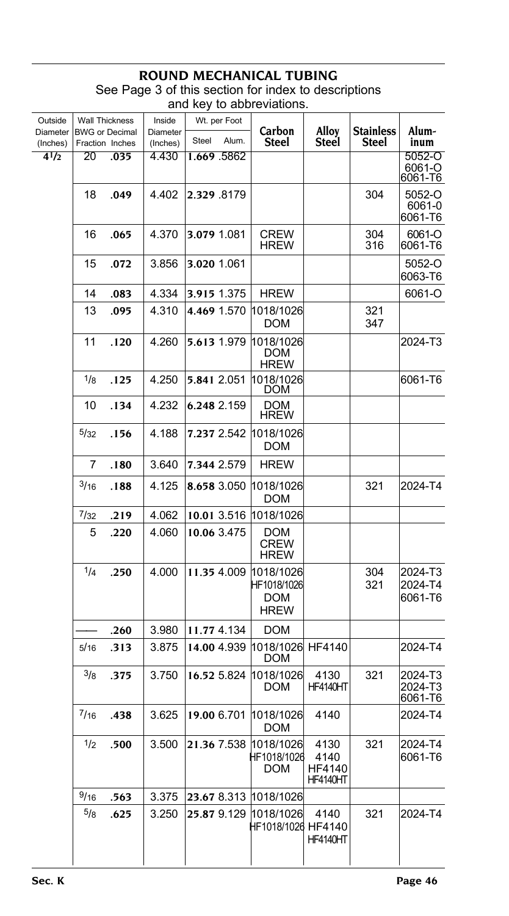# ROUND MECHANICAL TUBING

See Page 3 of this section for index to descriptions and key to abbreviations.

| Outside Diameter (Inches) | Wall Thickness BWG or Fraction | Wall Thickness Decimal Inches | Inside Diameter (Inches) | Wt. per Foot Steel | Wt. per Foot Alum. | Carbon Steel | Alloy Steel | Stainless Steel | Aluminum |
|---|---|---|---|---|---|---|---|---|---|
| 4 1/2 | 20 | .035 | 4.430 | 1.669 | .5862 | | | | 5052-O 6061-O 6061-T6 |
| | 18 | .049 | 4.402 | 2.329 | .8179 | | | 304 | 5052-O 6061-0 6061-T6 |
| | 16 | .065 | 4.370 | 3.079 | 1.081 | CREW HREW | | 304 316 | 6061-O 6061-T6 |
| | 15 | .072 | 3.856 | 3.020 | 1.061 | | | | 5052-O 6063-T6 |
| | 14 | .083 | 4.334 | 3.915 | 1.375 | HREW | | | 6061-O |
| | 13 | .095 | 4.310 | 4.469 | 1.570 | 1018/1026 DOM | | 321 347 | |
| | 11 | .120 | 4.260 | 5.613 | 1.979 | 1018/1026 DOM HREW | | | 2024-T3 |
| | 1/8 | .125 | 4.250 | 5.841 | 2.051 | 1018/1026 DOM | | | 6061-T6 |
| | 10 | .134 | 4.232 | 6.248 | 2.159 | DOM HREW | | | |
| | 5/32 | .156 | 4.188 | 7.237 | 2.542 | 1018/1026 DOM | | | |
| | 7 | .180 | 3.640 | 7.344 | 2.579 | HREW | | | |
| | 3/16 | .188 | 4.125 | 8.658 | 3.050 | 1018/1026 DOM | | 321 | 2024-T4 |
| | 7/32 | .219 | 4.062 | 10.01 | 3.516 | 1018/1026 | | | |
| | 5 | .220 | 4.060 | 10.06 | 3.475 | DOM CREW HREW | | | |
| | 1/4 | .250 | 4.000 | 11.35 | 4.009 | 1018/1026 HF1018/1026 DOM HREW | | 304 321 | 2024-T3 2024-T4 6061-T6 |
| | —— | .260 | 3.980 | 11.77 | 4.134 | DOM | | | |
| | 5/16 | .313 | 3.875 | 14.00 | 4.939 | 1018/1026 DOM | HF4140 | | 2024-T4 |
| | 3/8 | .375 | 3.750 | 16.52 | 5.824 | 1018/1026 DOM | 4130 HF4140HT | 321 | 2024-T3 2024-T3 6061-T6 |
| | 7/16 | .438 | 3.625 | 19.00 | 6.701 | 1018/1026 DOM | 4140 | | 2024-T4 |
| | 1/2 | .500 | 3.500 | 21.36 | 7.538 | 1018/1026 HF1018/1026 DOM | 4130 4140 HF4140 HF4140HT | 321 | 2024-T4 6061-T6 |
| | 9/16 | .563 | 3.375 | 23.67 | 8.313 | 1018/1026 | | | |
| | 5/8 | .625 | 3.250 | 25.87 | 9.129 | 1018/1026 HF1018/1026 | 4140 HF4140 HF4140HT | 321 | 2024-T4 |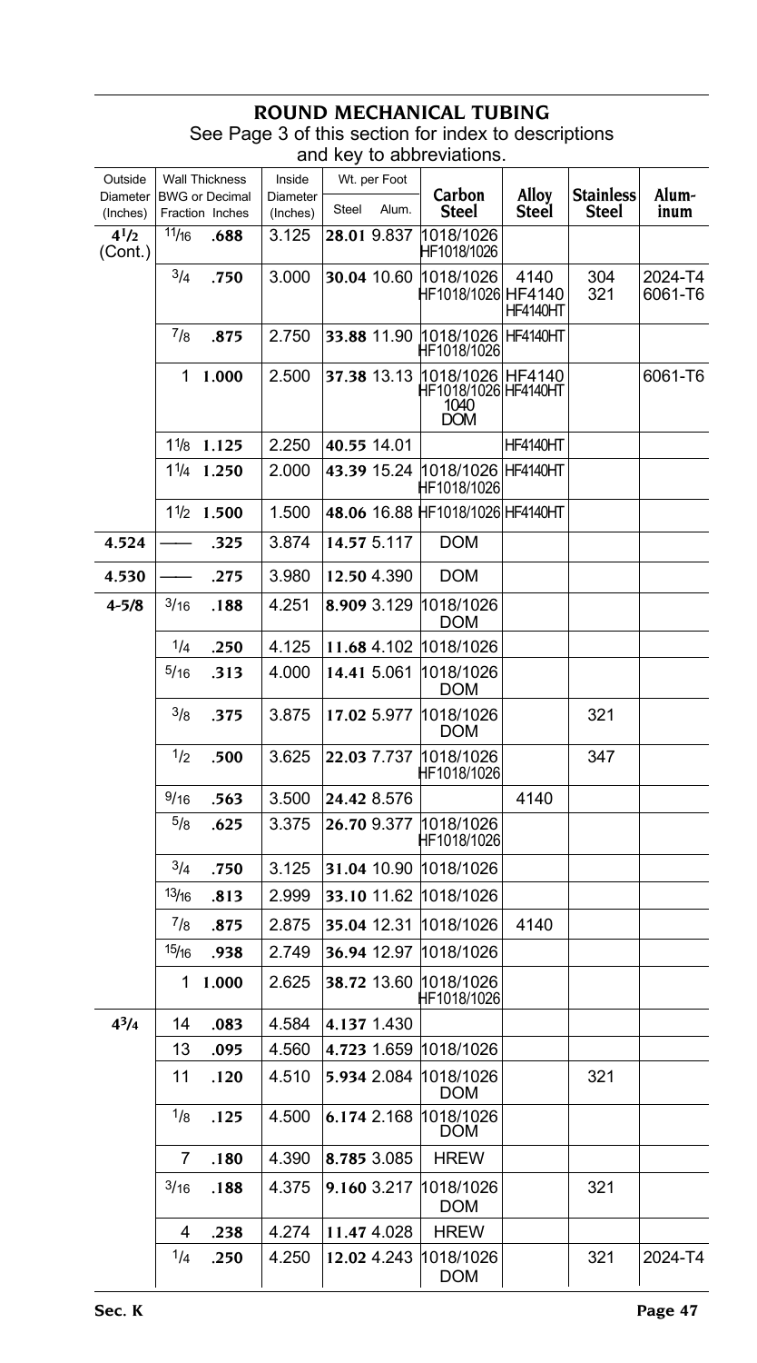# ROUND MECHANICAL TUBING

See Page 3 of this section for index to descriptions and key to abbreviations.

| Outside Diameter (Inches) | Wall Thickness BWG or Fraction | Decimal Inches | Inside Diameter (Inches) | Wt. per Foot Steel | Wt. per Foot Alum. | Carbon Steel | Alloy Steel | Stainless Steel | Aluminum |
|---|---|---|---|---|---|---|---|---|---|
| 4 1/2 (Cont.) | 11/16 | .688 | 3.125 | 28.01 | 9.837 | 1018/1026 HF1018/1026 | | | |
| | 3/4 | .750 | 3.000 | 30.04 | 10.60 | 1018/1026 HF1018/1026 | 4140 HF4140 HF4140HT | 304 321 | 2024-T4 6061-T6 |
| | 7/8 | .875 | 2.750 | 33.88 | 11.90 | 1018/1026 HF1018/1026 | HF4140HT | | |
| | 1 | 1.000 | 2.500 | 37.38 | 13.13 | 1018/1026 HF1018/1026 1040 DOM | HF4140 HF4140HT | | 6061-T6 |
| | 1 1/8 | 1.125 | 2.250 | 40.55 | 14.01 | | HF4140HT | | |
| | 1 1/4 | 1.250 | 2.000 | 43.39 | 15.24 | 1018/1026 HF1018/1026 | HF4140HT | | |
| | 1 1/2 | 1.500 | 1.500 | 48.06 | 16.88 | HF1018/1026 | HF4140HT | | |
| 4.524 | —— | .325 | 3.874 | 14.57 | 5.117 | DOM | | | |
| 4.530 | —— | .275 | 3.980 | 12.50 | 4.390 | DOM | | | |
| 4-5/8 | 3/16 | .188 | 4.251 | 8.909 | 3.129 | 1018/1026 DOM | | | |
| | 1/4 | .250 | 4.125 | 11.68 | 4.102 | 1018/1026 | | | |
| | 5/16 | .313 | 4.000 | 14.41 | 5.061 | 1018/1026 DOM | | | |
| | 3/8 | .375 | 3.875 | 17.02 | 5.977 | 1018/1026 DOM | | 321 | |
| | 1/2 | .500 | 3.625 | 22.03 | 7.737 | 1018/1026 HF1018/1026 | | 347 | |
| | 9/16 | .563 | 3.500 | 24.42 | 8.576 | | 4140 | | |
| | 5/8 | .625 | 3.375 | 26.70 | 9.377 | 1018/1026 HF1018/1026 | | | |
| | 3/4 | .750 | 3.125 | 31.04 | 10.90 | 1018/1026 | | | |
| | 13/16 | .813 | 2.999 | 33.10 | 11.62 | 1018/1026 | | | |
| | 7/8 | .875 | 2.875 | 35.04 | 12.31 | 1018/1026 | 4140 | | |
| | 15/16 | .938 | 2.749 | 36.94 | 12.97 | 1018/1026 | | | |
| | 1 | 1.000 | 2.625 | 38.72 | 13.60 | 1018/1026 HF1018/1026 | | | |
| 4 3/4 | 14 | .083 | 4.584 | 4.137 | 1.430 | | | | |
| | 13 | .095 | 4.560 | 4.723 | 1.659 | 1018/1026 | | | |
| | 11 | .120 | 4.510 | 5.934 | 2.084 | 1018/1026 DOM | | 321 | |
| | 1/8 | .125 | 4.500 | 6.174 | 2.168 | 1018/1026 DOM | | | |
| | 7 | .180 | 4.390 | 8.785 | 3.085 | HREW | | | |
| | 3/16 | .188 | 4.375 | 9.160 | 3.217 | 1018/1026 DOM | | 321 | |
| | 4 | .238 | 4.274 | 11.47 | 4.028 | HREW | | | |
| | 1/4 | .250 | 4.250 | 12.02 | 4.243 | 1018/1026 DOM | | 321 | 2024-T4 |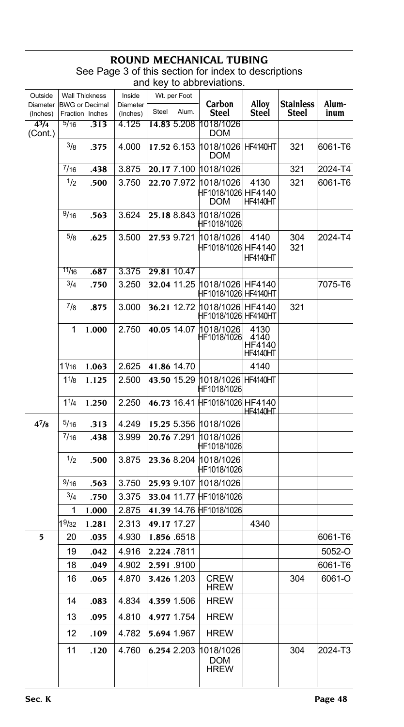# ROUND MECHANICAL TUBING

See Page 3 of this section for index to descriptions and key to abbreviations.

| Outside Diameter (Inches) | Wall Thickness BWG or Fraction | Wall Thickness Decimal Inches | Inside Diameter (Inches) | Wt. per Foot Steel | Wt. per Foot Alum. | Carbon Steel | Alloy Steel | Stainless Steel | Aluminum |
|---|---|---|---|---|---|---|---|---|---|
| 4 3/4 (Cont.) | 5/16 | .313 | 4.125 | 14.83 | 5.208 | 1018/1026 DOM | | | |
| | 3/8 | .375 | 4.000 | 17.52 | 6.153 | 1018/1026 DOM | HF4140HT | 321 | 6061-T6 |
| | 7/16 | .438 | 3.875 | 20.17 | 7.100 | 1018/1026 | | 321 | 2024-T4 |
| | 1/2 | .500 | 3.750 | 22.70 | 7.972 | 1018/1026 HF1018/1026 DOM | 4130 HF4140 HF4140HT | 321 | 6061-T6 |
| | 9/16 | .563 | 3.624 | 25.18 | 8.843 | 1018/1026 HF1018/1026 | | | |
| | 5/8 | .625 | 3.500 | 27.53 | 9.721 | 1018/1026 HF1018/1026 | 4140 HF4140 HF4140HT | 304 321 | 2024-T4 |
| | 11/16 | .687 | 3.375 | 29.81 | 10.47 | | | | |
| | 3/4 | .750 | 3.250 | 32.04 | 11.25 | 1018/1026 HF1018/1026 | HF4140 HF4140HT | | 7075-T6 |
| | 7/8 | .875 | 3.000 | 36.21 | 12.72 | 1018/1026 HF1018/1026 | HF4140 HF4140HT | 321 | |
| | 1 | 1.000 | 2.750 | 40.05 | 14.07 | 1018/1026 HF1018/1026 | 4130 4140 HF4140 HF4140HT | | |
| | 1 1/16 | 1.063 | 2.625 | 41.86 | 14.70 | | 4140 | | |
| | 1 1/8 | 1.125 | 2.500 | 43.50 | 15.29 | 1018/1026 HF1018/1026 | HF4140HT | | |
| | 1 1/4 | 1.250 | 2.250 | 46.73 | 16.41 | HF1018/1026 | HF4140 HF4140HT | | |
| 4 7/8 | 5/16 | .313 | 4.249 | 15.25 | 5.356 | 1018/1026 | | | |
| | 7/16 | .438 | 3.999 | 20.76 | 7.291 | 1018/1026 HF1018/1026 | | | |
| | 1/2 | .500 | 3.875 | 23.36 | 8.204 | 1018/1026 HF1018/1026 | | | |
| | 9/16 | .563 | 3.750 | 25.93 | 9.107 | 1018/1026 | | | |
| | 3/4 | .750 | 3.375 | 33.04 | 11.77 | HF1018/1026 | | | |
| | 1 | 1.000 | 2.875 | 41.39 | 14.76 | HF1018/1026 | | | |
| | 1 9/32 | 1.281 | 2.313 | 49.17 | 17.27 | | 4340 | | |
| 5 | 20 | .035 | 4.930 | 1.856 | .6518 | | | | 6061-T6 |
| | 19 | .042 | 4.916 | 2.224 | .7811 | | | | 5052-O |
| | 18 | .049 | 4.902 | 2.591 | .9100 | | | | 6061-T6 |
| | 16 | .065 | 4.870 | 3.426 | 1.203 | CREW HREW | | 304 | 6061-O |
| | 14 | .083 | 4.834 | 4.359 | 1.506 | HREW | | | |
| | 13 | .095 | 4.810 | 4.977 | 1.754 | HREW | | | |
| | 12 | .109 | 4.782 | 5.694 | 1.967 | HREW | | | |
| | 11 | .120 | 4.760 | 6.254 | 2.203 | 1018/1026 DOM HREW | | 304 | 2024-T3 |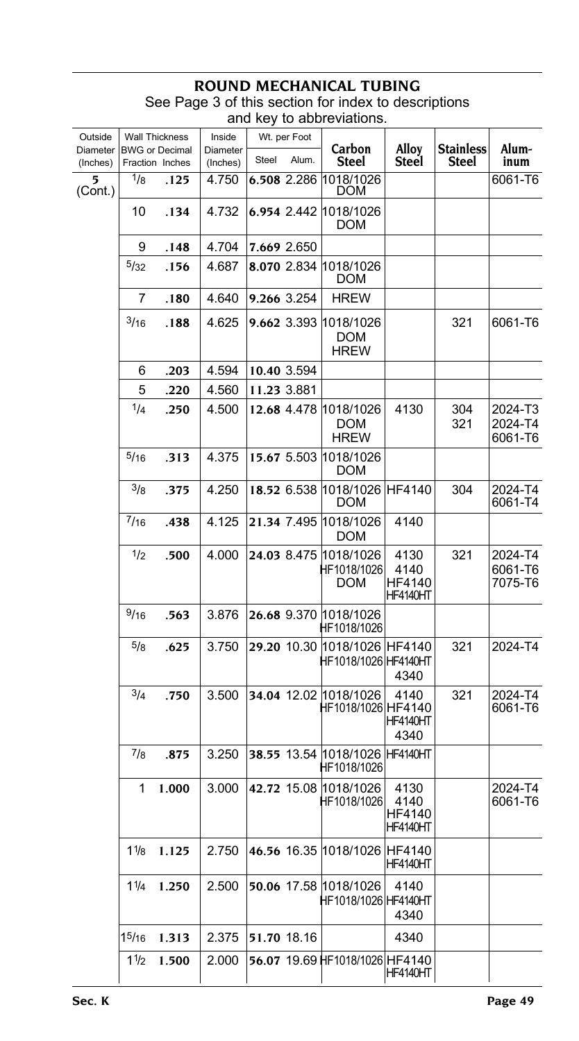# ROUND MECHANICAL TUBING

See Page 3 of this section for index to descriptions and key to abbreviations.

| Outside Diameter (Inches) | Wall Thickness BWG or Fraction | Wall Thickness Decimal Inches | Inside Diameter (Inches) | Wt. per Foot Steel | Wt. per Foot Alum. | Carbon Steel | Alloy Steel | Stainless Steel | Aluminum |
|---|---|---|---|---|---|---|---|---|---|
| **5** (Cont.) | 1/8 | **.125** | 4.750 | **6.508** | 2.286 | 1018/1026 DOM | | | 6061-T6 |
| | 10 | **.134** | 4.732 | **6.954** | 2.442 | 1018/1026 DOM | | | |
| | 9 | **.148** | 4.704 | **7.669** | 2.650 | | | | |
| | 5/32 | **.156** | 4.687 | **8.070** | 2.834 | 1018/1026 DOM | | | |
| | 7 | **.180** | 4.640 | **9.266** | 3.254 | HREW | | | |
| | 3/16 | **.188** | 4.625 | **9.662** | 3.393 | 1018/1026 DOM HREW | | 321 | 6061-T6 |
| | 6 | **.203** | 4.594 | **10.40** | 3.594 | | | | |
| | 5 | **.220** | 4.560 | **11.23** | 3.881 | | | | |
| | 1/4 | **.250** | 4.500 | **12.68** | 4.478 | 1018/1026 DOM HREW | 4130 | 304 321 | 2024-T3 2024-T4 6061-T6 |
| | 5/16 | **.313** | 4.375 | **15.67** | 5.503 | 1018/1026 DOM | | | |
| | 3/8 | **.375** | 4.250 | **18.52** | 6.538 | 1018/1026 DOM | HF4140 | 304 | 2024-T4 6061-T4 |
| | 7/16 | **.438** | 4.125 | **21.34** | 7.495 | 1018/1026 DOM | 4140 | | |
| | 1/2 | **.500** | 4.000 | **24.03** | 8.475 | 1018/1026 HF1018/1026 DOM | 4130 4140 HF4140 HF4140HT | 321 | 2024-T4 6061-T6 7075-T6 |
| | 9/16 | **.563** | 3.876 | **26.68** | 9.370 | 1018/1026 HF1018/1026 | | | |
| | 5/8 | **.625** | 3.750 | **29.20** | 10.30 | 1018/1026 HF1018/1026 | HF4140 HF4140HT 4340 | 321 | 2024-T4 |
| | 3/4 | **.750** | 3.500 | **34.04** | 12.02 | 1018/1026 HF1018/1026 | 4140 HF4140 HF4140HT 4340 | 321 | 2024-T4 6061-T6 |
| | 7/8 | **.875** | 3.250 | **38.55** | 13.54 | 1018/1026 HF1018/1026 | HF4140HT | | |
| | 1 | **1.000** | 3.000 | **42.72** | 15.08 | 1018/1026 HF1018/1026 | 4130 4140 HF4140 HF4140HT | | 2024-T4 6061-T6 |
| | 1 1/8 | **1.125** | 2.750 | **46.56** | 16.35 | 1018/1026 | HF4140 HF4140HT | | |
| | 1 1/4 | **1.250** | 2.500 | **50.06** | 17.58 | 1018/1026 HF1018/1026 | 4140 HF4140HT 4340 | | |
| | 1 5/16 | **1.313** | 2.375 | **51.70** | 18.16 | | 4340 | | |
| | 1 1/2 | **1.500** | 2.000 | **56.07** | 19.69 | HF1018/1026 | HF4140 HF4140HT | | |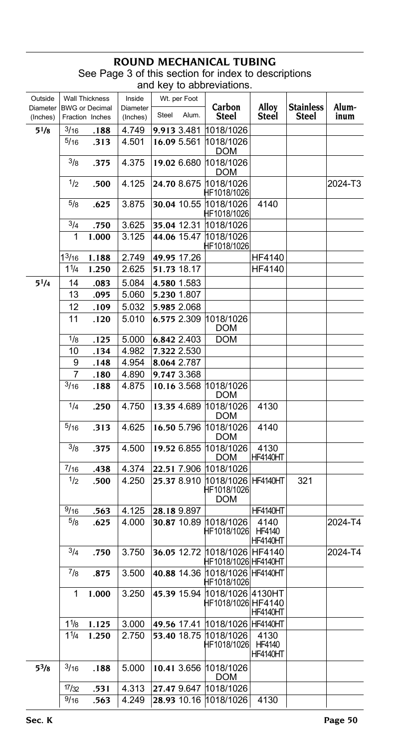# ROUND MECHANICAL TUBING

See Page 3 of this section for index to descriptions and key to abbreviations.

| Outside Diameter (Inches) | Wall Thickness BWG or Fraction | Wall Thickness Decimal Inches | Inside Diameter (Inches) | Wt. per Foot Steel | Wt. per Foot Alum. | Carbon Steel | Alloy Steel | Stainless Steel | Aluminum |
|---|---|---|---|---|---|---|---|---|---|
| 5 1/8 | 3/16 | .188 | 4.749 | 9.913 | 3.481 | 1018/1026 | | | |
| | 5/16 | .313 | 4.501 | 16.09 | 5.561 | 1018/1026 DOM | | | |
| | 3/8 | .375 | 4.375 | 19.02 | 6.680 | 1018/1026 DOM | | | |
| | 1/2 | .500 | 4.125 | 24.70 | 8.675 | 1018/1026 HF1018/1026 | | | 2024-T3 |
| | 5/8 | .625 | 3.875 | 30.04 | 10.55 | 1018/1026 HF1018/1026 | 4140 | | |
| | 3/4 | .750 | 3.625 | 35.04 | 12.31 | 1018/1026 | | | |
| | 1 | 1.000 | 3.125 | 44.06 | 15.47 | 1018/1026 HF1018/1026 | | | |
| | 1 3/16 | 1.188 | 2.749 | 49.95 | 17.26 | | HF4140 | | |
| | 1 1/4 | 1.250 | 2.625 | 51.73 | 18.17 | | HF4140 | | |
| 5 1/4 | 14 | .083 | 5.084 | 4.580 | 1.583 | | | | |
| | 13 | .095 | 5.060 | 5.230 | 1.807 | | | | |
| | 12 | .109 | 5.032 | 5.985 | 2.068 | | | | |
| | 11 | .120 | 5.010 | 6.575 | 2.309 | 1018/1026 DOM | | | |
| | 1/8 | .125 | 5.000 | 6.842 | 2.403 | DOM | | | |
| | 10 | .134 | 4.982 | 7.322 | 2.530 | | | | |
| | 9 | .148 | 4.954 | 8.064 | 2.787 | | | | |
| | 7 | .180 | 4.890 | 9.747 | 3.368 | | | | |
| | 3/16 | .188 | 4.875 | 10.16 | 3.568 | 1018/1026 DOM | | | |
| | 1/4 | .250 | 4.750 | 13.35 | 4.689 | 1018/1026 DOM | 4130 | | |
| | 5/16 | .313 | 4.625 | 16.50 | 5.796 | 1018/1026 DOM | 4140 | | |
| | 3/8 | .375 | 4.500 | 19.52 | 6.855 | 1018/1026 DOM | 4130 HF4140HT | | |
| | 7/16 | .438 | 4.374 | 22.51 | 7.906 | 1018/1026 | | | |
| | 1/2 | .500 | 4.250 | 25.37 | 8.910 | 1018/1026 HF1018/1026 DOM | HF4140HT | 321 | |
| | 9/16 | .563 | 4.125 | 28.18 | 9.897 | | HF4140HT | | |
| | 5/8 | .625 | 4.000 | 30.87 | 10.89 | 1018/1026 HF1018/1026 | 4140 HF4140 HF4140HT | | 2024-T4 |
| | 3/4 | .750 | 3.750 | 36.05 | 12.72 | 1018/1026 HF1018/1026 | HF4140 HF4140HT | | 2024-T4 |
| | 7/8 | .875 | 3.500 | 40.88 | 14.36 | 1018/1026 HF1018/1026 | HF4140HT | | |
| | 1 | 1.000 | 3.250 | 45.39 | 15.94 | 1018/1026 HF1018/1026 | 4130HT HF4140 HF4140HT | | |
| | 1 1/8 | 1.125 | 3.000 | 49.56 | 17.41 | 1018/1026 | HF4140HT | | |
| | 1 1/4 | 1.250 | 2.750 | 53.40 | 18.75 | 1018/1026 HF1018/1026 | 4130 HF4140 HF4140HT | | |
| 5 3/8 | 3/16 | .188 | 5.000 | 10.41 | 3.656 | 1018/1026 DOM | | | |
| | 17/32 | .531 | 4.313 | 27.47 | 9.647 | 1018/1026 | | | |
| | 9/16 | .563 | 4.249 | 28.93 | 10.16 | 1018/1026 | 4130 | | |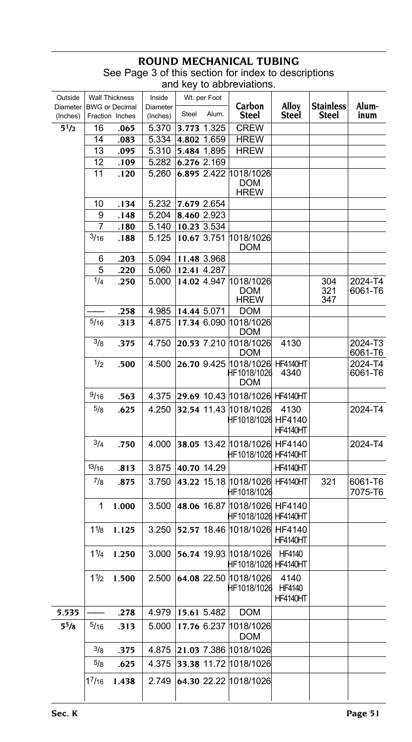# ROUND MECHANICAL TUBING

See Page 3 of this section for index to descriptions and key to abbreviations.

| Outside Diameter (Inches) | Wall Thickness BWG or Fraction | Wall Thickness Decimal Inches | Inside Diameter (Inches) | Wt. per Foot Steel | Wt. per Foot Alum. | Carbon Steel | Alloy Steel | Stainless Steel | Aluminum |
|---|---|---|---|---|---|---|---|---|---|
| 5 1/2 | 16 | .065 | 5.370 | 3.773 | 1.325 | CREW | | | |
| | 14 | .083 | 5.334 | 4.802 | 1.659 | HREW | | | |
| | 13 | .095 | 5.310 | 5.484 | 1.895 | HREW | | | |
| | 12 | .109 | 5.282 | 6.276 | 2.169 | | | | |
| | 11 | .120 | 5.260 | 6.895 | 2.422 | 1018/1026 DOM HREW | | | |
| | 10 | .134 | 5.232 | 7.679 | 2.654 | | | | |
| | 9 | .148 | 5.204 | 8.460 | 2.923 | | | | |
| | 7 | .180 | 5.140 | 10.23 | 3.534 | | | | |
| | 3/16 | .188 | 5.125 | 10.67 | 3.751 | 1018/1026 DOM | | | |
| | 6 | .203 | 5.094 | 11.48 | 3.968 | | | | |
| | 5 | .220 | 5.060 | 12.41 | 4.287 | | | | |
| | 1/4 | .250 | 5.000 | 14.02 | 4.947 | 1018/1026 DOM HREW | | 304 321 347 | 2024-T4 6061-T6 |
| | —— | .258 | 4.985 | 14.44 | 5.071 | DOM | | | |
| | 5/16 | .313 | 4.875 | 17.34 | 6.090 | 1018/1026 DOM | | | |
| | 3/8 | .375 | 4.750 | 20.53 | 7.210 | 1018/1026 DOM | 4130 | | 2024-T3 6061-T6 |
| | 1/2 | .500 | 4.500 | 26.70 | 9.425 | 1018/1026 HF1018/1026 DOM | HF4140HT 4340 | | 2024-T4 6061-T6 |
| | 9/16 | .563 | 4.375 | 29.69 | 10.43 | 1018/1026 | HF4140HT | | |
| | 5/8 | .625 | 4.250 | 32.54 | 11.43 | 1018/1026 HF1018/1026 | 4130 HF4140 HF4140HT | | 2024-T4 |
| | 3/4 | .750 | 4.000 | 38.05 | 13.42 | 1018/1026 HF1018/1026 | HF4140 HF4140HT | | 2024-T4 |
| | 13/16 | .813 | 3.875 | 40.70 | 14.29 | | HF4140HT | | |
| | 7/8 | .875 | 3.750 | 43.22 | 15.18 | 1018/1026 HF1018/1026 | HF4140HT | 321 | 6061-T6 7075-T6 |
| | 1 | 1.000 | 3.500 | 48.06 | 16.87 | 1018/1026 HF1018/1026 | HF4140 HF4140HT | | |
| | 1 1/8 | 1.125 | 3.250 | 52.57 | 18.46 | 1018/1026 | HF4140 HF4140HT | | |
| | 1 1/4 | 1.250 | 3.000 | 56.74 | 19.93 | 1018/1026 HF1018/1026 | HF4140 HF4140HT | | |
| | 1 1/2 | 1.500 | 2.500 | 64.08 | 22.50 | 1018/1026 HF1018/1026 | 4140 HF4140 HF4140HT | | |
| 5.535 | —— | .278 | 4.979 | 15.61 | 5.482 | DOM | | | |
| 5 5/8 | 5/16 | .313 | 5.000 | 17.76 | 6.237 | 1018/1026 DOM | | | |
| | 3/8 | .375 | 4.875 | 21.03 | 7.386 | 1018/1026 | | | |
| | 5/8 | .625 | 4.375 | 33.38 | 11.72 | 1018/1026 | | | |
| | 17/16 | 1.438 | 2.749 | 64.30 | 22.22 | 1018/1026 | | | |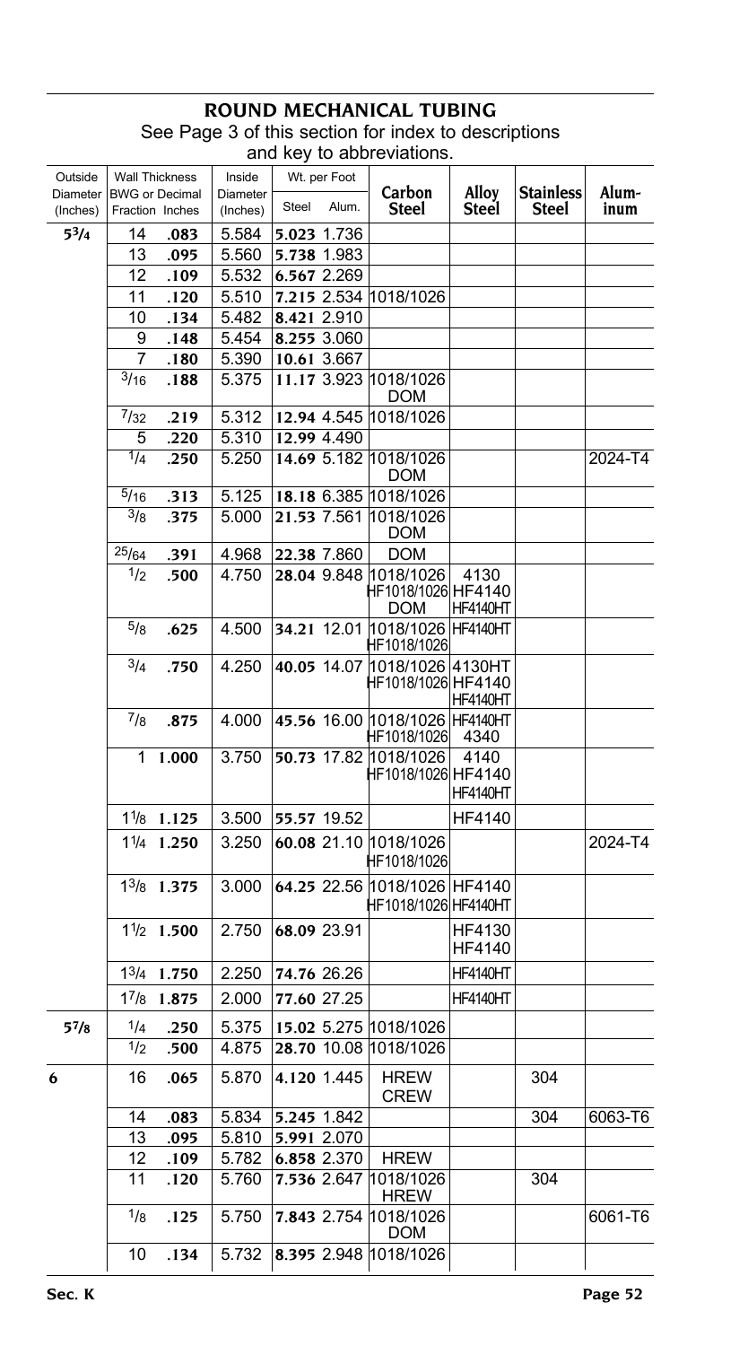## ROUND MECHANICAL TUBING

See Page 3 of this section for index to descriptions and key to abbreviations.

| Outside Diameter (Inches) | Wall Thickness BWG or Fraction | Wall Thickness Decimal Inches | Inside Diameter (Inches) | Wt. per Foot Steel | Wt. per Foot Alum. | Carbon Steel | Alloy Steel | Stainless Steel | Aluminum |
|---|---|---|---|---|---|---|---|---|---|
| 5 3/4 | 14 | .083 | 5.584 | 5.023 | 1.736 | | | | |
| | 13 | .095 | 5.560 | 5.738 | 1.983 | | | | |
| | 12 | .109 | 5.532 | 6.567 | 2.269 | | | | |
| | 11 | .120 | 5.510 | 7.215 | 2.534 | 1018/1026 | | | |
| | 10 | .134 | 5.482 | 8.421 | 2.910 | | | | |
| | 9 | .148 | 5.454 | 8.255 | 3.060 | | | | |
| | 7 | .180 | 5.390 | 10.61 | 3.667 | | | | |
| | 3/16 | .188 | 5.375 | 11.17 | 3.923 | 1018/1026 DOM | | | |
| | 7/32 | .219 | 5.312 | 12.94 | 4.545 | 1018/1026 | | | |
| | 5 | .220 | 5.310 | 12.99 | 4.490 | | | | |
| | 1/4 | .250 | 5.250 | 14.69 | 5.182 | 1018/1026 DOM | | | 2024-T4 |
| | 5/16 | .313 | 5.125 | 18.18 | 6.385 | 1018/1026 | | | |
| | 3/8 | .375 | 5.000 | 21.53 | 7.561 | 1018/1026 DOM | | | |
| | 25/64 | .391 | 4.968 | 22.38 | 7.860 | DOM | | | |
| | 1/2 | .500 | 4.750 | 28.04 | 9.848 | 1018/1026 HF1018/1026 DOM | 4130 HF4140 HF4140HT | | |
| | 5/8 | .625 | 4.500 | 34.21 | 12.01 | 1018/1026 HF1018/1026 | HF4140HT | | |
| | 3/4 | .750 | 4.250 | 40.05 | 14.07 | 1018/1026 HF1018/1026 | 4130HT HF4140 HF4140HT | | |
| | 7/8 | .875 | 4.000 | 45.56 | 16.00 | 1018/1026 HF1018/1026 | HF4140HT 4340 | | |
| | 1 | 1.000 | 3.750 | 50.73 | 17.82 | 1018/1026 HF1018/1026 | 4140 HF4140 HF4140HT | | |
| | 1 1/8 | 1.125 | 3.500 | 55.57 | 19.52 | | HF4140 | | |
| | 1 1/4 | 1.250 | 3.250 | 60.08 | 21.10 | 1018/1026 HF1018/1026 | | | 2024-T4 |
| | 1 3/8 | 1.375 | 3.000 | 64.25 | 22.56 | 1018/1026 HF1018/1026 | HF4140 HF4140HT | | |
| | 1 1/2 | 1.500 | 2.750 | 68.09 | 23.91 | | HF4130 HF4140 | | |
| | 1 3/4 | 1.750 | 2.250 | 74.76 | 26.26 | | HF4140HT | | |
| | 1 7/8 | 1.875 | 2.000 | 77.60 | 27.25 | | HF4140HT | | |
| 5 7/8 | 1/4 | .250 | 5.375 | 15.02 | 5.275 | 1018/1026 | | | |
| | 1/2 | .500 | 4.875 | 28.70 | 10.08 | 1018/1026 | | | |
| 6 | 16 | .065 | 5.870 | 4.120 | 1.445 | HREW CREW | | 304 | |
| | 14 | .083 | 5.834 | 5.245 | 1.842 | | | 304 | 6063-T6 |
| | 13 | .095 | 5.810 | 5.991 | 2.070 | | | | |
| | 12 | .109 | 5.782 | 6.858 | 2.370 | HREW | | | |
| | 11 | .120 | 5.760 | 7.536 | 2.647 | 1018/1026 HREW | | 304 | |
| | 1/8 | .125 | 5.750 | 7.843 | 2.754 | 1018/1026 DOM | | | 6061-T6 |
| | 10 | .134 | 5.732 | 8.395 | 2.948 | 1018/1026 | | | |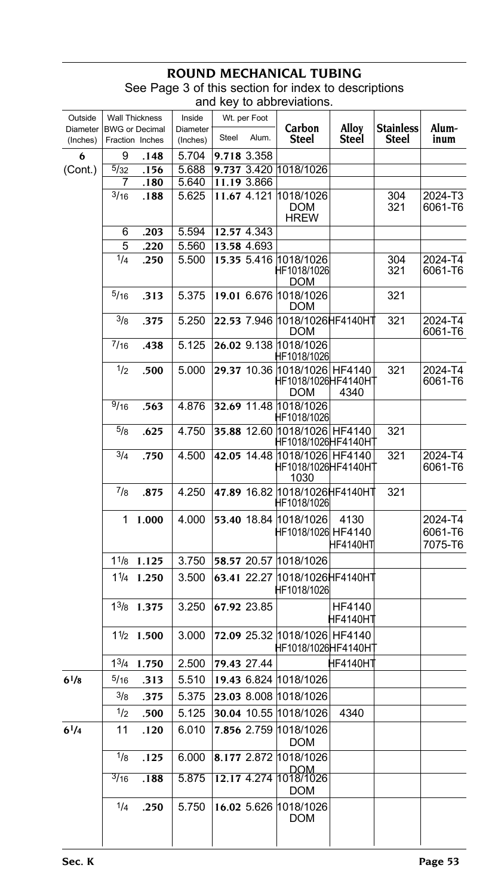# ROUND MECHANICAL TUBING

See Page 3 of this section for index to descriptions and key to abbreviations.

| Outside Diameter (Inches) | Wall Thickness BWG or Fraction | Wall Thickness Decimal Inches | Inside Diameter (Inches) | Wt. per Foot Steel | Wt. per Foot Alum. | Carbon Steel | Alloy Steel | Stainless Steel | Aluminum |
|---|---|---|---|---|---|---|---|---|---|
| **6** (Cont.) | 9 | **.148** | 5.704 | **9.718** | 3.358 | | | | |
| | 5/32 | **.156** | 5.688 | **9.737** | 3.420 | 1018/1026 | | | |
| | 7 | **.180** | 5.640 | **11.19** | 3.866 | | | | |
| | 3/16 | **.188** | 5.625 | **11.67** | 4.121 | 1018/1026 DOM HREW | | 304 321 | 2024-T3 6061-T6 |
| | 6 | **.203** | 5.594 | **12.57** | 4.343 | | | | |
| | 5 | **.220** | 5.560 | **13.58** | 4.693 | | | | |
| | 1/4 | **.250** | 5.500 | **15.35** | 5.416 | 1018/1026 HF1018/1026 DOM | | 304 321 | 2024-T4 6061-T6 |
| | 5/16 | **.313** | 5.375 | **19.01** | 6.676 | 1018/1026 DOM | | 321 | |
| | 3/8 | **.375** | 5.250 | **22.53** | 7.946 | 1018/1026 DOM | HF4140HT | 321 | 2024-T4 6061-T6 |
| | 7/16 | **.438** | 5.125 | **26.02** | 9.138 | 1018/1026 HF1018/1026 | | | |
| | 1/2 | **.500** | 5.000 | **29.37** | 10.36 | 1018/1026 HF1018/1026 DOM | HF4140 HF4140HT 4340 | 321 | 2024-T4 6061-T6 |
| | 9/16 | **.563** | 4.876 | **32.69** | 11.48 | 1018/1026 HF1018/1026 | | | |
| | 5/8 | **.625** | 4.750 | **35.88** | 12.60 | 1018/1026 HF1018/1026 | HF4140 HF4140HT | 321 | |
| | 3/4 | **.750** | 4.500 | **42.05** | 14.48 | 1018/1026 HF1018/1026 1030 | HF4140 HF4140HT | 321 | 2024-T4 6061-T6 |
| | 7/8 | **.875** | 4.250 | **47.89** | 16.82 | 1018/1026 HF1018/1026 | HF4140HT | 321 | |
| | 1 | **1.000** | 4.000 | **53.40** | 18.84 | 1018/1026 HF1018/1026 | 4130 HF4140 HF4140HT | | 2024-T4 6061-T6 7075-T6 |
| | 1 1/8 | **1.125** | 3.750 | **58.57** | 20.57 | 1018/1026 | | | |
| | 1 1/4 | **1.250** | 3.500 | **63.41** | 22.27 | 1018/1026 HF1018/1026 | HF4140HT | | |
| | 1 3/8 | **1.375** | 3.250 | **67.92** | 23.85 | | HF4140 HF4140HT | | |
| | 1 1/2 | **1.500** | 3.000 | **72.09** | 25.32 | 1018/1026 HF1018/1026 | HF4140 HF4140HT | | |
| | 1 3/4 | **1.750** | 2.500 | **79.43** | 27.44 | | HF4140HT | | |
| **6 1/8** | 5/16 | **.313** | 5.510 | **19.43** | 6.824 | 1018/1026 | | | |
| | 3/8 | **.375** | 5.375 | **23.03** | 8.008 | 1018/1026 | | | |
| | 1/2 | **.500** | 5.125 | **30.04** | 10.55 | 1018/1026 | 4340 | | |
| **6 1/4** | 11 | **.120** | 6.010 | **7.856** | 2.759 | 1018/1026 DOM | | | |
| | 1/8 | **.125** | 6.000 | **8.177** | 2.872 | 1018/1026 DOM | | | |
| | 3/16 | **.188** | 5.875 | **12.17** | 4.274 | 1018/1026 DOM | | | |
| | 1/4 | **.250** | 5.750 | **16.02** | 5.626 | 1018/1026 DOM | | | |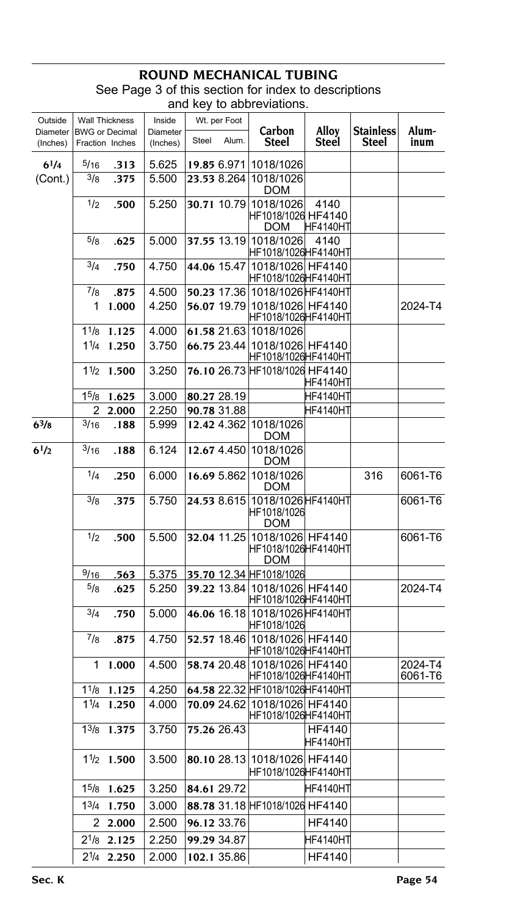# ROUND MECHANICAL TUBING

See Page 3 of this section for index to descriptions and key to abbreviations.

| Outside Diameter (Inches) | Wall Thickness BWG or Fraction | Wall Thickness Decimal Inches | Inside Diameter (Inches) | Wt. per Foot Steel | Wt. per Foot Alum. | Carbon Steel | Alloy Steel | Stainless Steel | Aluminum |
|---|---|---|---|---|---|---|---|---|---|
| 6 1/4 (Cont.) | 5/16 | .313 | 5.625 | 19.85 | 6.971 | 1018/1026 | | | |
| | 3/8 | .375 | 5.500 | 23.53 | 8.264 | 1018/1026 DOM | | | |
| | 1/2 | .500 | 5.250 | 30.71 | 10.79 | 1018/1026 HF1018/1026 DOM | 4140 HF4140 HF4140HT | | |
| | 5/8 | .625 | 5.000 | 37.55 | 13.19 | 1018/1026 HF1018/1026 | 4140 HF4140HT | | |
| | 3/4 | .750 | 4.750 | 44.06 | 15.47 | 1018/1026 HF1018/1026 | HF4140 HF4140HT | | |
| | 7/8 | .875 | 4.500 | 50.23 | 17.36 | 1018/1026 | HF4140HT | | |
| | 1 | 1.000 | 4.250 | 56.07 | 19.79 | 1018/1026 HF1018/1026 | HF4140 HF4140HT | | 2024-T4 |
| | 1 1/8 | 1.125 | 4.000 | 61.58 | 21.63 | 1018/1026 | | | |
| | 1 1/4 | 1.250 | 3.750 | 66.75 | 23.44 | 1018/1026 HF1018/1026 | HF4140 HF4140HT | | |
| | 1 1/2 | 1.500 | 3.250 | 76.10 | 26.73 | HF1018/1026 | HF4140 HF4140HT | | |
| | 1 5/8 | 1.625 | 3.000 | 80.27 | 28.19 | | HF4140HT | | |
| | 2 | 2.000 | 2.250 | 90.78 | 31.88 | | HF4140HT | | |
| 6 3/8 | 3/16 | .188 | 5.999 | 12.42 | 4.362 | 1018/1026 DOM | | | |
| 6 1/2 | 3/16 | .188 | 6.124 | 12.67 | 4.450 | 1018/1026 DOM | | | |
| | 1/4 | .250 | 6.000 | 16.69 | 5.862 | 1018/1026 DOM | | 316 | 6061-T6 |
| | 3/8 | .375 | 5.750 | 24.53 | 8.615 | 1018/1026 HF1018/1026 DOM | HF4140HT | | 6061-T6 |
| | 1/2 | .500 | 5.500 | 32.04 | 11.25 | 1018/1026 HF1018/1026 DOM | HF4140 HF4140HT | | 6061-T6 |
| | 9/16 | .563 | 5.375 | 35.70 | 12.34 | HF1018/1026 | | | |
| | 5/8 | .625 | 5.250 | 39.22 | 13.84 | 1018/1026 HF1018/1026 | HF4140 HF4140HT | | 2024-T4 |
| | 3/4 | .750 | 5.000 | 46.06 | 16.18 | 1018/1026 HF1018/1026 | HF4140HT | | |
| | 7/8 | .875 | 4.750 | 52.57 | 18.46 | 1018/1026 HF1018/1026 | HF4140 HF4140HT | | |
| | 1 | 1.000 | 4.500 | 58.74 | 20.48 | 1018/1026 HF1018/1026 | HF4140 HF4140HT | | 2024-T4 6061-T6 |
| | 1 1/8 | 1.125 | 4.250 | 64.58 | 22.32 | HF1018/1026 | HF4140HT | | |
| | 1 1/4 | 1.250 | 4.000 | 70.09 | 24.62 | 1018/1026 HF1018/1026 | HF4140 HF4140HT | | |
| | 1 3/8 | 1.375 | 3.750 | 75.26 | 26.43 | | HF4140 HF4140HT | | |
| | 1 1/2 | 1.500 | 3.500 | 80.10 | 28.13 | 1018/1026 HF1018/1026 | HF4140 HF4140HT | | |
| | 1 5/8 | 1.625 | 3.250 | 84.61 | 29.72 | | HF4140HT | | |
| | 1 3/4 | 1.750 | 3.000 | 88.78 | 31.18 | HF1018/1026 | HF4140 | | |
| | 2 | 2.000 | 2.500 | 96.12 | 33.76 | | HF4140 | | |
| | 2 1/8 | 2.125 | 2.250 | 99.29 | 34.87 | | HF4140HT | | |
| | 2 1/4 | 2.250 | 2.000 | 102.1 | 35.86 | | HF4140 | | |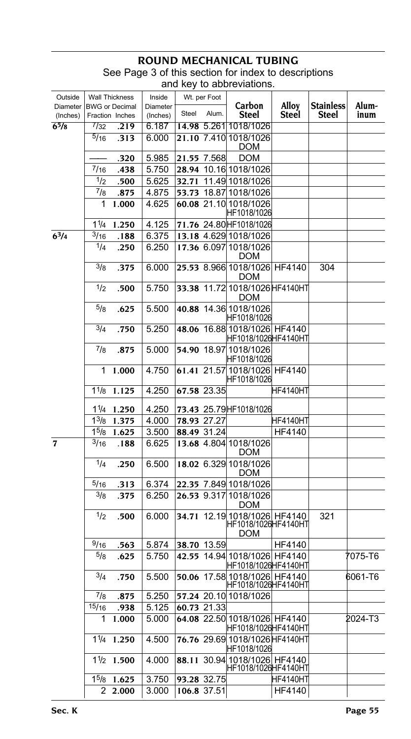# ROUND MECHANICAL TUBING

See Page 3 of this section for index to descriptions and key to abbreviations.

| Outside Diameter (Inches) | Wall Thickness BWG or Decimal Fraction | Inches | Inside Diameter (Inches) | Wt. per Foot Steel | Alum. | Carbon Steel | Alloy Steel | Stainless Steel | Aluminum |
|---|---|---|---|---|---|---|---|---|---|
| **6⅝** | 7/32 | **.219** | 6.187 | **14.98** | 5.261 | 1018/1026 | | | |
| | 5/16 | **.313** | 6.000 | **21.10** | 7.410 | 1018/1026 DOM | | | |
| | —— | **.320** | 5.985 | **21.55** | 7.568 | DOM | | | |
| | 7/16 | **.438** | 5.750 | **28.94** | 10.16 | 1018/1026 | | | |
| | 1/2 | **.500** | 5.625 | **32.71** | 11.49 | 1018/1026 | | | |
| | 7/8 | **.875** | 4.875 | **53.73** | 18.87 | 1018/1026 | | | |
| | 1 | **1.000** | 4.625 | **60.08** | 21.10 | 1018/1026 HF1018/1026 | | | |
| | 1¼ | **1.250** | 4.125 | **71.76** | 24.80 | HF1018/1026 | | | |
| **6¾** | 3/16 | **.188** | 6.375 | **13.18** | 4.629 | 1018/1026 | | | |
| | 1/4 | **.250** | 6.250 | **17.36** | 6.097 | 1018/1026 DOM | | | |
| | 3/8 | **.375** | 6.000 | **25.53** | 8.966 | 1018/1026 DOM | HF4140 | 304 | |
| | 1/2 | **.500** | 5.750 | **33.38** | 11.72 | 1018/1026 DOM | HF4140HT | | |
| | 5/8 | **.625** | 5.500 | **40.88** | 14.36 | 1018/1026 HF1018/1026 | | | |
| | 3/4 | **.750** | 5.250 | **48.06** | 16.88 | 1018/1026 HF1018/1026 | HF4140 HF4140HT | | |
| | 7/8 | **.875** | 5.000 | **54.90** | 18.97 | 1018/1026 HF1018/1026 | | | |
| | 1 | **1.000** | 4.750 | **61.41** | 21.57 | 1018/1026 HF1018/1026 | HF4140 | | |
| | 1⅛ | **1.125** | 4.250 | **67.58** | 23.35 | | HF4140HT | | |
| | 1¼ | **1.250** | 4.250 | **73.43** | 25.79 | HF1018/1026 | | | |
| | 1⅜ | **1.375** | 4.000 | **78.93** | 27.27 | | HF4140HT | | |
| | 1⅝ | **1.625** | 3.500 | **88.49** | 31.24 | | HF4140 | | |
| **7** | 3/16 | **.188** | 6.625 | **13.68** | 4.804 | 1018/1026 DOM | | | |
| | 1/4 | **.250** | 6.500 | **18.02** | 6.329 | 1018/1026 DOM | | | |
| | 5/16 | **.313** | 6.374 | **22.35** | 7.849 | 1018/1026 | | | |
| | 3/8 | **.375** | 6.250 | **26.53** | 9.317 | 1018/1026 DOM | | | |
| | 1/2 | **.500** | 6.000 | **34.71** | 12.19 | 1018/1026 HF1018/1026 DOM | HF4140 HF4140HT | 321 | |
| | 9/16 | **.563** | 5.874 | **38.70** | 13.59 | | HF4140 | | |
| | 5/8 | **.625** | 5.750 | **42.55** | 14.94 | 1018/1026 HF1018/1026 | HF4140 HF4140HT | | 7075-T6 |
| | 3/4 | **.750** | 5.500 | **50.06** | 17.58 | 1018/1026 HF1018/1026 | HF4140 HF4140HT | | 6061-T6 |
| | 7/8 | **.875** | 5.250 | **57.24** | 20.10 | 1018/1026 | | | |
| | 15/16 | **.938** | 5.125 | **60.73** | 21.33 | | | | |
| | 1 | **1.000** | 5.000 | **64.08** | 22.50 | 1018/1026 HF1018/1026 | HF4140 HF4140HT | | 2024-T3 |
| | 1¼ | **1.250** | 4.500 | **76.76** | 29.69 | 1018/1026 HF1018/1026 | HF4140HT | | |
| | 1½ | **1.500** | 4.000 | **88.11** | 30.94 | 1018/1026 HF1018/1026 | HF4140 HF4140HT | | |
| | 1⅝ | **1.625** | 3.750 | **93.28** | 32.75 | | HF4140HT | | |
| | 2 | **2.000** | 3.000 | **106.8** | 37.51 | | HF4140 | | |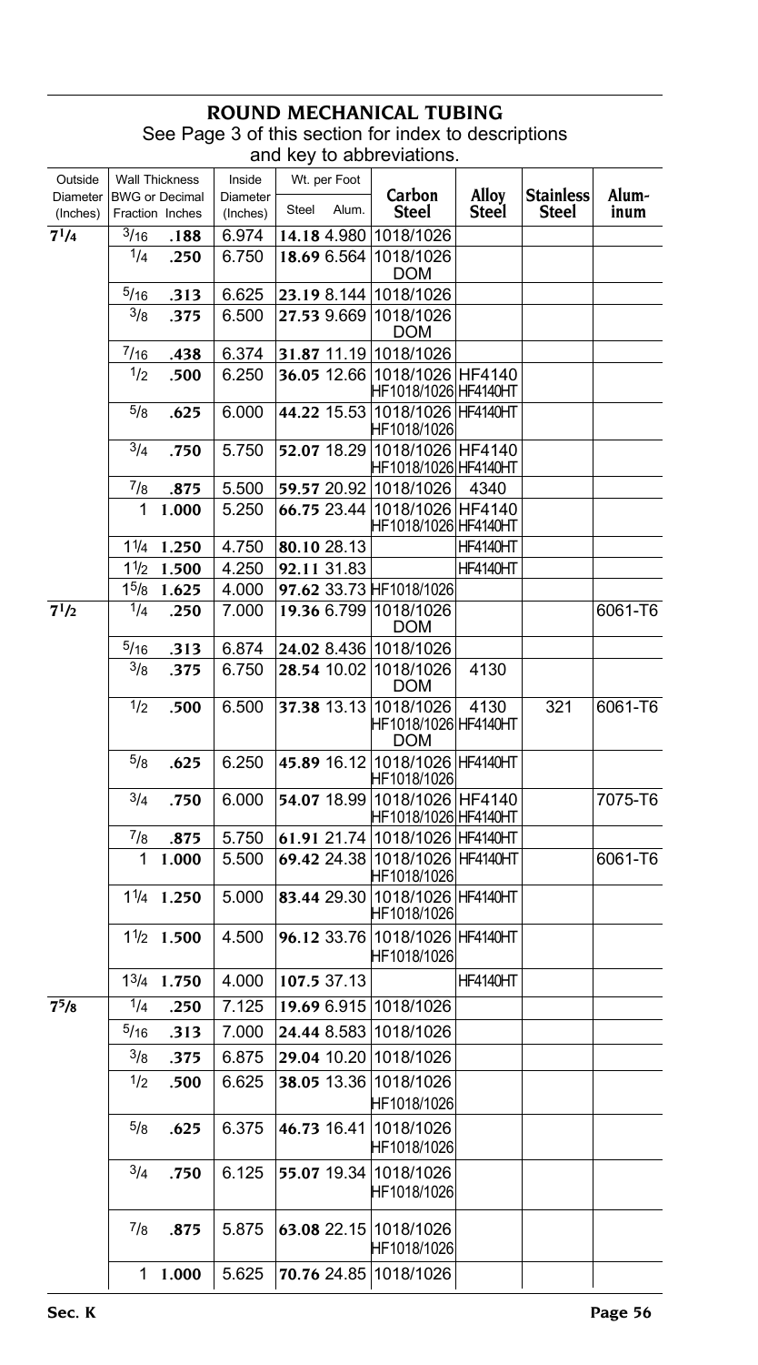## ROUND MECHANICAL TUBING

See Page 3 of this section for index to descriptions and key to abbreviations.

| Outside Diameter (Inches) | Wall Thickness BWG or Fraction | Wall Thickness Decimal Inches | Inside Diameter (Inches) | Wt. per Foot Steel | Wt. per Foot Alum. | Carbon Steel | Alloy Steel | Stainless Steel | Aluminum |
|---|---|---|---|---|---|---|---|---|---|
| 7 1/4 | 3/16 | .188 | 6.974 | 14.18 | 4.980 | 1018/1026 | | | |
| | 1/4 | .250 | 6.750 | 18.69 | 6.564 | 1018/1026 DOM | | | |
| | 5/16 | .313 | 6.625 | 23.19 | 8.144 | 1018/1026 | | | |
| | 3/8 | .375 | 6.500 | 27.53 | 9.669 | 1018/1026 DOM | | | |
| | 7/16 | .438 | 6.374 | 31.87 | 11.19 | 1018/1026 | | | |
| | 1/2 | .500 | 6.250 | 36.05 | 12.66 | 1018/1026 HF1018/1026 | HF4140 HF4140HT | | |
| | 5/8 | .625 | 6.000 | 44.22 | 15.53 | 1018/1026 HF1018/1026 | HF4140HT | | |
| | 3/4 | .750 | 5.750 | 52.07 | 18.29 | 1018/1026 HF1018/1026 | HF4140 HF4140HT | | |
| | 7/8 | .875 | 5.500 | 59.57 | 20.92 | 1018/1026 | 4340 | | |
| | 1 | 1.000 | 5.250 | 66.75 | 23.44 | 1018/1026 HF1018/1026 | HF4140 HF4140HT | | |
| | 1 1/4 | 1.250 | 4.750 | 80.10 | 28.13 | | HF4140HT | | |
| | 1 1/2 | 1.500 | 4.250 | 92.11 | 31.83 | | HF4140HT | | |
| | 1 5/8 | 1.625 | 4.000 | 97.62 | 33.73 | HF1018/1026 | | | |
| 7 1/2 | 1/4 | .250 | 7.000 | 19.36 | 6.799 | 1018/1026 DOM | | | 6061-T6 |
| | 5/16 | .313 | 6.874 | 24.02 | 8.436 | 1018/1026 | | | |
| | 3/8 | .375 | 6.750 | 28.54 | 10.02 | 1018/1026 DOM | 4130 | | |
| | 1/2 | .500 | 6.500 | 37.38 | 13.13 | 1018/1026 HF1018/1026 DOM | 4130 HF4140HT | 321 | 6061-T6 |
| | 5/8 | .625 | 6.250 | 45.89 | 16.12 | 1018/1026 HF1018/1026 | HF4140HT | | |
| | 3/4 | .750 | 6.000 | 54.07 | 18.99 | 1018/1026 HF1018/1026 | HF4140 HF4140HT | | 7075-T6 |
| | 7/8 | .875 | 5.750 | 61.91 | 21.74 | 1018/1026 | HF4140HT | | |
| | 1 | 1.000 | 5.500 | 69.42 | 24.38 | 1018/1026 HF1018/1026 | HF4140HT | | 6061-T6 |
| | 1 1/4 | 1.250 | 5.000 | 83.44 | 29.30 | 1018/1026 HF1018/1026 | HF4140HT | | |
| | 1 1/2 | 1.500 | 4.500 | 96.12 | 33.76 | 1018/1026 HF1018/1026 | HF4140HT | | |
| | 1 3/4 | 1.750 | 4.000 | 107.5 | 37.13 | | HF4140HT | | |
| 7 5/8 | 1/4 | .250 | 7.125 | 19.69 | 6.915 | 1018/1026 | | | |
| | 5/16 | .313 | 7.000 | 24.44 | 8.583 | 1018/1026 | | | |
| | 3/8 | .375 | 6.875 | 29.04 | 10.20 | 1018/1026 | | | |
| | 1/2 | .500 | 6.625 | 38.05 | 13.36 | 1018/1026 HF1018/1026 | | | |
| | 5/8 | .625 | 6.375 | 46.73 | 16.41 | 1018/1026 HF1018/1026 | | | |
| | 3/4 | .750 | 6.125 | 55.07 | 19.34 | 1018/1026 HF1018/1026 | | | |
| | 7/8 | .875 | 5.875 | 63.08 | 22.15 | 1018/1026 HF1018/1026 | | | |
| | 1 | 1.000 | 5.625 | 70.76 | 24.85 | 1018/1026 | | | |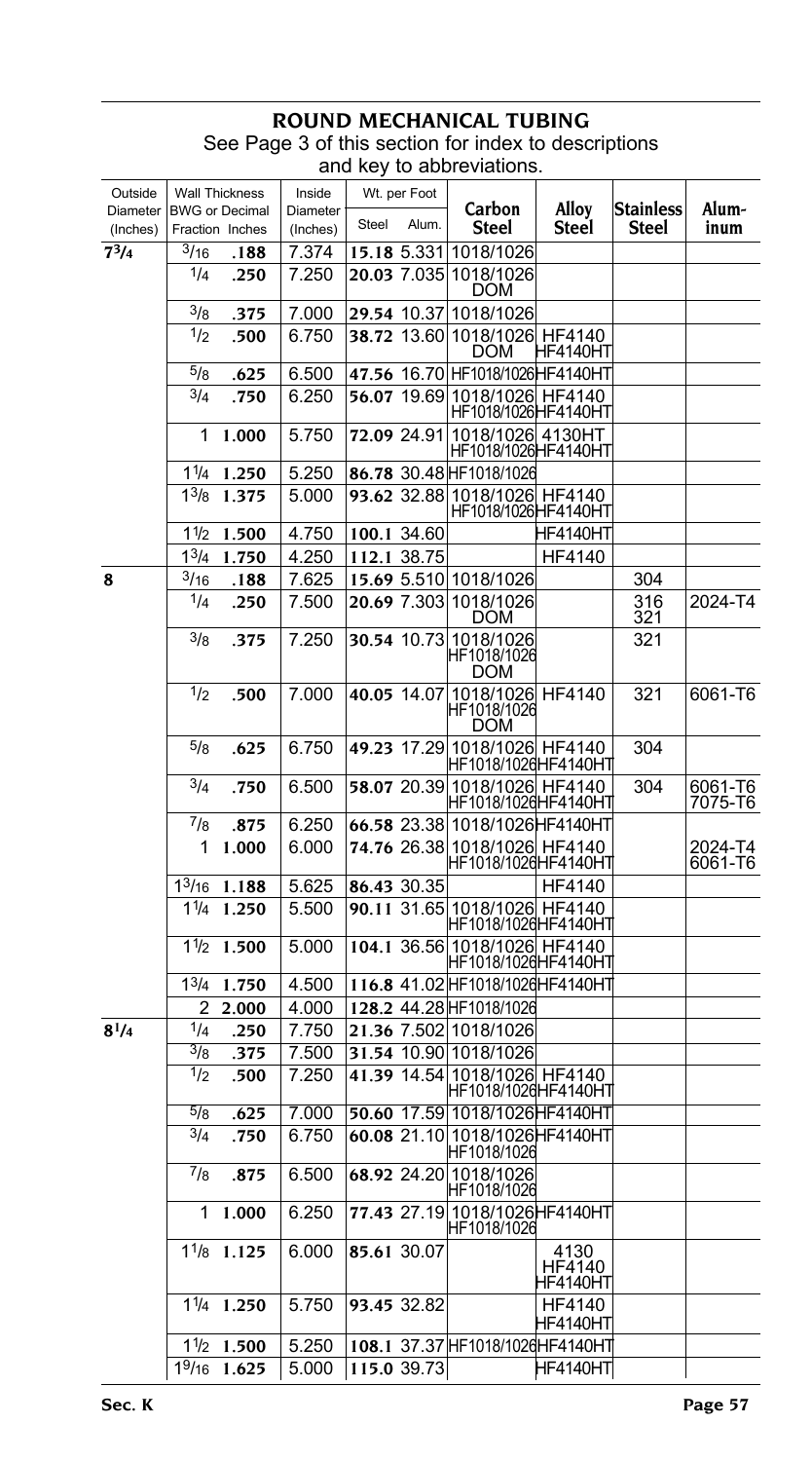# ROUND MECHANICAL TUBING

See Page 3 of this section for index to descriptions and key to abbreviations.

| Outside Diameter (Inches) | Wall Thickness BWG or Decimal Fraction | Inches | Inside Diameter (Inches) | Wt. per Foot Steel | Alum. | Carbon Steel | Alloy Steel | Stainless Steel | Alum-inum |
|---|---|---|---|---|---|---|---|---|---|
| $7^3/_4$ | $^3/_{16}$ | .188 | 7.374 | 15.18 | 5.331 | 1018/1026 | | | |
| | $^1/_4$ | .250 | 7.250 | 20.03 | 7.035 | 1018/1026 DOM | | | |
| | $^3/_8$ | .375 | 7.000 | 29.54 | 10.37 | 1018/1026 | | | |
| | $^1/_2$ | .500 | 6.750 | 38.72 | 13.60 | 1018/1026 DOM | HF4140 HF4140HT | | |
| | $^5/_8$ | .625 | 6.500 | 47.56 | 16.70 | HF1018/1026 | HF4140HT | | |
| | $^3/_4$ | .750 | 6.250 | 56.07 | 19.69 | 1018/1026 HF1018/1026 | HF4140 HF4140HT | | |
| | 1 | 1.000 | 5.750 | 72.09 | 24.91 | 1018/1026 HF1018/1026 | 4130HT HF4140HT | | |
| | $1^1/_4$ | 1.250 | 5.250 | 86.78 | 30.48 | HF1018/1026 | | | |
| | $1^3/_8$ | 1.375 | 5.000 | 93.62 | 32.88 | 1018/1026 HF1018/1026 | HF4140 HF4140HT | | |
| | $1^1/_2$ | 1.500 | 4.750 | 100.1 | 34.60 | | HF4140HT | | |
| | $1^3/_4$ | 1.750 | 4.250 | 112.1 | 38.75 | | HF4140 | | |
| 8 | $^3/_{16}$ | .188 | 7.625 | 15.69 | 5.510 | 1018/1026 | | 304 | |
| | $^1/_4$ | .250 | 7.500 | 20.69 | 7.303 | 1018/1026 DOM | | 316 321 | 2024-T4 |
| | $^3/_8$ | .375 | 7.250 | 30.54 | 10.73 | 1018/1026 HF1018/1026 DOM | | 321 | |
| | $^1/_2$ | .500 | 7.000 | 40.05 | 14.07 | 1018/1026 HF1018/1026 DOM | HF4140 | 321 | 6061-T6 |
| | $^5/_8$ | .625 | 6.750 | 49.23 | 17.29 | 1018/1026 HF1018/1026 | HF4140 HF4140HT | 304 | |
| | $^3/_4$ | .750 | 6.500 | 58.07 | 20.39 | 1018/1026 HF1018/1026 | HF4140 HF4140HT | 304 | 6061-T6 7075-T6 |
| | $^7/_8$ | .875 | 6.250 | 66.58 | 23.38 | 1018/1026 | HF4140HT | | |
| | 1 | 1.000 | 6.000 | 74.76 | 26.38 | 1018/1026 HF1018/1026 | HF4140 HF4140HT | | 2024-T4 6061-T6 |
| | $1^3/_{16}$ | 1.188 | 5.625 | 86.43 | 30.35 | | HF4140 | | |
| | $1^1/_4$ | 1.250 | 5.500 | 90.11 | 31.65 | 1018/1026 HF1018/1026 | HF4140 HF4140HT | | |
| | $1^1/_2$ | 1.500 | 5.000 | 104.1 | 36.56 | 1018/1026 HF1018/1026 | HF4140 HF4140HT | | |
| | $1^3/_4$ | 1.750 | 4.500 | 116.8 | 41.02 | HF1018/1026 | HF4140HT | | |
| | 2 | 2.000 | 4.000 | 128.2 | 44.28 | HF1018/1026 | | | |
| $8^1/_4$ | $^1/_4$ | .250 | 7.750 | 21.36 | 7.502 | 1018/1026 | | | |
| | $^3/_8$ | .375 | 7.500 | 31.54 | 10.90 | 1018/1026 | | | |
| | $^1/_2$ | .500 | 7.250 | 41.39 | 14.54 | 1018/1026 HF1018/1026 | HF4140 HF4140HT | | |
| | $^5/_8$ | .625 | 7.000 | 50.60 | 17.59 | 1018/1026 | HF4140HT | | |
| | $^3/_4$ | .750 | 6.750 | 60.08 | 21.10 | 1018/1026 HF1018/1026 | HF4140HT | | |
| | $^7/_8$ | .875 | 6.500 | 68.92 | 24.20 | 1018/1026 HF1018/1026 | | | |
| | 1 | 1.000 | 6.250 | 77.43 | 27.19 | 1018/1026 HF1018/1026 | HF4140HT | | |
| | $1^1/_8$ | 1.125 | 6.000 | 85.61 | 30.07 | | 4130 HF4140 HF4140HT | | |
| | $1^1/_4$ | 1.250 | 5.750 | 93.45 | 32.82 | | HF4140 HF4140HT | | |
| | $1^1/_2$ | 1.500 | 5.250 | 108.1 | 37.37 | HF1018/1026 | HF4140HT | | |
| | $1^9/_{16}$ | 1.625 | 5.000 | 115.0 | 39.73 | | HF4140HT | | |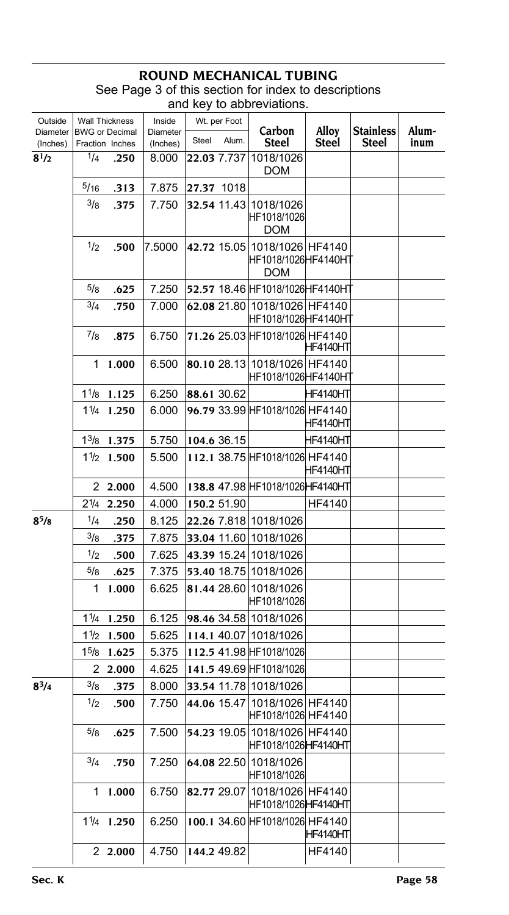# ROUND MECHANICAL TUBING

See Page 3 of this section for index to descriptions and key to abbreviations.

| Outside Diameter (Inches) | Wall Thickness BWG or Fraction | Decimal Inches | Inside Diameter (Inches) | Wt. per Foot Steel | Wt. per Foot Alum. | Carbon Steel | Alloy Steel | Stainless Steel | Aluminum |
|---|---|---|---|---|---|---|---|---|---|
| 8 1/2 | 1/4 | .250 | 8.000 | 22.03 | 7.737 | 1018/1026 DOM | | | |
| | 5/16 | .313 | 7.875 | 27.37 | 1018 | | | | |
| | 3/8 | .375 | 7.750 | 32.54 | 11.43 | 1018/1026 HF1018/1026 DOM | | | |
| | 1/2 | .500 | 7.5000 | 42.72 | 15.05 | 1018/1026 HF1018/1026 DOM | HF4140 HF4140HT | | |
| | 5/8 | .625 | 7.250 | 52.57 | 18.46 | HF1018/1026 | HF4140HT | | |
| | 3/4 | .750 | 7.000 | 62.08 | 21.80 | 1018/1026 HF1018/1026 | HF4140 HF4140HT | | |
| | 7/8 | .875 | 6.750 | 71.26 | 25.03 | HF1018/1026 | HF4140 HF4140HT | | |
| | 1 | 1.000 | 6.500 | 80.10 | 28.13 | 1018/1026 HF1018/1026 | HF4140 HF4140HT | | |
| | 1 1/8 | 1.125 | 6.250 | 88.61 | 30.62 | | HF4140HT | | |
| | 1 1/4 | 1.250 | 6.000 | 96.79 | 33.99 | HF1018/1026 | HF4140 HF4140HT | | |
| | 1 3/8 | 1.375 | 5.750 | 104.6 | 36.15 | | HF4140HT | | |
| | 1 1/2 | 1.500 | 5.500 | 112.1 | 38.75 | HF1018/1026 | HF4140 HF4140HT | | |
| | 2 | 2.000 | 4.500 | 138.8 | 47.98 | HF1018/1026 | HF4140HT | | |
| | 2 1/4 | 2.250 | 4.000 | 150.2 | 51.90 | | HF4140 | | |
| 8 5/8 | 1/4 | .250 | 8.125 | 22.26 | 7.818 | 1018/1026 | | | |
| | 3/8 | .375 | 7.875 | 33.04 | 11.60 | 1018/1026 | | | |
| | 1/2 | .500 | 7.625 | 43.39 | 15.24 | 1018/1026 | | | |
| | 5/8 | .625 | 7.375 | 53.40 | 18.75 | 1018/1026 | | | |
| | 1 | 1.000 | 6.625 | 81.44 | 28.60 | 1018/1026 HF1018/1026 | | | |
| | 1 1/4 | 1.250 | 6.125 | 98.46 | 34.58 | 1018/1026 | | | |
| | 1 1/2 | 1.500 | 5.625 | 114.1 | 40.07 | 1018/1026 | | | |
| | 1 5/8 | 1.625 | 5.375 | 112.5 | 41.98 | HF1018/1026 | | | |
| | 2 | 2.000 | 4.625 | 141.5 | 49.69 | HF1018/1026 | | | |
| 8 3/4 | 3/8 | .375 | 8.000 | 33.54 | 11.78 | 1018/1026 | | | |
| | 1/2 | .500 | 7.750 | 44.06 | 15.47 | 1018/1026 HF1018/1026 | HF4140 HF4140 | | |
| | 5/8 | .625 | 7.500 | 54.23 | 19.05 | 1018/1026 HF1018/1026 | HF4140 HF4140HT | | |
| | 3/4 | .750 | 7.250 | 64.08 | 22.50 | 1018/1026 HF1018/1026 | | | |
| | 1 | 1.000 | 6.750 | 82.77 | 29.07 | 1018/1026 HF1018/1026 | HF4140 HF4140HT | | |
| | 1 1/4 | 1.250 | 6.250 | 100.1 | 34.60 | HF1018/1026 | HF4140 HF4140HT | | |
| | 2 | 2.000 | 4.750 | 144.2 | 49.82 | | HF4140 | | |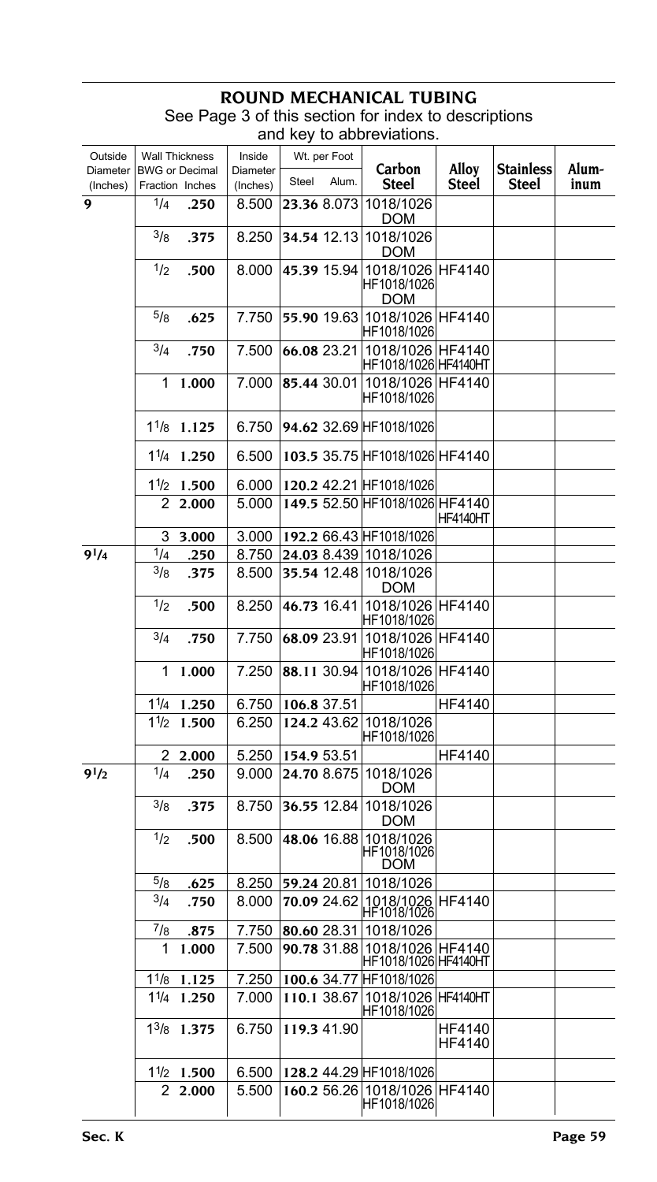# ROUND MECHANICAL TUBING

See Page 3 of this section for index to descriptions and key to abbreviations.

| Outside Diameter (Inches) | Wall Thickness BWG or Fraction | Decimal Inches | Inside Diameter (Inches) | Wt. per Foot Steel | Wt. per Foot Alum. | Carbon Steel | Alloy Steel | Stainless Steel | Aluminum |
|---|---|---|---|---|---|---|---|---|---|
| **9** | 1/4 | **.250** | 8.500 | **23.36** | 8.073 | 1018/1026 DOM | | | |
| | 3/8 | **.375** | 8.250 | **34.54** | 12.13 | 1018/1026 DOM | | | |
| | 1/2 | **.500** | 8.000 | **45.39** | 15.94 | 1018/1026 HF1018/1026 DOM | HF4140 | | |
| | 5/8 | **.625** | 7.750 | **55.90** | 19.63 | 1018/1026 HF1018/1026 | HF4140 | | |
| | 3/4 | **.750** | 7.500 | **66.08** | 23.21 | 1018/1026 HF1018/1026 | HF4140 HF4140HT | | |
| | 1 | **1.000** | 7.000 | **85.44** | 30.01 | 1018/1026 HF1018/1026 | HF4140 | | |
| | 1 1/8 | **1.125** | 6.750 | **94.62** | 32.69 | HF1018/1026 | | | |
| | 1 1/4 | **1.250** | 6.500 | **103.5** | 35.75 | HF1018/1026 | HF4140 | | |
| | 1 1/2 | **1.500** | 6.000 | **120.2** | 42.21 | HF1018/1026 | | | |
| | 2 | **2.000** | 5.000 | **149.5** | 52.50 | HF1018/1026 | HF4140 HF4140HT | | |
| | 3 | **3.000** | 3.000 | **192.2** | 66.43 | HF1018/1026 | | | |
| **9 1/4** | 1/4 | **.250** | 8.750 | **24.03** | 8.439 | 1018/1026 | | | |
| | 3/8 | **.375** | 8.500 | **35.54** | 12.48 | 1018/1026 DOM | | | |
| | 1/2 | **.500** | 8.250 | **46.73** | 16.41 | 1018/1026 HF1018/1026 | HF4140 | | |
| | 3/4 | **.750** | 7.750 | **68.09** | 23.91 | 1018/1026 HF1018/1026 | HF4140 | | |
| | 1 | **1.000** | 7.250 | **88.11** | 30.94 | 1018/1026 HF1018/1026 | HF4140 | | |
| | 1 1/4 | **1.250** | 6.750 | **106.8** | 37.51 | | HF4140 | | |
| | 1 1/2 | **1.500** | 6.250 | **124.2** | 43.62 | 1018/1026 HF1018/1026 | | | |
| | 2 | **2.000** | 5.250 | **154.9** | 53.51 | | HF4140 | | |
| **9 1/2** | 1/4 | **.250** | 9.000 | **24.70** | 8.675 | 1018/1026 DOM | | | |
| | 3/8 | **.375** | 8.750 | **36.55** | 12.84 | 1018/1026 DOM | | | |
| | 1/2 | **.500** | 8.500 | **48.06** | 16.88 | 1018/1026 HF1018/1026 DOM | | | |
| | 5/8 | **.625** | 8.250 | **59.24** | 20.81 | 1018/1026 | | | |
| | 3/4 | **.750** | 8.000 | **70.09** | 24.62 | 1018/1026 HF1018/1026 | HF4140 | | |
| | 7/8 | **.875** | 7.750 | **80.60** | 28.31 | 1018/1026 | | | |
| | 1 | **1.000** | 7.500 | **90.78** | 31.88 | 1018/1026 HF1018/1026 | HF4140 HF4140HT | | |
| | 1 1/8 | **1.125** | 7.250 | **100.6** | 34.77 | HF1018/1026 | | | |
| | 1 1/4 | **1.250** | 7.000 | **110.1** | 38.67 | 1018/1026 HF1018/1026 | HF4140HT | | |
| | 1 3/8 | **1.375** | 6.750 | **119.3** | 41.90 | | HF4140 HF4140 | | |
| | 1 1/2 | **1.500** | 6.500 | **128.2** | 44.29 | HF1018/1026 | | | |
| | 2 | **2.000** | 5.500 | **160.2** | 56.26 | 1018/1026 HF1018/1026 | HF4140 | | |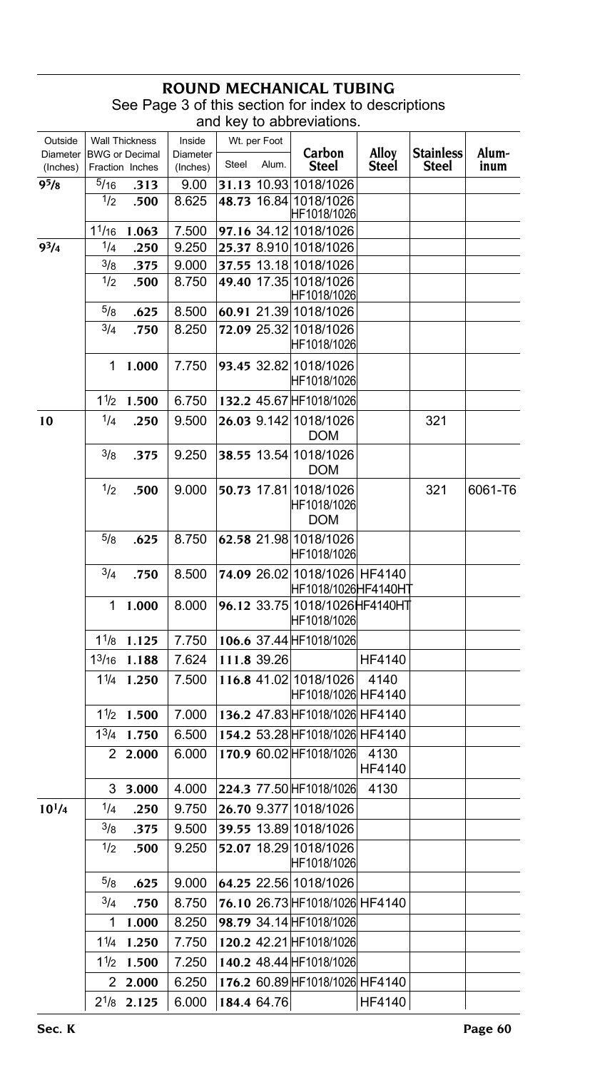## ROUND MECHANICAL TUBING

See Page 3 of this section for index to descriptions and key to abbreviations.

| Outside Diameter (Inches) | Wall Thickness BWG or Fraction | Wall Thickness Decimal Inches | Inside Diameter (Inches) | Wt. per Foot Steel | Wt. per Foot Alum. | Carbon Steel | Alloy Steel | Stainless Steel | Aluminum |
|---|---|---|---|---|---|---|---|---|---|
| 9 5/8 | 5/16 | .313 | 9.00 | 31.13 | 10.93 | 1018/1026 | | | |
| | 1/2 | .500 | 8.625 | 48.73 | 16.84 | 1018/1026 HF1018/1026 | | | |
| | 1 1/16 | 1.063 | 7.500 | 97.16 | 34.12 | 1018/1026 | | | |
| 9 3/4 | 1/4 | .250 | 9.250 | 25.37 | 8.910 | 1018/1026 | | | |
| | 3/8 | .375 | 9.000 | 37.55 | 13.18 | 1018/1026 | | | |
| | 1/2 | .500 | 8.750 | 49.40 | 17.35 | 1018/1026 HF1018/1026 | | | |
| | 5/8 | .625 | 8.500 | 60.91 | 21.39 | 1018/1026 | | | |
| | 3/4 | .750 | 8.250 | 72.09 | 25.32 | 1018/1026 HF1018/1026 | | | |
| | 1 | 1.000 | 7.750 | 93.45 | 32.82 | 1018/1026 HF1018/1026 | | | |
| | 1 1/2 | 1.500 | 6.750 | 132.2 | 45.67 | HF1018/1026 | | | |
| 10 | 1/4 | .250 | 9.500 | 26.03 | 9.142 | 1018/1026 DOM | | 321 | |
| | 3/8 | .375 | 9.250 | 38.55 | 13.54 | 1018/1026 DOM | | | |
| | 1/2 | .500 | 9.000 | 50.73 | 17.81 | 1018/1026 HF1018/1026 DOM | | 321 | 6061-T6 |
| | 5/8 | .625 | 8.750 | 62.58 | 21.98 | 1018/1026 HF1018/1026 | | | |
| | 3/4 | .750 | 8.500 | 74.09 | 26.02 | 1018/1026 HF1018/1026 | HF4140 HF4140HT | | |
| | 1 | 1.000 | 8.000 | 96.12 | 33.75 | 1018/1026 HF1018/1026 | HF4140HT | | |
| | 1 1/8 | 1.125 | 7.750 | 106.6 | 37.44 | HF1018/1026 | | | |
| | 1 3/16 | 1.188 | 7.624 | 111.8 | 39.26 | | HF4140 | | |
| | 1 1/4 | 1.250 | 7.500 | 116.8 | 41.02 | 1018/1026 HF1018/1026 | 4140 HF4140 | | |
| | 1 1/2 | 1.500 | 7.000 | 136.2 | 47.83 | HF1018/1026 | HF4140 | | |
| | 1 3/4 | 1.750 | 6.500 | 154.2 | 53.28 | HF1018/1026 | HF4140 | | |
| | 2 | 2.000 | 6.000 | 170.9 | 60.02 | HF1018/1026 | 4130 HF4140 | | |
| | 3 | 3.000 | 4.000 | 224.3 | 77.50 | HF1018/1026 | 4130 | | |
| 10 1/4 | 1/4 | .250 | 9.750 | 26.70 | 9.377 | 1018/1026 | | | |
| | 3/8 | .375 | 9.500 | 39.55 | 13.89 | 1018/1026 | | | |
| | 1/2 | .500 | 9.250 | 52.07 | 18.29 | 1018/1026 HF1018/1026 | | | |
| | 5/8 | .625 | 9.000 | 64.25 | 22.56 | 1018/1026 | | | |
| | 3/4 | .750 | 8.750 | 76.10 | 26.73 | HF1018/1026 | HF4140 | | |
| | 1 | 1.000 | 8.250 | 98.79 | 34.14 | HF1018/1026 | | | |
| | 1 1/4 | 1.250 | 7.750 | 120.2 | 42.21 | HF1018/1026 | | | |
| | 1 1/2 | 1.500 | 7.250 | 140.2 | 48.44 | HF1018/1026 | | | |
| | 2 | 2.000 | 6.250 | 176.2 | 60.89 | HF1018/1026 | HF4140 | | |
| | 2 1/8 | 2.125 | 6.000 | 184.4 | 64.76 | | HF4140 | | |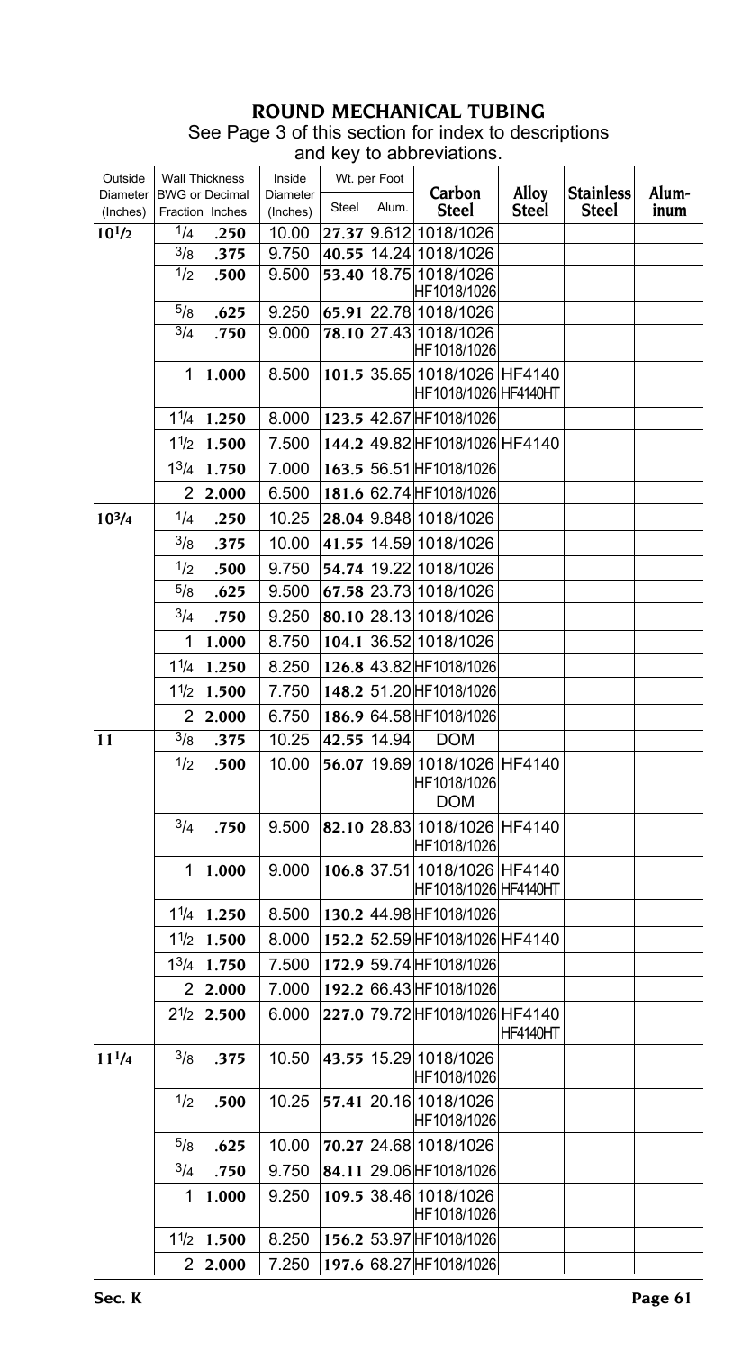# ROUND MECHANICAL TUBING

See Page 3 of this section for index to descriptions and key to abbreviations.

| Outside Diameter (Inches) | Wall Thickness BWG or Decimal Fraction | Wall Thickness Inches | Inside Diameter (Inches) | Wt. per Foot Steel | Wt. per Foot Alum. | Carbon Steel | Alloy Steel | Stainless Steel | Aluminum |
|---|---|---|---|---|---|---|---|---|---|
| **10 1/2** | 1/4 | **.250** | 10.00 | **27.37** | 9.612 | 1018/1026 | | | |
| | 3/8 | **.375** | 9.750 | **40.55** | 14.24 | 1018/1026 | | | |
| | 1/2 | **.500** | 9.500 | **53.40** | 18.75 | 1018/1026 HF1018/1026 | | | |
| | 5/8 | **.625** | 9.250 | **65.91** | 22.78 | 1018/1026 | | | |
| | 3/4 | **.750** | 9.000 | **78.10** | 27.43 | 1018/1026 HF1018/1026 | | | |
| | 1 | **1.000** | 8.500 | **101.5** | 35.65 | 1018/1026 HF1018/1026 | HF4140 HF4140HT | | |
| | 1 1/4 | **1.250** | 8.000 | **123.5** | 42.67 | HF1018/1026 | | | |
| | 1 1/2 | **1.500** | 7.500 | **144.2** | 49.82 | HF1018/1026 | HF4140 | | |
| | 1 3/4 | **1.750** | 7.000 | **163.5** | 56.51 | HF1018/1026 | | | |
| | 2 | **2.000** | 6.500 | **181.6** | 62.74 | HF1018/1026 | | | |
| **10 3/4** | 1/4 | **.250** | 10.25 | **28.04** | 9.848 | 1018/1026 | | | |
| | 3/8 | **.375** | 10.00 | **41.55** | 14.59 | 1018/1026 | | | |
| | 1/2 | **.500** | 9.750 | **54.74** | 19.22 | 1018/1026 | | | |
| | 5/8 | **.625** | 9.500 | **67.58** | 23.73 | 1018/1026 | | | |
| | 3/4 | **.750** | 9.250 | **80.10** | 28.13 | 1018/1026 | | | |
| | 1 | **1.000** | 8.750 | **104.1** | 36.52 | 1018/1026 | | | |
| | 1 1/4 | **1.250** | 8.250 | **126.8** | 43.82 | HF1018/1026 | | | |
| | 1 1/2 | **1.500** | 7.750 | **148.2** | 51.20 | HF1018/1026 | | | |
| | 2 | **2.000** | 6.750 | **186.9** | 64.58 | HF1018/1026 | | | |
| **11** | 3/8 | **.375** | 10.25 | **42.55** | 14.94 | DOM | | | |
| | 1/2 | **.500** | 10.00 | **56.07** | 19.69 | 1018/1026 HF1018/1026 DOM | HF4140 | | |
| | 3/4 | **.750** | 9.500 | **82.10** | 28.83 | 1018/1026 HF1018/1026 | HF4140 | | |
| | 1 | **1.000** | 9.000 | **106.8** | 37.51 | 1018/1026 HF1018/1026 | HF4140 HF4140HT | | |
| | 1 1/4 | **1.250** | 8.500 | **130.2** | 44.98 | HF1018/1026 | | | |
| | 1 1/2 | **1.500** | 8.000 | **152.2** | 52.59 | HF1018/1026 | HF4140 | | |
| | 1 3/4 | **1.750** | 7.500 | **172.9** | 59.74 | HF1018/1026 | | | |
| | 2 | **2.000** | 7.000 | **192.2** | 66.43 | HF1018/1026 | | | |
| | 2 1/2 | **2.500** | 6.000 | **227.0** | 79.72 | HF1018/1026 | HF4140 HF4140HT | | |
| **11 1/4** | 3/8 | **.375** | 10.50 | **43.55** | 15.29 | 1018/1026 HF1018/1026 | | | |
| | 1/2 | **.500** | 10.25 | **57.41** | 20.16 | 1018/1026 HF1018/1026 | | | |
| | 5/8 | **.625** | 10.00 | **70.27** | 24.68 | 1018/1026 | | | |
| | 3/4 | **.750** | 9.750 | **84.11** | 29.06 | HF1018/1026 | | | |
| | 1 | **1.000** | 9.250 | **109.5** | 38.46 | 1018/1026 HF1018/1026 | | | |
| | 1 1/2 | **1.500** | 8.250 | **156.2** | 53.97 | HF1018/1026 | | | |
| | 2 | **2.000** | 7.250 | **197.6** | 68.27 | HF1018/1026 | | | |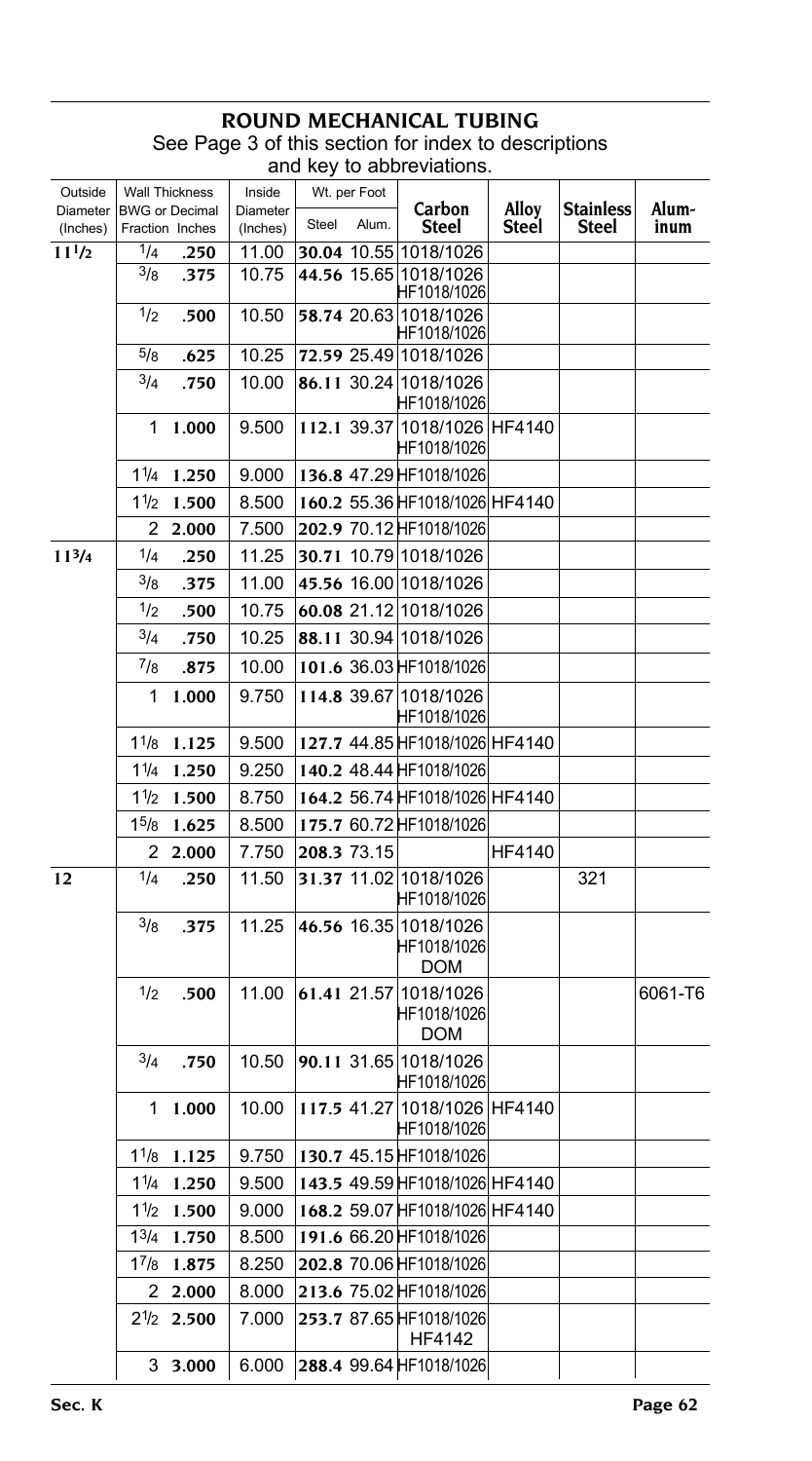# ROUND MECHANICAL TUBING

See Page 3 of this section for index to descriptions and key to abbreviations.

| Outside Diameter (Inches) | Wall Thickness BWG or Fraction | Wall Thickness Decimal Inches | Inside Diameter (Inches) | Wt. per Foot Steel | Wt. per Foot Alum. | Carbon Steel | Alloy Steel | Stainless Steel | Aluminum |
|---|---|---|---|---|---|---|---|---|---|
| $11^1/_2$ | 1/4 | .250 | 11.00 | 30.04 | 10.55 | 1018/1026 | | | |
| | 3/8 | .375 | 10.75 | 44.56 | 15.65 | 1018/1026 HF1018/1026 | | | |
| | 1/2 | .500 | 10.50 | 58.74 | 20.63 | 1018/1026 HF1018/1026 | | | |
| | 5/8 | .625 | 10.25 | 72.59 | 25.49 | 1018/1026 | | | |
| | 3/4 | .750 | 10.00 | 86.11 | 30.24 | 1018/1026 HF1018/1026 | | | |
| | 1 | 1.000 | 9.500 | 112.1 | 39.37 | 1018/1026 HF1018/1026 | HF4140 | | |
| | 1 1/4 | 1.250 | 9.000 | 136.8 | 47.29 | HF1018/1026 | | | |
| | 1 1/2 | 1.500 | 8.500 | 160.2 | 55.36 | HF1018/1026 | HF4140 | | |
| | 2 | 2.000 | 7.500 | 202.9 | 70.12 | HF1018/1026 | | | |
| $11^3/_4$ | 1/4 | .250 | 11.25 | 30.71 | 10.79 | 1018/1026 | | | |
| | 3/8 | .375 | 11.00 | 45.56 | 16.00 | 1018/1026 | | | |
| | 1/2 | .500 | 10.75 | 60.08 | 21.12 | 1018/1026 | | | |
| | 3/4 | .750 | 10.25 | 88.11 | 30.94 | 1018/1026 | | | |
| | 7/8 | .875 | 10.00 | 101.6 | 36.03 | HF1018/1026 | | | |
| | 1 | 1.000 | 9.750 | 114.8 | 39.67 | 1018/1026 HF1018/1026 | | | |
| | 1 1/8 | 1.125 | 9.500 | 127.7 | 44.85 | HF1018/1026 | HF4140 | | |
| | 1 1/4 | 1.250 | 9.250 | 140.2 | 48.44 | HF1018/1026 | | | |
| | 1 1/2 | 1.500 | 8.750 | 164.2 | 56.74 | HF1018/1026 | HF4140 | | |
| | 1 5/8 | 1.625 | 8.500 | 175.7 | 60.72 | HF1018/1026 | | | |
| | 2 | 2.000 | 7.750 | 208.3 | 73.15 | | HF4140 | | |
| 12 | 1/4 | .250 | 11.50 | 31.37 | 11.02 | 1018/1026 HF1018/1026 | | 321 | |
| | 3/8 | .375 | 11.25 | 46.56 | 16.35 | 1018/1026 HF1018/1026 DOM | | | |
| | 1/2 | .500 | 11.00 | 61.41 | 21.57 | 1018/1026 HF1018/1026 DOM | | | 6061-T6 |
| | 3/4 | .750 | 10.50 | 90.11 | 31.65 | 1018/1026 HF1018/1026 | | | |
| | 1 | 1.000 | 10.00 | 117.5 | 41.27 | 1018/1026 HF1018/1026 | HF4140 | | |
| | 1 1/8 | 1.125 | 9.750 | 130.7 | 45.15 | HF1018/1026 | | | |
| | 1 1/4 | 1.250 | 9.500 | 143.5 | 49.59 | HF1018/1026 | HF4140 | | |
| | 1 1/2 | 1.500 | 9.000 | 168.2 | 59.07 | HF1018/1026 | HF4140 | | |
| | 1 3/4 | 1.750 | 8.500 | 191.6 | 66.20 | HF1018/1026 | | | |
| | 1 7/8 | 1.875 | 8.250 | 202.8 | 70.06 | HF1018/1026 | | | |
| | 2 | 2.000 | 8.000 | 213.6 | 75.02 | HF1018/1026 | | | |
| | 2 1/2 | 2.500 | 7.000 | 253.7 | 87.65 | HF1018/1026 HF4142 | | | |
| | 3 | 3.000 | 6.000 | 288.4 | 99.64 | HF1018/1026 | | | |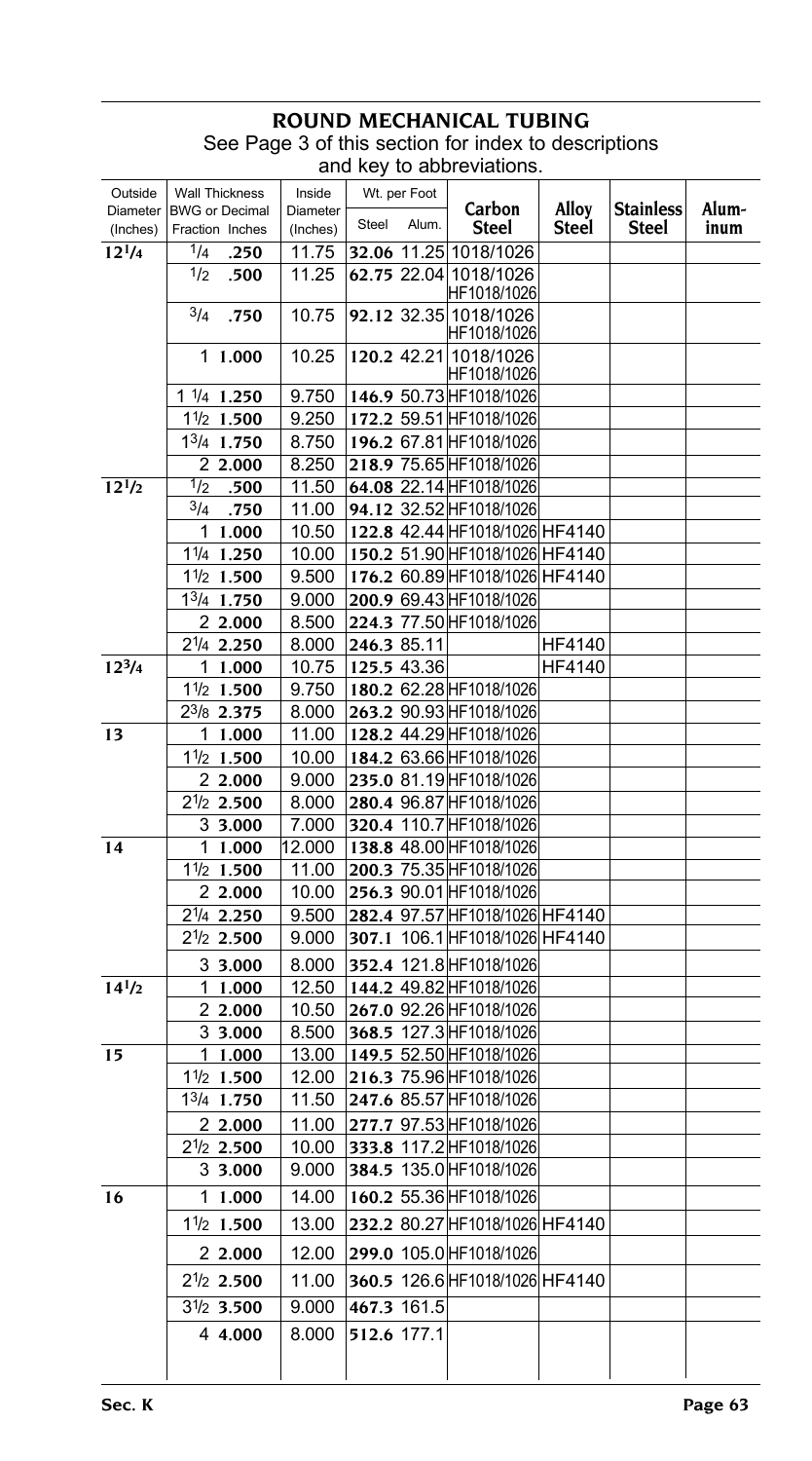# ROUND MECHANICAL TUBING

See Page 3 of this section for index to descriptions and key to abbreviations.

| Outside Diameter (Inches) | Wall Thickness BWG or Decimal Fraction Inches | | Inside Diameter (Inches) | Wt. per Foot | | Carbon Steel | Alloy Steel | Stainless Steel | Aluminum |
|---|---|---|---|---|---|---|---|---|---|
| | | | | Steel | Alum. | | | | |
| 12 1/4 | 1/4 | .250 | 11.75 | 32.06 | 11.25 | 1018/1026 | | | |
| | 1/2 | .500 | 11.25 | 62.75 | 22.04 | 1018/1026 HF1018/1026 | | | |
| | 3/4 | .750 | 10.75 | 92.12 | 32.35 | 1018/1026 HF1018/1026 | | | |
| | 1 | 1.000 | 10.25 | 120.2 | 42.21 | 1018/1026 HF1018/1026 | | | |
| | 1 1/4 | 1.250 | 9.750 | 146.9 | 50.73 | HF1018/1026 | | | |
| | 1 1/2 | 1.500 | 9.250 | 172.2 | 59.51 | HF1018/1026 | | | |
| | 1 3/4 | 1.750 | 8.750 | 196.2 | 67.81 | HF1018/1026 | | | |
| | 2 | 2.000 | 8.250 | 218.9 | 75.65 | HF1018/1026 | | | |
| 12 1/2 | 1/2 | .500 | 11.50 | 64.08 | 22.14 | HF1018/1026 | | | |
| | 3/4 | .750 | 11.00 | 94.12 | 32.52 | HF1018/1026 | | | |
| | 1 | 1.000 | 10.50 | 122.8 | 42.44 | HF1018/1026 | HF4140 | | |
| | 1 1/4 | 1.250 | 10.00 | 150.2 | 51.90 | HF1018/1026 | HF4140 | | |
| | 1 1/2 | 1.500 | 9.500 | 176.2 | 60.89 | HF1018/1026 | HF4140 | | |
| | 1 3/4 | 1.750 | 9.000 | 200.9 | 69.43 | HF1018/1026 | | | |
| | 2 | 2.000 | 8.500 | 224.3 | 77.50 | HF1018/1026 | | | |
| | 2 1/4 | 2.250 | 8.000 | 246.3 | 85.11 | | HF4140 | | |
| 12 3/4 | 1 | 1.000 | 10.75 | 125.5 | 43.36 | | HF4140 | | |
| | 1 1/2 | 1.500 | 9.750 | 180.2 | 62.28 | HF1018/1026 | | | |
| | 2 3/8 | 2.375 | 8.000 | 263.2 | 90.93 | HF1018/1026 | | | |
| 13 | 1 | 1.000 | 11.00 | 128.2 | 44.29 | HF1018/1026 | | | |
| | 1 1/2 | 1.500 | 10.00 | 184.2 | 63.66 | HF1018/1026 | | | |
| | 2 | 2.000 | 9.000 | 235.0 | 81.19 | HF1018/1026 | | | |
| | 2 1/2 | 2.500 | 8.000 | 280.4 | 96.87 | HF1018/1026 | | | |
| | 3 | 3.000 | 7.000 | 320.4 | 110.7 | HF1018/1026 | | | |
| 14 | 1 | 1.000 | 12.000 | 138.8 | 48.00 | HF1018/1026 | | | |
| | 1 1/2 | 1.500 | 11.00 | 200.3 | 75.35 | HF1018/1026 | | | |
| | 2 | 2.000 | 10.00 | 256.3 | 90.01 | HF1018/1026 | | | |
| | 2 1/4 | 2.250 | 9.500 | 282.4 | 97.57 | HF1018/1026 | HF4140 | | |
| | 2 1/2 | 2.500 | 9.000 | 307.1 | 106.1 | HF1018/1026 | HF4140 | | |
| | 3 | 3.000 | 8.000 | 352.4 | 121.8 | HF1018/1026 | | | |
| 14 1/2 | 1 | 1.000 | 12.50 | 144.2 | 49.82 | HF1018/1026 | | | |
| | 2 | 2.000 | 10.50 | 267.0 | 92.26 | HF1018/1026 | | | |
| | 3 | 3.000 | 8.500 | 368.5 | 127.3 | HF1018/1026 | | | |
| 15 | 1 | 1.000 | 13.00 | 149.5 | 52.50 | HF1018/1026 | | | |
| | 1 1/2 | 1.500 | 12.00 | 216.3 | 75.96 | HF1018/1026 | | | |
| | 1 3/4 | 1.750 | 11.50 | 247.6 | 85.57 | HF1018/1026 | | | |
| | 2 | 2.000 | 11.00 | 277.7 | 97.53 | HF1018/1026 | | | |
| | 2 1/2 | 2.500 | 10.00 | 333.8 | 117.2 | HF1018/1026 | | | |
| | 3 | 3.000 | 9.000 | 384.5 | 135.0 | HF1018/1026 | | | |
| 16 | 1 | 1.000 | 14.00 | 160.2 | 55.36 | HF1018/1026 | | | |
| | 1 1/2 | 1.500 | 13.00 | 232.2 | 80.27 | HF1018/1026 | HF4140 | | |
| | 2 | 2.000 | 12.00 | 299.0 | 105.0 | HF1018/1026 | | | |
| | 2 1/2 | 2.500 | 11.00 | 360.5 | 126.6 | HF1018/1026 | HF4140 | | |
| | 3 1/2 | 3.500 | 9.000 | 467.3 | 161.5 | | | | |
| | 4 | 4.000 | 8.000 | 512.6 | 177.1 | | | | |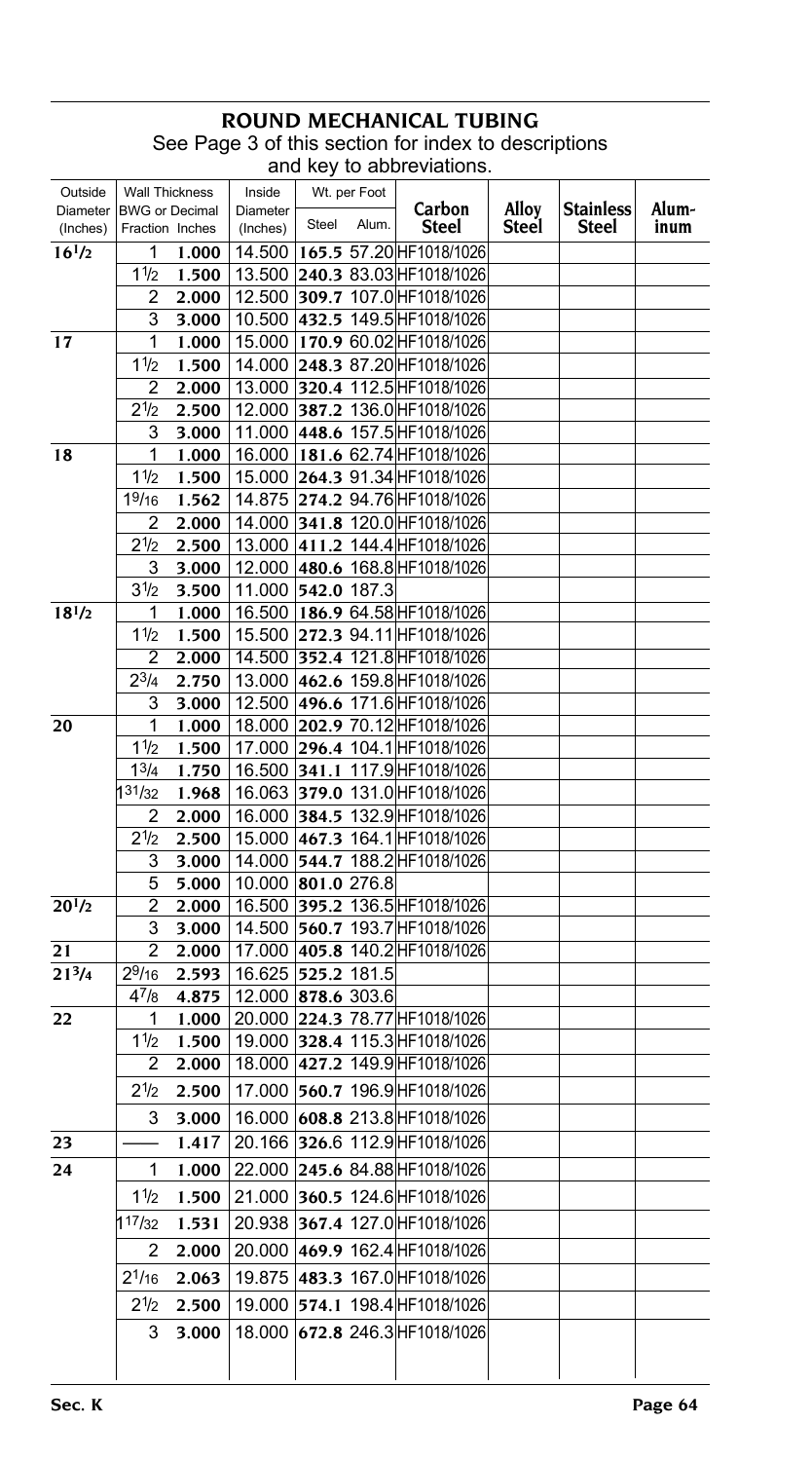# ROUND MECHANICAL TUBING

See Page 3 of this section for index to descriptions and key to abbreviations.

| Outside Diameter (Inches) | Wall Thickness BWG or Fraction | Wall Thickness Decimal Inches | Inside Diameter (Inches) | Wt. per Foot Steel | Wt. per Foot Alum. | Carbon Steel | Alloy Steel | Stainless Steel | Aluminum |
|---|---|---|---|---|---|---|---|---|---|
| 16 1/2 | 1 | **1.000** | 14.500 | **165.5** | 57.20 | HF1018/1026 | | | |
| | 1 1/2 | **1.500** | 13.500 | **240.3** | 83.03 | HF1018/1026 | | | |
| | 2 | **2.000** | 12.500 | **309.7** | 107.0 | HF1018/1026 | | | |
| | 3 | **3.000** | 10.500 | **432.5** | 149.5 | HF1018/1026 | | | |
| **17** | 1 | **1.000** | 15.000 | **170.9** | 60.02 | HF1018/1026 | | | |
| | 1 1/2 | **1.500** | 14.000 | **248.3** | 87.20 | HF1018/1026 | | | |
| | 2 | **2.000** | 13.000 | **320.4** | 112.5 | HF1018/1026 | | | |
| | 2 1/2 | **2.500** | 12.000 | **387.2** | 136.0 | HF1018/1026 | | | |
| | 3 | **3.000** | 11.000 | **448.6** | 157.5 | HF1018/1026 | | | |
| **18** | 1 | **1.000** | 16.000 | **181.6** | 62.74 | HF1018/1026 | | | |
| | 1 1/2 | **1.500** | 15.000 | **264.3** | 91.34 | HF1018/1026 | | | |
| | 1 9/16 | **1.562** | 14.875 | **274.2** | 94.76 | HF1018/1026 | | | |
| | 2 | **2.000** | 14.000 | **341.8** | 120.0 | HF1018/1026 | | | |
| | 2 1/2 | **2.500** | 13.000 | **411.2** | 144.4 | HF1018/1026 | | | |
| | 3 | **3.000** | 12.000 | **480.6** | 168.8 | HF1018/1026 | | | |
| | 3 1/2 | **3.500** | 11.000 | **542.0** | 187.3 | | | | |
| **18 1/2** | 1 | **1.000** | 16.500 | **186.9** | 64.58 | HF1018/1026 | | | |
| | 1 1/2 | **1.500** | 15.500 | **272.3** | 94.11 | HF1018/1026 | | | |
| | 2 | **2.000** | 14.500 | **352.4** | 121.8 | HF1018/1026 | | | |
| | 2 3/4 | **2.750** | 13.000 | **462.6** | 159.8 | HF1018/1026 | | | |
| | 3 | **3.000** | 12.500 | **496.6** | 171.6 | HF1018/1026 | | | |
| **20** | 1 | **1.000** | 18.000 | **202.9** | 70.12 | HF1018/1026 | | | |
| | 1 1/2 | **1.500** | 17.000 | **296.4** | 104.1 | HF1018/1026 | | | |
| | 1 3/4 | **1.750** | 16.500 | **341.1** | 117.9 | HF1018/1026 | | | |
| | 1 31/32 | **1.968** | 16.063 | **379.0** | 131.0 | HF1018/1026 | | | |
| | 2 | **2.000** | 16.000 | **384.5** | 132.9 | HF1018/1026 | | | |
| | 2 1/2 | **2.500** | 15.000 | **467.3** | 164.1 | HF1018/1026 | | | |
| | 3 | **3.000** | 14.000 | **544.7** | 188.2 | HF1018/1026 | | | |
| | 5 | **5.000** | 10.000 | **801.0** | 276.8 | | | | |
| **20 1/2** | 2 | **2.000** | 16.500 | **395.2** | 136.5 | HF1018/1026 | | | |
| | 3 | **3.000** | 14.500 | **560.7** | 193.7 | HF1018/1026 | | | |
| **21** | 2 | **2.000** | 17.000 | **405.8** | 140.2 | HF1018/1026 | | | |
| **21 3/4** | 2 9/16 | **2.593** | 16.625 | **525.2** | 181.5 | | | | |
| | 4 7/8 | **4.875** | 12.000 | **878.6** | 303.6 | | | | |
| **22** | 1 | **1.000** | 20.000 | **224.3** | 78.77 | HF1018/1026 | | | |
| | 1 1/2 | **1.500** | 19.000 | **328.4** | 115.3 | HF1018/1026 | | | |
| | 2 | **2.000** | 18.000 | **427.2** | 149.9 | HF1018/1026 | | | |
| | 2 1/2 | **2.500** | 17.000 | **560.7** | 196.9 | HF1018/1026 | | | |
| | 3 | **3.000** | 16.000 | **608.8** | 213.8 | HF1018/1026 | | | |
| **23** | —— | **1.417** | 20.166 | **326.6** | 112.9 | HF1018/1026 | | | |
| **24** | 1 | **1.000** | 22.000 | **245.6** | 84.88 | HF1018/1026 | | | |
| | 1 1/2 | **1.500** | 21.000 | **360.5** | 124.6 | HF1018/1026 | | | |
| | 1 17/32 | **1.531** | 20.938 | **367.4** | 127.0 | HF1018/1026 | | | |
| | 2 | **2.000** | 20.000 | **469.9** | 162.4 | HF1018/1026 | | | |
| | 2 1/16 | **2.063** | 19.875 | **483.3** | 167.0 | HF1018/1026 | | | |
| | 2 1/2 | **2.500** | 19.000 | **574.1** | 198.4 | HF1018/1026 | | | |
| | 3 | **3.000** | 18.000 | **672.8** | 246.3 | HF1018/1026 | | | |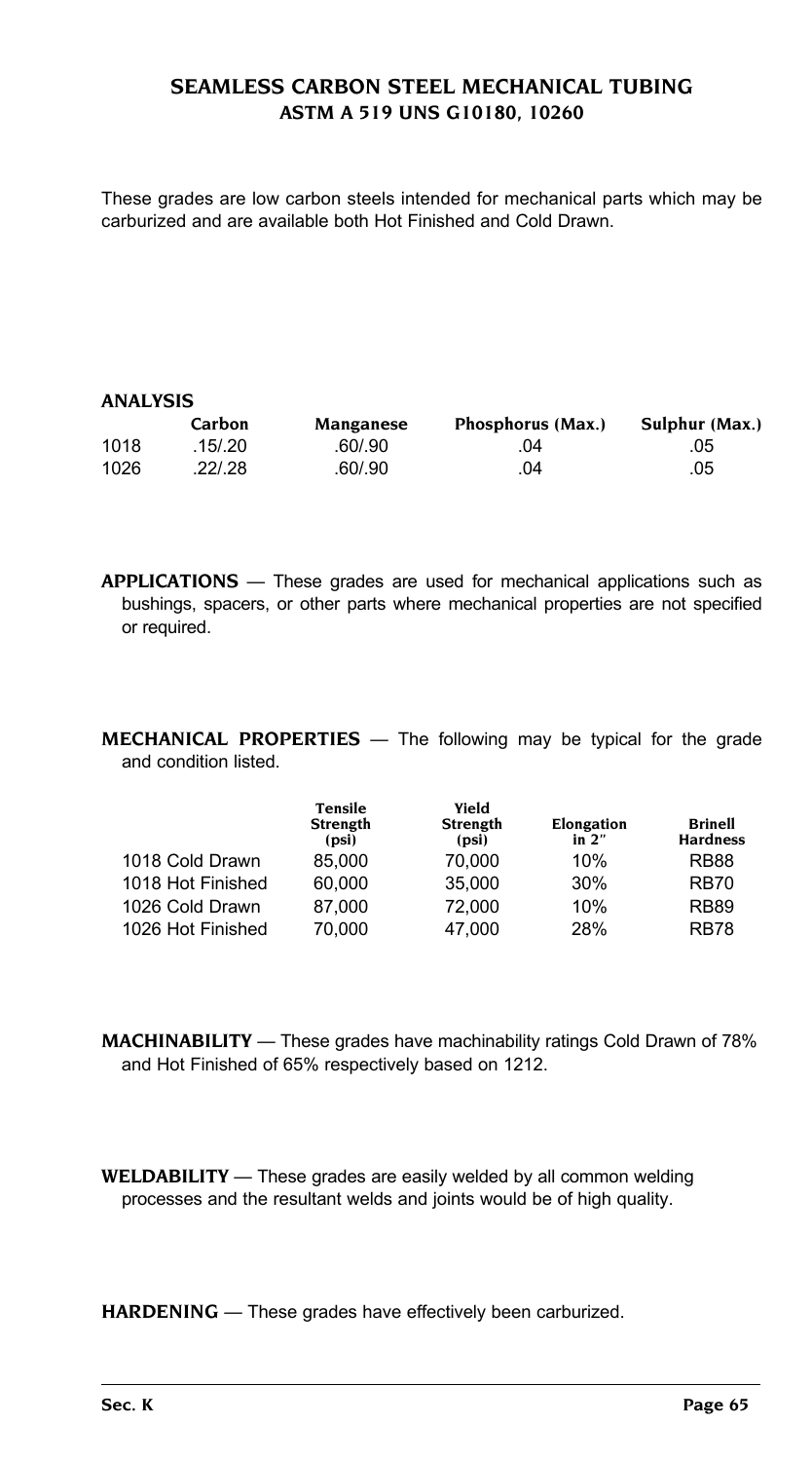# SEAMLESS CARBON STEEL MECHANICAL TUBING
## ASTM A 519 UNS G10180, 10260

These grades are low carbon steels intended for mechanical parts which may be carburized and are available both Hot Finished and Cold Drawn.

### ANALYSIS

| | Carbon | Manganese | Phosphorus (Max.) | Sulphur (Max.) |
|---|---|---|---|---|
| 1018 | .15/.20 | .60/.90 | .04 | .05 |
| 1026 | .22/.28 | .60/.90 | .04 | .05 |

**APPLICATIONS** — These grades are used for mechanical applications such as bushings, spacers, or other parts where mechanical properties are not specified or required.

**MECHANICAL PROPERTIES** — The following may be typical for the grade and condition listed.

| | Tensile Strength (psi) | Yield Strength (psi) | Elongation in 2″ | Brinell Hardness |
|---|---|---|---|---|
| 1018 Cold Drawn | 85,000 | 70,000 | 10% | RB88 |
| 1018 Hot Finished | 60,000 | 35,000 | 30% | RB70 |
| 1026 Cold Drawn | 87,000 | 72,000 | 10% | RB89 |
| 1026 Hot Finished | 70,000 | 47,000 | 28% | RB78 |

**MACHINABILITY** — These grades have machinability ratings Cold Drawn of 78% and Hot Finished of 65% respectively based on 1212.

**WELDABILITY** — These grades are easily welded by all common welding processes and the resultant welds and joints would be of high quality.

**HARDENING** — These grades have effectively been carburized.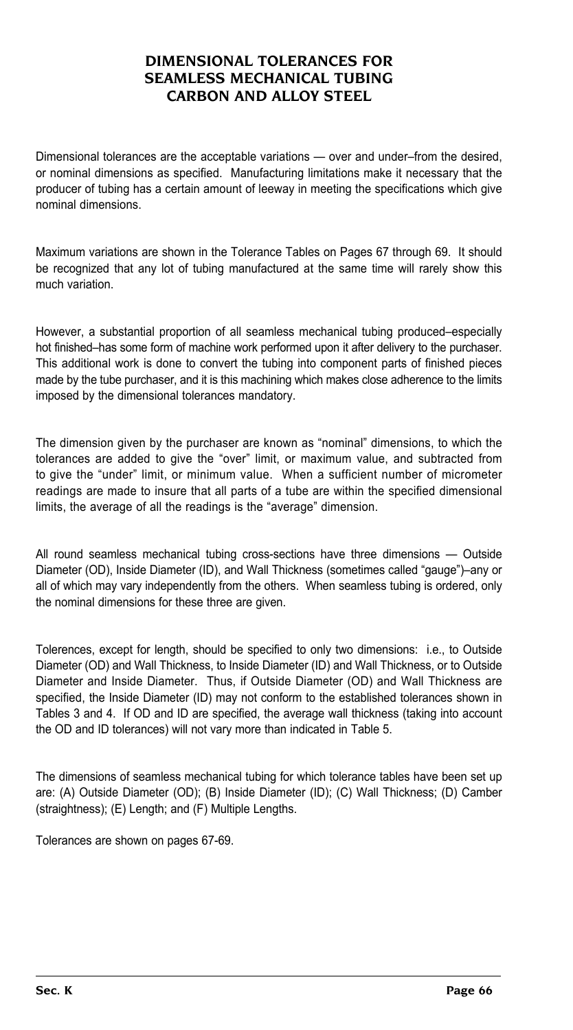# DIMENSIONAL TOLERANCES FOR SEAMLESS MECHANICAL TUBING CARBON AND ALLOY STEEL

Dimensional tolerances are the acceptable variations — over and under–from the desired, or nominal dimensions as specified. Manufacturing limitations make it necessary that the producer of tubing has a certain amount of leeway in meeting the specifications which give nominal dimensions.

Maximum variations are shown in the Tolerance Tables on Pages 67 through 69. It should be recognized that any lot of tubing manufactured at the same time will rarely show this much variation.

However, a substantial proportion of all seamless mechanical tubing produced–especially hot finished–has some form of machine work performed upon it after delivery to the purchaser. This additional work is done to convert the tubing into component parts of finished pieces made by the tube purchaser, and it is this machining which makes close adherence to the limits imposed by the dimensional tolerances mandatory.

The dimension given by the purchaser are known as "nominal" dimensions, to which the tolerances are added to give the "over" limit, or maximum value, and subtracted from to give the "under" limit, or minimum value. When a sufficient number of micrometer readings are made to insure that all parts of a tube are within the specified dimensional limits, the average of all the readings is the "average" dimension.

All round seamless mechanical tubing cross-sections have three dimensions — Outside Diameter (OD), Inside Diameter (ID), and Wall Thickness (sometimes called "gauge")–any or all of which may vary independently from the others. When seamless tubing is ordered, only the nominal dimensions for these three are given.

Tolerences, except for length, should be specified to only two dimensions: i.e., to Outside Diameter (OD) and Wall Thickness, to Inside Diameter (ID) and Wall Thickness, or to Outside Diameter and Inside Diameter. Thus, if Outside Diameter (OD) and Wall Thickness are specified, the Inside Diameter (ID) may not conform to the established tolerances shown in Tables 3 and 4. If OD and ID are specified, the average wall thickness (taking into account the OD and ID tolerances) will not vary more than indicated in Table 5.

The dimensions of seamless mechanical tubing for which tolerance tables have been set up are: (A) Outside Diameter (OD); (B) Inside Diameter (ID); (C) Wall Thickness; (D) Camber (straightness); (E) Length; and (F) Multiple Lengths.

Tolerances are shown on pages 67-69.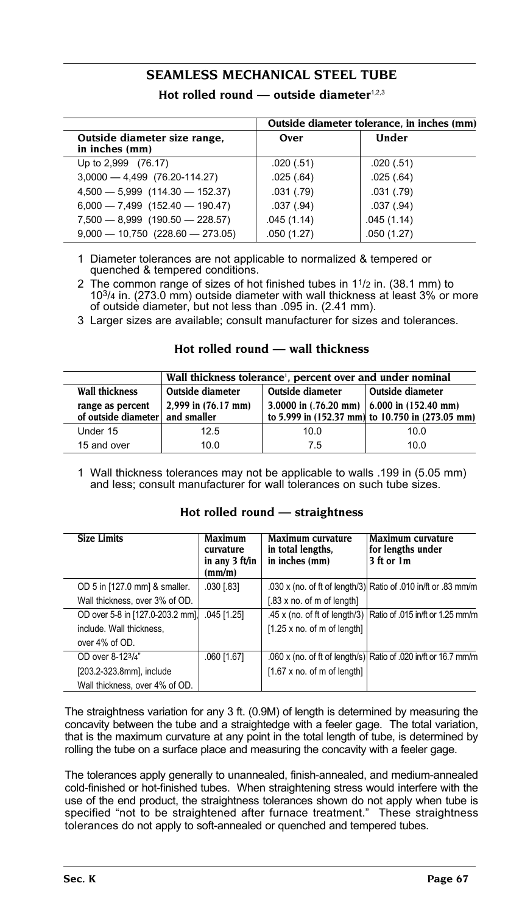## SEAMLESS MECHANICAL STEEL TUBE

### Hot rolled round — outside diameter[1,2,3]

| | Outside diameter tolerance, in inches (mm) | |
|---|---|---|
| Outside diameter size range, in inches (mm) | Over | Under |
| Up to 2,999 (76.17) | .020 (.51) | .020 (.51) |
| 3,0000 — 4,499 (76.20-114.27) | .025 (.64) | .025 (.64) |
| 4,500 — 5,999 (114.30 — 152.37) | .031 (.79) | .031 (.79) |
| 6,000 — 7,499 (152.40 — 190.47) | .037 (.94) | .037 (.94) |
| 7,500 — 8,999 (190.50 — 228.57) | .045 (1.14) | .045 (1.14) |
| 9,000 — 10,750 (228.60 — 273.05) | .050 (1.27) | .050 (1.27) |

1 Diameter tolerances are not applicable to normalized & tempered or quenched & tempered conditions.

2 The common range of sizes of hot finished tubes in 1 1/2 in. (38.1 mm) to 10 3/4 in. (273.0 mm) outside diameter with wall thickness at least 3% or more of outside diameter, but not less than .095 in. (2.41 mm).

3 Larger sizes are available; consult manufacturer for sizes and tolerances.

### Hot rolled round — wall thickness

| | Wall thickness tolerance[1], percent over and under nominal | | |
|---|---|---|---|
| Wall thickness range as percent of outside diameter | Outside diameter 2,999 in (76.17 mm) and smaller | Outside diameter 3.0000 in (.76.20 mm) to 5.999 in (152.37 mm) | Outside diameter 6.000 in (152.40 mm) to 10.750 in (273.05 mm) |
| Under 15 | 12.5 | 10.0 | 10.0 |
| 15 and over | 10.0 | 7.5 | 10.0 |

1 Wall thickness tolerances may not be applicable to walls .199 in (5.05 mm) and less; consult manufacturer for wall tolerances on such tube sizes.

### Hot rolled round — straightness

| Size Limits | Maximum curvature in any 3 ft/in (mm/m) | Maximum curvature in total lengths, in inches (mm) | Maximum curvature for lengths under 3 ft or 1m |
|---|---|---|---|
| OD 5 in [127.0 mm] & smaller. Wall thickness, over 3% of OD. | .030 [.83] | .030 x (no. of ft of length/3) [.83 x no. of m of length] | Ratio of .010 in/ft or .83 mm/m |
| OD over 5-8 in [127.0-203.2 mm], include. Wall thickness, over 4% of OD. | .045 [1.25] | .45 x (no. of ft of length/3) [1.25 x no. of m of length] | Ratio of .015 in/ft or 1.25 mm/m |
| OD over 8-12 3/4" [203.2-323.8mm], include Wall thickness, over 4% of OD. | .060 [1.67] | .060 x (no. of ft of length/s) [1.67 x no. of m of length] | Ratio of .020 in/ft or 16.7 mm/m |

The straightness variation for any 3 ft. (0.9M) of length is determined by measuring the concavity between the tube and a straightedge with a feeler gage. The total variation, that is the maximum curvature at any point in the total length of tube, is determined by rolling the tube on a surface place and measuring the concavity with a feeler gage.

The tolerances apply generally to unannealed, finish-annealed, and medium-annealed cold-finished or hot-finished tubes. When straightening stress would interfere with the use of the end product, the straightness tolerances shown do not apply when tube is specified "not to be straightened after furnace treatment." These straightness tolerances do not apply to soft-annealed or quenched and tempered tubes.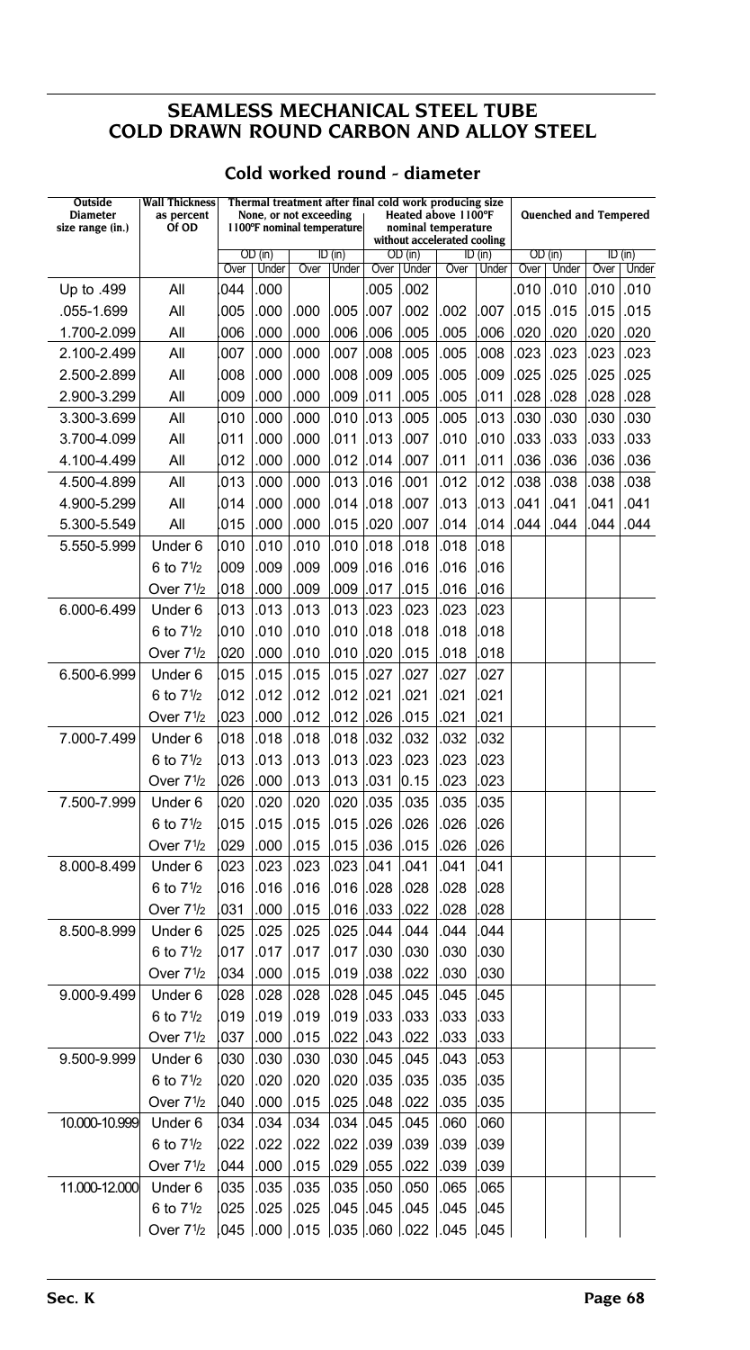## SEAMLESS MECHANICAL STEEL TUBE
## COLD DRAWN ROUND CARBON AND ALLOY STEEL

### Cold worked round - diameter

| Outside Diameter size range (in.) | Wall Thickness as percent Of OD | Thermal treatment after final cold work producing size: None, or not exceeding 1100°F nominal temperature | | | | Heated above 1100°F nominal temperature without accelerated cooling | | | | Quenched and Tempered | | | |
|---|---|---|---|---|---|---|---|---|---|---|---|---|---|
| | | OD (in) | | ID (in) | | OD (in) | | ID (in) | | OD (in) | | ID (in) | |
| | | Over | Under | Over | Under | Over | Under | Over | Under | Over | Under | Over | Under |
| Up to .499 | All | 044 | .000 | | | .005 | .002 | | | .010 | .010 | .010 | .010 |
| .055-1.699 | All | 005 | .000 | .000 | .005 | .007 | .002 | .002 | .007 | .015 | .015 | .015 | .015 |
| 1.700-2.099 | All | 006 | .000 | .000 | .006 | .006 | .005 | .005 | .006 | .020 | .020 | .020 | .020 |
| 2.100-2.499 | All | 007 | .000 | .000 | .007 | .008 | .005 | .005 | .008 | .023 | .023 | .023 | .023 |
| 2.500-2.899 | All | 008 | .000 | .000 | .008 | .009 | .005 | .005 | .009 | .025 | .025 | .025 | .025 |
| 2.900-3.299 | All | 009 | .000 | .000 | .009 | .011 | .005 | .005 | .011 | .028 | .028 | .028 | .028 |
| 3.300-3.699 | All | 010 | .000 | .000 | .010 | .013 | .005 | .005 | .013 | .030 | .030 | .030 | .030 |
| 3.700-4.099 | All | 011 | .000 | .000 | .011 | .013 | .007 | .010 | .010 | .033 | .033 | .033 | .033 |
| 4.100-4.499 | All | 012 | .000 | .000 | .012 | .014 | .007 | .011 | .011 | .036 | .036 | .036 | .036 |
| 4.500-4.899 | All | 013 | .000 | .000 | .013 | .016 | .001 | .012 | .012 | .038 | .038 | .038 | .038 |
| 4.900-5.299 | All | 014 | .000 | .000 | .014 | .018 | .007 | .013 | .013 | .041 | .041 | .041 | .041 |
| 5.300-5.549 | All | 015 | .000 | .000 | .015 | .020 | .007 | .014 | .014 | .044 | .044 | .044 | .044 |
| 5.550-5.999 | Under 6 | 010 | .010 | .010 | .010 | .018 | .018 | .018 | .018 | | | | |
| | 6 to 7½ | 009 | .009 | .009 | .009 | .016 | .016 | .016 | .016 | | | | |
| | Over 7½ | 018 | .000 | .009 | .009 | .017 | .015 | .016 | .016 | | | | |
| 6.000-6.499 | Under 6 | 013 | .013 | .013 | .013 | .023 | .023 | .023 | .023 | | | | |
| | 6 to 7½ | 010 | .010 | .010 | .010 | .018 | .018 | .018 | .018 | | | | |
| | Over 7½ | 020 | .000 | .010 | .010 | .020 | .015 | .018 | .018 | | | | |
| 6.500-6.999 | Under 6 | 015 | .015 | .015 | .015 | .027 | .027 | .027 | .027 | | | | |
| | 6 to 7½ | 012 | .012 | .012 | .012 | .021 | .021 | .021 | .021 | | | | |
| | Over 7½ | 023 | .000 | .012 | .012 | .026 | .015 | .021 | .021 | | | | |
| 7.000-7.499 | Under 6 | 018 | .018 | .018 | .018 | .032 | .032 | .032 | .032 | | | | |
| | 6 to 7½ | 013 | .013 | .013 | .013 | .023 | .023 | .023 | .023 | | | | |
| | Over 7½ | 026 | .000 | .013 | .013 | .031 | 0.15 | .023 | .023 | | | | |
| 7.500-7.999 | Under 6 | 020 | .020 | .020 | .020 | .035 | .035 | .035 | .035 | | | | |
| | 6 to 7½ | 015 | .015 | .015 | .015 | .026 | .026 | .026 | .026 | | | | |
| | Over 7½ | 029 | .000 | .015 | .015 | .036 | .015 | .026 | .026 | | | | |
| 8.000-8.499 | Under 6 | 023 | .023 | .023 | .023 | .041 | .041 | .041 | .041 | | | | |
| | 6 to 7½ | 016 | .016 | .016 | .016 | .028 | .028 | .028 | .028 | | | | |
| | Over 7½ | 031 | .000 | .015 | .016 | .033 | .022 | .028 | .028 | | | | |
| 8.500-8.999 | Under 6 | 025 | .025 | .025 | .025 | .044 | .044 | .044 | .044 | | | | |
| | 6 to 7½ | 017 | .017 | .017 | .017 | .030 | .030 | .030 | .030 | | | | |
| | Over 7½ | 034 | .000 | .015 | .019 | .038 | .022 | .030 | .030 | | | | |
| 9.000-9.499 | Under 6 | 028 | .028 | .028 | .028 | .045 | .045 | .045 | .045 | | | | |
| | 6 to 7½ | 019 | .019 | .019 | .019 | .033 | .033 | .033 | .033 | | | | |
| | Over 7½ | 037 | .000 | .015 | .022 | .043 | .022 | .033 | .033 | | | | |
| 9.500-9.999 | Under 6 | 030 | .030 | .030 | .030 | .045 | .045 | .043 | .053 | | | | |
| | 6 to 7½ | 020 | .020 | .020 | .020 | .035 | .035 | .035 | .035 | | | | |
| | Over 7½ | 040 | .000 | .015 | .025 | .048 | .022 | .035 | .035 | | | | |
| 10.000-10.999 | Under 6 | 034 | .034 | .034 | .034 | .045 | .045 | .060 | .060 | | | | |
| | 6 to 7½ | 022 | .022 | .022 | .022 | .039 | .039 | .039 | .039 | | | | |
| | Over 7½ | 044 | .000 | .015 | .029 | .055 | .022 | .039 | .039 | | | | |
| 11.000-12.000 | Under 6 | 035 | .035 | .035 | .035 | .050 | .050 | .065 | .065 | | | | |
| | 6 to 7½ | 025 | .025 | .025 | .045 | .045 | .045 | .045 | .045 | | | | |
| | Over 7½ | 045 | .000 | .015 | .035 | .060 | .022 | .045 | .045 | | | | |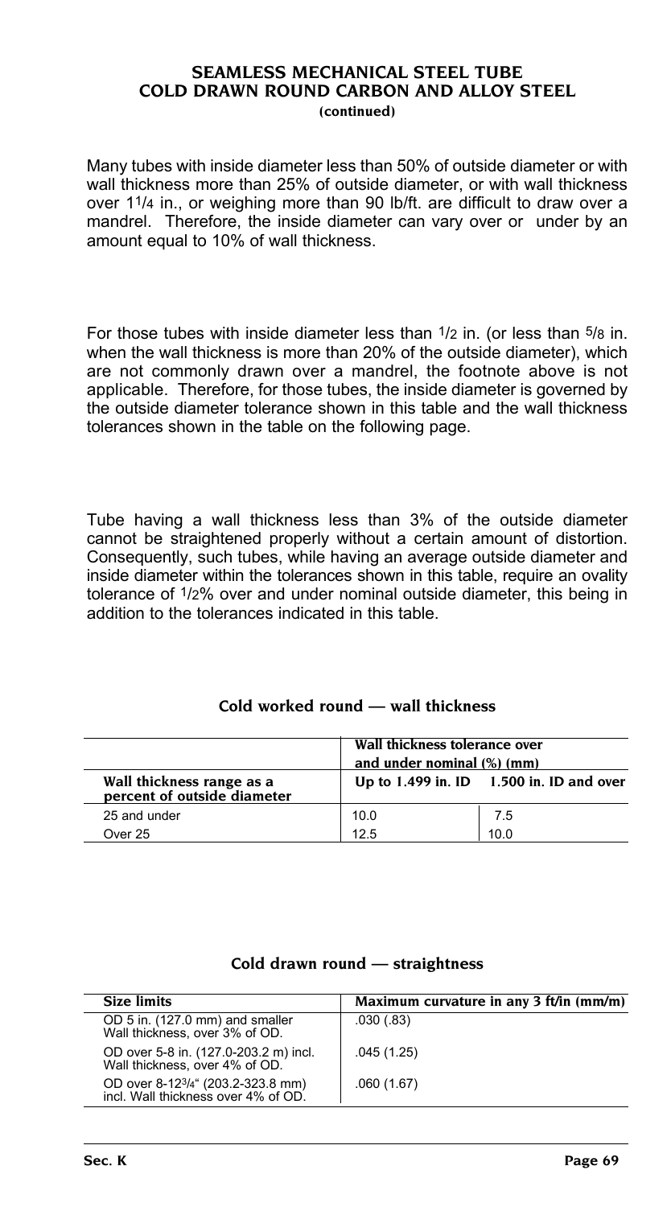## SEAMLESS MECHANICAL STEEL TUBE
## COLD DRAWN ROUND CARBON AND ALLOY STEEL
**(continued)**

Many tubes with inside diameter less than 50% of outside diameter or with wall thickness more than 25% of outside diameter, or with wall thickness over 1 1/4 in., or weighing more than 90 lb/ft. are difficult to draw over a mandrel. Therefore, the inside diameter can vary over or under by an amount equal to 10% of wall thickness.

For those tubes with inside diameter less than 1/2 in. (or less than 5/8 in. when the wall thickness is more than 20% of the outside diameter), which are not commonly drawn over a mandrel, the footnote above is not applicable. Therefore, for those tubes, the inside diameter is governed by the outside diameter tolerance shown in this table and the wall thickness tolerances shown in the table on the following page.

Tube having a wall thickness less than 3% of the outside diameter cannot be straightened properly without a certain amount of distortion. Consequently, such tubes, while having an average outside diameter and inside diameter within the tolerances shown in this table, require an ovality tolerance of 1/2% over and under nominal outside diameter, this being in addition to the tolerances indicated in this table.

### Cold worked round — wall thickness

| | **Wall thickness tolerance over and under nominal (%) (mm)** | |
|---|---|---|
| **Wall thickness range as a percent of outside diameter** | **Up to 1.499 in. ID** | **1.500 in. ID and over** |
| 25 and under | 10.0 | 7.5 |
| Over 25 | 12.5 | 10.0 |

### Cold drawn round — straightness

| **Size limits** | **Maximum curvature in any 3 ft/in (mm/m)** |
|---|---|
| OD 5 in. (127.0 mm) and smaller Wall thickness, over 3% of OD. | .030 (.83) |
| OD over 5-8 in. (127.0-203.2 m) incl. Wall thickness, over 4% of OD. | .045 (1.25) |
| OD over 8-12 3/4" (203.2-323.8 mm) incl. Wall thickness over 4% of OD. | .060 (1.67) |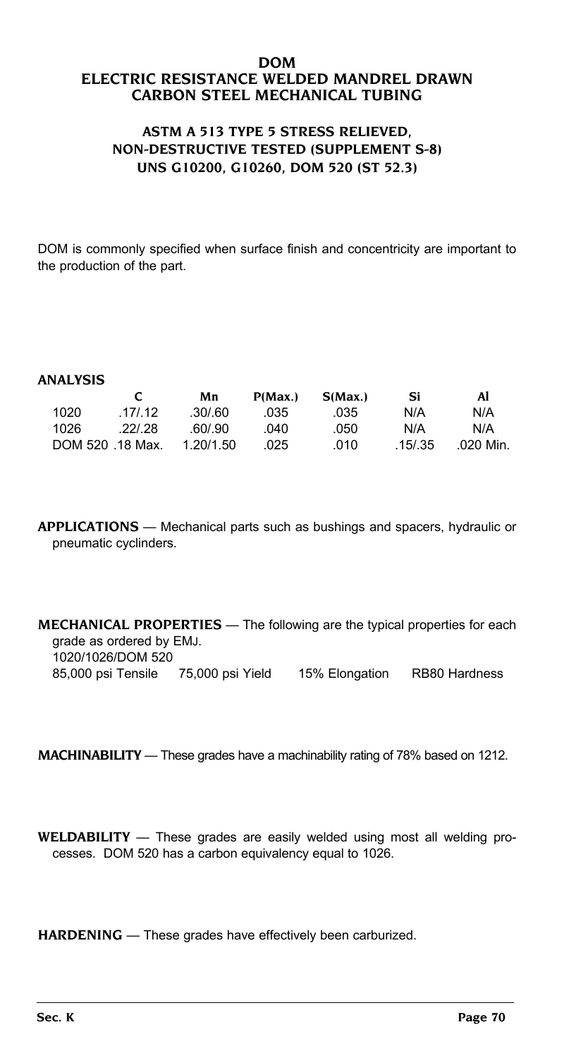# DOM
# ELECTRIC RESISTANCE WELDED MANDREL DRAWN CARBON STEEL MECHANICAL TUBING

## ASTM A 513 TYPE 5 STRESS RELIEVED, NON-DESTRUCTIVE TESTED (SUPPLEMENT S-8) UNS G10200, G10260, DOM 520 (ST 52.3)

DOM is commonly specified when surface finish and concentricity are important to the production of the part.

**ANALYSIS**

| | C | Mn | P(Max.) | S(Max.) | Si | Al |
|---|---|---|---|---|---|---|
| 1020 | .17/.12 | .30/.60 | .035 | .035 | N/A | N/A |
| 1026 | .22/.28 | .60/.90 | .040 | .050 | N/A | N/A |
| DOM 520 | .18 Max. | 1.20/1.50 | .025 | .010 | .15/.35 | .020 Min. |

**APPLICATIONS** — Mechanical parts such as bushings and spacers, hydraulic or pneumatic cyclinders.

**MECHANICAL PROPERTIES** — The following are the typical properties for each grade as ordered by EMJ.

1020/1026/DOM 520

| 85,000 psi Tensile | 75,000 psi Yield | 15% Elongation | RB80 Hardness |
|---|---|---|---|

**MACHINABILITY** — These grades have a machinability rating of 78% based on 1212.

**WELDABILITY** — These grades are easily welded using most all welding processes. DOM 520 has a carbon equivalency equal to 1026.

**HARDENING** — These grades have effectively been carburized.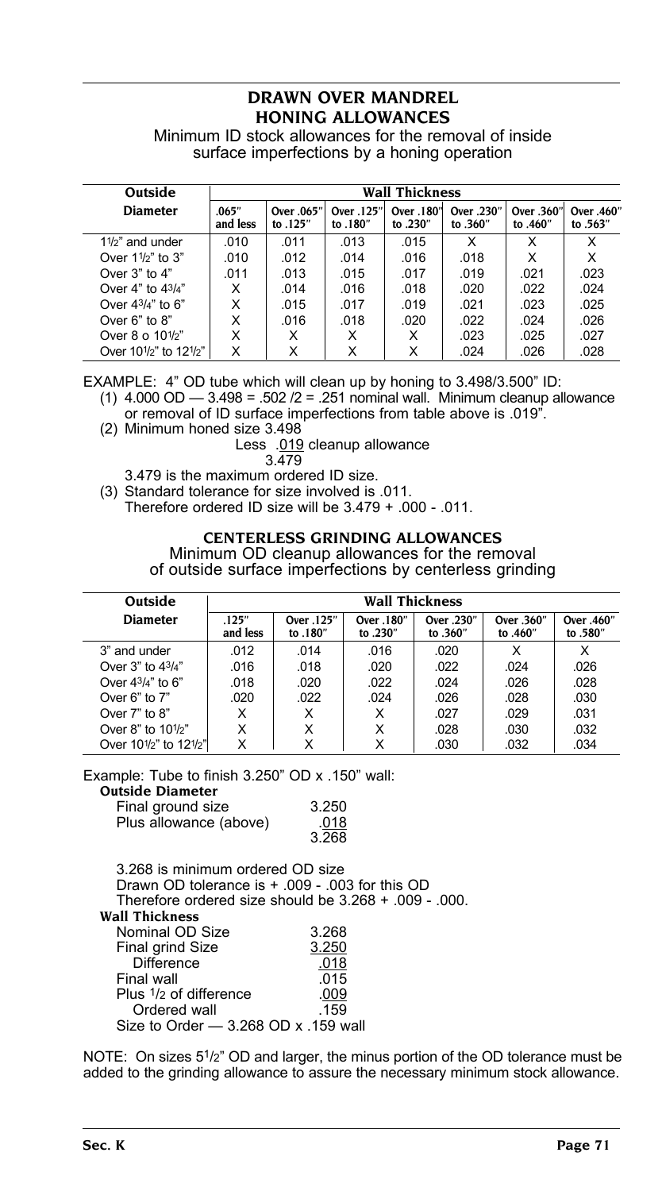## DRAWN OVER MANDREL HONING ALLOWANCES

Minimum ID stock allowances for the removal of inside surface imperfections by a honing operation

| Outside Diameter | Wall Thickness | | | | | | |
|---|---|---|---|---|---|---|---|
| | .065" and less | Over .065" to .125" | Over .125" to .180" | Over .180" to .230" | Over .230" to .360" | Over .360" to .460" | Over .460" to .563" |
| 1½" and under | .010 | .011 | .013 | .015 | X | X | X |
| Over 1½" to 3" | .010 | .012 | .014 | .016 | .018 | X | X |
| Over 3" to 4" | .011 | .013 | .015 | .017 | .019 | .021 | .023 |
| Over 4" to 4¾" | X | .014 | .016 | .018 | .020 | .022 | .024 |
| Over 4¾" to 6" | X | .015 | .017 | .019 | .021 | .023 | .025 |
| Over 6" to 8" | X | .016 | .018 | .020 | .022 | .024 | .026 |
| Over 8 o 10½" | X | X | X | X | .023 | .025 | .027 |
| Over 10½" to 12½" | X | X | X | X | .024 | .026 | .028 |

EXAMPLE: 4" OD tube which will clean up by honing to 3.498/3.500" ID:

(1) 4.000 OD — 3.498 = .502 /2 = .251 nominal wall. Minimum cleanup allowance or removal of ID surface imperfections from table above is .019".

(2) Minimum honed size 3.498
Less .019 cleanup allowance
3.479

3.479 is the maximum ordered ID size.

(3) Standard tolerance for size involved is .011.
Therefore ordered ID size will be 3.479 + .000 - .011.

## CENTERLESS GRINDING ALLOWANCES

Minimum OD cleanup allowances for the removal of outside surface imperfections by centerless grinding

| Outside Diameter | Wall Thickness | | | | | |
|---|---|---|---|---|---|---|
| | .125" and less | Over .125" to .180" | Over .180" to .230" | Over .230" to .360" | Over .360" to .460" | Over .460" to .580" |
| 3" and under | .012 | .014 | .016 | .020 | X | X |
| Over 3" to 4¾" | .016 | .018 | .020 | .022 | .024 | .026 |
| Over 4¾" to 6" | .018 | .020 | .022 | .024 | .026 | .028 |
| Over 6" to 7" | .020 | .022 | .024 | .026 | .028 | .030 |
| Over 7" to 8" | X | X | X | .027 | .029 | .031 |
| Over 8" to 10½" | X | X | X | .028 | .030 | .032 |
| Over 10½" to 12½" | X | X | X | .030 | .032 | .034 |

Example: Tube to finish 3.250" OD x .150" wall:

**Outside Diameter**

| | |
|---|---|
| Final ground size | 3.250 |
| Plus allowance (above) | .018 |
| | 3.268 |

3.268 is minimum ordered OD size
Drawn OD tolerance is + .009 - .003 for this OD
Therefore ordered size should be 3.268 + .009 - .000.

**Wall Thickness**

| | |
|---|---|
| Nominal OD Size | 3.268 |
| Final grind Size | 3.250 |
| Difference | .018 |
| Final wall | .015 |
| Plus ½ of difference | .009 |
| Ordered wall | .159 |

Size to Order — 3.268 OD x .159 wall

NOTE: On sizes 5½" OD and larger, the minus portion of the OD tolerance must be added to the grinding allowance to assure the necessary minimum stock allowance.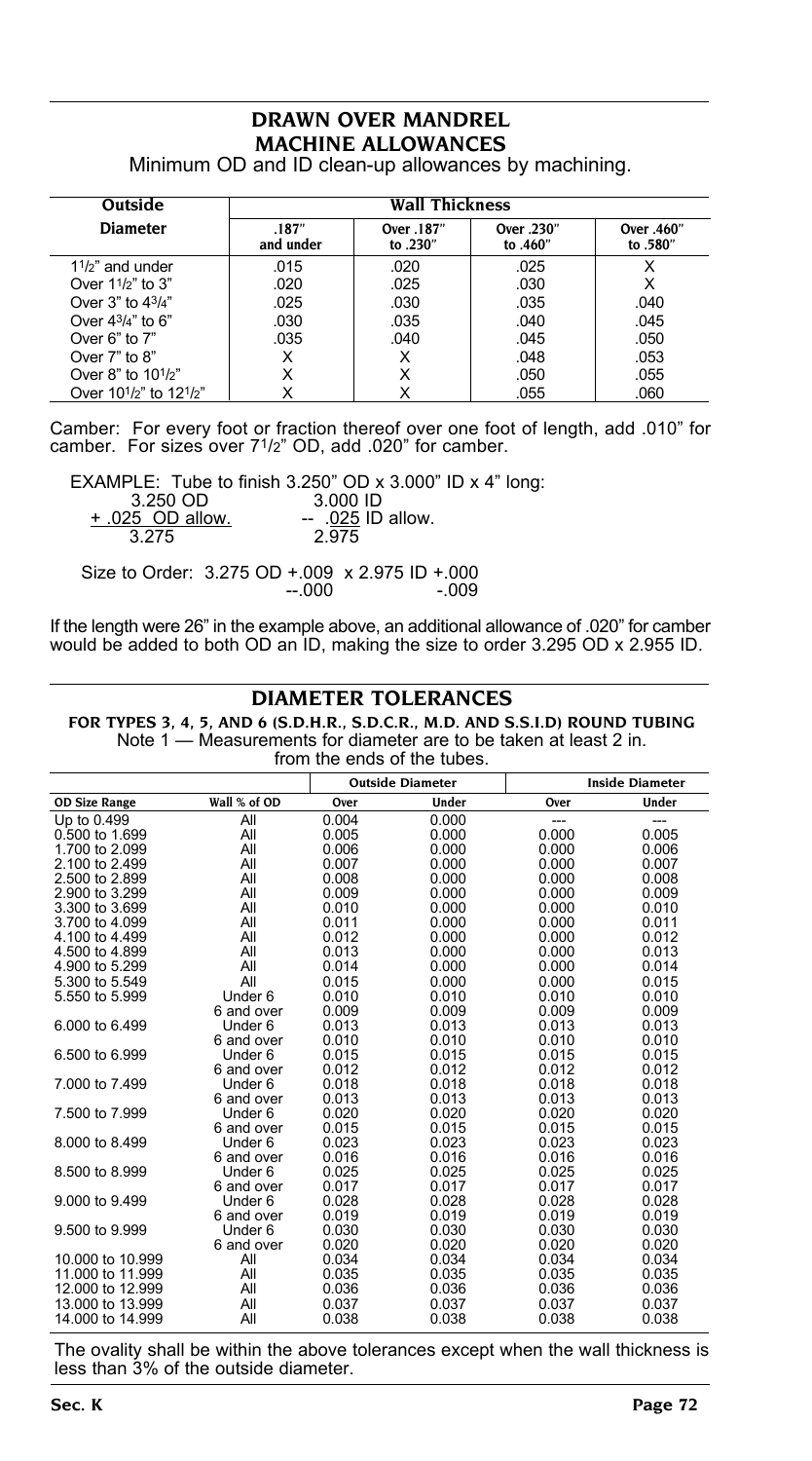## DRAWN OVER MANDREL MACHINE ALLOWANCES

Minimum OD and ID clean-up allowances by machining.

| Outside Diameter | Wall Thickness | | | |
|---|---|---|---|---|
| | .187" and under | Over .187" to .230" | Over .230" to .460" | Over .460" to .580" |
| $1^1/_2$" and under | .015 | .020 | .025 | X |
| Over $1^1/_2$" to 3" | .020 | .025 | .030 | X |
| Over 3" to $4^3/_4$" | .025 | .030 | .035 | .040 |
| Over $4^3/_4$" to 6" | .030 | .035 | .040 | .045 |
| Over 6" to 7" | .035 | .040 | .045 | .050 |
| Over 7" to 8" | X | X | .048 | .053 |
| Over 8" to $10^1/_2$" | X | X | .050 | .055 |
| Over $10^1/_2$" to $12^1/_2$" | X | X | .055 | .060 |

Camber: For every foot or fraction thereof over one foot of length, add .010" for camber. For sizes over $7^1/_2$" OD, add .020" for camber.

EXAMPLE: Tube to finish 3.250" OD x 3.000" ID x 4" long:

```
  3.250 OD            3.000 ID
+ .025 OD allow.   -- .025 ID allow.
  3.275               2.975

Size to Order: 3.275 OD +.009  x 2.975 ID +.000
                        --.000             -.009
```

If the length were 26" in the example above, an additional allowance of .020" for camber would be added to both OD an ID, making the size to order 3.295 OD x 2.955 ID.

## DIAMETER TOLERANCES

**FOR TYPES 3, 4, 5, AND 6 (S.D.H.R., S.D.C.R., M.D. AND S.S.I.D) ROUND TUBING**

Note 1 — Measurements for diameter are to be taken at least 2 in. from the ends of the tubes.

| | | Outside Diameter | | Inside Diameter | |
|---|---|---|---|---|---|
| OD Size Range | Wall % of OD | Over | Under | Over | Under |
| Up to 0.499 | All | 0.004 | 0.000 | --- | --- |
| 0.500 to 1.699 | All | 0.005 | 0.000 | 0.000 | 0.005 |
| 1.700 to 2.099 | All | 0.006 | 0.000 | 0.000 | 0.006 |
| 2.100 to 2.499 | All | 0.007 | 0.000 | 0.000 | 0.007 |
| 2.500 to 2.899 | All | 0.008 | 0.000 | 0.000 | 0.008 |
| 2.900 to 3.299 | All | 0.009 | 0.000 | 0.000 | 0.009 |
| 3.300 to 3.699 | All | 0.010 | 0.000 | 0.000 | 0.010 |
| 3.700 to 4.099 | All | 0.011 | 0.000 | 0.000 | 0.011 |
| 4.100 to 4.499 | All | 0.012 | 0.000 | 0.000 | 0.012 |
| 4.500 to 4.899 | All | 0.013 | 0.000 | 0.000 | 0.013 |
| 4.900 to 5.299 | All | 0.014 | 0.000 | 0.000 | 0.014 |
| 5.300 to 5.549 | All | 0.015 | 0.000 | 0.000 | 0.015 |
| 5.550 to 5.999 | Under 6 | 0.010 | 0.010 | 0.010 | 0.010 |
| | 6 and over | 0.009 | 0.009 | 0.009 | 0.009 |
| 6.000 to 6.499 | Under 6 | 0.013 | 0.013 | 0.013 | 0.013 |
| | 6 and over | 0.010 | 0.010 | 0.010 | 0.010 |
| 6.500 to 6.999 | Under 6 | 0.015 | 0.015 | 0.015 | 0.015 |
| | 6 and over | 0.012 | 0.012 | 0.012 | 0.012 |
| 7.000 to 7.499 | Under 6 | 0.018 | 0.018 | 0.018 | 0.018 |
| | 6 and over | 0.013 | 0.013 | 0.013 | 0.013 |
| 7.500 to 7.999 | Under 6 | 0.020 | 0.020 | 0.020 | 0.020 |
| | 6 and over | 0.015 | 0.015 | 0.015 | 0.015 |
| 8.000 to 8.499 | Under 6 | 0.023 | 0.023 | 0.023 | 0.023 |
| | 6 and over | 0.016 | 0.016 | 0.016 | 0.016 |
| 8.500 to 8.999 | Under 6 | 0.025 | 0.025 | 0.025 | 0.025 |
| | 6 and over | 0.017 | 0.017 | 0.017 | 0.017 |
| 9.000 to 9.499 | Under 6 | 0.028 | 0.028 | 0.028 | 0.028 |
| | 6 and over | 0.019 | 0.019 | 0.019 | 0.019 |
| 9.500 to 9.999 | Under 6 | 0.030 | 0.030 | 0.030 | 0.030 |
| | 6 and over | 0.020 | 0.020 | 0.020 | 0.020 |
| 10.000 to 10.999 | All | 0.034 | 0.034 | 0.034 | 0.034 |
| 11.000 to 11.999 | All | 0.035 | 0.035 | 0.035 | 0.035 |
| 12.000 to 12.999 | All | 0.036 | 0.036 | 0.036 | 0.036 |
| 13.000 to 13.999 | All | 0.037 | 0.037 | 0.037 | 0.037 |
| 14.000 to 14.999 | All | 0.038 | 0.038 | 0.038 | 0.038 |

The ovality shall be within the above tolerances except when the wall thickness is less than 3% of the outside diameter.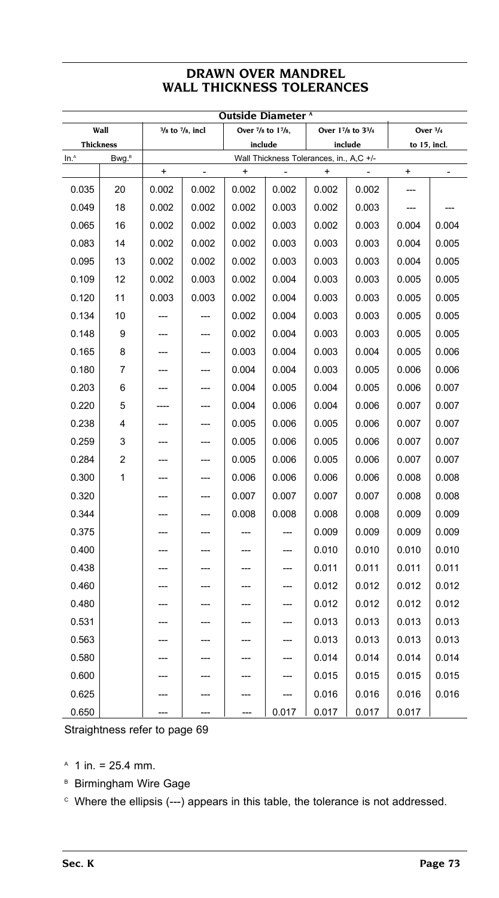# DRAWN OVER MANDREL
# WALL THICKNESS TOLERANCES

| Wall Thickness | | Outside Diameter [A] | | | | | | | |
|---|---|---|---|---|---|---|---|---|---|
| | | 3/8 to 7/8, incl | | Over 7/8 to 1 7/8, include | | Over 1 7/8 to 3 3/4 include | | Over 3/4 to 15, incl. | |
| In.[A] | Bwg.[B] | Wall Thickness Tolerances, in., A,C +/- | | | | | | | |
| | | + | - | + | - | + | - | + | - |
| 0.035 | 20 | 0.002 | 0.002 | 0.002 | 0.002 | 0.002 | 0.002 | --- | |
| 0.049 | 18 | 0.002 | 0.002 | 0.002 | 0.003 | 0.002 | 0.003 | --- | --- |
| 0.065 | 16 | 0.002 | 0.002 | 0.002 | 0.003 | 0.002 | 0.003 | 0.004 | 0.004 |
| 0.083 | 14 | 0.002 | 0.002 | 0.002 | 0.003 | 0.003 | 0.003 | 0.004 | 0.005 |
| 0.095 | 13 | 0.002 | 0.002 | 0.002 | 0.003 | 0.003 | 0.003 | 0.004 | 0.005 |
| 0.109 | 12 | 0.002 | 0.003 | 0.002 | 0.004 | 0.003 | 0.003 | 0.005 | 0.005 |
| 0.120 | 11 | 0.003 | 0.003 | 0.002 | 0.004 | 0.003 | 0.003 | 0.005 | 0.005 |
| 0.134 | 10 | --- | --- | 0.002 | 0.004 | 0.003 | 0.003 | 0.005 | 0.005 |
| 0.148 | 9 | --- | --- | 0.002 | 0.004 | 0.003 | 0.003 | 0.005 | 0.005 |
| 0.165 | 8 | --- | --- | 0.003 | 0.004 | 0.003 | 0.004 | 0.005 | 0.006 |
| 0.180 | 7 | --- | --- | 0.004 | 0.004 | 0.003 | 0.005 | 0.006 | 0.006 |
| 0.203 | 6 | --- | --- | 0.004 | 0.005 | 0.004 | 0.005 | 0.006 | 0.007 |
| 0.220 | 5 | ---- | --- | 0.004 | 0.006 | 0.004 | 0.006 | 0.007 | 0.007 |
| 0.238 | 4 | --- | --- | 0.005 | 0.006 | 0.005 | 0.006 | 0.007 | 0.007 |
| 0.259 | 3 | --- | --- | 0.005 | 0.006 | 0.005 | 0.006 | 0.007 | 0.007 |
| 0.284 | 2 | --- | --- | 0.005 | 0.006 | 0.005 | 0.006 | 0.007 | 0.007 |
| 0.300 | 1 | --- | --- | 0.006 | 0.006 | 0.006 | 0.006 | 0.008 | 0.008 |
| 0.320 | | --- | --- | 0.007 | 0.007 | 0.007 | 0.007 | 0.008 | 0.008 |
| 0.344 | | --- | --- | 0.008 | 0.008 | 0.008 | 0.008 | 0.009 | 0.009 |
| 0.375 | | --- | --- | --- | --- | 0.009 | 0.009 | 0.009 | 0.009 |
| 0.400 | | --- | --- | --- | --- | 0.010 | 0.010 | 0.010 | 0.010 |
| 0.438 | | --- | --- | --- | --- | 0.011 | 0.011 | 0.011 | 0.011 |
| 0.460 | | --- | --- | --- | --- | 0.012 | 0.012 | 0.012 | 0.012 |
| 0.480 | | --- | --- | --- | --- | 0.012 | 0.012 | 0.012 | 0.012 |
| 0.531 | | --- | --- | --- | --- | 0.013 | 0.013 | 0.013 | 0.013 |
| 0.563 | | --- | --- | --- | --- | 0.013 | 0.013 | 0.013 | 0.013 |
| 0.580 | | --- | --- | --- | --- | 0.014 | 0.014 | 0.014 | 0.014 |
| 0.600 | | --- | --- | --- | --- | 0.015 | 0.015 | 0.015 | 0.015 |
| 0.625 | | --- | --- | --- | --- | 0.016 | 0.016 | 0.016 | 0.016 |
| 0.650 | | --- | --- | --- | 0.017 | 0.017 | 0.017 | 0.017 | |

Straightness refer to page 69

[A] 1 in. = 25.4 mm.

[B] Birmingham Wire Gage

[C] Where the ellipsis (---) appears in this table, the tolerance is not addressed.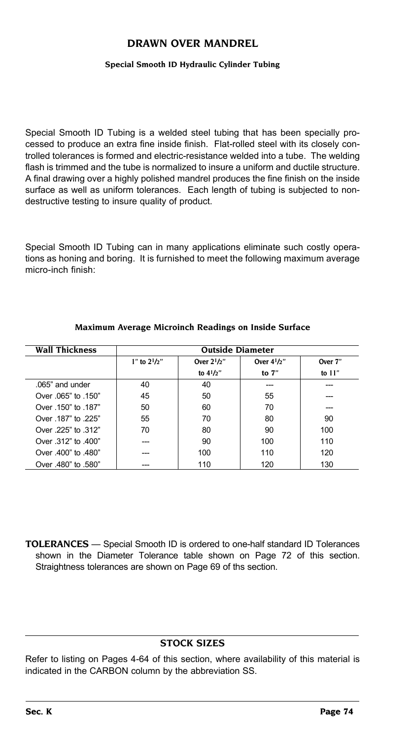# DRAWN OVER MANDREL

## Special Smooth ID Hydraulic Cylinder Tubing

Special Smooth ID Tubing is a welded steel tubing that has been specially processed to produce an extra fine inside finish. Flat-rolled steel with its closely controlled tolerances is formed and electric-resistance welded into a tube. The welding flash is trimmed and the tube is normalized to insure a uniform and ductile structure. A final drawing over a highly polished mandrel produces the fine finish on the inside surface as well as uniform tolerances. Each length of tubing is subjected to nondestructive testing to insure quality of product.

Special Smooth ID Tubing can in many applications eliminate such costly operations as honing and boring. It is furnished to meet the following maximum average micro-inch finish:

### Maximum Average Microinch Readings on Inside Surface

| Wall Thickness | Outside Diameter | | | |
|---|---|---|---|---|
| | 1" to 2 1/2" | Over 2 1/2" to 4 1/2" | Over 4 1/2" to 7" | Over 7" to 11" |
| .065" and under | 40 | 40 | --- | --- |
| Over .065" to .150" | 45 | 50 | 55 | --- |
| Over .150" to .187" | 50 | 60 | 70 | --- |
| Over .187" to .225" | 55 | 70 | 80 | 90 |
| Over .225" to .312" | 70 | 80 | 90 | 100 |
| Over .312" to .400" | --- | 90 | 100 | 110 |
| Over .400" to .480" | --- | 100 | 110 | 120 |
| Over .480" to .580" | --- | 110 | 120 | 130 |

**TOLERANCES** — Special Smooth ID is ordered to one-half standard ID Tolerances shown in the Diameter Tolerance table shown on Page 72 of this section. Straightness tolerances are shown on Page 69 of ths section.

## STOCK SIZES

Refer to listing on Pages 4-64 of this section, where availability of this material is indicated in the CARBON column by the abbreviation SS.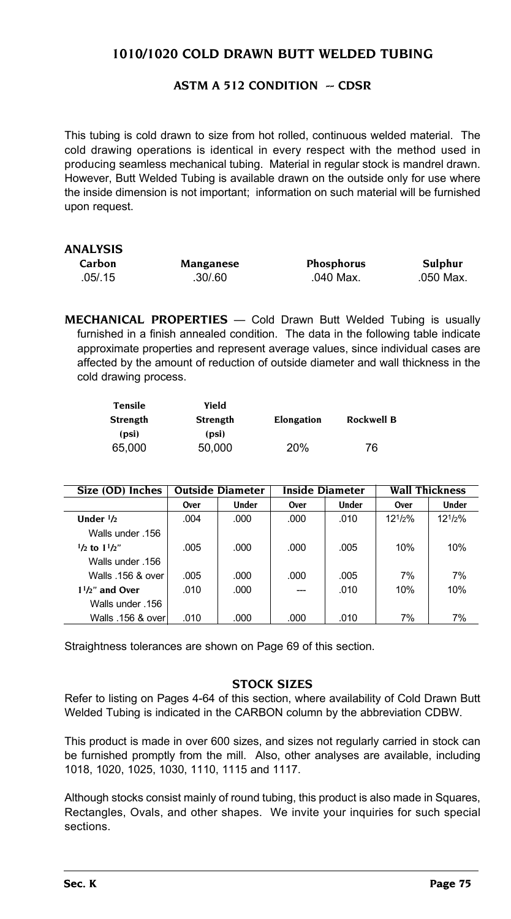# 1010/1020 COLD DRAWN BUTT WELDED TUBING

## ASTM A 512 CONDITION -- CDSR

This tubing is cold drawn to size from hot rolled, continuous welded material. The cold drawing operations is identical in every respect with the method used in producing seamless mechanical tubing. Material in regular stock is mandrel drawn. However, Butt Welded Tubing is available drawn on the outside only for use where the inside dimension is not important; information on such material will be furnished upon request.

### ANALYSIS

| Carbon | Manganese | Phosphorus | Sulphur |
|---|---|---|---|
| .05/.15 | .30/.60 | .040 Max. | .050 Max. |

**MECHANICAL PROPERTIES** — Cold Drawn Butt Welded Tubing is usually furnished in a finish annealed condition. The data in the following table indicate approximate properties and represent average values, since individual cases are affected by the amount of reduction of outside diameter and wall thickness in the cold drawing process.

| Tensile Strength (psi) | Yield Strength (psi) | Elongation | Rockwell B |
|---|---|---|---|
| 65,000 | 50,000 | 20% | 76 |

| Size (OD) Inches | Outside Diameter | | Inside Diameter | | Wall Thickness | |
|---|---|---|---|---|---|---|
| | Over | Under | Over | Under | Over | Under |
| **Under 1/2** | .004 | .000 | .000 | .010 | 12 1/2% | 12 1/2% |
| Walls under .156 | | | | | | |
| **1/2 to 1 1/2"** | .005 | .000 | .000 | .005 | 10% | 10% |
| Walls under .156 | | | | | | |
| Walls .156 & over | .005 | .000 | .000 | .005 | 7% | 7% |
| **1 1/2" and Over** | .010 | .000 | --- | .010 | 10% | 10% |
| Walls under .156 | | | | | | |
| Walls .156 & over | .010 | .000 | .000 | .010 | 7% | 7% |

Straightness tolerances are shown on Page 69 of this section.

### STOCK SIZES

Refer to listing on Pages 4-64 of this section, where availability of Cold Drawn Butt Welded Tubing is indicated in the CARBON column by the abbreviation CDBW.

This product is made in over 600 sizes, and sizes not regularly carried in stock can be furnished promptly from the mill. Also, other analyses are available, including 1018, 1020, 1025, 1030, 1110, 1115 and 1117.

Although stocks consist mainly of round tubing, this product is also made in Squares, Rectangles, Ovals, and other shapes. We invite your inquiries for such special sections.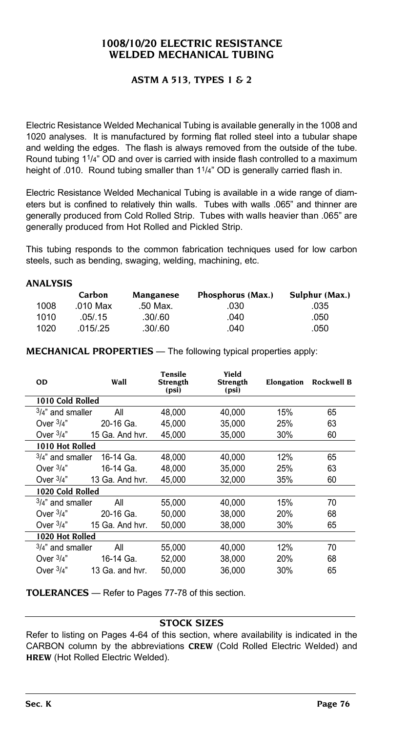# 1008/10/20 ELECTRIC RESISTANCE WELDED MECHANICAL TUBING

## ASTM A 513, TYPES 1 & 2

Electric Resistance Welded Mechanical Tubing is available generally in the 1008 and 1020 analyses. It is manufactured by forming flat rolled steel into a tubular shape and welding the edges. The flash is always removed from the outside of the tube. Round tubing 1 1/4" OD and over is carried with inside flash controlled to a maximum height of .010. Round tubing smaller than 1 1/4" OD is generally carried flash in.

Electric Resistance Welded Mechanical Tubing is available in a wide range of diameters but is confined to relatively thin walls. Tubes with walls .065" and thinner are generally produced from Cold Rolled Strip. Tubes with walls heavier than .065" are generally produced from Hot Rolled and Pickled Strip.

This tubing responds to the common fabrication techniques used for low carbon steels, such as bending, swaging, welding, machining, etc.

### ANALYSIS

| | Carbon | Manganese | Phosphorus (Max.) | Sulphur (Max.) |
|---|---|---|---|---|
| 1008 | .010 Max | .50 Max. | .030 | .035 |
| 1010 | .05/.15 | .30/.60 | .040 | .050 |
| 1020 | .015/.25 | .30/.60 | .040 | .050 |

**MECHANICAL PROPERTIES** — The following typical properties apply:

| OD | Wall | Tensile Strength (psi) | Yield Strength (psi) | Elongation | Rockwell B |
|---|---|---|---|---|---|
| **1010 Cold Rolled** | | | | | |
| 3/4" and smaller | All | 48,000 | 40,000 | 15% | 65 |
| Over 3/4" | 20-16 Ga. | 45,000 | 35,000 | 25% | 63 |
| Over 3/4" | 15 Ga. And hvr. | 45,000 | 35,000 | 30% | 60 |
| **1010 Hot Rolled** | | | | | |
| 3/4" and smaller | 16-14 Ga. | 48,000 | 40,000 | 12% | 65 |
| Over 3/4" | 16-14 Ga. | 48,000 | 35,000 | 25% | 63 |
| Over 3/4" | 13 Ga. And hvr. | 45,000 | 32,000 | 35% | 60 |
| **1020 Cold Rolled** | | | | | |
| 3/4" and smaller | All | 55,000 | 40,000 | 15% | 70 |
| Over 3/4" | 20-16 Ga. | 50,000 | 38,000 | 20% | 68 |
| Over 3/4" | 15 Ga. And hvr. | 50,000 | 38,000 | 30% | 65 |
| **1020 Hot Rolled** | | | | | |
| 3/4" and smaller | All | 55,000 | 40,000 | 12% | 70 |
| Over 3/4" | 16-14 Ga. | 52,000 | 38,000 | 20% | 68 |
| Over 3/4" | 13 Ga. and hvr. | 50,000 | 36,000 | 30% | 65 |

**TOLERANCES** — Refer to Pages 77-78 of this section.

### STOCK SIZES

Refer to listing on Pages 4-64 of this section, where availability is indicated in the CARBON column by the abbreviations **CREW** (Cold Rolled Electric Welded) and **HREW** (Hot Rolled Electric Welded).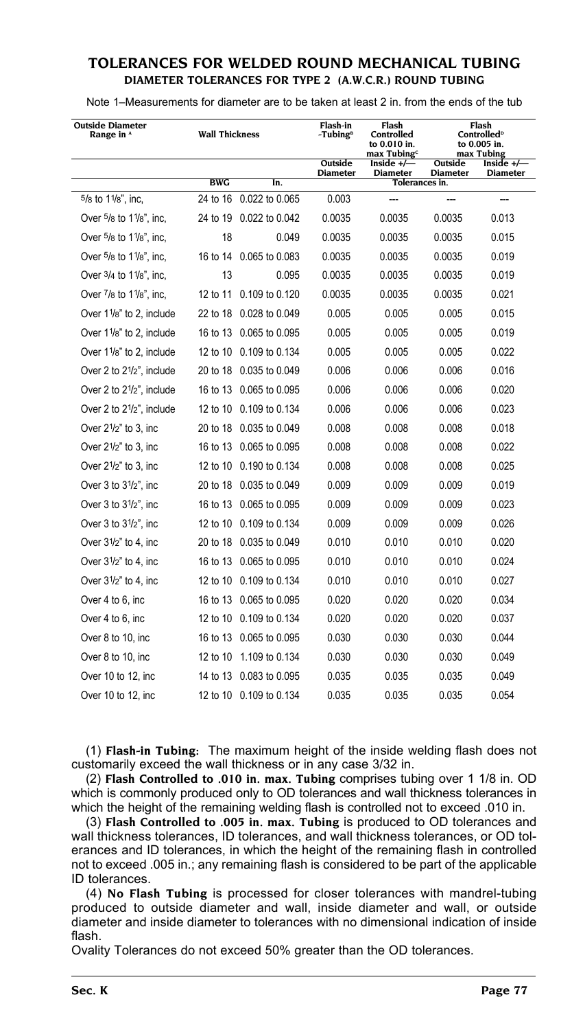## TOLERANCES FOR WELDED ROUND MECHANICAL TUBING

### DIAMETER TOLERANCES FOR TYPE 2 (A.W.C.R.) ROUND TUBING

Note 1–Measurements for diameter are to be taken at least 2 in. from the ends of the tub

| Outside Diameter Range in [A] | Wall Thickness | | Flash-in -Tubing[B] | Flash Controlled to 0.010 in. max Tubing[C] | Flash Controlled[D] to 0.005 in. max Tubing | |
|---|---|---|---|---|---|---|
| | | | Outside Diameter | Inside +/— Diameter | Outside Diameter | Inside +/— Diameter |
| | BWG | In. | Tolerances in. | | | |
| 5/8 to 1 1/8", inc, | 24 to 16 | 0.022 to 0.065 | 0.003 | --- | --- | --- |
| Over 5/8 to 1 1/8", inc, | 24 to 19 | 0.022 to 0.042 | 0.0035 | 0.0035 | 0.0035 | 0.013 |
| Over 5/8 to 1 1/8", inc, | 18 | 0.049 | 0.0035 | 0.0035 | 0.0035 | 0.015 |
| Over 5/8 to 1 1/8", inc, | 16 to 14 | 0.065 to 0.083 | 0.0035 | 0.0035 | 0.0035 | 0.019 |
| Over 3/4 to 1 1/8", inc, | 13 | 0.095 | 0.0035 | 0.0035 | 0.0035 | 0.019 |
| Over 7/8 to 1 1/8", inc, | 12 to 11 | 0.109 to 0.120 | 0.0035 | 0.0035 | 0.0035 | 0.021 |
| Over 1 1/8" to 2, include | 22 to 18 | 0.028 to 0.049 | 0.005 | 0.005 | 0.005 | 0.015 |
| Over 1 1/8" to 2, include | 16 to 13 | 0.065 to 0.095 | 0.005 | 0.005 | 0.005 | 0.019 |
| Over 1 1/8" to 2, include | 12 to 10 | 0.109 to 0.134 | 0.005 | 0.005 | 0.005 | 0.022 |
| Over 2 to 2 1/2", include | 20 to 18 | 0.035 to 0.049 | 0.006 | 0.006 | 0.006 | 0.016 |
| Over 2 to 2 1/2", include | 16 to 13 | 0.065 to 0.095 | 0.006 | 0.006 | 0.006 | 0.020 |
| Over 2 to 2 1/2", include | 12 to 10 | 0.109 to 0.134 | 0.006 | 0.006 | 0.006 | 0.023 |
| Over 2 1/2" to 3, inc | 20 to 18 | 0.035 to 0.049 | 0.008 | 0.008 | 0.008 | 0.018 |
| Over 2 1/2" to 3, inc | 16 to 13 | 0.065 to 0.095 | 0.008 | 0.008 | 0.008 | 0.022 |
| Over 2 1/2" to 3, inc | 12 to 10 | 0.190 to 0.134 | 0.008 | 0.008 | 0.008 | 0.025 |
| Over 3 to 3 1/2", inc | 20 to 18 | 0.035 to 0.049 | 0.009 | 0.009 | 0.009 | 0.019 |
| Over 3 to 3 1/2", inc | 16 to 13 | 0.065 to 0.095 | 0.009 | 0.009 | 0.009 | 0.023 |
| Over 3 to 3 1/2", inc | 12 to 10 | 0.109 to 0.134 | 0.009 | 0.009 | 0.009 | 0.026 |
| Over 3 1/2" to 4, inc | 20 to 18 | 0.035 to 0.049 | 0.010 | 0.010 | 0.010 | 0.020 |
| Over 3 1/2" to 4, inc | 16 to 13 | 0.065 to 0.095 | 0.010 | 0.010 | 0.010 | 0.024 |
| Over 3 1/2" to 4, inc | 12 to 10 | 0.109 to 0.134 | 0.010 | 0.010 | 0.010 | 0.027 |
| Over 4 to 6, inc | 16 to 13 | 0.065 to 0.095 | 0.020 | 0.020 | 0.020 | 0.034 |
| Over 4 to 6, inc | 12 to 10 | 0.109 to 0.134 | 0.020 | 0.020 | 0.020 | 0.037 |
| Over 8 to 10, inc | 16 to 13 | 0.065 to 0.095 | 0.030 | 0.030 | 0.030 | 0.044 |
| Over 8 to 10, inc | 12 to 10 | 1.109 to 0.134 | 0.030 | 0.030 | 0.030 | 0.049 |
| Over 10 to 12, inc | 14 to 13 | 0.083 to 0.095 | 0.035 | 0.035 | 0.035 | 0.049 |
| Over 10 to 12, inc | 12 to 10 | 0.109 to 0.134 | 0.035 | 0.035 | 0.035 | 0.054 |

(1) **Flash-in Tubing:** The maximum height of the inside welding flash does not customarily exceed the wall thickness or in any case 3/32 in.

(2) **Flash Controlled to .010 in. max. Tubing** comprises tubing over 1 1/8 in. OD which is commonly produced only to OD tolerances and wall thickness tolerances in which the height of the remaining welding flash is controlled not to exceed .010 in.

(3) **Flash Controlled to .005 in. max. Tubing** is produced to OD tolerances and wall thickness tolerances, ID tolerances, and wall thickness tolerances, or OD tolerances and ID tolerances, in which the height of the remaining flash in controlled not to exceed .005 in.; any remaining flash is considered to be part of the applicable ID tolerances.

(4) **No Flash Tubing** is processed for closer tolerances with mandrel-tubing produced to outside diameter and wall, inside diameter and wall, or outside diameter and inside diameter to tolerances with no dimensional indication of inside flash.

Ovality Tolerances do not exceed 50% greater than the OD tolerances.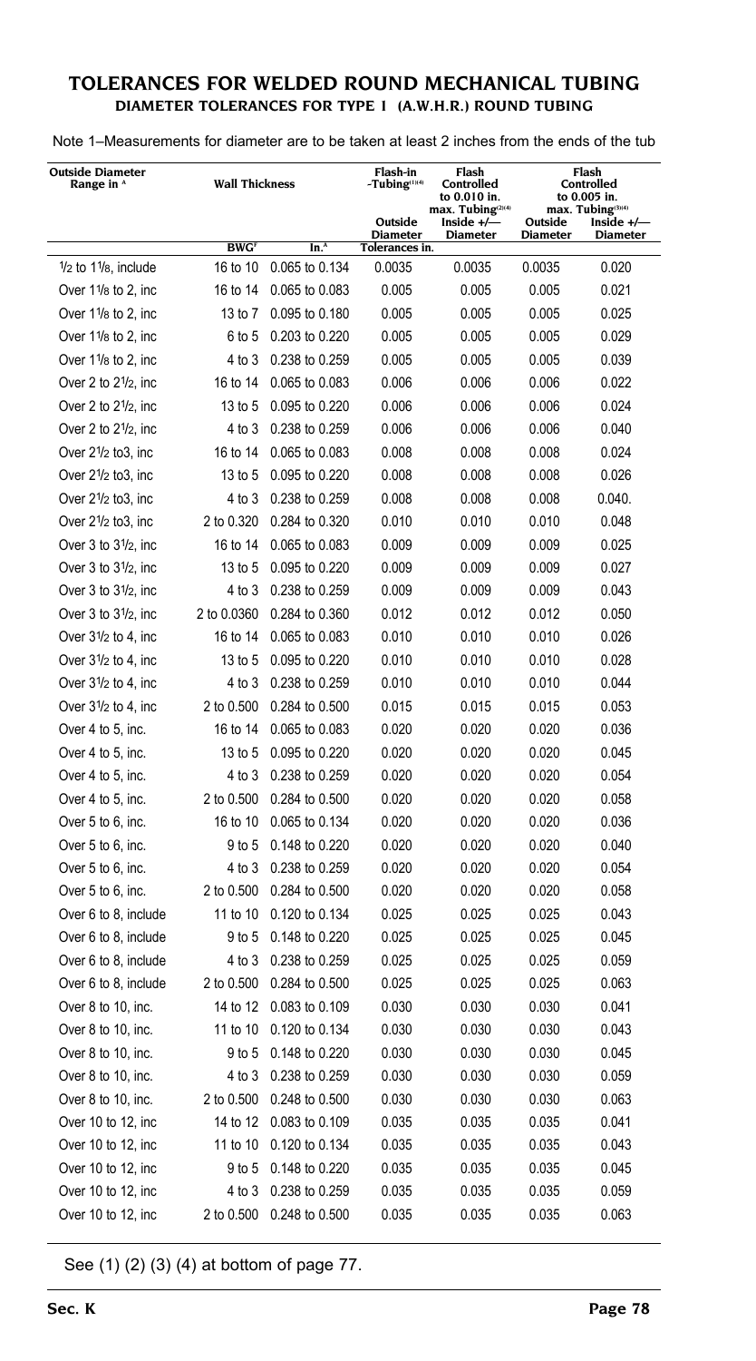## TOLERANCES FOR WELDED ROUND MECHANICAL TUBING

### DIAMETER TOLERANCES FOR TYPE I (A.W.H.R.) ROUND TUBING

Note 1–Measurements for diameter are to be taken at least 2 inches from the ends of the tub

| Outside Diameter Range in [A] | Wall Thickness | | Flash-in -Tubing[(1)(4)] | Flash Controlled to 0.010 in. max. Tubing[(2)(4)] | Flash Controlled to 0.005 in. max. Tubing[(3)(4)] | |
|---|---|---|---|---|---|---|
| | | | Outside Diameter | Inside +/— Diameter | Outside Diameter | Inside +/— Diameter |
| | BWG[F] | In.[A] | Tolerances in. | | | |
| 1/2 to 1 1/8, include | 16 to 10 | 0.065 to 0.134 | 0.0035 | 0.0035 | 0.0035 | 0.020 |
| Over 1 1/8 to 2, inc | 16 to 14 | 0.065 to 0.083 | 0.005 | 0.005 | 0.005 | 0.021 |
| Over 1 1/8 to 2, inc | 13 to 7 | 0.095 to 0.180 | 0.005 | 0.005 | 0.005 | 0.025 |
| Over 1 1/8 to 2, inc | 6 to 5 | 0.203 to 0.220 | 0.005 | 0.005 | 0.005 | 0.029 |
| Over 1 1/8 to 2, inc | 4 to 3 | 0.238 to 0.259 | 0.005 | 0.005 | 0.005 | 0.039 |
| Over 2 to 2 1/2, inc | 16 to 14 | 0.065 to 0.083 | 0.006 | 0.006 | 0.006 | 0.022 |
| Over 2 to 2 1/2, inc | 13 to 5 | 0.095 to 0.220 | 0.006 | 0.006 | 0.006 | 0.024 |
| Over 2 to 2 1/2, inc | 4 to 3 | 0.238 to 0.259 | 0.006 | 0.006 | 0.006 | 0.040 |
| Over 2 1/2 to3, inc | 16 to 14 | 0.065 to 0.083 | 0.008 | 0.008 | 0.008 | 0.024 |
| Over 2 1/2 to3, inc | 13 to 5 | 0.095 to 0.220 | 0.008 | 0.008 | 0.008 | 0.026 |
| Over 2 1/2 to3, inc | 4 to 3 | 0.238 to 0.259 | 0.008 | 0.008 | 0.008 | 0.040. |
| Over 2 1/2 to3, inc | 2 to 0.320 | 0.284 to 0.320 | 0.010 | 0.010 | 0.010 | 0.048 |
| Over 3 to 3 1/2, inc | 16 to 14 | 0.065 to 0.083 | 0.009 | 0.009 | 0.009 | 0.025 |
| Over 3 to 3 1/2, inc | 13 to 5 | 0.095 to 0.220 | 0.009 | 0.009 | 0.009 | 0.027 |
| Over 3 to 3 1/2, inc | 4 to 3 | 0.238 to 0.259 | 0.009 | 0.009 | 0.009 | 0.043 |
| Over 3 to 3 1/2, inc | 2 to 0.0360 | 0.284 to 0.360 | 0.012 | 0.012 | 0.012 | 0.050 |
| Over 3 1/2 to 4, inc | 16 to 14 | 0.065 to 0.083 | 0.010 | 0.010 | 0.010 | 0.026 |
| Over 3 1/2 to 4, inc | 13 to 5 | 0.095 to 0.220 | 0.010 | 0.010 | 0.010 | 0.028 |
| Over 3 1/2 to 4, inc | 4 to 3 | 0.238 to 0.259 | 0.010 | 0.010 | 0.010 | 0.044 |
| Over 3 1/2 to 4, inc | 2 to 0.500 | 0.284 to 0.500 | 0.015 | 0.015 | 0.015 | 0.053 |
| Over 4 to 5, inc. | 16 to 14 | 0.065 to 0.083 | 0.020 | 0.020 | 0.020 | 0.036 |
| Over 4 to 5, inc. | 13 to 5 | 0.095 to 0.220 | 0.020 | 0.020 | 0.020 | 0.045 |
| Over 4 to 5, inc. | 4 to 3 | 0.238 to 0.259 | 0.020 | 0.020 | 0.020 | 0.054 |
| Over 4 to 5, inc. | 2 to 0.500 | 0.284 to 0.500 | 0.020 | 0.020 | 0.020 | 0.058 |
| Over 5 to 6, inc. | 16 to 10 | 0.065 to 0.134 | 0.020 | 0.020 | 0.020 | 0.036 |
| Over 5 to 6, inc. | 9 to 5 | 0.148 to 0.220 | 0.020 | 0.020 | 0.020 | 0.040 |
| Over 5 to 6, inc. | 4 to 3 | 0.238 to 0.259 | 0.020 | 0.020 | 0.020 | 0.054 |
| Over 5 to 6, inc. | 2 to 0.500 | 0.284 to 0.500 | 0.020 | 0.020 | 0.020 | 0.058 |
| Over 6 to 8, include | 11 to 10 | 0.120 to 0.134 | 0.025 | 0.025 | 0.025 | 0.043 |
| Over 6 to 8, include | 9 to 5 | 0.148 to 0.220 | 0.025 | 0.025 | 0.025 | 0.045 |
| Over 6 to 8, include | 4 to 3 | 0.238 to 0.259 | 0.025 | 0.025 | 0.025 | 0.059 |
| Over 6 to 8, include | 2 to 0.500 | 0.284 to 0.500 | 0.025 | 0.025 | 0.025 | 0.063 |
| Over 8 to 10, inc. | 14 to 12 | 0.083 to 0.109 | 0.030 | 0.030 | 0.030 | 0.041 |
| Over 8 to 10, inc. | 11 to 10 | 0.120 to 0.134 | 0.030 | 0.030 | 0.030 | 0.043 |
| Over 8 to 10, inc. | 9 to 5 | 0.148 to 0.220 | 0.030 | 0.030 | 0.030 | 0.045 |
| Over 8 to 10, inc. | 4 to 3 | 0.238 to 0.259 | 0.030 | 0.030 | 0.030 | 0.059 |
| Over 8 to 10, inc. | 2 to 0.500 | 0.248 to 0.500 | 0.030 | 0.030 | 0.030 | 0.063 |
| Over 10 to 12, inc | 14 to 12 | 0.083 to 0.109 | 0.035 | 0.035 | 0.035 | 0.041 |
| Over 10 to 12, inc | 11 to 10 | 0.120 to 0.134 | 0.035 | 0.035 | 0.035 | 0.043 |
| Over 10 to 12, inc | 9 to 5 | 0.148 to 0.220 | 0.035 | 0.035 | 0.035 | 0.045 |
| Over 10 to 12, inc | 4 to 3 | 0.238 to 0.259 | 0.035 | 0.035 | 0.035 | 0.059 |
| Over 10 to 12, inc | 2 to 0.500 | 0.248 to 0.500 | 0.035 | 0.035 | 0.035 | 0.063 |

See (1) (2) (3) (4) at bottom of page 77.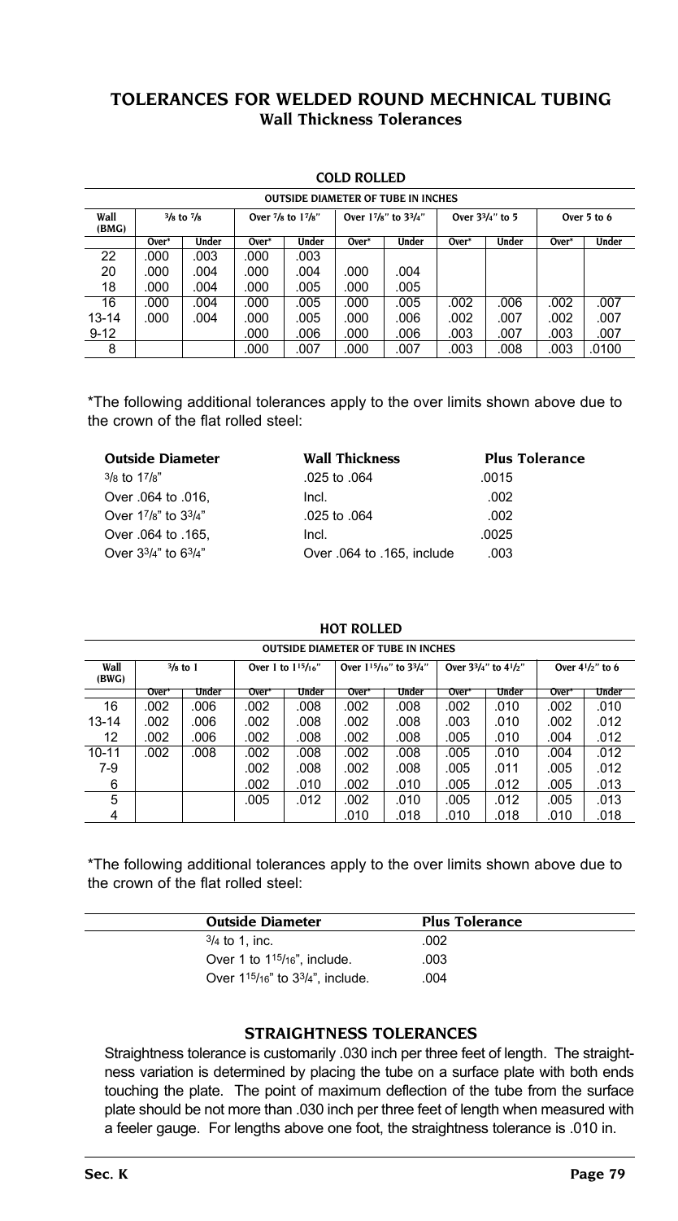## TOLERANCES FOR WELDED ROUND MECHNICAL TUBING

### Wall Thickness Tolerances

#### COLD ROLLED

| Wall (BMG) | OUTSIDE DIAMETER OF TUBE IN INCHES | | | | | | | | | |
|---|---|---|---|---|---|---|---|---|---|---|
| | 3/8 to 7/8 | | Over 7/8 to 17/8" | | Over 17/8" to 33/4" | | Over 33/4" to 5 | | Over 5 to 6 | |
| | Over* | Under | Over* | Under | Over* | Under | Over* | Under | Over* | Under |
| 22 | .000 | .003 | .000 | .003 | | | | | | |
| 20 | .000 | .004 | .000 | .004 | .000 | .004 | | | | |
| 18 | .000 | .004 | .000 | .005 | .000 | .005 | | | | |
| 16 | .000 | .004 | .000 | .005 | .000 | .005 | .002 | .006 | .002 | .007 |
| 13-14 | .000 | .004 | .000 | .005 | .000 | .006 | .002 | .007 | .002 | .007 |
| 9-12 | | | .000 | .006 | .000 | .006 | .003 | .007 | .003 | .007 |
| 8 | | | .000 | .007 | .000 | .007 | .003 | .008 | .003 | .0100 |

*The following additional tolerances apply to the over limits shown above due to the crown of the flat rolled steel:

| Outside Diameter | Wall Thickness | Plus Tolerance |
|---|---|---|
| 3/8 to 17/8" | .025 to .064 | .0015 |
| Over .064 to .016, | Incl. | .002 |
| Over 17/8" to 33/4" | .025 to .064 | .002 |
| Over .064 to .165, | Incl. | .0025 |
| Over 33/4" to 63/4" | Over .064 to .165, include | .003 |

#### HOT ROLLED

| Wall (BWG) | OUTSIDE DIAMETER OF TUBE IN INCHES | | | | | | | | | |
|---|---|---|---|---|---|---|---|---|---|---|
| | 3/8 to 1 | | Over 1 to 115/16" | | Over 115/16" to 33/4" | | Over 33/4" to 41/2" | | Over 41/2" to 6 | |
| | Over* | Under | Over* | Under | Over* | Under | Over* | Under | Over* | Under |
| 16 | .002 | .006 | .002 | .008 | .002 | .008 | .002 | .010 | .002 | .010 |
| 13-14 | .002 | .006 | .002 | .008 | .002 | .008 | .003 | .010 | .002 | .012 |
| 12 | .002 | .006 | .002 | .008 | .002 | .008 | .005 | .010 | .004 | .012 |
| 10-11 | .002 | .008 | .002 | .008 | .002 | .008 | .005 | .010 | .004 | .012 |
| 7-9 | | | .002 | .008 | .002 | .008 | .005 | .011 | .005 | .012 |
| 6 | | | .002 | .010 | .002 | .010 | .005 | .012 | .005 | .013 |
| 5 | | | .005 | .012 | .002 | .010 | .005 | .012 | .005 | .013 |
| 4 | | | | | .010 | .018 | .010 | .018 | .010 | .018 |

*The following additional tolerances apply to the over limits shown above due to the crown of the flat rolled steel:

| Outside Diameter | Plus Tolerance |
|---|---|
| 3/4 to 1, inc. | .002 |
| Over 1 to 115/16", include. | .003 |
| Over 115/16" to 33/4", include. | .004 |

### STRAIGHTNESS TOLERANCES

Straightness tolerance is customarily .030 inch per three feet of length. The straightness variation is determined by placing the tube on a surface plate with both ends touching the plate. The point of maximum deflection of the tube from the surface plate should be not more than .030 inch per three feet of length when measured with a feeler gauge. For lengths above one foot, the straightness tolerance is .010 in.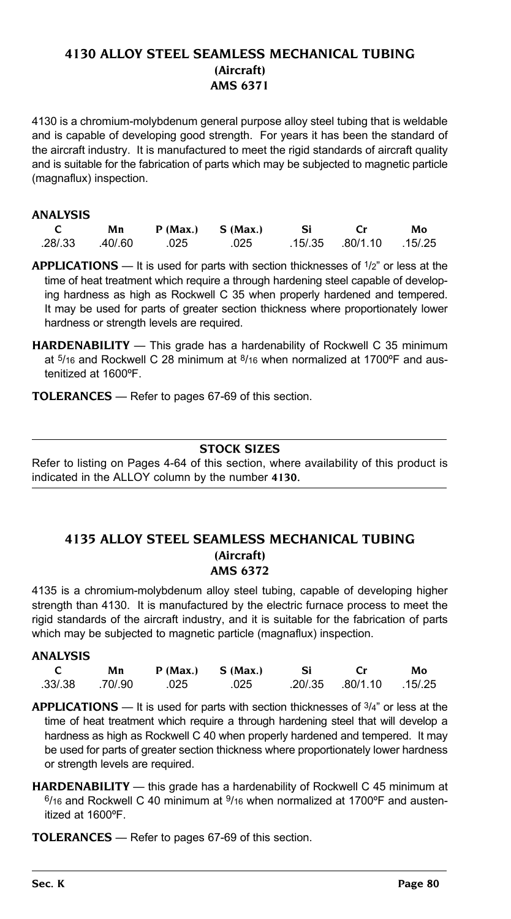## 4130 ALLOY STEEL SEAMLESS MECHANICAL TUBING
### (Aircraft)
### AMS 6371

4130 is a chromium-molybdenum general purpose alloy steel tubing that is weldable and is capable of developing good strength. For years it has been the standard of the aircraft industry. It is manufactured to meet the rigid standards of aircraft quality and is suitable for the fabrication of parts which may be subjected to magnetic particle (magnaflux) inspection.

**ANALYSIS**

| C | Mn | P (Max.) | S (Max.) | Si | Cr | Mo |
|---|---|---|---|---|---|---|
| .28/.33 | .40/.60 | .025 | .025 | .15/.35 | .80/1.10 | .15/.25 |

**APPLICATIONS** — It is used for parts with section thicknesses of 1/2" or less at the time of heat treatment which require a through hardening steel capable of developing hardness as high as Rockwell C 35 when properly hardened and tempered. It may be used for parts of greater section thickness where proportionately lower hardness or strength levels are required.

**HARDENABILITY** — This grade has a hardenability of Rockwell C 35 minimum at 5/16 and Rockwell C 28 minimum at 8/16 when normalized at 1700ºF and austenitized at 1600ºF.

**TOLERANCES** — Refer to pages 67-69 of this section.

**STOCK SIZES**

Refer to listing on Pages 4-64 of this section, where availability of this product is indicated in the ALLOY column by the number **4130**.

## 4135 ALLOY STEEL SEAMLESS MECHANICAL TUBING
### (Aircraft)
### AMS 6372

4135 is a chromium-molybdenum alloy steel tubing, capable of developing higher strength than 4130. It is manufactured by the electric furnace process to meet the rigid standards of the aircraft industry, and it is suitable for the fabrication of parts which may be subjected to magnetic particle (magnaflux) inspection.

**ANALYSIS**

| C | Mn | P (Max.) | S (Max.) | Si | Cr | Mo |
|---|---|---|---|---|---|---|
| .33/.38 | .70/.90 | .025 | .025 | .20/.35 | .80/1.10 | .15/.25 |

**APPLICATIONS** — It is used for parts with section thicknesses of 3/4" or less at the time of heat treatment which require a through hardening steel that will develop a hardness as high as Rockwell C 40 when properly hardened and tempered. It may be used for parts of greater section thickness where proportionately lower hardness or strength levels are required.

**HARDENABILITY** — this grade has a hardenability of Rockwell C 45 minimum at 6/16 and Rockwell C 40 minimum at 9/16 when normalized at 1700ºF and austenitized at 1600ºF.

**TOLERANCES** — Refer to pages 67-69 of this section.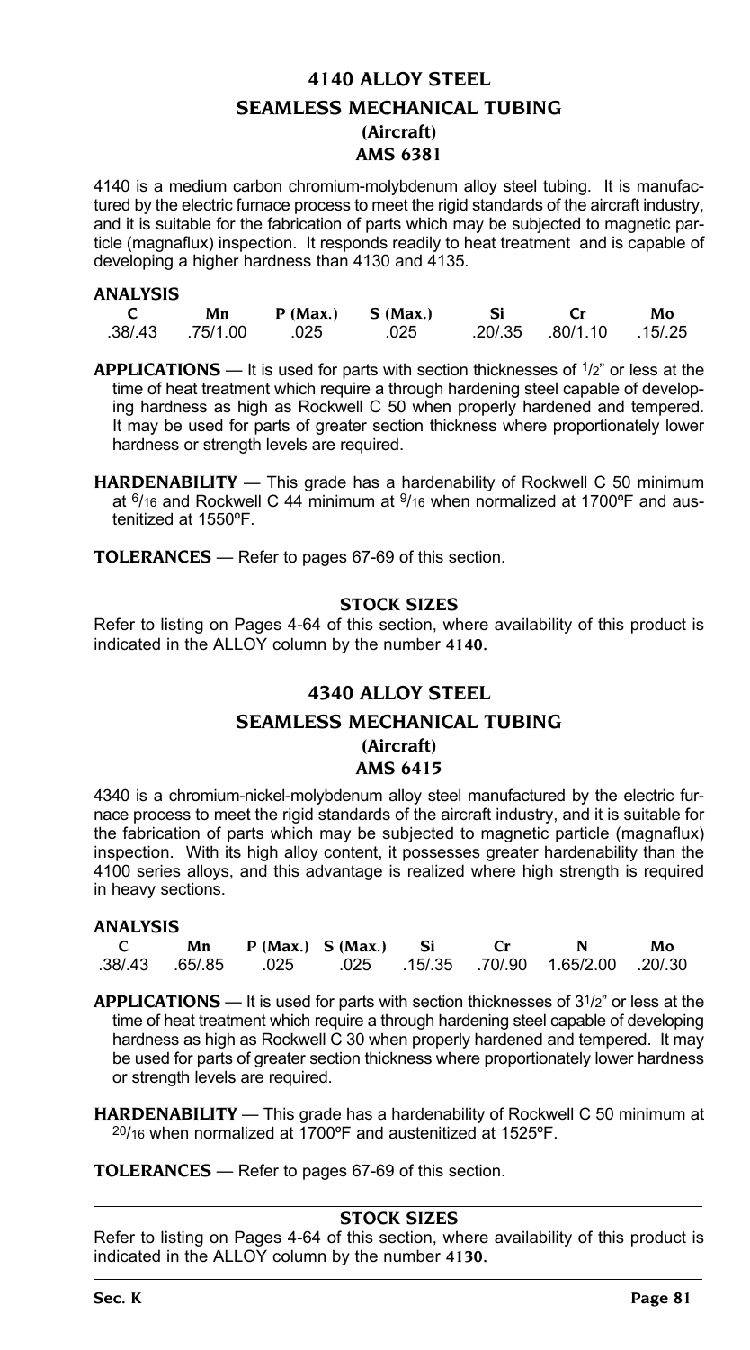# 4140 ALLOY STEEL
## SEAMLESS MECHANICAL TUBING
### (Aircraft)
### AMS 6381

4140 is a medium carbon chromium-molybdenum alloy steel tubing. It is manufactured by the electric furnace process to meet the rigid standards of the aircraft industry, and it is suitable for the fabrication of parts which may be subjected to magnetic particle (magnaflux) inspection. It responds readily to heat treatment and is capable of developing a higher hardness than 4130 and 4135.

**ANALYSIS**

| C | Mn | P (Max.) | S (Max.) | Si | Cr | Mo |
|---|---|---|---|---|---|---|
| .38/.43 | .75/1.00 | .025 | .025 | .20/.35 | .80/1.10 | .15/.25 |

**APPLICATIONS** — It is used for parts with section thicknesses of 1/2" or less at the time of heat treatment which require a through hardening steel capable of developing hardness as high as Rockwell C 50 when properly hardened and tempered. It may be used for parts of greater section thickness where proportionately lower hardness or strength levels are required.

**HARDENABILITY** — This grade has a hardenability of Rockwell C 50 minimum at 6/16 and Rockwell C 44 minimum at 9/16 when normalized at 1700ºF and austenitized at 1550ºF.

**TOLERANCES** — Refer to pages 67-69 of this section.

**STOCK SIZES**

Refer to listing on Pages 4-64 of this section, where availability of this product is indicated in the ALLOY column by the number **4140.**

# 4340 ALLOY STEEL
## SEAMLESS MECHANICAL TUBING
### (Aircraft)
### AMS 6415

4340 is a chromium-nickel-molybdenum alloy steel manufactured by the electric furnace process to meet the rigid standards of the aircraft industry, and it is suitable for the fabrication of parts which may be subjected to magnetic particle (magnaflux) inspection. With its high alloy content, it possesses greater hardenability than the 4100 series alloys, and this advantage is realized where high strength is required in heavy sections.

**ANALYSIS**

| C | Mn | P (Max.) | S (Max.) | Si | Cr | N | Mo |
|---|---|---|---|---|---|---|---|
| .38/.43 | .65/.85 | .025 | .025 | .15/.35 | .70/.90 | 1.65/2.00 | .20/.30 |

**APPLICATIONS** — It is used for parts with section thicknesses of 3 1/2" or less at the time of heat treatment which require a through hardening steel capable of developing hardness as high as Rockwell C 30 when properly hardened and tempered. It may be used for parts of greater section thickness where proportionately lower hardness or strength levels are required.

**HARDENABILITY** — This grade has a hardenability of Rockwell C 50 minimum at 20/16 when normalized at 1700ºF and austenitized at 1525ºF.

**TOLERANCES** — Refer to pages 67-69 of this section.

**STOCK SIZES**

Refer to listing on Pages 4-64 of this section, where availability of this product is indicated in the ALLOY column by the number **4130.**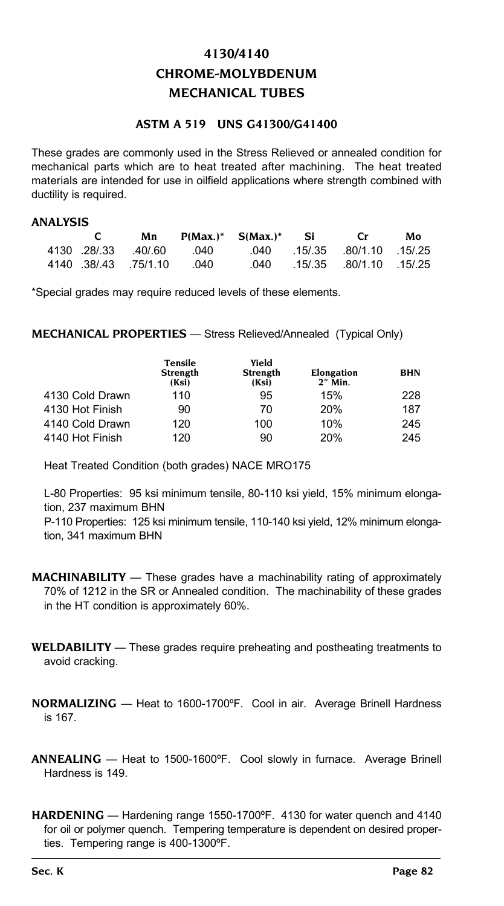# 4130/4140
# CHROME-MOLYBDENUM
# MECHANICAL TUBES

### ASTM A 519 UNS G41300/G41400

These grades are commonly used in the Stress Relieved or annealed condition for mechanical parts which are to heat treated after machining. The heat treated materials are intended for use in oilfield applications where strength combined with ductility is required.

### ANALYSIS

| | C | Mn | P(Max.)* | S(Max.)* | Si | Cr | Mo |
|---|---|---|---|---|---|---|---|
| 4130 | .28/.33 | .40/.60 | .040 | .040 | .15/.35 | .80/1.10 | .15/.25 |
| 4140 | .38/.43 | .75/1.10 | .040 | .040 | .15/.35 | .80/1.10 | .15/.25 |

*Special grades may require reduced levels of these elements.

**MECHANICAL PROPERTIES** — Stress Relieved/Annealed (Typical Only)

| | Tensile Strength (Ksi) | Yield Strength (Ksi) | Elongation 2" Min. | BHN |
|---|---|---|---|---|
| 4130 Cold Drawn | 110 | 95 | 15% | 228 |
| 4130 Hot Finish | 90 | 70 | 20% | 187 |
| 4140 Cold Drawn | 120 | 100 | 10% | 245 |
| 4140 Hot Finish | 120 | 90 | 20% | 245 |

Heat Treated Condition (both grades) NACE MRO175

L-80 Properties: 95 ksi minimum tensile, 80-110 ksi yield, 15% minimum elongation, 237 maximum BHN

P-110 Properties: 125 ksi minimum tensile, 110-140 ksi yield, 12% minimum elongation, 341 maximum BHN

**MACHINABILITY** — These grades have a machinability rating of approximately 70% of 1212 in the SR or Annealed condition. The machinability of these grades in the HT condition is approximately 60%.

**WELDABILITY** — These grades require preheating and postheating treatments to avoid cracking.

**NORMALIZING** — Heat to 1600-1700ºF. Cool in air. Average Brinell Hardness is 167.

**ANNEALING** — Heat to 1500-1600ºF. Cool slowly in furnace. Average Brinell Hardness is 149.

**HARDENING** — Hardening range 1550-1700ºF. 4130 for water quench and 4140 for oil or polymer quench. Tempering temperature is dependent on desired properties. Tempering range is 400-1300ºF.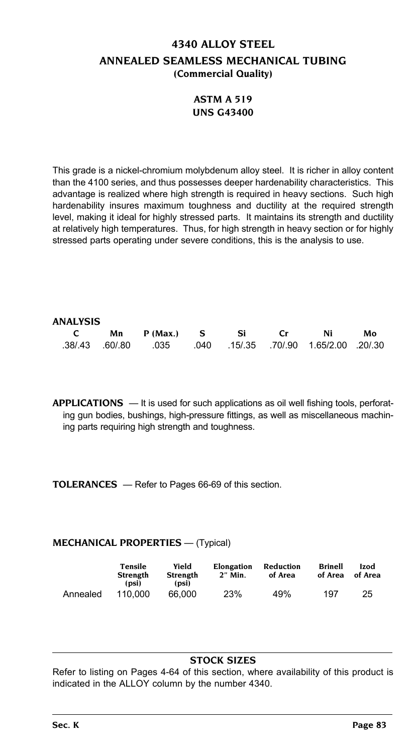# 4340 ALLOY STEEL

## ANNEALED SEAMLESS MECHANICAL TUBING

### (Commercial Quality)

**ASTM A 519**
**UNS G43400**

This grade is a nickel-chromium molybdenum alloy steel. It is richer in alloy content than the 4100 series, and thus possesses deeper hardenability characteristics. This advantage is realized where high strength is required in heavy sections. Such high hardenability insures maximum toughness and ductility at the required strength level, making it ideal for highly stressed parts. It maintains its strength and ductility at relatively high temperatures. Thus, for high strength in heavy section or for highly stressed parts operating under severe conditions, this is the analysis to use.

**ANALYSIS**

| C | Mn | P (Max.) | S | Si | Cr | Ni | Mo |
|---|---|---|---|---|---|---|---|
| .38/.43 | .60/.80 | .035 | .040 | .15/.35 | .70/.90 | 1.65/2.00 | .20/.30 |

**APPLICATIONS** — It is used for such applications as oil well fishing tools, perforating gun bodies, bushings, high-pressure fittings, as well as miscellaneous machining parts requiring high strength and toughness.

**TOLERANCES** — Refer to Pages 66-69 of this section.

**MECHANICAL PROPERTIES** — (Typical)

| | Tensile Strength (psi) | Yield Strength (psi) | Elongation 2″ Min. | Reduction of Area | Brinell of Area | Izod of Area |
|---|---|---|---|---|---|---|
| Annealed | 110,000 | 66,000 | 23% | 49% | 197 | 25 |

**STOCK SIZES**

Refer to listing on Pages 4-64 of this section, where availability of this product is indicated in the ALLOY column by the number 4340.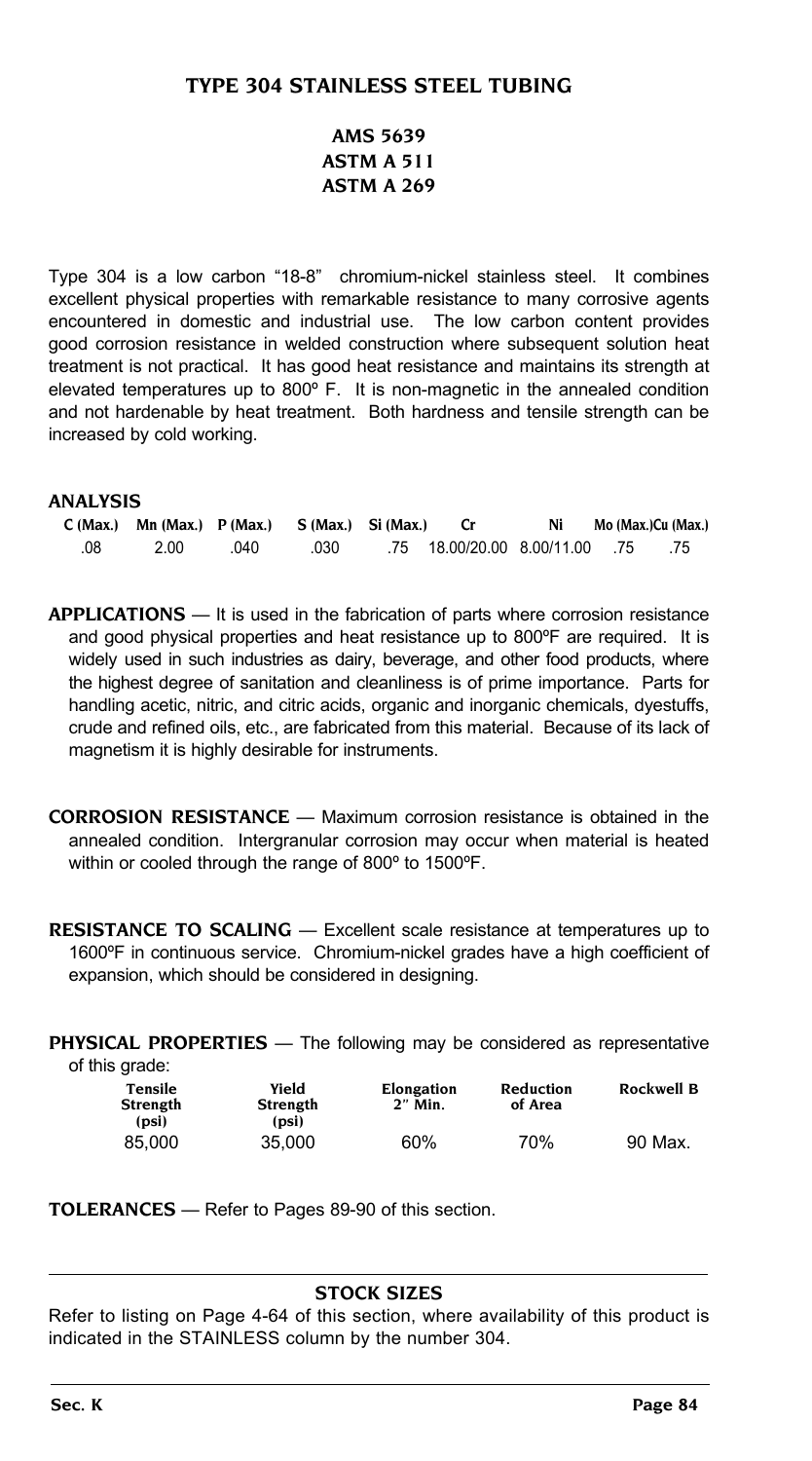# TYPE 304 STAINLESS STEEL TUBING

## AMS 5639
## ASTM A 511
## ASTM A 269

Type 304 is a low carbon "18-8" chromium-nickel stainless steel. It combines excellent physical properties with remarkable resistance to many corrosive agents encountered in domestic and industrial use. The low carbon content provides good corrosion resistance in welded construction where subsequent solution heat treatment is not practical. It has good heat resistance and maintains its strength at elevated temperatures up to 800º F. It is non-magnetic in the annealed condition and not hardenable by heat treatment. Both hardness and tensile strength can be increased by cold working.

**ANALYSIS**

| C (Max.) | Mn (Max.) | P (Max.) | S (Max.) | Si (Max.) | Cr | Ni | Mo (Max.) | Cu (Max.) |
|---|---|---|---|---|---|---|---|---|
| .08 | 2.00 | .040 | .030 | .75 | 18.00/20.00 | 8.00/11.00 | .75 | .75 |

**APPLICATIONS** — It is used in the fabrication of parts where corrosion resistance and good physical properties and heat resistance up to 800ºF are required. It is widely used in such industries as dairy, beverage, and other food products, where the highest degree of sanitation and cleanliness is of prime importance. Parts for handling acetic, nitric, and citric acids, organic and inorganic chemicals, dyestuffs, crude and refined oils, etc., are fabricated from this material. Because of its lack of magnetism it is highly desirable for instruments.

**CORROSION RESISTANCE** — Maximum corrosion resistance is obtained in the annealed condition. Intergranular corrosion may occur when material is heated within or cooled through the range of 800º to 1500ºF.

**RESISTANCE TO SCALING** — Excellent scale resistance at temperatures up to 1600ºF in continuous service. Chromium-nickel grades have a high coefficient of expansion, which should be considered in designing.

**PHYSICAL PROPERTIES** — The following may be considered as representative of this grade:

| Tensile Strength (psi) | Yield Strength (psi) | Elongation 2" Min. | Reduction of Area | Rockwell B |
|---|---|---|---|---|
| 85,000 | 35,000 | 60% | 70% | 90 Max. |

**TOLERANCES** — Refer to Pages 89-90 of this section.

**STOCK SIZES**

Refer to listing on Page 4-64 of this section, where availability of this product is indicated in the STAINLESS column by the number 304.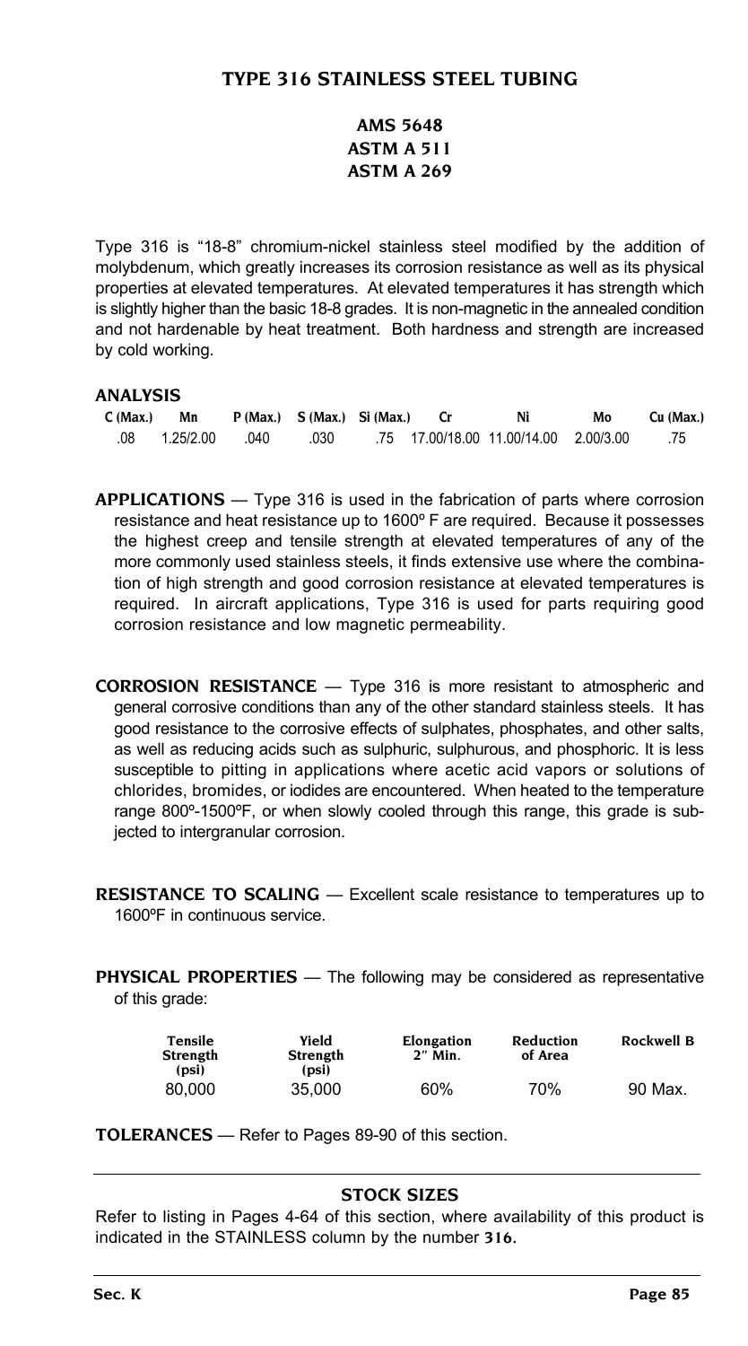# TYPE 316 STAINLESS STEEL TUBING

## AMS 5648
## ASTM A 511
## ASTM A 269

Type 316 is "18-8" chromium-nickel stainless steel modified by the addition of molybdenum, which greatly increases its corrosion resistance as well as its physical properties at elevated temperatures. At elevated temperatures it has strength which is slightly higher than the basic 18-8 grades. It is non-magnetic in the annealed condition and not hardenable by heat treatment. Both hardness and strength are increased by cold working.

### ANALYSIS

| C (Max.) | Mn | P (Max.) | S (Max.) | Si (Max.) | Cr | Ni | Mo | Cu (Max.) |
|---|---|---|---|---|---|---|---|---|
| .08 | 1.25/2.00 | .040 | .030 | .75 | 17.00/18.00 | 11.00/14.00 | 2.00/3.00 | .75 |

**APPLICATIONS** — Type 316 is used in the fabrication of parts where corrosion resistance and heat resistance up to 1600º F are required. Because it possesses the highest creep and tensile strength at elevated temperatures of any of the more commonly used stainless steels, it finds extensive use where the combination of high strength and good corrosion resistance at elevated temperatures is required. In aircraft applications, Type 316 is used for parts requiring good corrosion resistance and low magnetic permeability.

**CORROSION RESISTANCE** — Type 316 is more resistant to atmospheric and general corrosive conditions than any of the other standard stainless steels. It has good resistance to the corrosive effects of sulphates, phosphates, and other salts, as well as reducing acids such as sulphuric, sulphurous, and phosphoric. It is less susceptible to pitting in applications where acetic acid vapors or solutions of chlorides, bromides, or iodides are encountered. When heated to the temperature range 800º-1500ºF, or when slowly cooled through this range, this grade is subjected to intergranular corrosion.

**RESISTANCE TO SCALING** — Excellent scale resistance to temperatures up to 1600ºF in continuous service.

**PHYSICAL PROPERTIES** — The following may be considered as representative of this grade:

| Tensile Strength (psi) | Yield Strength (psi) | Elongation 2" Min. | Reduction of Area | Rockwell B |
|---|---|---|---|---|
| 80,000 | 35,000 | 60% | 70% | 90 Max. |

**TOLERANCES** — Refer to Pages 89-90 of this section.

### STOCK SIZES

Refer to listing in Pages 4-64 of this section, where availability of this product is indicated in the STAINLESS column by the number **316**.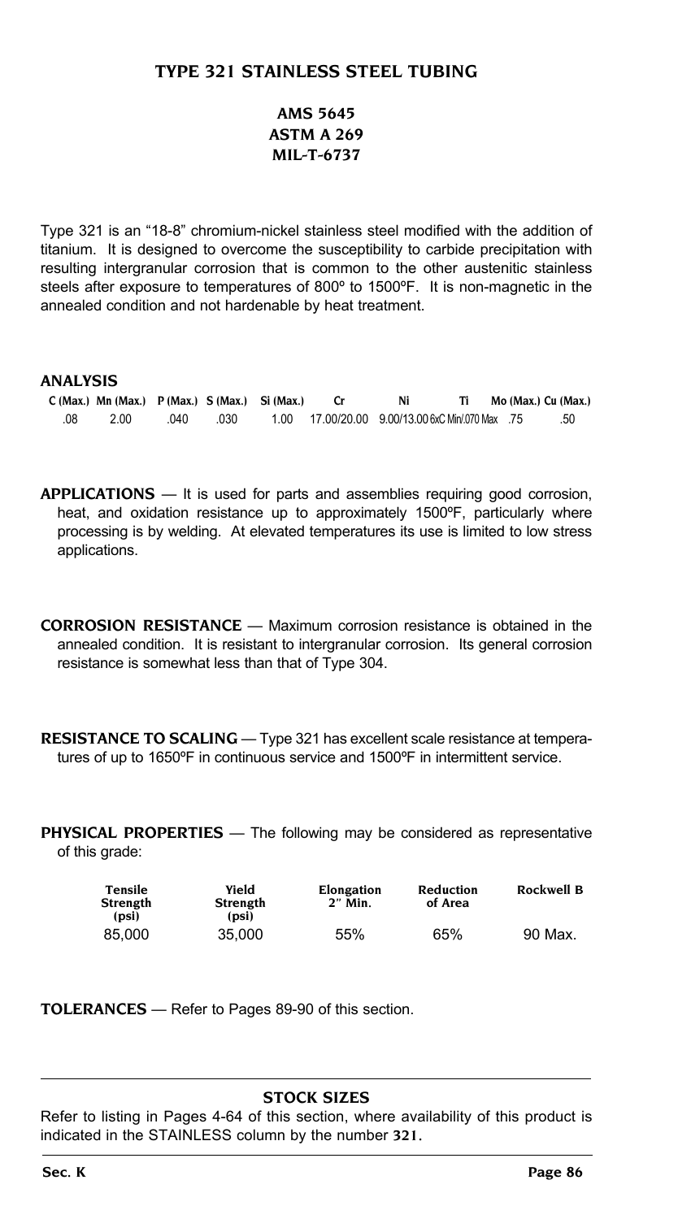# TYPE 321 STAINLESS STEEL TUBING

### AMS 5645
### ASTM A 269
### MIL-T-6737

Type 321 is an "18-8" chromium-nickel stainless steel modified with the addition of titanium. It is designed to overcome the susceptibility to carbide precipitation with resulting intergranular corrosion that is common to the other austenitic stainless steels after exposure to temperatures of 800º to 1500ºF. It is non-magnetic in the annealed condition and not hardenable by heat treatment.

## ANALYSIS

| C (Max.) | Mn (Max.) | P (Max.) | S (Max.) | Si (Max.) | Cr | Ni | Ti | Mo (Max.) | Cu (Max.) |
|---|---|---|---|---|---|---|---|---|---|
| .08 | 2.00 | .040 | .030 | 1.00 | 17.00/20.00 | 9.00/13.00 | 6xC Min/.070 Max | .75 | .50 |

**APPLICATIONS** — It is used for parts and assemblies requiring good corrosion, heat, and oxidation resistance up to approximately 1500ºF, particularly where processing is by welding. At elevated temperatures its use is limited to low stress applications.

**CORROSION RESISTANCE** — Maximum corrosion resistance is obtained in the annealed condition. It is resistant to intergranular corrosion. Its general corrosion resistance is somewhat less than that of Type 304.

**RESISTANCE TO SCALING** — Type 321 has excellent scale resistance at temperatures of up to 1650ºF in continuous service and 1500ºF in intermittent service.

**PHYSICAL PROPERTIES** — The following may be considered as representative of this grade:

| Tensile Strength (psi) | Yield Strength (psi) | Elongation 2" Min. | Reduction of Area | Rockwell B |
|---|---|---|---|---|
| 85,000 | 35,000 | 55% | 65% | 90 Max. |

**TOLERANCES** — Refer to Pages 89-90 of this section.

## STOCK SIZES

Refer to listing in Pages 4-64 of this section, where availability of this product is indicated in the STAINLESS column by the number **321.**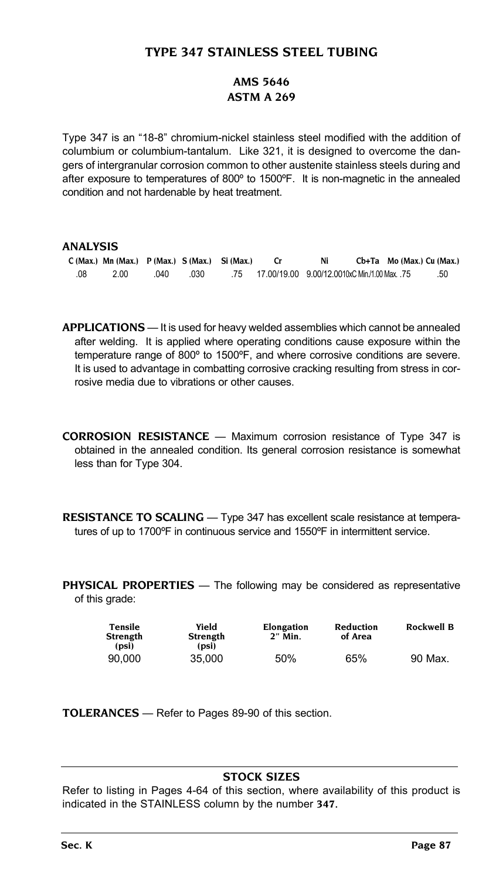# TYPE 347 STAINLESS STEEL TUBING

## AMS 5646
## ASTM A 269

Type 347 is an "18-8" chromium-nickel stainless steel modified with the addition of columbium or columbium-tantalum. Like 321, it is designed to overcome the dangers of intergranular corrosion common to other austenite stainless steels during and after exposure to temperatures of 800º to 1500ºF. It is non-magnetic in the annealed condition and not hardenable by heat treatment.

### ANALYSIS

| C (Max.) | Mn (Max.) | P (Max.) | S (Max.) | Si (Max.) | Cr | Ni | Cb+Ta | Mo (Max.) | Cu (Max.) |
|---|---|---|---|---|---|---|---|---|---|
| .08 | 2.00 | .040 | .030 | .75 | 17.00/19.00 | 9.00/12.00 | 10xC Min./1.00 Max. | .75 | .50 |

**APPLICATIONS** — It is used for heavy welded assemblies which cannot be annealed after welding. It is applied where operating conditions cause exposure within the temperature range of 800º to 1500ºF, and where corrosive conditions are severe. It is used to advantage in combatting corrosive cracking resulting from stress in corrosive media due to vibrations or other causes.

**CORROSION RESISTANCE** — Maximum corrosion resistance of Type 347 is obtained in the annealed condition. Its general corrosion resistance is somewhat less than for Type 304.

**RESISTANCE TO SCALING** — Type 347 has excellent scale resistance at temperatures of up to 1700ºF in continuous service and 1550ºF in intermittent service.

**PHYSICAL PROPERTIES** — The following may be considered as representative of this grade:

| Tensile Strength (psi) | Yield Strength (psi) | Elongation 2" Min. | Reduction of Area | Rockwell B |
|---|---|---|---|---|
| 90,000 | 35,000 | 50% | 65% | 90 Max. |

**TOLERANCES** — Refer to Pages 89-90 of this section.

### STOCK SIZES

Refer to listing in Pages 4-64 of this section, where availability of this product is indicated in the STAINLESS column by the number **347**.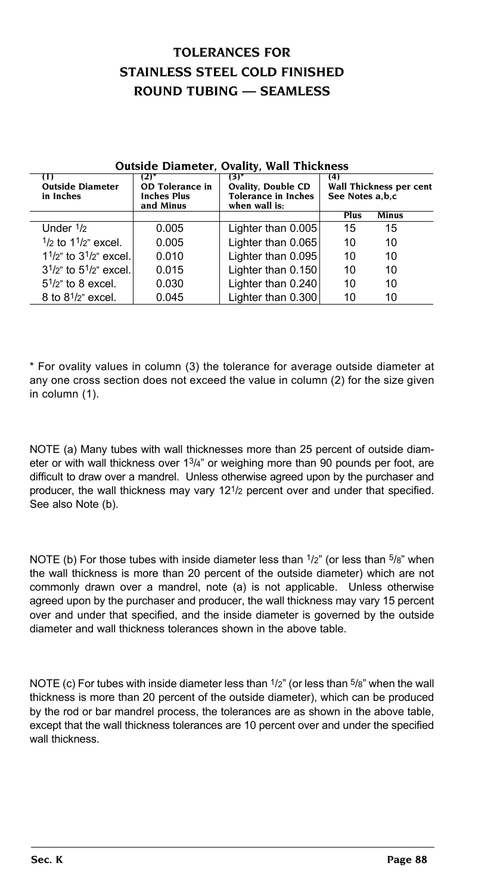# TOLERANCES FOR STAINLESS STEEL COLD FINISHED ROUND TUBING — SEAMLESS

**Outside Diameter, Ovality, Wall Thickness**

| (1) Outside Diameter in Inches | (2)* OD Tolerance in Inches Plus and Minus | (3)* Ovality, Double CD Tolerance in Inches when wall is: | (4) Wall Thickness per cent See Notes a,b,c | |
|---|---|---|---|---|
| | | | Plus | Minus |
| Under 1/2 | 0.005 | Lighter than 0.005 | 15 | 15 |
| 1/2 to 1 1/2" excel. | 0.005 | Lighter than 0.065 | 10 | 10 |
| 1 1/2" to 3 1/2" excel. | 0.010 | Lighter than 0.095 | 10 | 10 |
| 3 1/2" to 5 1/2" excel. | 0.015 | Lighter than 0.150 | 10 | 10 |
| 5 1/2" to 8 excel. | 0.030 | Lighter than 0.240 | 10 | 10 |
| 8 to 8 1/2" excel. | 0.045 | Lighter than 0.300 | 10 | 10 |

* For ovality values in column (3) the tolerance for average outside diameter at any one cross section does not exceed the value in column (2) for the size given in column (1).

NOTE (a) Many tubes with wall thicknesses more than 25 percent of outside diameter or with wall thickness over 1 3/4" or weighing more than 90 pounds per foot, are difficult to draw over a mandrel. Unless otherwise agreed upon by the purchaser and producer, the wall thickness may vary 12 1/2 percent over and under that specified. See also Note (b).

NOTE (b) For those tubes with inside diameter less than 1/2" (or less than 5/8" when the wall thickness is more than 20 percent of the outside diameter) which are not commonly drawn over a mandrel, note (a) is not applicable. Unless otherwise agreed upon by the purchaser and producer, the wall thickness may vary 15 percent over and under that specified, and the inside diameter is governed by the outside diameter and wall thickness tolerances shown in the above table.

NOTE (c) For tubes with inside diameter less than 1/2" (or less than 5/8" when the wall thickness is more than 20 percent of the outside diameter), which can be produced by the rod or bar mandrel process, the tolerances are as shown in the above table, except that the wall thickness tolerances are 10 percent over and under the specified wall thickness.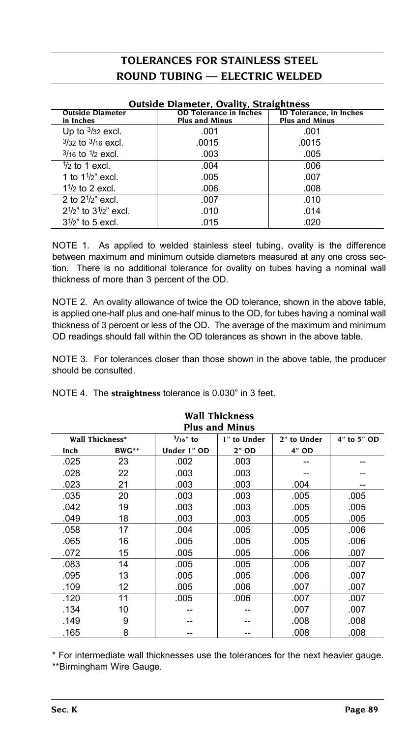# TOLERANCES FOR STAINLESS STEEL ROUND TUBING — ELECTRIC WELDED

## Outside Diameter, Ovality, Straightness

| Outside Diameter in Inches | OD Tolerance in Inches Plus and Minus | ID Tolerance, in Inches Plus and Minus |
|---|---|---|
| Up to 3/32 excl. | .001 | .001 |
| 3/32 to 3/16 excl. | .0015 | .0015 |
| 3/16 to 1/2 excl. | .003 | .005 |
| 1/2 to 1 excl. | .004 | .006 |
| 1 to 1 1/2" excl. | .005 | .007 |
| 1 1/2 to 2 excl. | .006 | .008 |
| 2 to 2 1/2" excl. | .007 | .010 |
| 2 1/2" to 3 1/2" excl. | .010 | .014 |
| 3 1/2" to 5 excl. | .015 | .020 |

NOTE 1. As applied to welded stainless steel tubing, ovality is the difference between maximum and minimum outside diameters measured at any one cross section. There is no additional tolerance for ovality on tubes having a nominal wall thickness of more than 3 percent of the OD.

NOTE 2. An ovality allowance of twice the OD tolerance, shown in the above table, is applied one-half plus and one-half minus to the OD, for tubes having a nominal wall thickness of 3 percent or less of the OD. The average of the maximum and minimum OD readings should fall within the OD tolerances as shown in the above table.

NOTE 3. For tolerances closer than those shown in the above table, the producer should be consulted.

NOTE 4. The **straightness** tolerance is 0.030" in 3 feet.

## Wall Thickness Plus and Minus

| Wall Thickness* | | 3/16" to | 1" to Under | 2" to Under | 4" to 5" OD |
|---|---|---|---|---|---|
| Inch | BWG** | Under 1" OD | 2" OD | 4" OD | |
| .025 | 23 | .002 | .003 | -- | -- |
| .028 | 22 | .003 | .003 | -- | -- |
| .023 | 21 | .003 | .003 | .004 | -- |
| .035 | 20 | .003 | .003 | .005 | .005 |
| .042 | 19 | .003 | .003 | .005 | .005 |
| .049 | 18 | .003 | .003 | .005 | .005 |
| .058 | 17 | .004 | .005 | .005 | .006 |
| .065 | 16 | .005 | .005 | .005 | .006 |
| .072 | 15 | .005 | .005 | .006 | .007 |
| .083 | 14 | .005 | .005 | .006 | .007 |
| .095 | 13 | .005 | .005 | .006 | .007 |
| .109 | 12 | .005 | .006 | .007 | .007 |
| .120 | 11 | .005 | .006 | .007 | .007 |
| .134 | 10 | -- | -- | .007 | .007 |
| .149 | 9 | -- | -- | .008 | .008 |
| .165 | 8 | -- | -- | .008 | .008 |

\* For intermediate wall thicknesses use the tolerances for the next heavier gauge.

\*\*Birmingham Wire Gauge.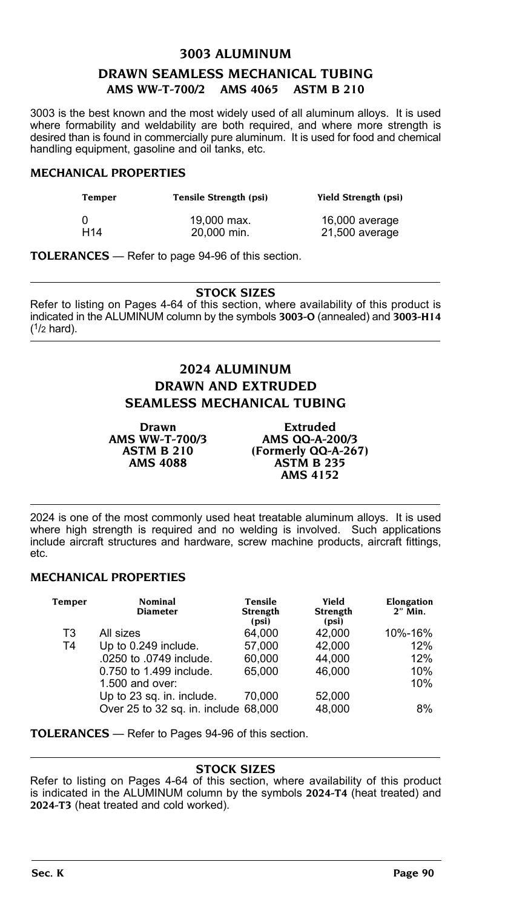# 3003 ALUMINUM

## DRAWN SEAMLESS MECHANICAL TUBING

### AMS WW-T-700/2 AMS 4065 ASTM B 210

3003 is the best known and the most widely used of all aluminum alloys. It is used where formability and weldability are both required, and where more strength is desired than is found in commercially pure aluminum. It is used for food and chemical handling equipment, gasoline and oil tanks, etc.

### MECHANICAL PROPERTIES

| Temper | Tensile Strength (psi) | Yield Strength (psi) |
|---|---|---|
| 0 | 19,000 max. | 16,000 average |
| H14 | 20,000 min. | 21,500 average |

**TOLERANCES** — Refer to page 94-96 of this section.

### STOCK SIZES

Refer to listing on Pages 4-64 of this section, where availability of this product is indicated in the ALUMINUM column by the symbols **3003-O** (annealed) and **3003-H14** (1/2 hard).

# 2024 ALUMINUM

## DRAWN AND EXTRUDED SEAMLESS MECHANICAL TUBING

| Drawn | Extruded |
|---|---|
| AMS WW-T-700/3 | AMS QQ-A-200/3 |
| ASTM B 210 | (Formerly QQ-A-267) |
| AMS 4088 | ASTM B 235 |
| | AMS 4152 |

2024 is one of the most commonly used heat treatable aluminum alloys. It is used where high strength is required and no welding is involved. Such applications include aircraft structures and hardware, screw machine products, aircraft fittings, etc.

### MECHANICAL PROPERTIES

| Temper | Nominal Diameter | Tensile Strength (psi) | Yield Strength (psi) | Elongation 2" Min. |
|---|---|---|---|---|
| T3 | All sizes | 64,000 | 42,000 | 10%-16% |
| T4 | Up to 0.249 include. | 57,000 | 42,000 | 12% |
| | .0250 to .0749 include. | 60,000 | 44,000 | 12% |
| | 0.750 to 1.499 include. | 65,000 | 46,000 | 10% |
| | 1.500 and over: | | | 10% |
| | Up to 23 sq. in. include. | 70,000 | 52,000 | |
| | Over 25 to 32 sq. in. include | 68,000 | 48,000 | 8% |

**TOLERANCES** — Refer to Pages 94-96 of this section.

### STOCK SIZES

Refer to listing on Pages 4-64 of this section, where availability of this product is indicated in the ALUMINUM column by the symbols **2024-T4** (heat treated) and **2024-T3** (heat treated and cold worked).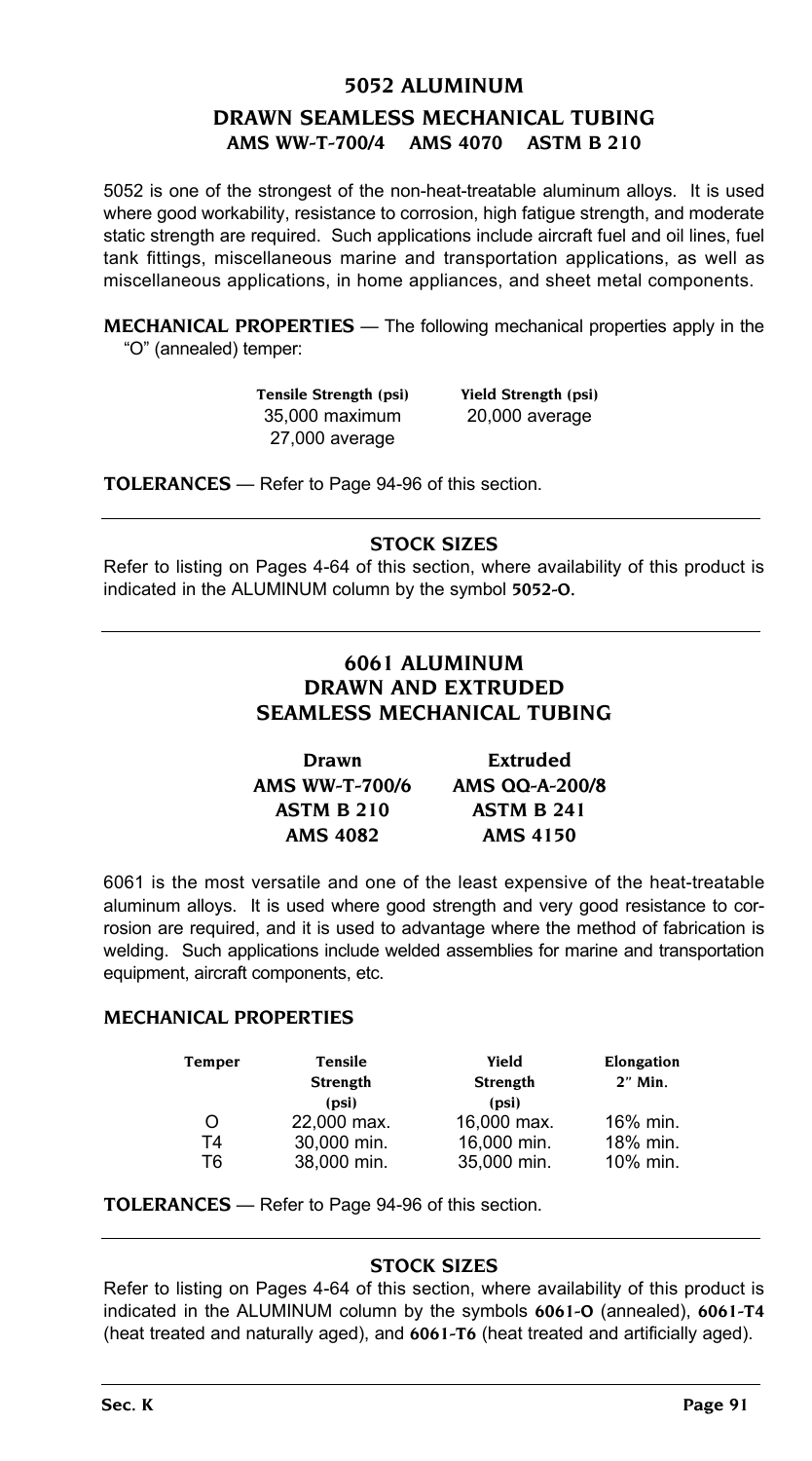# 5052 ALUMINUM

## DRAWN SEAMLESS MECHANICAL TUBING

### AMS WW-T-700/4 AMS 4070 ASTM B 210

5052 is one of the strongest of the non-heat-treatable aluminum alloys. It is used where good workability, resistance to corrosion, high fatigue strength, and moderate static strength are required. Such applications include aircraft fuel and oil lines, fuel tank fittings, miscellaneous marine and transportation applications, as well as miscellaneous applications, in home appliances, and sheet metal components.

**MECHANICAL PROPERTIES** — The following mechanical properties apply in the "O" (annealed) temper:

| Tensile Strength (psi) | Yield Strength (psi) |
|---|---|
| 35,000 maximum | 20,000 average |
| 27,000 average | |

**TOLERANCES** — Refer to Page 94-96 of this section.

### STOCK SIZES

Refer to listing on Pages 4-64 of this section, where availability of this product is indicated in the ALUMINUM column by the symbol **5052-O.**

# 6061 ALUMINUM

## DRAWN AND EXTRUDED SEAMLESS MECHANICAL TUBING

| Drawn | Extruded |
|---|---|
| AMS WW-T-700/6 | AMS QQ-A-200/8 |
| ASTM B 210 | ASTM B 241 |
| AMS 4082 | AMS 4150 |

6061 is the most versatile and one of the least expensive of the heat-treatable aluminum alloys. It is used where good strength and very good resistance to corrosion are required, and it is used to advantage where the method of fabrication is welding. Such applications include welded assemblies for marine and transportation equipment, aircraft components, etc.

### MECHANICAL PROPERTIES

| Temper | Tensile Strength (psi) | Yield Strength (psi) | Elongation 2" Min. |
|---|---|---|---|
| O | 22,000 max. | 16,000 max. | 16% min. |
| T4 | 30,000 min. | 16,000 min. | 18% min. |
| T6 | 38,000 min. | 35,000 min. | 10% min. |

**TOLERANCES** — Refer to Page 94-96 of this section.

### STOCK SIZES

Refer to listing on Pages 4-64 of this section, where availability of this product is indicated in the ALUMINUM column by the symbols **6061-O** (annealed), **6061-T4** (heat treated and naturally aged), and **6061-T6** (heat treated and artificially aged).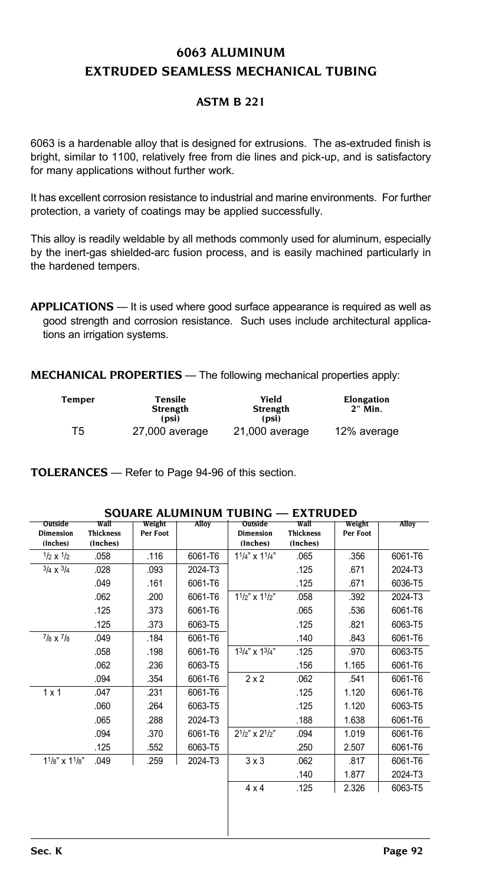# 6063 ALUMINUM
# EXTRUDED SEAMLESS MECHANICAL TUBING

### ASTM B 221

6063 is a hardenable alloy that is designed for extrusions. The as-extruded finish is bright, similar to 1100, relatively free from die lines and pick-up, and is satisfactory for many applications without further work.

It has excellent corrosion resistance to industrial and marine environments. For further protection, a variety of coatings may be applied successfully.

This alloy is readily weldable by all methods commonly used for aluminum, especially by the inert-gas shielded-arc fusion process, and is easily machined particularly in the hardened tempers.

**APPLICATIONS** — It is used where good surface appearance is required as well as good strength and corrosion resistance. Such uses include architectural applications an irrigation systems.

**MECHANICAL PROPERTIES** — The following mechanical properties apply:

| Temper | Tensile Strength (psi) | Yield Strength (psi) | Elongation 2" Min. |
|---|---|---|---|
| T5 | 27,000 average | 21,000 average | 12% average |

**TOLERANCES** — Refer to Page 94-96 of this section.

## SQUARE ALUMINUM TUBING — EXTRUDED

| Outside Dimension (Inches) | Wall Thickness (Inches) | Weight Per Foot | Alloy | Outside Dimension (Inches) | Wall Thickness (Inches) | Weight Per Foot | Alloy |
|---|---|---|---|---|---|---|---|
| 1/2 x 1/2 | .058 | .116 | 6061-T6 | 1 1/4" x 1 1/4" | .065 | .356 | 6061-T6 |
| 3/4 x 3/4 | .028 | .093 | 2024-T3 | | .125 | .671 | 2024-T3 |
| | .049 | .161 | 6061-T6 | | .125 | .671 | 6036-T5 |
| | .062 | .200 | 6061-T6 | 1 1/2" x 1 1/2" | .058 | .392 | 2024-T3 |
| | .125 | .373 | 6061-T6 | | .065 | .536 | 6061-T6 |
| | .125 | .373 | 6063-T5 | | .125 | .821 | 6063-T5 |
| 7/8 x 7/8 | .049 | .184 | 6061-T6 | | .140 | .843 | 6061-T6 |
| | .058 | .198 | 6061-T6 | 1 3/4" x 1 3/4" | .125 | .970 | 6063-T5 |
| | .062 | .236 | 6063-T5 | | .156 | 1.165 | 6061-T6 |
| | .094 | .354 | 6061-T6 | 2 x 2 | .062 | .541 | 6061-T6 |
| 1 x 1 | .047 | .231 | 6061-T6 | | .125 | 1.120 | 6061-T6 |
| | .060 | .264 | 6063-T5 | | .125 | 1.120 | 6063-T5 |
| | .065 | .288 | 2024-T3 | | .188 | 1.638 | 6061-T6 |
| | .094 | .370 | 6061-T6 | 2 1/2" x 2 1/2" | .094 | 1.019 | 6061-T6 |
| | .125 | .552 | 6063-T5 | | .250 | 2.507 | 6061-T6 |
| 1 1/8" x 1 1/8" | .049 | .259 | 2024-T3 | 3 x 3 | .062 | .817 | 6061-T6 |
| | | | | | .140 | 1.877 | 2024-T3 |
| | | | | 4 x 4 | .125 | 2.326 | 6063-T5 |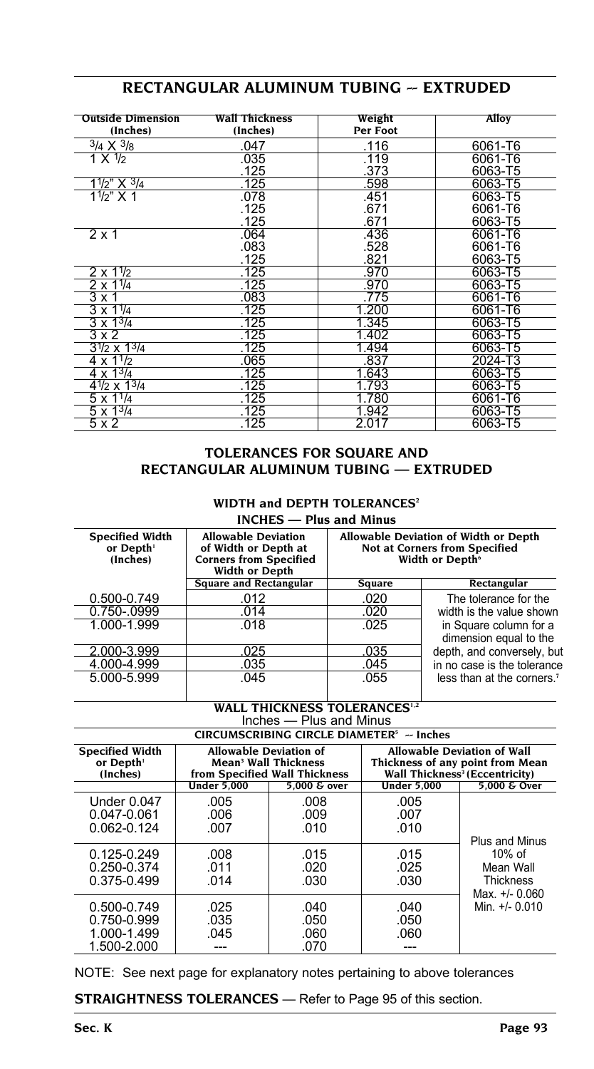# RECTANGULAR ALUMINUM TUBING -- EXTRUDED

| Outside Dimension (Inches) | Wall Thickness (Inches) | Weight Per Foot | Alloy |
|---|---|---|---|
| 3/4 X 3/8 | .047 | .116 | 6061-T6 |
| 1 X 1/2 | .035 | .119 | 6061-T6 |
| | .125 | .373 | 6063-T5 |
| 1 1/2" X 3/4 | .125 | .598 | 6063-T5 |
| 1 1/2" X 1 | .078 | .451 | 6063-T5 |
| | .125 | .671 | 6061-T6 |
| | .125 | .671 | 6063-T5 |
| 2 x 1 | .064 | .436 | 6061-T6 |
| | .083 | .528 | 6061-T6 |
| | .125 | .821 | 6063-T5 |
| 2 x 1 1/2 | .125 | .970 | 6063-T5 |
| 2 x 1 1/4 | .125 | .970 | 6063-T5 |
| 3 x 1 | .083 | .775 | 6061-T6 |
| 3 x 1 1/4 | .125 | 1.200 | 6061-T6 |
| 3 x 1 3/4 | .125 | 1.345 | 6063-T5 |
| 3 x 2 | .125 | 1.402 | 6063-T5 |
| 3 1/2 x 1 3/4 | .125 | 1.494 | 6063-T5 |
| 4 x 1 1/2 | .065 | .837 | 2024-T3 |
| 4 x 1 3/4 | .125 | 1.643 | 6063-T5 |
| 4 1/2 x 1 3/4 | .125 | 1.793 | 6063-T5 |
| 5 x 1 1/4 | .125 | 1.780 | 6061-T6 |
| 5 x 1 3/4 | .125 | 1.942 | 6063-T5 |
| 5 x 2 | .125 | 2.017 | 6063-T5 |

## TOLERANCES FOR SQUARE AND RECTANGULAR ALUMINUM TUBING — EXTRUDED

### WIDTH and DEPTH TOLERANCES[2]

INCHES — Plus and Minus

| Specified Width or Depth[1] (Inches) | Allowable Deviation of Width or Depth at Corners from Specified Width or Depth | Allowable Deviation of Width or Depth Not at Corners from Specified Width or Depth[6] | |
|---|---|---|---|
| | Square and Rectangular | Square | Rectangular |
| 0.500-0.749 | .012 | .020 | The tolerance for the width is the value shown in Square column for a dimension equal to the depth, and conversely, but in no case is the tolerance less than at the corners.[7] |
| 0.750-.0999 | .014 | .020 | |
| 1.000-1.999 | .018 | .025 | |
| 2.000-3.999 | .025 | .035 | |
| 4.000-4.999 | .035 | .045 | |
| 5.000-5.999 | .045 | .055 | |

### WALL THICKNESS TOLERANCES[1,2]

Inches — Plus and Minus

CIRCUMSCRIBING CIRCLE DIAMETER[5] -- Inches

| Specified Width or Depth[1] (Inches) | Allowable Deviation of Mean[3] Wall Thickness from Specified Wall Thickness | | Allowable Deviation of Wall Thickness of any point from Mean Wall Thickness[3] (Eccentricity) | |
|---|---|---|---|---|
| | Under 5,000 | 5,000 & over | Under 5,000 | 5,000 & Over |
| Under 0.047 | .005 | .008 | .005 | Plus and Minus 10% of Mean Wall Thickness Max. +/- 0.060 Min. +/- 0.010 |
| 0.047-0.061 | .006 | .009 | .007 | |
| 0.062-0.124 | .007 | .010 | .010 | |
| 0.125-0.249 | .008 | .015 | .015 | |
| 0.250-0.374 | .011 | .020 | .025 | |
| 0.375-0.499 | .014 | .030 | .030 | |
| 0.500-0.749 | .025 | .040 | .040 | |
| 0.750-0.999 | .035 | .050 | .050 | |
| 1.000-1.499 | .045 | .060 | .060 | |
| 1.500-2.000 | --- | .070 | --- | |

NOTE: See next page for explanatory notes pertaining to above tolerances

**STRAIGHTNESS TOLERANCES** — Refer to Page 95 of this section.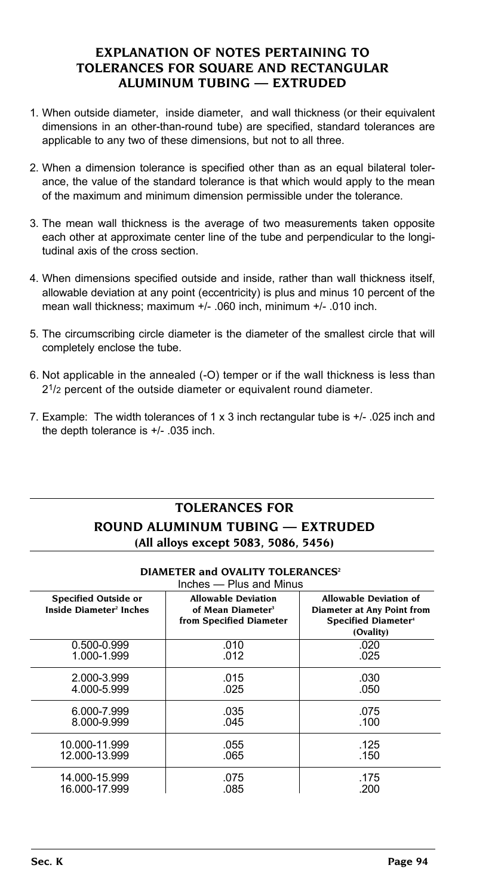## EXPLANATION OF NOTES PERTAINING TO TOLERANCES FOR SQUARE AND RECTANGULAR ALUMINUM TUBING — EXTRUDED

1. When outside diameter, inside diameter, and wall thickness (or their equivalent dimensions in an other-than-round tube) are specified, standard tolerances are applicable to any two of these dimensions, but not to all three.

2. When a dimension tolerance is specified other than as an equal bilateral tolerance, the value of the standard tolerance is that which would apply to the mean of the maximum and minimum dimension permissible under the tolerance.

3. The mean wall thickness is the average of two measurements taken opposite each other at approximate center line of the tube and perpendicular to the longitudinal axis of the cross section.

4. When dimensions specified outside and inside, rather than wall thickness itself, allowable deviation at any point (eccentricity) is plus and minus 10 percent of the mean wall thickness; maximum +/- .060 inch, minimum +/- .010 inch.

5. The circumscribing circle diameter is the diameter of the smallest circle that will completely enclose the tube.

6. Not applicable in the annealed (-O) temper or if the wall thickness is less than 2 1/2 percent of the outside diameter or equivalent round diameter.

7. Example: The width tolerances of 1 x 3 inch rectangular tube is +/- .025 inch and the depth tolerance is +/- .035 inch.

## TOLERANCES FOR ROUND ALUMINUM TUBING — EXTRUDED

**(All alloys except 5083, 5086, 5456)**

**DIAMETER and OVALITY TOLERANCES[2]**

Inches — Plus and Minus

| Specified Outside or Inside Diameter[2] Inches | Allowable Deviation of Mean Diameter[3] from Specified Diameter | Allowable Deviation of Diameter at Any Point from Specified Diameter[4] (Ovality) |
|---|---|---|
| 0.500-0.999 | .010 | .020 |
| 1.000-1.999 | .012 | .025 |
| 2.000-3.999 | .015 | .030 |
| 4.000-5.999 | .025 | .050 |
| 6.000-7.999 | .035 | .075 |
| 8.000-9.999 | .045 | .100 |
| 10.000-11.999 | .055 | .125 |
| 12.000-13.999 | .065 | .150 |
| 14.000-15.999 | .075 | .175 |
| 16.000-17.999 | .085 | .200 |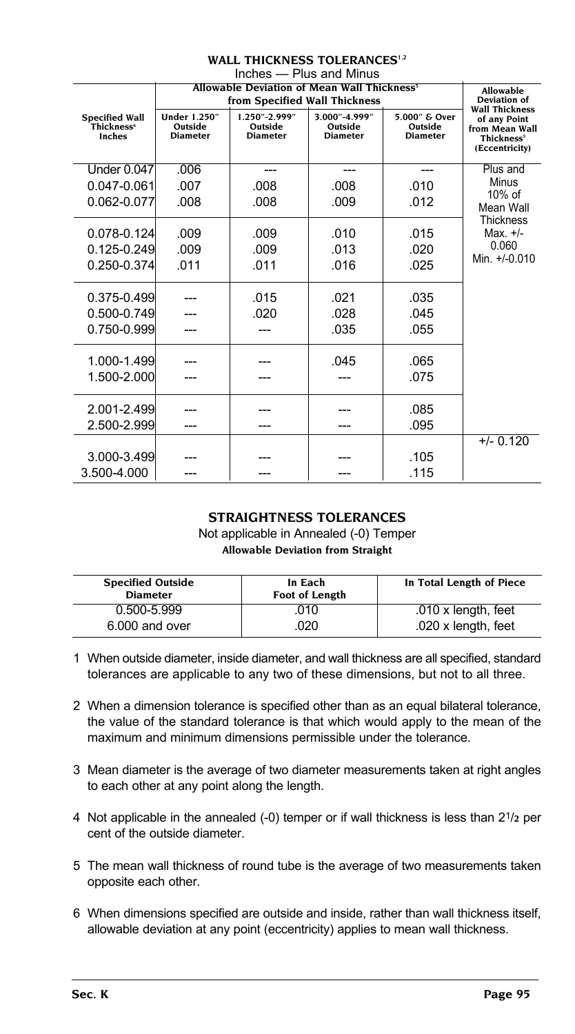## WALL THICKNESS TOLERANCES[1,2]

Inches — Plus and Minus

| Specified Wall Thickness[6] Inches | Allowable Deviation of Mean Wall Thickness[5] from Specified Wall Thickness | | | | Allowable Deviation of Wall Thickness of any Point from Mean Wall Thickness[5] (Eccentricity) |
|---|---|---|---|---|---|
| | Under 1.250" Outside Diameter | 1.250"-2.999" Outside Diameter | 3.000"-4.999" Outside Diameter | 5.000" & Over Outside Diameter | |
| Under 0.047 | .006 | --- | --- | --- | Plus and Minus 10% of Mean Wall Thickness Max. +/- 0.060 Min. +/-0.010 |
| 0.047-0.061 | .007 | .008 | .008 | .010 | |
| 0.062-0.077 | .008 | .008 | .009 | .012 | |
| 0.078-0.124 | .009 | .009 | .010 | .015 | |
| 0.125-0.249 | .009 | .009 | .013 | .020 | |
| 0.250-0.374 | .011 | .011 | .016 | .025 | |
| 0.375-0.499 | --- | .015 | .021 | .035 | |
| 0.500-0.749 | --- | .020 | .028 | .045 | |
| 0.750-0.999 | --- | --- | .035 | .055 | |
| 1.000-1.499 | --- | --- | .045 | .065 | |
| 1.500-2.000 | --- | --- | --- | .075 | |
| 2.001-2.499 | --- | --- | --- | .085 | |
| 2.500-2.999 | --- | --- | --- | .095 | |
| 3.000-3.499 | --- | --- | --- | .105 | +/- 0.120 |
| 3.500-4.000 | --- | --- | --- | .115 | |

## STRAIGHTNESS TOLERANCES

Not applicable in Annealed (-0) Temper

**Allowable Deviation from Straight**

| Specified Outside Diameter | In Each Foot of Length | In Total Length of Piece |
|---|---|---|
| 0.500-5.999 | .010 | .010 x length, feet |
| 6.000 and over | .020 | .020 x length, feet |

1 When outside diameter, inside diameter, and wall thickness are all specified, standard tolerances are applicable to any two of these dimensions, but not to all three.

2 When a dimension tolerance is specified other than as an equal bilateral tolerance, the value of the standard tolerance is that which would apply to the mean of the maximum and minimum dimensions permissible under the tolerance.

3 Mean diameter is the average of two diameter measurements taken at right angles to each other at any point along the length.

4 Not applicable in the annealed (-0) temper or if wall thickness is less than 2 1/2 per cent of the outside diameter.

5 The mean wall thickness of round tube is the average of two measurements taken opposite each other.

6 When dimensions specified are outside and inside, rather than wall thickness itself, allowable deviation at any point (eccentricity) applies to mean wall thickness.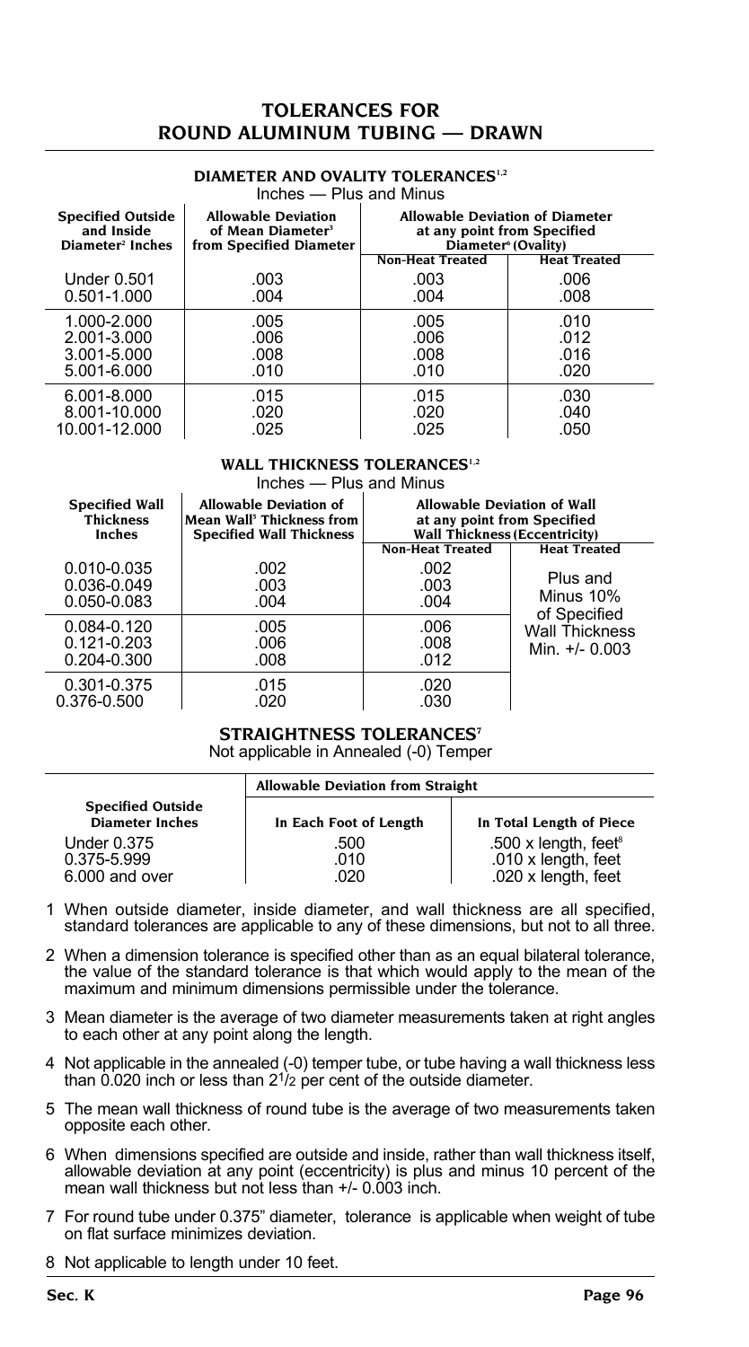# TOLERANCES FOR ROUND ALUMINUM TUBING — DRAWN

## DIAMETER AND OVALITY TOLERANCES[1,2]

Inches — Plus and Minus

| Specified Outside and Inside Diameter[2] Inches | Allowable Deviation of Mean Diameter[3] from Specified Diameter | Allowable Deviation of Diameter at any point from Specified Diameter[4] (Ovality) | |
|---|---|---|---|
| | | Non-Heat Treated | Heat Treated |
| Under 0.501 | .003 | .003 | .006 |
| 0.501-1.000 | .004 | .004 | .008 |
| 1.000-2.000 | .005 | .005 | .010 |
| 2.001-3.000 | .006 | .006 | .012 |
| 3.001-5.000 | .008 | .008 | .016 |
| 5.001-6.000 | .010 | .010 | .020 |
| 6.001-8.000 | .015 | .015 | .030 |
| 8.001-10.000 | .020 | .020 | .040 |
| 10.001-12.000 | .025 | .025 | .050 |

## WALL THICKNESS TOLERANCES[1,2]

Inches — Plus and Minus

| Specified Wall Thickness Inches | Allowable Deviation of Mean Wall[5] Thickness from Specified Wall Thickness | Allowable Deviation of Wall at any point from Specified Wall Thickness (Eccentricity) | |
|---|---|---|---|
| | | Non-Heat Treated | Heat Treated |
| 0.010-0.035 | .002 | .002 | Plus and Minus 10% of Specified Wall Thickness Min. +/- 0.003 |
| 0.036-0.049 | .003 | .003 | |
| 0.050-0.083 | .004 | .004 | |
| 0.084-0.120 | .005 | .006 | |
| 0.121-0.203 | .006 | .008 | |
| 0.204-0.300 | .008 | .012 | |
| 0.301-0.375 | .015 | .020 | |
| 0.376-0.500 | .020 | .030 | |

## STRAIGHTNESS TOLERANCES[7]

Not applicable in Annealed (-0) Temper

| Specified Outside Diameter Inches | Allowable Deviation from Straight | |
|---|---|---|
| | In Each Foot of Length | In Total Length of Piece |
| Under 0.375 | .500 | .500 x length, feet[8] |
| 0.375-5.999 | .010 | .010 x length, feet |
| 6.000 and over | .020 | .020 x length, feet |

1 When outside diameter, inside diameter, and wall thickness are all specified, standard tolerances are applicable to any of these dimensions, but not to all three.

2 When a dimension tolerance is specified other than as an equal bilateral tolerance, the value of the standard tolerance is that which would apply to the mean of the maximum and minimum dimensions permissible under the tolerance.

3 Mean diameter is the average of two diameter measurements taken at right angles to each other at any point along the length.

4 Not applicable in the annealed (-0) temper tube, or tube having a wall thickness less than 0.020 inch or less than 2 1/2 per cent of the outside diameter.

5 The mean wall thickness of round tube is the average of two measurements taken opposite each other.

6 When dimensions specified are outside and inside, rather than wall thickness itself, allowable deviation at any point (eccentricity) is plus and minus 10 percent of the mean wall thickness but not less than +/- 0.003 inch.

7 For round tube under 0.375" diameter, tolerance is applicable when weight of tube on flat surface minimizes deviation.

8 Not applicable to length under 10 feet.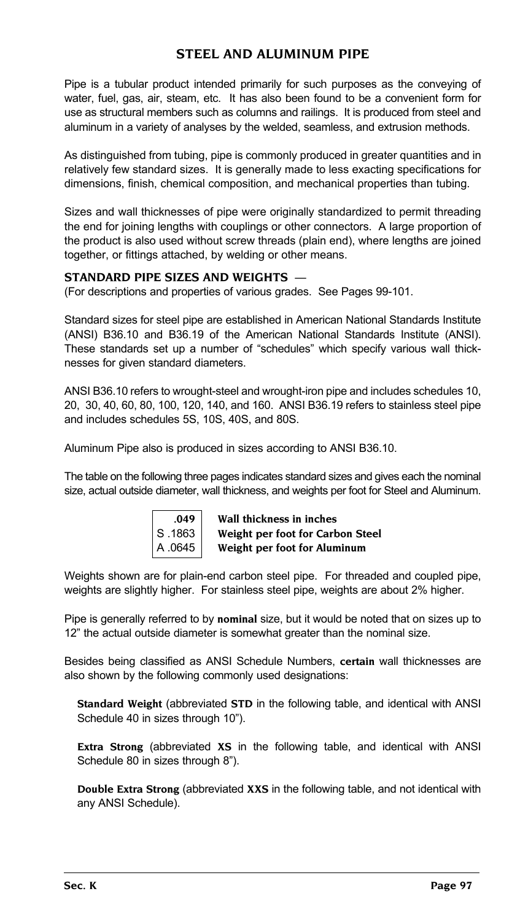# STEEL AND ALUMINUM PIPE

Pipe is a tubular product intended primarily for such purposes as the conveying of water, fuel, gas, air, steam, etc. It has also been found to be a convenient form for use as structural members such as columns and railings. It is produced from steel and aluminum in a variety of analyses by the welded, seamless, and extrusion methods.

As distinguished from tubing, pipe is commonly produced in greater quantities and in relatively few standard sizes. It is generally made to less exacting specifications for dimensions, finish, chemical composition, and mechanical properties than tubing.

Sizes and wall thicknesses of pipe were originally standardized to permit threading the end for joining lengths with couplings or other connectors. A large proportion of the product is also used without screw threads (plain end), where lengths are joined together, or fittings attached, by welding or other means.

## STANDARD PIPE SIZES AND WEIGHTS —

(For descriptions and properties of various grades. See Pages 99-101.

Standard sizes for steel pipe are established in American National Standards Institute (ANSI) B36.10 and B36.19 of the American National Standards Institute (ANSI). These standards set up a number of "schedules" which specify various wall thicknesses for given standard diameters.

ANSI B36.10 refers to wrought-steel and wrought-iron pipe and includes schedules 10, 20, 30, 40, 60, 80, 100, 120, 140, and 160. ANSI B36.19 refers to stainless steel pipe and includes schedules 5S, 10S, 40S, and 80S.

Aluminum Pipe also is produced in sizes according to ANSI B36.10.

The table on the following three pages indicates standard sizes and gives each the nominal size, actual outside diameter, wall thickness, and weights per foot for Steel and Aluminum.

| | |
|---|---|
| **.049** | **Wall thickness in inches** |
| S .1863 | **Weight per foot for Carbon Steel** |
| A .0645 | **Weight per foot for Aluminum** |

Weights shown are for plain-end carbon steel pipe. For threaded and coupled pipe, weights are slightly higher. For stainless steel pipe, weights are about 2% higher.

Pipe is generally referred to by **nominal** size, but it would be noted that on sizes up to 12" the actual outside diameter is somewhat greater than the nominal size.

Besides being classified as ANSI Schedule Numbers, **certain** wall thicknesses are also shown by the following commonly used designations:

**Standard Weight** (abbreviated **STD** in the following table, and identical with ANSI Schedule 40 in sizes through 10").

**Extra Strong** (abbreviated **XS** in the following table, and identical with ANSI Schedule 80 in sizes through 8").

**Double Extra Strong** (abbreviated **XXS** in the following table, and not identical with any ANSI Schedule).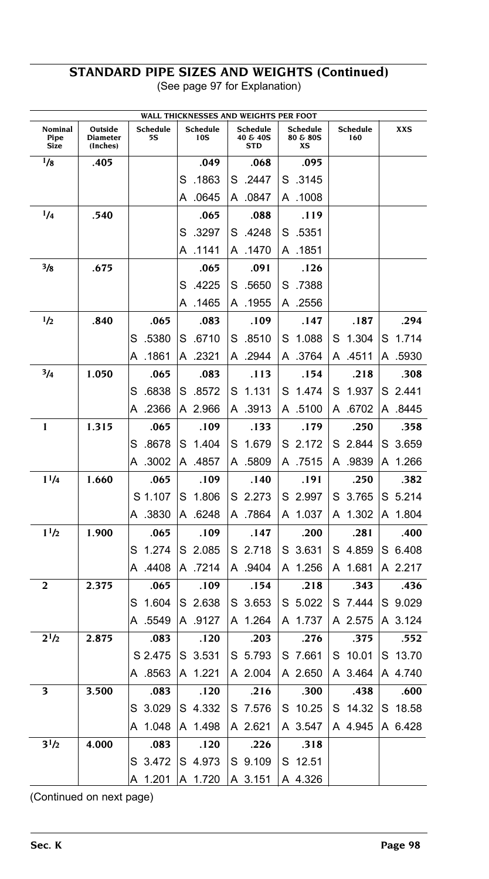## STANDARD PIPE SIZES AND WEIGHTS (Continued)

(See page 97 for Explanation)

| | | WALL THICKNESSES AND WEIGHTS PER FOOT | | | | | |
|---|---|---|---|---|---|---|---|
| **Nominal Pipe Size** | **Outside Diameter (Inches)** | **Schedule 5S** | **Schedule 10S** | **Schedule 40 & 40S STD** | **Schedule 80 & 80S XS** | **Schedule 160** | **XXS** |
| 1/8 | .405 | | .049 | .068 | .095 | | |
| | | | S .1863 | S .2447 | S .3145 | | |
| | | | A .0645 | A .0847 | A .1008 | | |
| 1/4 | .540 | | .065 | .088 | .119 | | |
| | | | S .3297 | S .4248 | S .5351 | | |
| | | | A .1141 | A .1470 | A .1851 | | |
| 3/8 | .675 | | .065 | .091 | .126 | | |
| | | | S .4225 | S .5650 | S .7388 | | |
| | | | A .1465 | A .1955 | A .2556 | | |
| 1/2 | .840 | .065 | .083 | .109 | .147 | .187 | .294 |
| | | S .5380 | S .6710 | S .8510 | S 1.088 | S 1.304 | S 1.714 |
| | | A .1861 | A .2321 | A .2944 | A .3764 | A .4511 | A .5930 |
| 3/4 | 1.050 | .065 | .083 | .113 | .154 | .218 | .308 |
| | | S .6838 | S .8572 | S 1.131 | S 1.474 | S 1.937 | S 2.441 |
| | | A .2366 | A 2.966 | A .3913 | A .5100 | A .6702 | A .8445 |
| 1 | 1.315 | .065 | .109 | .133 | .179 | .250 | .358 |
| | | S .8678 | S 1.404 | S 1.679 | S 2.172 | S 2.844 | S 3.659 |
| | | A .3002 | A .4857 | A .5809 | A .7515 | A .9839 | A 1.266 |
| 1 1/4 | 1.660 | .065 | .109 | .140 | .191 | .250 | .382 |
| | | S 1.107 | S 1.806 | S 2.273 | S 2.997 | S 3.765 | S 5.214 |
| | | A .3830 | A .6248 | A .7864 | A 1.037 | A 1.302 | A 1.804 |
| 1 1/2 | 1.900 | .065 | .109 | .147 | .200 | .281 | .400 |
| | | S 1.274 | S 2.085 | S 2.718 | S 3.631 | S 4.859 | S 6.408 |
| | | A .4408 | A .7214 | A .9404 | A 1.256 | A 1.681 | A 2.217 |
| 2 | 2.375 | .065 | .109 | .154 | .218 | .343 | .436 |
| | | S 1.604 | S 2.638 | S 3.653 | S 5.022 | S 7.444 | S 9.029 |
| | | A .5549 | A .9127 | A 1.264 | A 1.737 | A 2.575 | A 3.124 |
| 2 1/2 | 2.875 | .083 | .120 | .203 | .276 | .375 | .552 |
| | | S 2.475 | S 3.531 | S 5.793 | S 7.661 | S 10.01 | S 13.70 |
| | | A .8563 | A 1.221 | A 2.004 | A 2.650 | A 3.464 | A 4.740 |
| 3 | 3.500 | .083 | .120 | .216 | .300 | .438 | .600 |
| | | S 3.029 | S 4.332 | S 7.576 | S 10.25 | S 14.32 | S 18.58 |
| | | A 1.048 | A 1.498 | A 2.621 | A 3.547 | A 4.945 | A 6.428 |
| 3 1/2 | 4.000 | .083 | .120 | .226 | .318 | | |
| | | S 3.472 | S 4.973 | S 9.109 | S 12.51 | | |
| | | A 1.201 | A 1.720 | A 3.151 | A 4.326 | | |

(Continued on next page)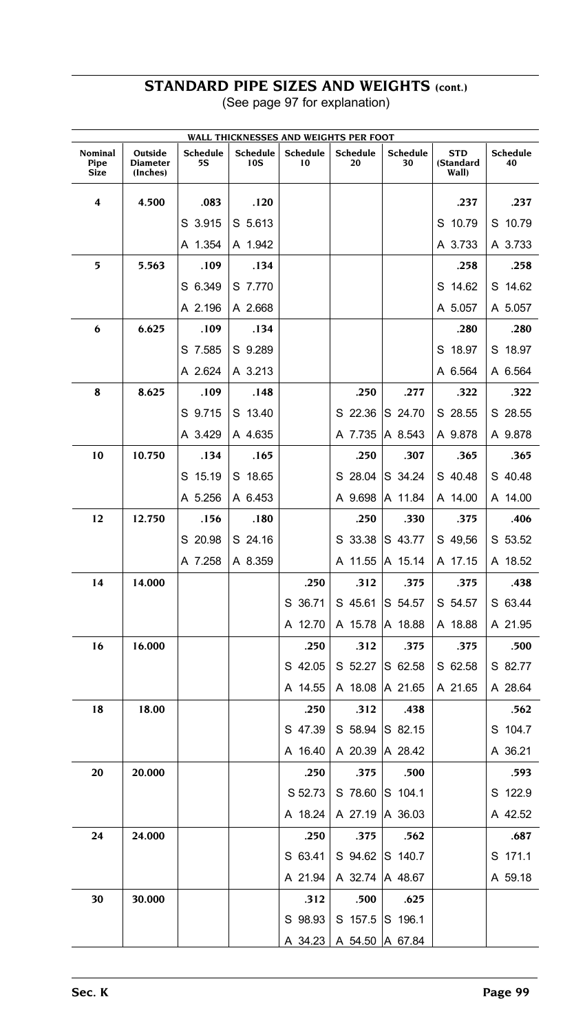## STANDARD PIPE SIZES AND WEIGHTS (cont.)

(See page 97 for explanation)

| WALL THICKNESSES AND WEIGHTS PER FOOT | | | | | | | | |
|---|---|---|---|---|---|---|---|---|
| Nominal Pipe Size | Outside Diameter (Inches) | Schedule 5S | Schedule 10S | Schedule 10 | Schedule 20 | Schedule 30 | STD (Standard Wall) | Schedule 40 |
| **4** | **4.500** | **.083** | **.120** | | | | **.237** | **.237** |
| | | S 3.915 | S 5.613 | | | | S 10.79 | S 10.79 |
| | | A 1.354 | A 1.942 | | | | A 3.733 | A 3.733 |
| **5** | **5.563** | **.109** | **.134** | | | | **.258** | **.258** |
| | | S 6.349 | S 7.770 | | | | S 14.62 | S 14.62 |
| | | A 2.196 | A 2.668 | | | | A 5.057 | A 5.057 |
| **6** | **6.625** | **.109** | **.134** | | | | **.280** | **.280** |
| | | S 7.585 | S 9.289 | | | | S 18.97 | S 18.97 |
| | | A 2.624 | A 3.213 | | | | A 6.564 | A 6.564 |
| **8** | **8.625** | **.109** | **.148** | | **.250** | **.277** | **.322** | **.322** |
| | | S 9.715 | S 13.40 | | S 22.36 | S 24.70 | S 28.55 | S 28.55 |
| | | A 3.429 | A 4.635 | | A 7.735 | A 8.543 | A 9.878 | A 9.878 |
| **10** | **10.750** | **.134** | **.165** | | **.250** | **.307** | **.365** | **.365** |
| | | S 15.19 | S 18.65 | | S 28.04 | S 34.24 | S 40.48 | S 40.48 |
| | | A 5.256 | A 6.453 | | A 9.698 | A 11.84 | A 14.00 | A 14.00 |
| **12** | **12.750** | **.156** | **.180** | | **.250** | **.330** | **.375** | **.406** |
| | | S 20.98 | S 24.16 | | S 33.38 | S 43.77 | S 49,56 | S 53.52 |
| | | A 7.258 | A 8.359 | | A 11.55 | A 15.14 | A 17.15 | A 18.52 |
| **14** | **14.000** | | | **.250** | **.312** | **.375** | **.375** | **.438** |
| | | | | S 36.71 | S 45.61 | S 54.57 | S 54.57 | S 63.44 |
| | | | | A 12.70 | A 15.78 | A 18.88 | A 18.88 | A 21.95 |
| **16** | **16.000** | | | **.250** | **.312** | **.375** | **.375** | **.500** |
| | | | | S 42.05 | S 52.27 | S 62.58 | S 62.58 | S 82.77 |
| | | | | A 14.55 | A 18.08 | A 21.65 | A 21.65 | A 28.64 |
| **18** | **18.00** | | | **.250** | **.312** | **.438** | | **.562** |
| | | | | S 47.39 | S 58.94 | S 82.15 | | S 104.7 |
| | | | | A 16.40 | A 20.39 | A 28.42 | | A 36.21 |
| **20** | **20.000** | | | **.250** | **.375** | **.500** | | **.593** |
| | | | | S 52.73 | S 78.60 | S 104.1 | | S 122.9 |
| | | | | A 18.24 | A 27.19 | A 36.03 | | A 42.52 |
| **24** | **24.000** | | | **.250** | **.375** | **.562** | | **.687** |
| | | | | S 63.41 | S 94.62 | S 140.7 | | S 171.1 |
| | | | | A 21.94 | A 32.74 | A 48.67 | | A 59.18 |
| **30** | **30.000** | | | **.312** | **.500** | **.625** | | |
| | | | | S 98.93 | S 157.5 | S 196.1 | | |
| | | | | A 34.23 | A 54.50 | A 67.84 | | |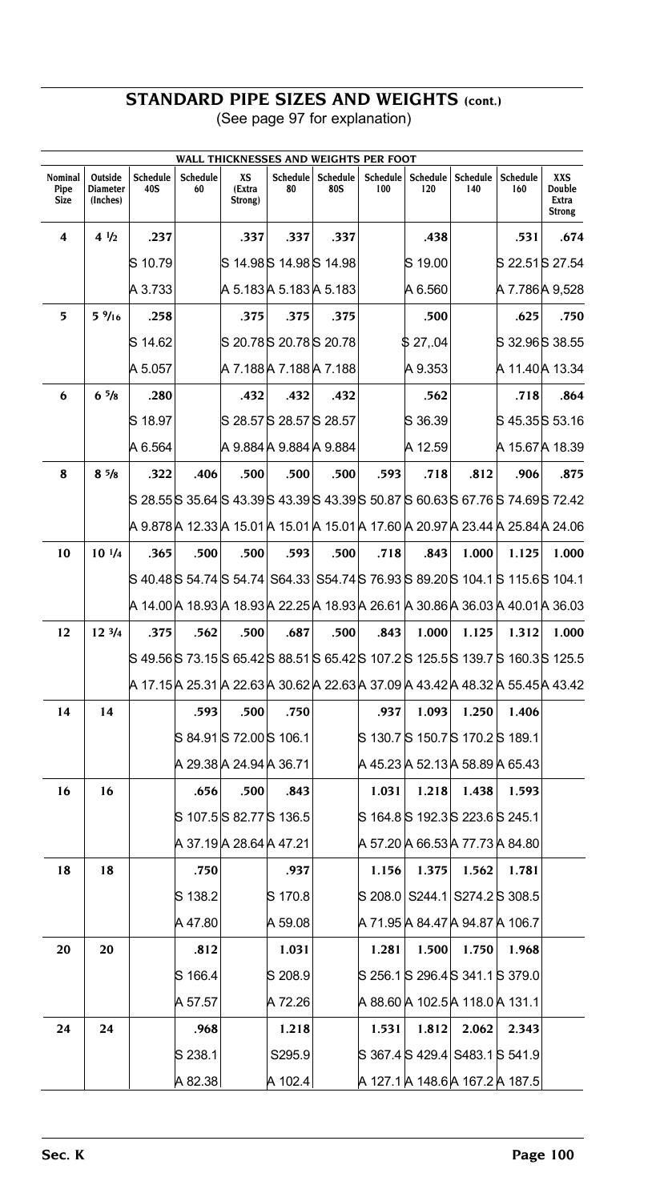## STANDARD PIPE SIZES AND WEIGHTS (cont.)

(See page 97 for explanation)

| | | WALL THICKNESSES AND WEIGHTS PER FOOT | | | | | | | | | |
|---|---|---|---|---|---|---|---|---|---|---|---|
| **Nominal Pipe Size** | **Outside Diameter (Inches)** | **Schedule 40S** | **Schedule 60** | **XS (Extra Strong)** | **Schedule 80** | **Schedule 80S** | **Schedule 100** | **Schedule 120** | **Schedule 140** | **Schedule 160** | **XXS Double Extra Strong** |
| **4** | **4 1/2** | **.237** | | **.337** | **.337** | **.337** | | **.438** | | **.531** | **.674** |
| | | S 10.79 | | S 14.98 | S 14.98 | S 14.98 | | S 19.00 | | S 22.51 | S 27.54 |
| | | A 3.733 | | A 5.183 | A 5.183 | A 5.183 | | A 6.560 | | A 7.786 | A 9,528 |
| **5** | **5 9/16** | **.258** | | **.375** | **.375** | **.375** | | **.500** | | **.625** | **.750** |
| | | S 14.62 | | S 20.78 | S 20.78 | S 20.78 | | $ 27,.04 | | S 32.96 | S 38.55 |
| | | A 5.057 | | A 7.188 | A 7.188 | A 7.188 | | A 9.353 | | A 11.40 | A 13.34 |
| **6** | **6 5/8** | **.280** | | **.432** | **.432** | **.432** | | **.562** | | **.718** | **.864** |
| | | S 18.97 | | S 28.57 | S 28.57 | S 28.57 | | S 36.39 | | S 45.35 | S 53.16 |
| | | A 6.564 | | A 9.884 | A 9.884 | A 9.884 | | A 12.59 | | A 15.67 | A 18.39 |
| **8** | **8 5/8** | **.322** | **.406** | **.500** | **.500** | **.500** | **.593** | **.718** | **.812** | **.906** | **.875** |
| | | S 28.55 | S 35.64 | S 43.39 | S 43.39 | S 43.39 | S 50.87 | S 60.63 | S 67.76 | S 74.69 | S 72.42 |
| | | A 9.878 | A 12.33 | A 15.01 | A 15.01 | A 15.01 | A 17.60 | A 20.97 | A 23.44 | A 25.84 | A 24.06 |
| **10** | **10 1/4** | **.365** | **.500** | **.500** | **.593** | **.500** | **.718** | **.843** | **1.000** | **1.125** | **1.000** |
| | | S 40.48 | S 54.74 | S 54.74 | S64.33 | S54.74 | S 76.93 | S 89.20 | S 104.1 | S 115.6 | S 104.1 |
| | | A 14.00 | A 18.93 | A 18.93 | A 22.25 | A 18.93 | A 26.61 | A 30.86 | A 36.03 | A 40.01 | A 36.03 |
| **12** | **12 3/4** | **.375** | **.562** | **.500** | **.687** | **.500** | **.843** | **1.000** | **1.125** | **1.312** | **1.000** |
| | | S 49.56 | S 73.15 | S 65.42 | S 88.51 | S 65.42 | S 107.2 | S 125.5 | S 139.7 | S 160.3 | S 125.5 |
| | | A 17.15 | A 25.31 | A 22.63 | A 30.62 | A 22.63 | A 37.09 | A 43.42 | A 48.32 | A 55.45 | A 43.42 |
| **14** | **14** | | **.593** | **.500** | **.750** | | **.937** | **1.093** | **1.250** | **1.406** | |
| | | | S 84.91 | S 72.00 | S 106.1 | | S 130.7 | S 150.7 | S 170.2 | S 189.1 | |
| | | | A 29.38 | A 24.94 | A 36.71 | | A 45.23 | A 52.13 | A 58.89 | A 65.43 | |
| **16** | **16** | | **.656** | **.500** | **.843** | | **1.031** | **1.218** | **1.438** | **1.593** | |
| | | | S 107.5 | S 82.77 | S 136.5 | | S 164.8 | S 192.3 | S 223.6 | S 245.1 | |
| | | | A 37.19 | A 28.64 | A 47.21 | | A 57.20 | A 66.53 | A 77.73 | A 84.80 | |
| **18** | **18** | | **.750** | | **.937** | | **1.156** | **1.375** | **1.562** | **1.781** | |
| | | | S 138.2 | | S 170.8 | | S 208.0 | S244.1 | S274.2 | S 308.5 | |
| | | | A 47.80 | | A 59.08 | | A 71.95 | A 84.47 | A 94.87 | A 106.7 | |
| **20** | **20** | | **.812** | | **1.031** | | **1.281** | **1.500** | **1.750** | **1.968** | |
| | | | S 166.4 | | S 208.9 | | S 256.1 | S 296.4 | S 341.1 | S 379.0 | |
| | | | A 57.57 | | A 72.26 | | A 88.60 | A 102.5 | A 118.0 | A 131.1 | |
| **24** | **24** | | **.968** | | **1.218** | | **1.531** | **1.812** | **2.062** | **2.343** | |
| | | | S 238.1 | | S295.9 | | S 367.4 | S 429.4 | S483.1 | S 541.9 | |
| | | | A 82.38 | | A 102.4 | | A 127.1 | A 148.6 | A 167.2 | A 187.5 | |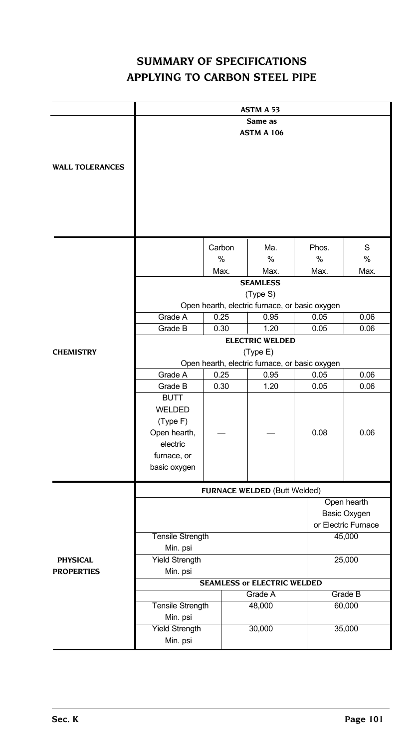# SUMMARY OF SPECIFICATIONS APPLYING TO CARBON STEEL PIPE

| | ASTM A 53 | | | | |
|---|---|---|---|---|---|
| **WALL TOLERANCES** | Same as ASTM A 106 | | | | |
| **CHEMISTRY** | | Carbon % Max. | Ma. % Max. | Phos. % Max. | S % Max. |
| | **SEAMLESS** (Type S) Open hearth, electric furnace, or basic oxygen | | | | |
| | Grade A | 0.25 | 0.95 | 0.05 | 0.06 |
| | Grade B | 0.30 | 1.20 | 0.05 | 0.06 |
| | **ELECTRIC WELDED** (Type E) Open hearth, electric furnace, or basic oxygen | | | | |
| | Grade A | 0.25 | 0.95 | 0.05 | 0.06 |
| | Grade B | 0.30 | 1.20 | 0.05 | 0.06 |
| | BUTT WELDED (Type F) Open hearth, electric furnace, or basic oxygen | — | — | 0.08 | 0.06 |
| **PHYSICAL PROPERTIES** | **FURNACE WELDED** (Butt Welded) | | | | |
| | | | | Open hearth Basic Oxygen or Electric Furnace | |
| | Tensile Strength Min. psi | | | 45,000 | |
| | Yield Strength Min. psi | | | 25,000 | |
| | **SEAMLESS or ELECTRIC WELDED** | | | | |
| | | | Grade A | Grade B | |
| | Tensile Strength Min. psi | | 48,000 | 60,000 | |
| | Yield Strength Min. psi | | 30,000 | 35,000 | |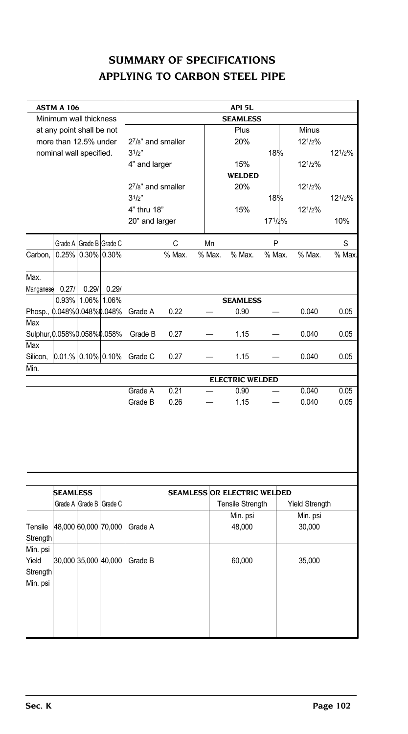# SUMMARY OF SPECIFICATIONS APPLYING TO CARBON STEEL PIPE

| ASTM A 106 | | | | API 5L | | | | | | | |
|---|---|---|---|---|---|---|---|---|---|---|---|
| Minimum wall thickness at any point shall be not more than 12.5% under nominal wall specified. | | | | **SEAMLESS** | | | | | | | |
| | | | | | | | Plus | | Minus | | |
| | | | | $2^7/_8$" and smaller | | | 20% | | $12^1/_2$% | | |
| | | | | $3^1/_2$" | | | | 18% | | $12^1/_2$% | |
| | | | | 4" and larger | | | 15% | | $12^1/_2$% | | |
| | | | | **WELDED** | | | | | | | |
| | | | | $2^7/_8$" and smaller | | | 20% | | $12^1/_2$% | | |
| | | | | $3^1/_2$" | | | | 18% | | $12^1/_2$% | |
| | | | | 4" thru 18" | | | 15% | | $12^1/_2$% | | |
| | | | | 20" and larger | | | | $17^1/_2$% | | 10% | |
| | Grade A | Grade B | Grade C | | C | Mn | | P | | S | |
| Carbon, Max. | 0.25% | 0.30% | 0.30% | | % Max. | % Max. | % Max. | % Max. | % Max. | % Max. | |
| Manganese | 0.27/ 0.93% | 0.29/ 1.06% | 0.29/ 1.06% | **SEAMLESS** | | | | | | | |
| Phosp., Max | 0.048% | 0.048% | 0.048% | Grade A | 0.22 | — | 0.90 | — | 0.040 | 0.05 | |
| Sulphur, Max | 0.058% | 0.058% | 0.058% | Grade B | 0.27 | — | 1.15 | — | 0.040 | 0.05 | |
| Silicon, Min. | 0.01.% | 0.10% | 0.10% | Grade C | 0.27 | — | 1.15 | — | 0.040 | 0.05 | |
| | | | | **ELECTRIC WELDED** | | | | | | | |
| | | | | Grade A | 0.21 | — | 0.90 | — | 0.040 | 0.05 | |
| | | | | Grade B | 0.26 | — | 1.15 | — | 0.040 | 0.05 | |

| | SEAMLESS | | | SEAMLESS OR ELECTRIC WELDED | | |
|---|---|---|---|---|---|---|
| | Grade A | Grade B | Grade C | | Tensile Strength Min. psi | Yield Strength Min. psi |
| Tensile Strength Min. psi | 48,000 | 60,000 | 70,000 | Grade A | 48,000 | 30,000 |
| Yield Strength Min. psi | 30,000 | 35,000 | 40,000 | Grade B | 60,000 | 35,000 |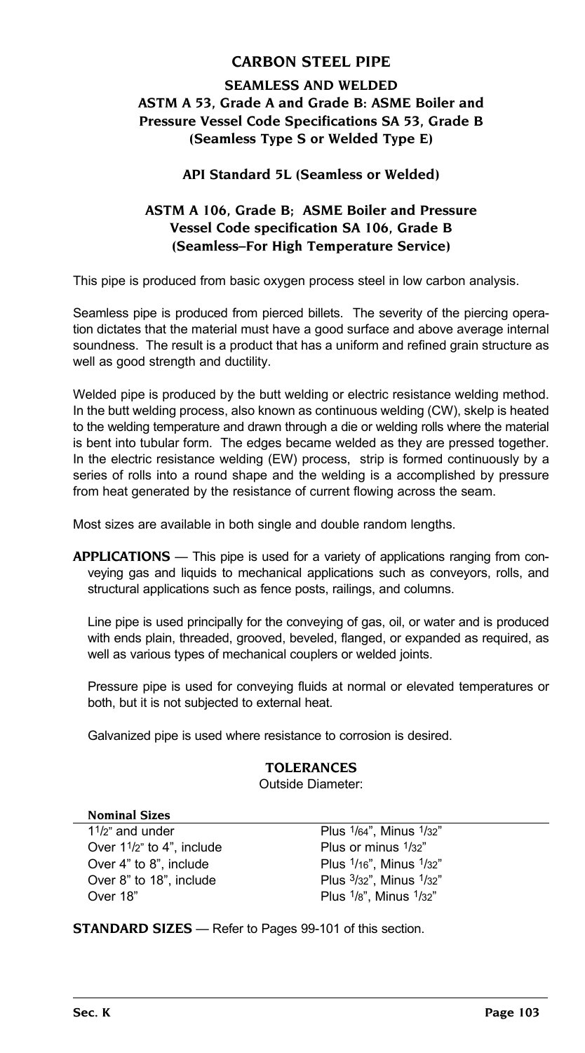# CARBON STEEL PIPE

## SEAMLESS AND WELDED
## ASTM A 53, Grade A and Grade B: ASME Boiler and Pressure Vessel Code Specifications SA 53, Grade B (Seamless Type S or Welded Type E)

### API Standard 5L (Seamless or Welded)

## ASTM A 106, Grade B; ASME Boiler and Pressure Vessel Code specification SA 106, Grade B (Seamless–For High Temperature Service)

This pipe is produced from basic oxygen process steel in low carbon analysis.

Seamless pipe is produced from pierced billets. The severity of the piercing operation dictates that the material must have a good surface and above average internal soundness. The result is a product that has a uniform and refined grain structure as well as good strength and ductility.

Welded pipe is produced by the butt welding or electric resistance welding method. In the butt welding process, also known as continuous welding (CW), skelp is heated to the welding temperature and drawn through a die or welding rolls where the material is bent into tubular form. The edges became welded as they are pressed together. In the electric resistance welding (EW) process, strip is formed continuously by a series of rolls into a round shape and the welding is a accomplished by pressure from heat generated by the resistance of current flowing across the seam.

Most sizes are available in both single and double random lengths.

**APPLICATIONS** — This pipe is used for a variety of applications ranging from conveying gas and liquids to mechanical applications such as conveyors, rolls, and structural applications such as fence posts, railings, and columns.

Line pipe is used principally for the conveying of gas, oil, or water and is produced with ends plain, threaded, grooved, beveled, flanged, or expanded as required, as well as various types of mechanical couplers or welded joints.

Pressure pipe is used for conveying fluids at normal or elevated temperatures or both, but it is not subjected to external heat.

Galvanized pipe is used where resistance to corrosion is desired.

### TOLERANCES

Outside Diameter:

| Nominal Sizes | |
|---|---|
| 1 1/2" and under | Plus 1/64", Minus 1/32" |
| Over 1 1/2" to 4", include | Plus or minus 1/32" |
| Over 4" to 8", include | Plus 1/16", Minus 1/32" |
| Over 8" to 18", include | Plus 3/32", Minus 1/32" |
| Over 18" | Plus 1/8", Minus 1/32" |

**STANDARD SIZES** — Refer to Pages 99-101 of this section.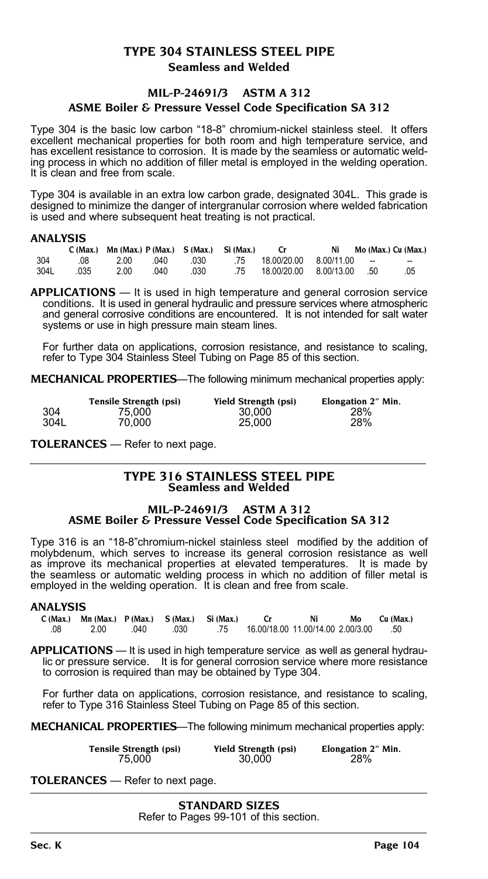# TYPE 304 STAINLESS STEEL PIPE

## Seamless and Welded

### MIL-P-24691/3 ASTM A 312

### ASME Boiler & Pressure Vessel Code Specification SA 312

Type 304 is the basic low carbon "18-8" chromium-nickel stainless steel. It offers excellent mechanical properties for both room and high temperature service, and has excellent resistance to corrosion. It is made by the seamless or automatic welding process in which no addition of filler metal is employed in the welding operation. It is clean and free from scale.

Type 304 is available in an extra low carbon grade, designated 304L. This grade is designed to minimize the danger of intergranular corrosion where welded fabrication is used and where subsequent heat treating is not practical.

**ANALYSIS**

| | C (Max.) | Mn (Max.) | P (Max.) | S (Max.) | Si (Max.) | Cr | Ni | Mo (Max.) | Cu (Max.) |
|---|---|---|---|---|---|---|---|---|---|
| 304 | .08 | 2.00 | .040 | .030 | .75 | 18.00/20.00 | 8.00/11.00 | -- | -- |
| 304L | .035 | 2.00 | .040 | .030 | .75 | 18.00/20.00 | 8.00/13.00 | .50 | .05 |

**APPLICATIONS** — It is used in high temperature and general corrosion service conditions. It is used in general hydraulic and pressure services where atmospheric and general corrosive conditions are encountered. It is not intended for salt water systems or use in high pressure main steam lines.

For further data on applications, corrosion resistance, and resistance to scaling, refer to Type 304 Stainless Steel Tubing on Page 85 of this section.

**MECHANICAL PROPERTIES**—The following minimum mechanical properties apply:

| | Tensile Strength (psi) | Yield Strength (psi) | Elongation 2" Min. |
|---|---|---|---|
| 304 | 75,000 | 30,000 | 28% |
| 304L | 70,000 | 25,000 | 28% |

**TOLERANCES** — Refer to next page.

---

# TYPE 316 STAINLESS STEEL PIPE

## Seamless and Welded

### MIL-P-24691/3 ASTM A 312

### ASME Boiler & Pressure Vessel Code Specification SA 312

Type 316 is an "18-8"chromium-nickel stainless steel modified by the addition of molybdenum, which serves to increase its general corrosion resistance as well as improve its mechanical properties at elevated temperatures. It is made by the seamless or automatic welding process in which no addition of filler metal is employed in the welding operation. It is clean and free from scale.

**ANALYSIS**

| C (Max.) | Mn (Max.) | P (Max.) | S (Max.) | Si (Max.) | Cr | Ni | Mo | Cu (Max.) |
|---|---|---|---|---|---|---|---|---|
| .08 | 2.00 | .040 | .030 | .75 | 16.00/18.00 | 11.00/14.00 | 2.00/3.00 | .50 |

**APPLICATIONS** — It is used in high temperature service as well as general hydraulic or pressure service. It is for general corrosion service where more resistance to corrosion is required than may be obtained by Type 304.

For further data on applications, corrosion resistance, and resistance to scaling, refer to Type 316 Stainless Steel Tubing on Page 85 of this section.

**MECHANICAL PROPERTIES**—The following minimum mechanical properties apply:

| Tensile Strength (psi) | Yield Strength (psi) | Elongation 2" Min. |
|---|---|---|
| 75,000 | 30,000 | 28% |

**TOLERANCES** — Refer to next page.

---

**STANDARD SIZES**

Refer to Pages 99-101 of this section.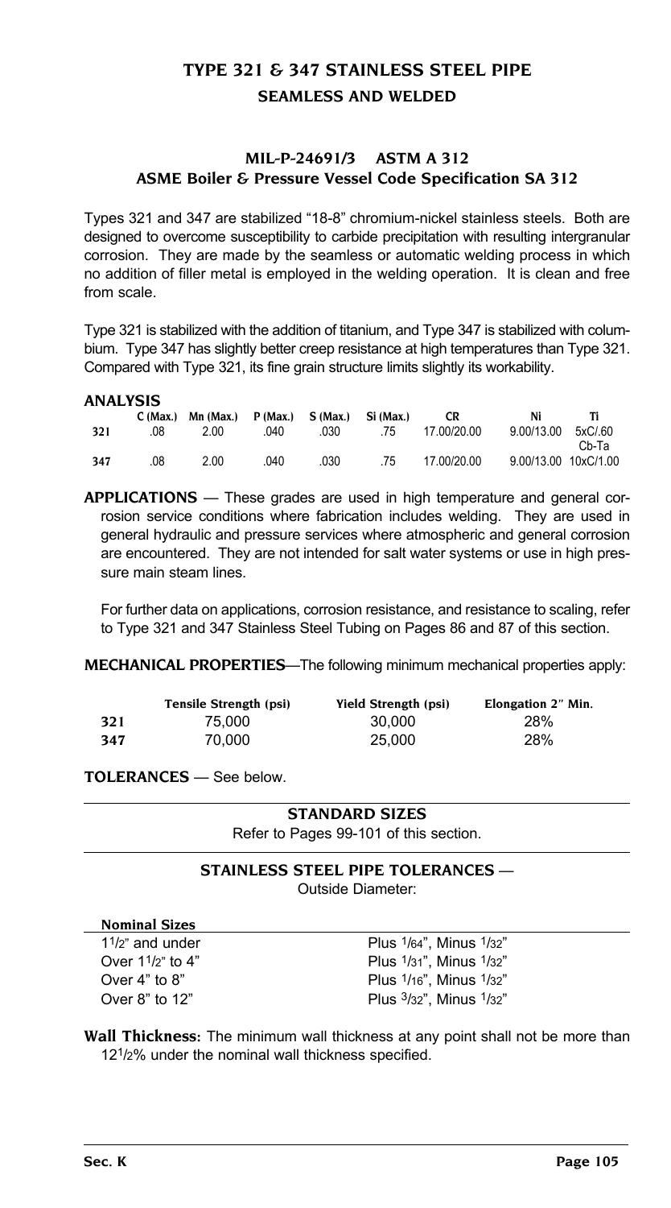# TYPE 321 & 347 STAINLESS STEEL PIPE

## SEAMLESS AND WELDED

### MIL-P-24691/3 ASTM A 312
### ASME Boiler & Pressure Vessel Code Specification SA 312

Types 321 and 347 are stabilized "18-8" chromium-nickel stainless steels. Both are designed to overcome susceptibility to carbide precipitation with resulting intergranular corrosion. They are made by the seamless or automatic welding process in which no addition of filler metal is employed in the welding operation. It is clean and free from scale.

Type 321 is stabilized with the addition of titanium, and Type 347 is stabilized with columbium. Type 347 has slightly better creep resistance at high temperatures than Type 321. Compared with Type 321, its fine grain structure limits slightly its workability.

**ANALYSIS**

| | C (Max.) | Mn (Max.) | P (Max.) | S (Max.) | Si (Max.) | CR | Ni | Ti |
|---|---|---|---|---|---|---|---|---|
| 321 | .08 | 2.00 | .040 | .030 | .75 | 17.00/20.00 | 9.00/13.00 | 5xC/.60 |
| | | | | | | | | Cb-Ta |
| 347 | .08 | 2.00 | .040 | .030 | .75 | 17.00/20.00 | 9.00/13.00 | 10xC/1.00 |

**APPLICATIONS** — These grades are used in high temperature and general corrosion service conditions where fabrication includes welding. They are used in general hydraulic and pressure services where atmospheric and general corrosion are encountered. They are not intended for salt water systems or use in high pressure main steam lines.

For further data on applications, corrosion resistance, and resistance to scaling, refer to Type 321 and 347 Stainless Steel Tubing on Pages 86 and 87 of this section.

**MECHANICAL PROPERTIES**—The following minimum mechanical properties apply:

| | Tensile Strength (psi) | Yield Strength (psi) | Elongation 2" Min. |
|---|---|---|---|
| 321 | 75,000 | 30,000 | 28% |
| 347 | 70,000 | 25,000 | 28% |

**TOLERANCES** — See below.

### STANDARD SIZES

Refer to Pages 99-101 of this section.

### STAINLESS STEEL PIPE TOLERANCES —

Outside Diameter:

| Nominal Sizes | |
|---|---|
| 1 1/2" and under | Plus 1/64", Minus 1/32" |
| Over 1 1/2" to 4" | Plus 1/31", Minus 1/32" |
| Over 4" to 8" | Plus 1/16", Minus 1/32" |
| Over 8" to 12" | Plus 3/32", Minus 1/32" |

**Wall Thickness:** The minimum wall thickness at any point shall not be more than 12 1/2% under the nominal wall thickness specified.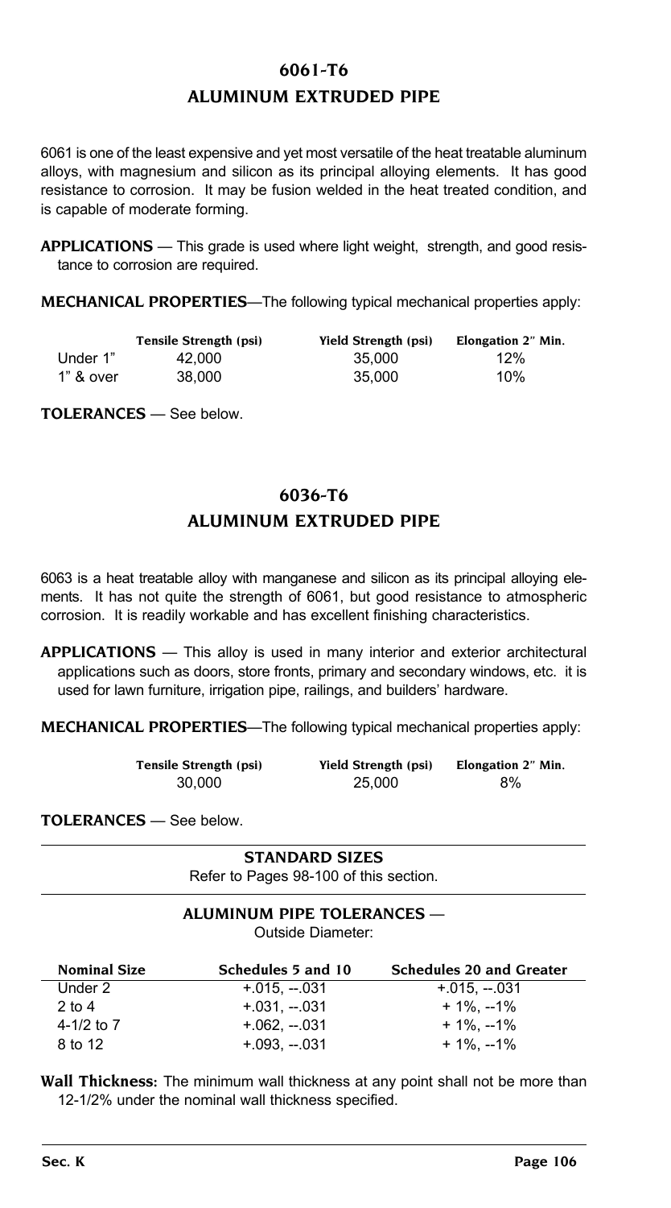## 6061-T6

## ALUMINUM EXTRUDED PIPE

6061 is one of the least expensive and yet most versatile of the heat treatable aluminum alloys, with magnesium and silicon as its principal alloying elements. It has good resistance to corrosion. It may be fusion welded in the heat treated condition, and is capable of moderate forming.

**APPLICATIONS** — This grade is used where light weight, strength, and good resistance to corrosion are required.

**MECHANICAL PROPERTIES**—The following typical mechanical properties apply:

| | Tensile Strength (psi) | Yield Strength (psi) | Elongation 2" Min. |
|---|---|---|---|
| Under 1" | 42,000 | 35,000 | 12% |
| 1" & over | 38,000 | 35,000 | 10% |

**TOLERANCES** — See below.

## 6036-T6

## ALUMINUM EXTRUDED PIPE

6063 is a heat treatable alloy with manganese and silicon as its principal alloying elements. It has not quite the strength of 6061, but good resistance to atmospheric corrosion. It is readily workable and has excellent finishing characteristics.

**APPLICATIONS** — This alloy is used in many interior and exterior architectural applications such as doors, store fronts, primary and secondary windows, etc. it is used for lawn furniture, irrigation pipe, railings, and builders' hardware.

**MECHANICAL PROPERTIES**—The following typical mechanical properties apply:

| Tensile Strength (psi) | Yield Strength (psi) | Elongation 2" Min. |
|---|---|---|
| 30,000 | 25,000 | 8% |

**TOLERANCES** — See below.

**STANDARD SIZES**

Refer to Pages 98-100 of this section.

**ALUMINUM PIPE TOLERANCES** —

Outside Diameter:

| Nominal Size | Schedules 5 and 10 | Schedules 20 and Greater |
|---|---|---|
| Under 2 | +.015, --.031 | +.015, --.031 |
| 2 to 4 | +.031, --.031 | + 1%, --1% |
| 4-1/2 to 7 | +.062, --.031 | + 1%, --1% |
| 8 to 12 | +.093, --.031 | + 1%, --1% |

**Wall Thickness:** The minimum wall thickness at any point shall not be more than 12-1/2% under the nominal wall thickness specified.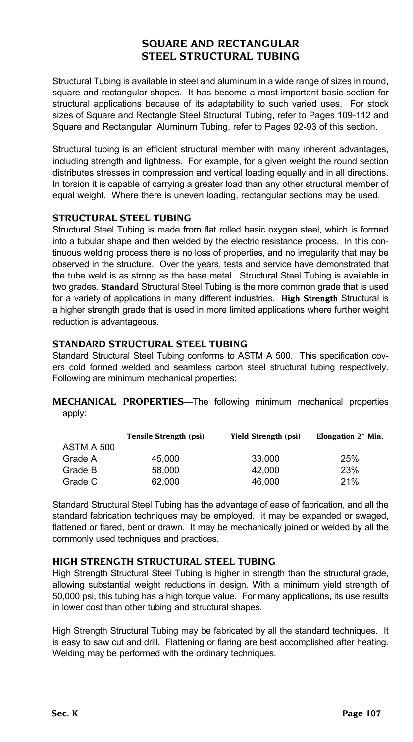# SQUARE AND RECTANGULAR STEEL STRUCTURAL TUBING

Structural Tubing is available in steel and aluminum in a wide range of sizes in round, square and rectangular shapes. It has become a most important basic section for structural applications because of its adaptability to such varied uses. For stock sizes of Square and Rectangle Steel Structural Tubing, refer to Pages 109-112 and Square and Rectangular Aluminum Tubing, refer to Pages 92-93 of this section.

Structural tubing is an efficient structural member with many inherent advantages, including strength and lightness. For example, for a given weight the round section distributes stresses in compression and vertical loading equally and in all directions. In torsion it is capable of carrying a greater load than any other structural member of equal weight. Where there is uneven loading, rectangular sections may be used.

## STRUCTURAL STEEL TUBING

Structural Steel Tubing is made from flat rolled basic oxygen steel, which is formed into a tubular shape and then welded by the electric resistance process. In this continuous welding process there is no loss of properties, and no irregularity that may be observed in the structure. Over the years, tests and service have demonstrated that the tube weld is as strong as the base metal. Structural Steel Tubing is available in two grades. **Standard** Structural Steel Tubing is the more common grade that is used for a variety of applications in many different industries. **High Strength** Structural is a higher strength grade that is used in more limited applications where further weight reduction is advantageous.

## STANDARD STRUCTURAL STEEL TUBING

Standard Structural Steel Tubing conforms to ASTM A 500. This specification covers cold formed welded and seamless carbon steel structural tubing respectively. Following are minimum mechanical properties:

**MECHANICAL PROPERTIES**—The following minimum mechanical properties apply:

| | Tensile Strength (psi) | Yield Strength (psi) | Elongation 2″ Min. |
|---|---|---|---|
| ASTM A 500 | | | |
| Grade A | 45,000 | 33,000 | 25% |
| Grade B | 58,000 | 42,000 | 23% |
| Grade C | 62,000 | 46,000 | 21% |

Standard Structural Steel Tubing has the advantage of ease of fabrication, and all the standard fabrication techniques may be employed. it may be expanded or swaged, flattened or flared, bent or drawn. It may be mechanically joined or welded by all the commonly used techniques and practices.

## HIGH STRENGTH STRUCTURAL STEEL TUBING

High Strength Structural Steel Tubing is higher in strength than the structural grade, allowing substantial weight reductions in design. With a minimum yield strength of 50,000 psi, this tubing has a high torque value. For many applications, its use results in lower cost than other tubing and structural shapes.

High Strength Structural Tubing may be fabricated by all the standard techniques. It is easy to saw cut and drill. Flattening or flaring are best accomplished after heating. Welding may be performed with the ordinary techniques.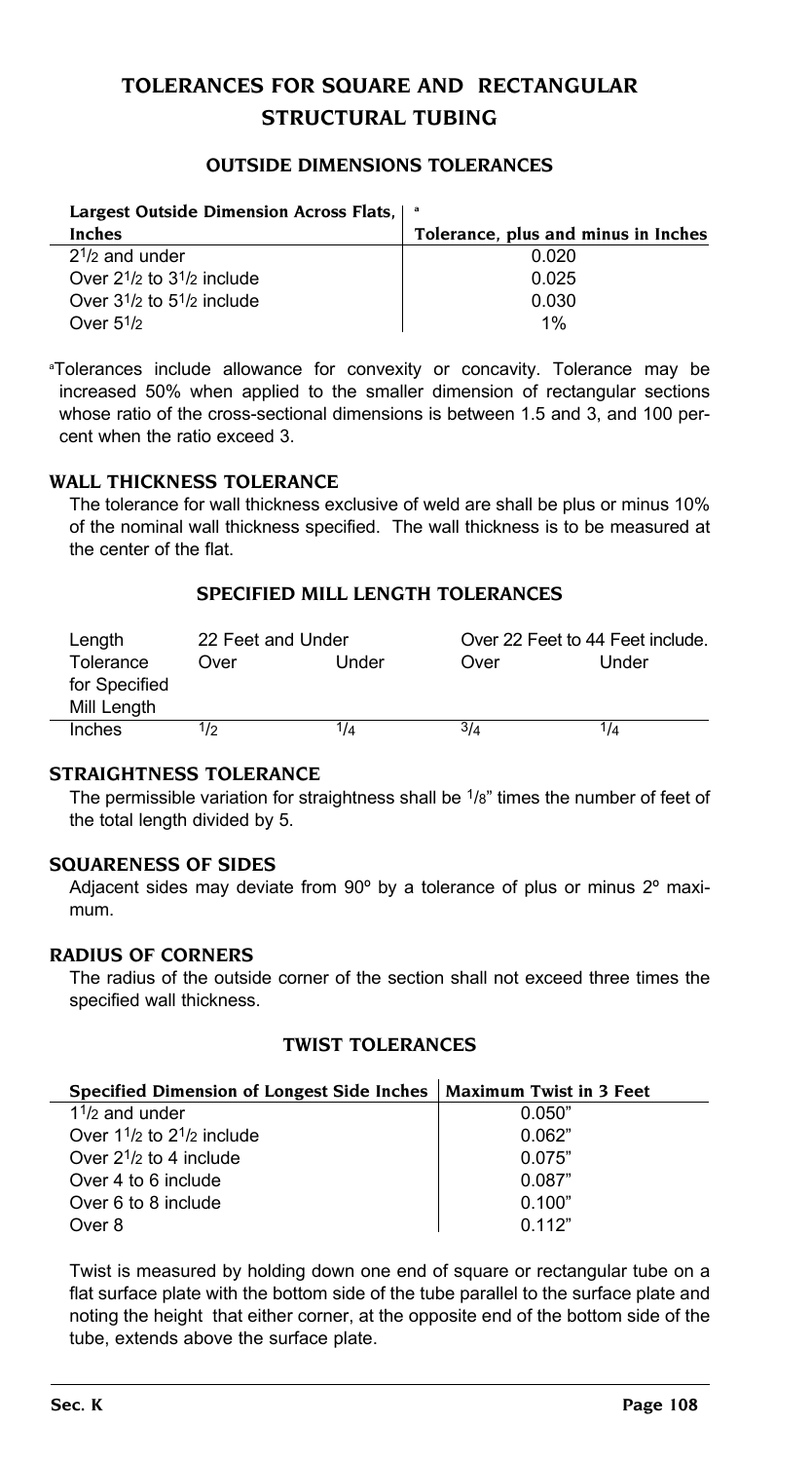# TOLERANCES FOR SQUARE AND RECTANGULAR STRUCTURAL TUBING

## OUTSIDE DIMENSIONS TOLERANCES

| Largest Outside Dimension Across Flats, Inches [a] | Tolerance, plus and minus in Inches |
|---|---|
| $2^1/_2$ and under | 0.020 |
| Over $2^1/_2$ to $3^1/_2$ include | 0.025 |
| Over $3^1/_2$ to $5^1/_2$ include | 0.030 |
| Over $5^1/_2$ | 1% |

[a]Tolerances include allowance for convexity or concavity. Tolerance may be increased 50% when applied to the smaller dimension of rectangular sections whose ratio of the cross-sectional dimensions is between 1.5 and 3, and 100 percent when the ratio exceed 3.

### WALL THICKNESS TOLERANCE

The tolerance for wall thickness exclusive of weld are shall be plus or minus 10% of the nominal wall thickness specified. The wall thickness is to be measured at the center of the flat.

## SPECIFIED MILL LENGTH TOLERANCES

| Length | 22 Feet and Under | | Over 22 Feet to 44 Feet include. | |
|---|---|---|---|---|
| Tolerance for Specified Mill Length | Over | Under | Over | Under |
| Inches | $1/2$ | $1/4$ | $3/4$ | $1/4$ |

### STRAIGHTNESS TOLERANCE

The permissible variation for straightness shall be $1/8$" times the number of feet of the total length divided by 5.

### SQUARENESS OF SIDES

Adjacent sides may deviate from 90º by a tolerance of plus or minus 2º maximum.

### RADIUS OF CORNERS

The radius of the outside corner of the section shall not exceed three times the specified wall thickness.

## TWIST TOLERANCES

| Specified Dimension of Longest Side Inches | Maximum Twist in 3 Feet |
|---|---|
| $1^1/_2$ and under | 0.050" |
| Over $1^1/_2$ to $2^1/_2$ include | 0.062" |
| Over $2^1/_2$ to 4 include | 0.075" |
| Over 4 to 6 include | 0.087" |
| Over 6 to 8 include | 0.100" |
| Over 8 | 0.112" |

Twist is measured by holding down one end of square or rectangular tube on a flat surface plate with the bottom side of the tube parallel to the surface plate and noting the height that either corner, at the opposite end of the bottom side of the tube, extends above the surface plate.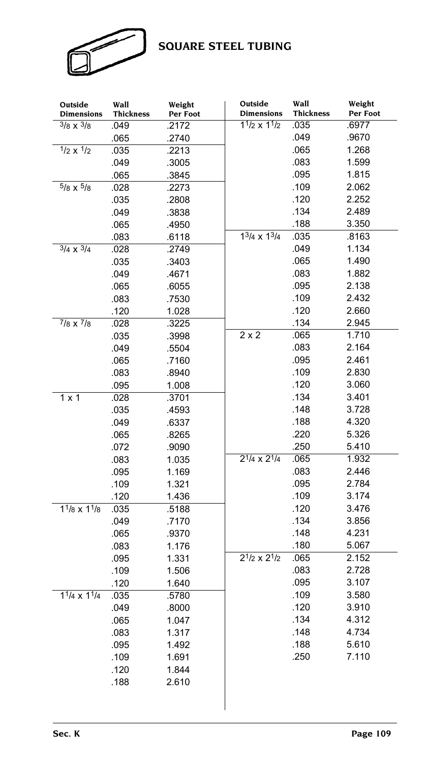## SQUARE STEEL TUBING

| Outside Dimensions | Wall Thickness | Weight Per Foot |
|---|---|---|
| 3/8 x 3/8 | .049 | .2172 |
| | .065 | .2740 |
| 1/2 x 1/2 | .035 | .2213 |
| | .049 | .3005 |
| | .065 | .3845 |
| 5/8 x 5/8 | .028 | .2273 |
| | .035 | .2808 |
| | .049 | .3838 |
| | .065 | .4950 |
| | .083 | .6118 |
| 3/4 x 3/4 | .028 | .2749 |
| | .035 | .3403 |
| | .049 | .4671 |
| | .065 | .6055 |
| | .083 | .7530 |
| | .120 | 1.028 |
| 7/8 x 7/8 | .028 | .3225 |
| | .035 | .3998 |
| | .049 | .5504 |
| | .065 | .7160 |
| | .083 | .8940 |
| | .095 | 1.008 |
| 1 x 1 | .028 | .3701 |
| | .035 | .4593 |
| | .049 | .6337 |
| | .065 | .8265 |
| | .072 | .9090 |
| | .083 | 1.035 |
| | .095 | 1.169 |
| | .109 | 1.321 |
| | .120 | 1.436 |
| 1 1/8 x 1 1/8 | .035 | .5188 |
| | .049 | .7170 |
| | .065 | .9370 |
| | .083 | 1.176 |
| | .095 | 1.331 |
| | .109 | 1.506 |
| | .120 | 1.640 |
| 1 1/4 x 1 1/4 | .035 | .5780 |
| | .049 | .8000 |
| | .065 | 1.047 |
| | .083 | 1.317 |
| | .095 | 1.492 |
| | .109 | 1.691 |
| | .120 | 1.844 |
| | .188 | 2.610 |
| 1 1/2 x 1 1/2 | .035 | .6977 |
| | .049 | .9670 |
| | .065 | 1.268 |
| | .083 | 1.599 |
| | .095 | 1.815 |
| | .109 | 2.062 |
| | .120 | 2.252 |
| | .134 | 2.489 |
| | .188 | 3.350 |
| 1 3/4 x 1 3/4 | .035 | .8163 |
| | .049 | 1.134 |
| | .065 | 1.490 |
| | .083 | 1.882 |
| | .095 | 2.138 |
| | .109 | 2.432 |
| | .120 | 2.660 |
| | .134 | 2.945 |
| 2 x 2 | .065 | 1.710 |
| | .083 | 2.164 |
| | .095 | 2.461 |
| | .109 | 2.830 |
| | .120 | 3.060 |
| | .134 | 3.401 |
| | .148 | 3.728 |
| | .188 | 4.320 |
| | .220 | 5.326 |
| | .250 | 5.410 |
| 2 1/4 x 2 1/4 | .065 | 1.932 |
| | .083 | 2.446 |
| | .095 | 2.784 |
| | .109 | 3.174 |
| | .120 | 3.476 |
| | .134 | 3.856 |
| | .148 | 4.231 |
| | .180 | 5.067 |
| 2 1/2 x 2 1/2 | .065 | 2.152 |
| | .083 | 2.728 |
| | .095 | 3.107 |
| | .109 | 3.580 |
| | .120 | 3.910 |
| | .134 | 4.312 |
| | .148 | 4.734 |
| | .188 | 5.610 |
| | .250 | 7.110 |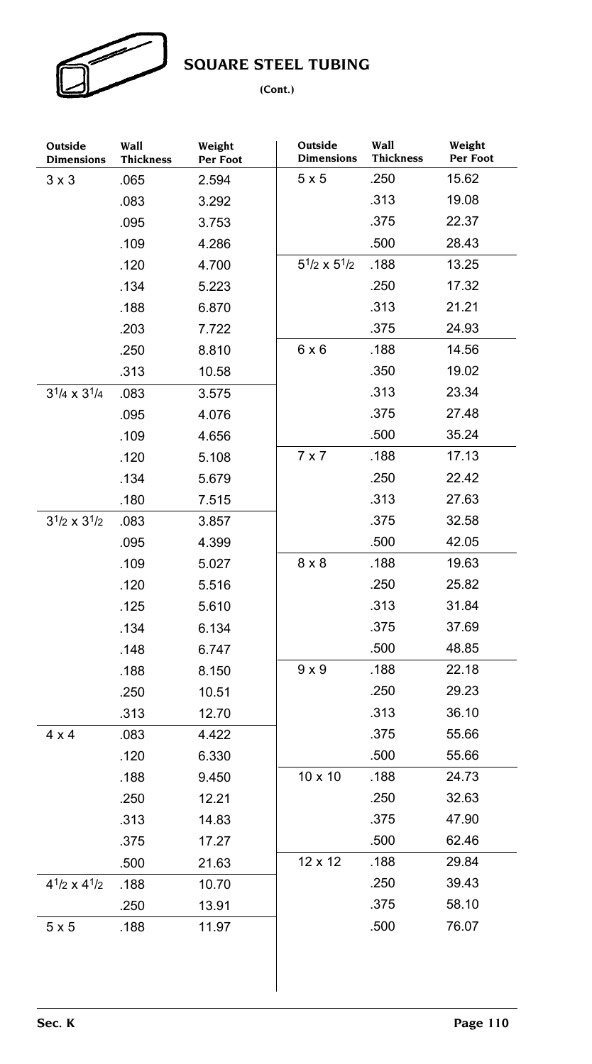# SQUARE STEEL TUBING

**(Cont.)**

| Outside Dimensions | Wall Thickness | Weight Per Foot |
|---|---|---|
| 3 x 3 | .065 | 2.594 |
| | .083 | 3.292 |
| | .095 | 3.753 |
| | .109 | 4.286 |
| | .120 | 4.700 |
| | .134 | 5.223 |
| | .188 | 6.870 |
| | .203 | 7.722 |
| | .250 | 8.810 |
| | .313 | 10.58 |
| 3 1/4 x 3 1/4 | .083 | 3.575 |
| | .095 | 4.076 |
| | .109 | 4.656 |
| | .120 | 5.108 |
| | .134 | 5.679 |
| | .180 | 7.515 |
| 3 1/2 x 3 1/2 | .083 | 3.857 |
| | .095 | 4.399 |
| | .109 | 5.027 |
| | .120 | 5.516 |
| | .125 | 5.610 |
| | .134 | 6.134 |
| | .148 | 6.747 |
| | .188 | 8.150 |
| | .250 | 10.51 |
| | .313 | 12.70 |
| 4 x 4 | .083 | 4.422 |
| | .120 | 6.330 |
| | .188 | 9.450 |
| | .250 | 12.21 |
| | .313 | 14.83 |
| | .375 | 17.27 |
| | .500 | 21.63 |
| 4 1/2 x 4 1/2 | .188 | 10.70 |
| | .250 | 13.91 |
| 5 x 5 | .188 | 11.97 |
| | .250 | 15.62 |
| | .313 | 19.08 |
| | .375 | 22.37 |
| | .500 | 28.43 |
| 5 1/2 x 5 1/2 | .188 | 13.25 |
| | .250 | 17.32 |
| | .313 | 21.21 |
| | .375 | 24.93 |
| 6 x 6 | .188 | 14.56 |
| | .350 | 19.02 |
| | .313 | 23.34 |
| | .375 | 27.48 |
| | .500 | 35.24 |
| 7 x 7 | .188 | 17.13 |
| | .250 | 22.42 |
| | .313 | 27.63 |
| | .375 | 32.58 |
| | .500 | 42.05 |
| 8 x 8 | .188 | 19.63 |
| | .250 | 25.82 |
| | .313 | 31.84 |
| | .375 | 37.69 |
| | .500 | 48.85 |
| 9 x 9 | .188 | 22.18 |
| | .250 | 29.23 |
| | .313 | 36.10 |
| | .375 | 55.66 |
| | .500 | 55.66 |
| 10 x 10 | .188 | 24.73 |
| | .250 | 32.63 |
| | .375 | 47.90 |
| | .500 | 62.46 |
| 12 x 12 | .188 | 29.84 |
| | .250 | 39.43 |
| | .375 | 58.10 |
| | .500 | 76.07 |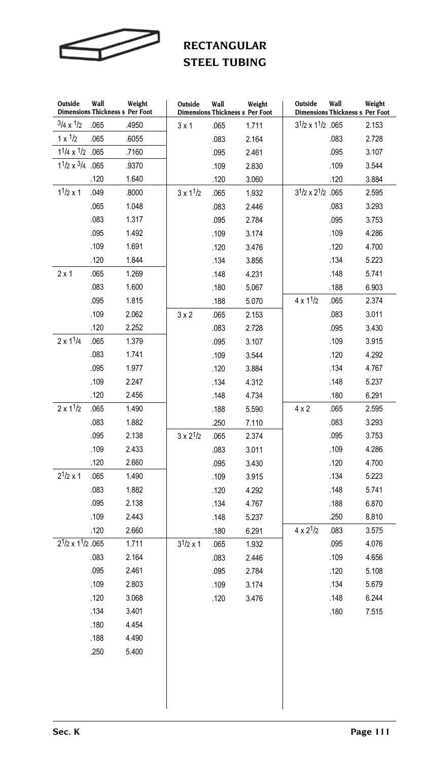# RECTANGULAR STEEL TUBING

| Outside Dimensions | Wall Thickness | Weight Per Foot |
|---|---|---|
| 3/4 x 1/2 | .065 | .4950 |
| 1 x 1/2 | .065 | .6055 |
| 1 1/4 x 1/2 | .065 | .7160 |
| 1 1/2 x 3/4 | .065 | .9370 |
| | .120 | 1.640 |
| 1 1/2 x 1 | .049 | .8000 |
| | .065 | 1.048 |
| | .083 | 1.317 |
| | .095 | 1.492 |
| | .109 | 1.691 |
| | .120 | 1.844 |
| 2 x 1 | .065 | 1.269 |
| | .083 | 1.600 |
| | .095 | 1.815 |
| | .109 | 2.062 |
| | .120 | 2.252 |
| 2 x 1 1/4 | .065 | 1.379 |
| | .083 | 1.741 |
| | .095 | 1.977 |
| | .109 | 2.247 |
| | .120 | 2.456 |
| 2 x 1 1/2 | .065 | 1.490 |
| | .083 | 1.882 |
| | .095 | 2.138 |
| | .109 | 2.433 |
| | .120 | 2.660 |
| 2 1/2 x 1 | .065 | 1.490 |
| | .083 | 1.882 |
| | .095 | 2.138 |
| | .109 | 2.443 |
| | .120 | 2.660 |
| 2 1/2 x 1 1/2 | .065 | 1.711 |
| | .083 | 2.164 |
| | .095 | 2.461 |
| | .109 | 2.803 |
| | .120 | 3.068 |
| | .134 | 3.401 |
| | .180 | 4.454 |
| | .188 | 4.490 |
| | .250 | 5.400 |
| 3 x 1 | .065 | 1.711 |
| | .083 | 2.164 |
| | .095 | 2.461 |
| | .109 | 2.830 |
| | .120 | 3.060 |
| 3 x 1 1/2 | .065 | 1.932 |
| | .083 | 2.446 |
| | .095 | 2.784 |
| | .109 | 3.174 |
| | .120 | 3.476 |
| | .134 | 3.856 |
| | .148 | 4.231 |
| | .180 | 5.067 |
| | .188 | 5.070 |
| 3 x 2 | .065 | 2.153 |
| | .083 | 2.728 |
| | .095 | 3.107 |
| | .109 | 3.544 |
| | .120 | 3.884 |
| | .134 | 4.312 |
| | .148 | 4.734 |
| | .188 | 5.590 |
| | .250 | 7.110 |
| 3 x 2 1/2 | .065 | 2.374 |
| | .083 | 3.011 |
| | .095 | 3.430 |
| | .109 | 3.915 |
| | .120 | 4.292 |
| | .134 | 4.767 |
| | .148 | 5.237 |
| | .180 | 6.291 |
| 3 1/2 x 1 | .065 | 1.932 |
| | .083 | 2.446 |
| | .095 | 2.784 |
| | .109 | 3.174 |
| | .120 | 3.476 |
| 3 1/2 x 1 1/2 | .065 | 2.153 |
| | .083 | 2.728 |
| | .095 | 3.107 |
| | .109 | 3.544 |
| | .120 | 3.884 |
| 3 1/2 x 2 1/2 | .065 | 2.595 |
| | .083 | 3.293 |
| | .095 | 3.753 |
| | .109 | 4.286 |
| | .120 | 4.700 |
| | .134 | 5.223 |
| | .148 | 5.741 |
| | .188 | 6.903 |
| 4 x 1 1/2 | .065 | 2.374 |
| | .083 | 3.011 |
| | .095 | 3.430 |
| | .109 | 3.915 |
| | .120 | 4.292 |
| | .134 | 4.767 |
| | .148 | 5.237 |
| | .180 | 6.291 |
| 4 x 2 | .065 | 2.595 |
| | .083 | 3.293 |
| | .095 | 3.753 |
| | .109 | 4.286 |
| | .120 | 4.700 |
| | .134 | 5.223 |
| | .148 | 5.741 |
| | .188 | 6.870 |
| | .250 | 8.810 |
| 4 x 2 1/2 | .083 | 3.575 |
| | .095 | 4.076 |
| | .109 | 4.656 |
| | .120 | 5.108 |
| | .134 | 5.679 |
| | .148 | 6.244 |
| | .180 | 7.515 |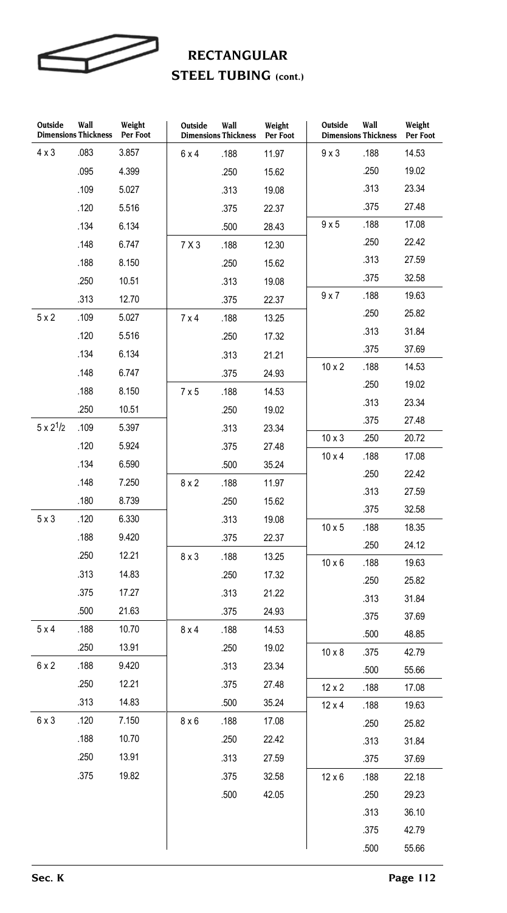# RECTANGULAR STEEL TUBING (cont.)

| Outside Dimensions | Wall Thickness | Weight Per Foot |
|---|---|---|
| 4 x 3 | .083 | 3.857 |
| | .095 | 4.399 |
| | .109 | 5.027 |
| | .120 | 5.516 |
| | .134 | 6.134 |
| | .148 | 6.747 |
| | .188 | 8.150 |
| | .250 | 10.51 |
| | .313 | 12.70 |
| 5 x 2 | .109 | 5.027 |
| | .120 | 5.516 |
| | .134 | 6.134 |
| | .148 | 6.747 |
| | .188 | 8.150 |
| | .250 | 10.51 |
| 5 x 2 1/2 | .109 | 5.397 |
| | .120 | 5.924 |
| | .134 | 6.590 |
| | .148 | 7.250 |
| | .180 | 8.739 |
| 5 x 3 | .120 | 6.330 |
| | .188 | 9.420 |
| | .250 | 12.21 |
| | .313 | 14.83 |
| | .375 | 17.27 |
| | .500 | 21.63 |
| 5 x 4 | .188 | 10.70 |
| | .250 | 13.91 |
| 6 x 2 | .188 | 9.420 |
| | .250 | 12.21 |
| | .313 | 14.83 |
| 6 x 3 | .120 | 7.150 |
| | .188 | 10.70 |
| | .250 | 13.91 |
| | .375 | 19.82 |
| 6 x 4 | .188 | 11.97 |
| | .250 | 15.62 |
| | .313 | 19.08 |
| | .375 | 22.37 |
| | .500 | 28.43 |
| 7 X 3 | .188 | 12.30 |
| | .250 | 15.62 |
| | .313 | 19.08 |
| | .375 | 22.37 |
| 7 x 4 | .188 | 13.25 |
| | .250 | 17.32 |
| | .313 | 21.21 |
| | .375 | 24.93 |
| 7 x 5 | .188 | 14.53 |
| | .250 | 19.02 |
| | .313 | 23.34 |
| | .375 | 27.48 |
| | .500 | 35.24 |
| 8 x 2 | .188 | 11.97 |
| | .250 | 15.62 |
| | .313 | 19.08 |
| | .375 | 22.37 |
| 8 x 3 | .188 | 13.25 |
| | .250 | 17.32 |
| | .313 | 21.22 |
| | .375 | 24.93 |
| 8 x 4 | .188 | 14.53 |
| | .250 | 19.02 |
| | .313 | 23.34 |
| | .375 | 27.48 |
| | .500 | 35.24 |
| 8 x 6 | .188 | 17.08 |
| | .250 | 22.42 |
| | .313 | 27.59 |
| | .375 | 32.58 |
| | .500 | 42.05 |
| 9 x 3 | .188 | 14.53 |
| | .250 | 19.02 |
| | .313 | 23.34 |
| | .375 | 27.48 |
| 9 x 5 | .188 | 17.08 |
| | .250 | 22.42 |
| | .313 | 27.59 |
| | .375 | 32.58 |
| 9 x 7 | .188 | 19.63 |
| | .250 | 25.82 |
| | .313 | 31.84 |
| | .375 | 37.69 |
| 10 x 2 | .188 | 14.53 |
| | .250 | 19.02 |
| | .313 | 23.34 |
| | .375 | 27.48 |
| 10 x 3 | .250 | 20.72 |
| 10 x 4 | .188 | 17.08 |
| | .250 | 22.42 |
| | .313 | 27.59 |
| | .375 | 32.58 |
| 10 x 5 | .188 | 18.35 |
| | .250 | 24.12 |
| 10 x 6 | .188 | 19.63 |
| | .250 | 25.82 |
| | .313 | 31.84 |
| | .375 | 37.69 |
| | .500 | 48.85 |
| 10 x 8 | .375 | 42.79 |
| | .500 | 55.66 |
| 12 x 2 | .188 | 17.08 |
| 12 x 4 | .188 | 19.63 |
| | .250 | 25.82 |
| | .313 | 31.84 |
| | .375 | 37.69 |
| 12 x 6 | .188 | 22.18 |
| | .250 | 29.23 |
| | .313 | 36.10 |
| | .375 | 42.79 |
| | .500 | 55.66 |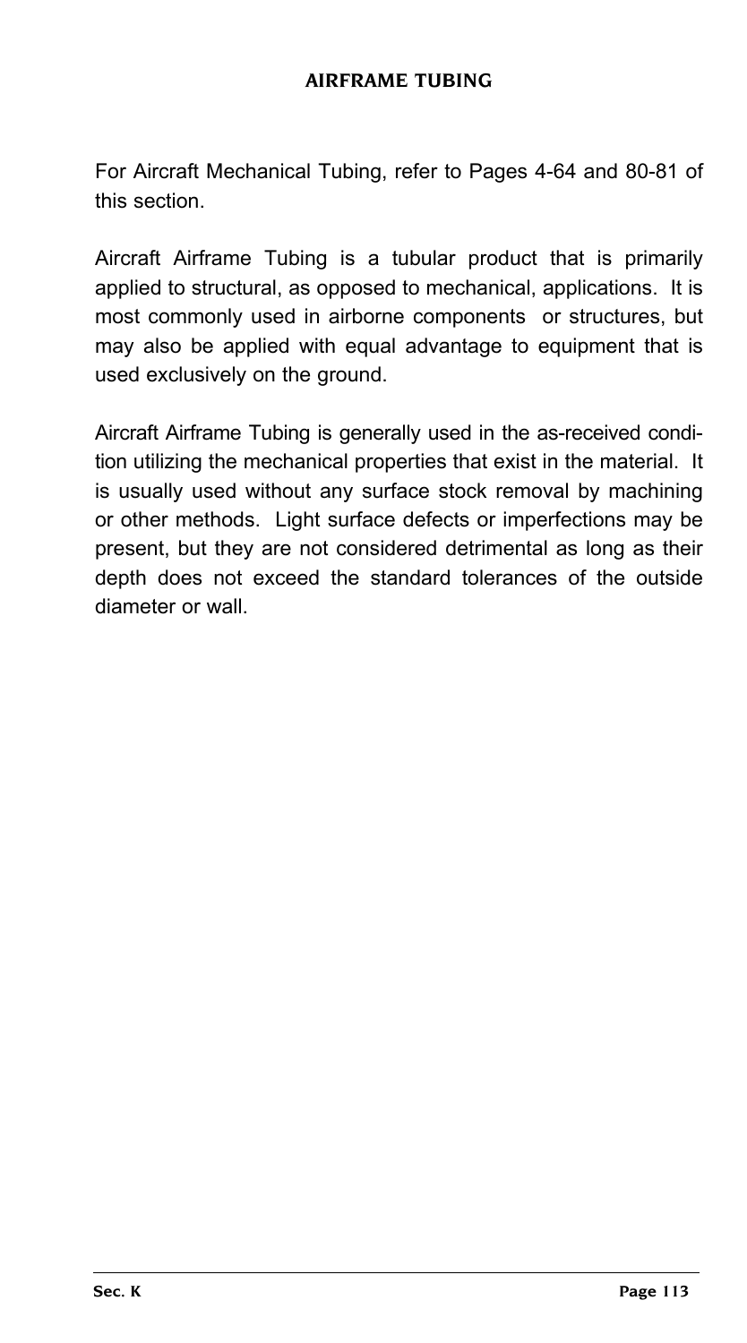# AIRFRAME TUBING

For Aircraft Mechanical Tubing, refer to Pages 4-64 and 80-81 of this section.

Aircraft Airframe Tubing is a tubular product that is primarily applied to structural, as opposed to mechanical, applications. It is most commonly used in airborne components or structures, but may also be applied with equal advantage to equipment that is used exclusively on the ground.

Aircraft Airframe Tubing is generally used in the as-received condition utilizing the mechanical properties that exist in the material. It is usually used without any surface stock removal by machining or other methods. Light surface defects or imperfections may be present, but they are not considered detrimental as long as their depth does not exceed the standard tolerances of the outside diameter or wall.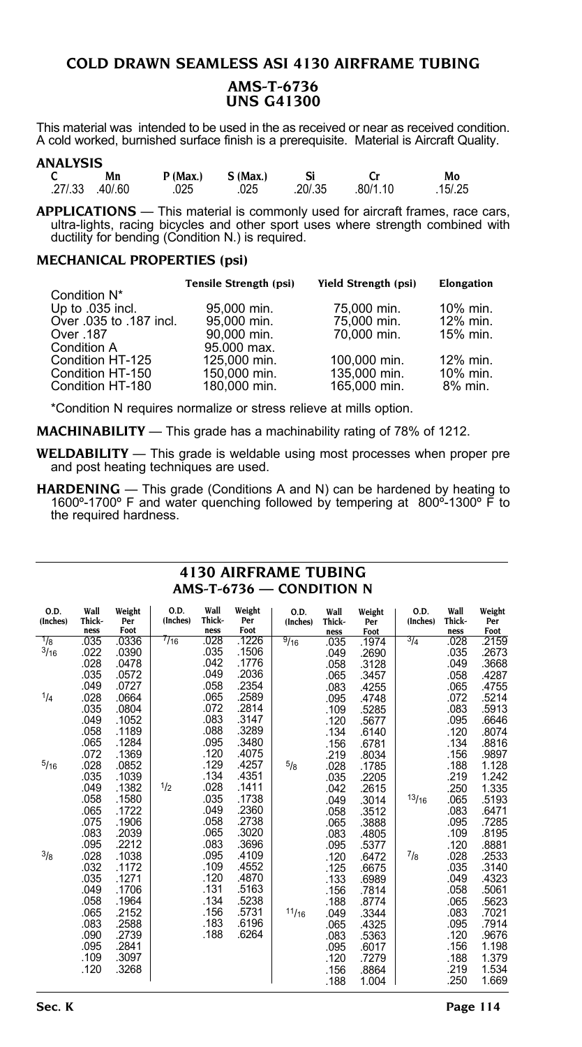## COLD DRAWN SEAMLESS ASI 4130 AIRFRAME TUBING

### AMS-T-6736
### UNS G41300

This material was intended to be used in the as received or near as received condition. A cold worked, burnished surface finish is a prerequisite. Material is Aircraft Quality.

**ANALYSIS**

| C | Mn | P (Max.) | S (Max.) | Si | Cr | Mo |
|---|---|---|---|---|---|---|
| .27/.33 | .40/.60 | .025 | .025 | .20/.35 | .80/1.10 | .15/.25 |

**APPLICATIONS** — This material is commonly used for aircraft frames, race cars, ultra-lights, racing bicycles and other sport uses where strength combined with ductility for bending (Condition N.) is required.

**MECHANICAL PROPERTIES (psi)**

| | Tensile Strength (psi) | Yield Strength (psi) | Elongation |
|---|---|---|---|
| Condition N* | | | |
| Up to .035 incl. | 95,000 min. | 75,000 min. | 10% min. |
| Over .035 to .187 incl. | 95,000 min. | 75,000 min. | 12% min. |
| Over .187 | 90,000 min. | 70,000 min. | 15% min. |
| Condition A | 95.000 max. | | |
| Condition HT-125 | 125,000 min. | 100,000 min. | 12% min. |
| Condition HT-150 | 150,000 min. | 135,000 min. | 10% min. |
| Condition HT-180 | 180,000 min. | 165,000 min. | 8% min. |

*Condition N requires normalize or stress relieve at mills option.

**MACHINABILITY** — This grade has a machinability rating of 78% of 1212.

**WELDABILITY** — This grade is weldable using most processes when proper pre and post heating techniques are used.

**HARDENING** — This grade (Conditions A and N) can be hardened by heating to 1600º-1700º F and water quenching followed by tempering at 800º-1300º F to the required hardness.

## 4130 AIRFRAME TUBING
## AMS-T-6736 — CONDITION N

| O.D. (Inches) | Wall Thickness | Weight Per Foot | O.D. (Inches) | Wall Thickness | Weight Per Foot | O.D. (Inches) | Wall Thickness | Weight Per Foot | O.D. (Inches) | Wall Thickness | Weight Per Foot |
|---|---|---|---|---|---|---|---|---|---|---|---|
| 1/8 | .035 | .0336 | 7/16 | .028 | .1226 | 9/16 | .035 | .1974 | 3/4 | .028 | .2159 |
| 3/16 | .022 | .0390 | | .035 | .1506 | | .049 | .2690 | | .035 | .2673 |
| | .028 | .0478 | | .042 | .1776 | | .058 | .3128 | | .049 | .3668 |
| | .035 | .0572 | | .049 | .2036 | | .065 | .3457 | | .058 | .4287 |
| | .049 | .0727 | | .058 | .2354 | | .083 | .4255 | | .065 | .4755 |
| 1/4 | .028 | .0664 | | .065 | .2589 | | .095 | .4748 | | .072 | .5214 |
| | .035 | .0804 | | .072 | .2814 | | .109 | .5285 | | .083 | .5913 |
| | .049 | .1052 | | .083 | .3147 | | .120 | .5677 | | .095 | .6646 |
| | .058 | .1189 | | .088 | .3289 | | .134 | .6140 | | .120 | .8074 |
| | .065 | .1284 | | .095 | .3480 | | .156 | .6781 | | .134 | .8816 |
| | .072 | .1369 | | .120 | .4075 | | .219 | .8034 | | .156 | .9897 |
| 5/16 | .028 | .0852 | | .129 | .4257 | 5/8 | .028 | .1785 | | .188 | 1.128 |
| | .035 | .1039 | | .134 | .4351 | | .035 | .2205 | | .219 | 1.242 |
| | .049 | .1382 | 1/2 | .028 | .1411 | | .042 | .2615 | | .250 | 1.335 |
| | .058 | .1580 | | .035 | .1738 | | .049 | .3014 | 13/16 | .065 | .5193 |
| | .065 | .1722 | | .049 | .2360 | | .058 | .3512 | | .083 | .6471 |
| | .075 | .1906 | | .058 | .2738 | | .065 | .3888 | | .095 | .7285 |
| | .083 | .2039 | | .065 | .3020 | | .083 | .4805 | | .109 | .8195 |
| | .095 | .2212 | | .083 | .3696 | | .095 | .5377 | | .120 | .8881 |
| 3/8 | .028 | .1038 | | .095 | .4109 | | .120 | .6472 | 7/8 | .028 | .2533 |
| | .032 | .1172 | | .109 | .4552 | | .125 | .6675 | | .035 | .3140 |
| | .035 | .1271 | | .120 | .4870 | | .133 | .6989 | | .049 | .4323 |
| | .049 | .1706 | | .131 | .5163 | | .156 | .7814 | | .058 | .5061 |
| | .058 | .1964 | | .134 | .5238 | | .188 | .8774 | | .065 | .5623 |
| | .065 | .2152 | | .156 | .5731 | 11/16 | .049 | .3344 | | .083 | .7021 |
| | .083 | .2588 | | .183 | .6196 | | .065 | .4325 | | .095 | .7914 |
| | .090 | .2739 | | .188 | .6264 | | .083 | .5363 | | .120 | .9676 |
| | .095 | .2841 | | | | | .095 | .6017 | | .156 | 1.198 |
| | .109 | .3097 | | | | | .120 | .7279 | | .188 | 1.379 |
| | .120 | .3268 | | | | | .156 | .8864 | | .219 | 1.534 |
| | | | | | | | .188 | 1.004 | | .250 | 1.669 |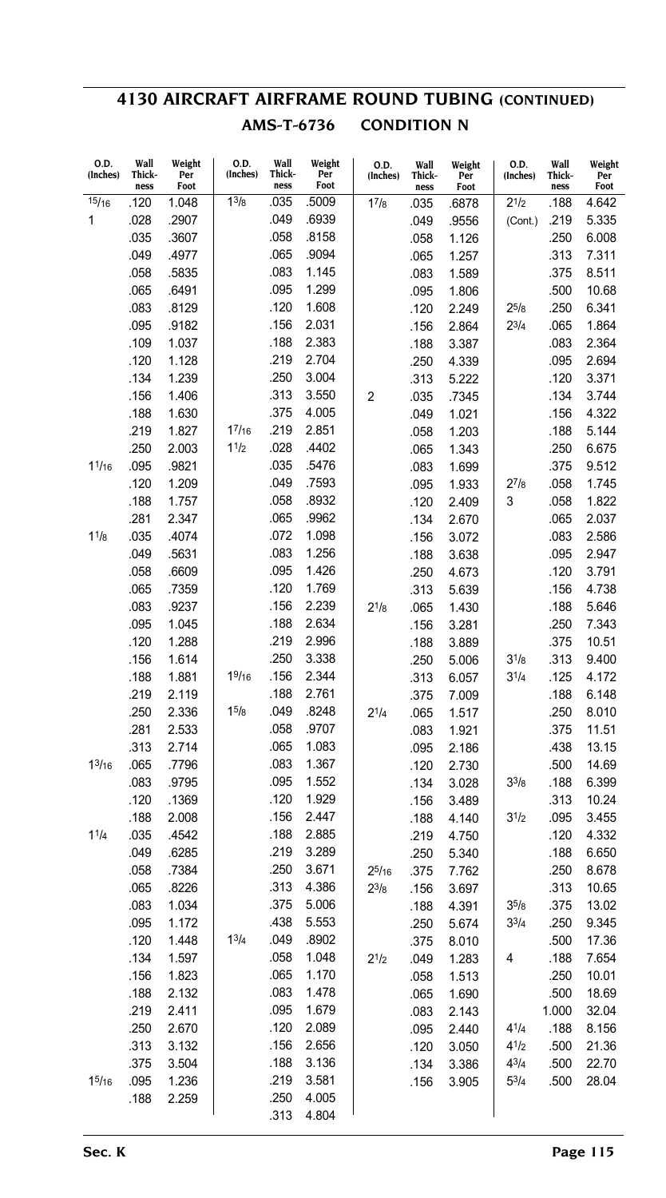# 4130 AIRCRAFT AIRFRAME ROUND TUBING (CONTINUED)

## AMS-T-6736 CONDITION N

| O.D. (Inches) | Wall Thickness | Weight Per Foot |
|---|---|---|
| 15/16 | .120 | 1.048 |
| 1 | .028 | .2907 |
| | .035 | .3607 |
| | .049 | .4977 |
| | .058 | .5835 |
| | .065 | .6491 |
| | .083 | .8129 |
| | .095 | .9182 |
| | .109 | 1.037 |
| | .120 | 1.128 |
| | .134 | 1.239 |
| | .156 | 1.406 |
| | .188 | 1.630 |
| | .219 | 1.827 |
| | .250 | 2.003 |
| 1 1/16 | .095 | .9821 |
| | .120 | 1.209 |
| | .188 | 1.757 |
| | .281 | 2.347 |
| 1 1/8 | .035 | .4074 |
| | .049 | .5631 |
| | .058 | .6609 |
| | .065 | .7359 |
| | .083 | .9237 |
| | .095 | 1.045 |
| | .120 | 1.288 |
| | .156 | 1.614 |
| | .188 | 1.881 |
| | .219 | 2.119 |
| | .250 | 2.336 |
| | .281 | 2.533 |
| | .313 | 2.714 |
| 1 3/16 | .065 | .7796 |
| | .083 | .9795 |
| | .120 | .1369 |
| | .188 | 2.008 |
| 1 1/4 | .035 | .4542 |
| | .049 | .6285 |
| | .058 | .7384 |
| | .065 | .8226 |
| | .083 | 1.034 |
| | .095 | 1.172 |
| | .120 | 1.448 |
| | .134 | 1.597 |
| | .156 | 1.823 |
| | .188 | 2.132 |
| | .219 | 2.411 |
| | .250 | 2.670 |
| | .313 | 3.132 |
| | .375 | 3.504 |
| 1 5/16 | .095 | 1.236 |
| | .188 | 2.259 |
| 1 3/8 | .035 | .5009 |
| | .049 | .6939 |
| | .058 | .8158 |
| | .065 | .9094 |
| | .083 | 1.145 |
| | .095 | 1.299 |
| | .120 | 1.608 |
| | .156 | 2.031 |
| | .188 | 2.383 |
| | .219 | 2.704 |
| | .250 | 3.004 |
| | .313 | 3.550 |
| | .375 | 4.005 |
| 1 7/16 | .219 | 2.851 |
| 1 1/2 | .028 | .4402 |
| | .035 | .5476 |
| | .049 | .7593 |
| | .058 | .8932 |
| | .065 | .9962 |
| | .072 | 1.098 |
| | .083 | 1.256 |
| | .095 | 1.426 |
| | .120 | 1.769 |
| | .156 | 2.239 |
| | .188 | 2.634 |
| | .219 | 2.996 |
| | .250 | 3.338 |
| 1 9/16 | .156 | 2.344 |
| | .188 | 2.761 |
| 1 5/8 | .049 | .8248 |
| | .058 | .9707 |
| | .065 | 1.083 |
| | .083 | 1.367 |
| | .095 | 1.552 |
| | .120 | 1.929 |
| | .156 | 2.447 |
| | .188 | 2.885 |
| | .219 | 3.289 |
| | .250 | 3.671 |
| | .313 | 4.386 |
| | .375 | 5.006 |
| | .438 | 5.553 |
| 1 3/4 | .049 | .8902 |
| | .058 | 1.048 |
| | .065 | 1.170 |
| | .083 | 1.478 |
| | .095 | 1.679 |
| | .120 | 2.089 |
| | .156 | 2.656 |
| | .188 | 3.136 |
| | .219 | 3.581 |
| | .250 | 4.005 |
| | .313 | 4.804 |
| 1 7/8 | .035 | .6878 |
| | .049 | .9556 |
| | .058 | 1.126 |
| | .065 | 1.257 |
| | .083 | 1.589 |
| | .095 | 1.806 |
| | .120 | 2.249 |
| | .156 | 2.864 |
| | .188 | 3.387 |
| | .250 | 4.339 |
| | .313 | 5.222 |
| 2 | .035 | .7345 |
| | .049 | 1.021 |
| | .058 | 1.203 |
| | .065 | 1.343 |
| | .083 | 1.699 |
| | .095 | 1.933 |
| | .120 | 2.409 |
| | .134 | 2.670 |
| | .156 | 3.072 |
| | .188 | 3.638 |
| | .250 | 4.673 |
| | .313 | 5.639 |
| 2 1/8 | .065 | 1.430 |
| | .156 | 3.281 |
| | .188 | 3.889 |
| | .250 | 5.006 |
| | .313 | 6.057 |
| | .375 | 7.009 |
| 2 1/4 | .065 | 1.517 |
| | .083 | 1.921 |
| | .095 | 2.186 |
| | .120 | 2.730 |
| | .134 | 3.028 |
| | .156 | 3.489 |
| | .188 | 4.140 |
| | .219 | 4.750 |
| | .250 | 5.340 |
| 2 5/16 | .375 | 7.762 |
| 2 3/8 | .156 | 3.697 |
| | .188 | 4.391 |
| | .250 | 5.674 |
| | .375 | 8.010 |
| 2 1/2 | .049 | 1.283 |
| | .058 | 1.513 |
| | .065 | 1.690 |
| | .083 | 2.143 |
| | .095 | 2.440 |
| | .120 | 3.050 |
| | .134 | 3.386 |
| | .156 | 3.905 |
| 2 1/2 (Cont.) | .188 | 4.642 |
| | .219 | 5.335 |
| | .250 | 6.008 |
| | .313 | 7.311 |
| | .375 | 8.511 |
| | .500 | 10.68 |
| 2 5/8 | .250 | 6.341 |
| 2 3/4 | .065 | 1.864 |
| | .083 | 2.364 |
| | .095 | 2.694 |
| | .120 | 3.371 |
| | .134 | 3.744 |
| | .156 | 4.322 |
| | .188 | 5.144 |
| | .250 | 6.675 |
| | .375 | 9.512 |
| 2 7/8 | .058 | 1.745 |
| 3 | .058 | 1.822 |
| | .065 | 2.037 |
| | .083 | 2.586 |
| | .095 | 2.947 |
| | .120 | 3.791 |
| | .156 | 4.738 |
| | .188 | 5.646 |
| | .250 | 7.343 |
| | .375 | 10.51 |
| 3 1/8 | .313 | 9.400 |
| 3 1/4 | .125 | 4.172 |
| | .188 | 6.148 |
| | .250 | 8.010 |
| | .375 | 11.51 |
| | .438 | 13.15 |
| | .500 | 14.69 |
| 3 3/8 | .188 | 6.399 |
| | .313 | 10.24 |
| 3 1/2 | .095 | 3.455 |
| | .120 | 4.332 |
| | .188 | 6.650 |
| | .250 | 8.678 |
| | .313 | 10.65 |
| 3 5/8 | .375 | 13.02 |
| 3 3/4 | .250 | 9.345 |
| | .500 | 17.36 |
| 4 | .188 | 7.654 |
| | .250 | 10.01 |
| | .500 | 18.69 |
| | 1.000 | 32.04 |
| 4 1/4 | .188 | 8.156 |
| 4 1/2 | .500 | 21.36 |
| 4 3/4 | .500 | 22.70 |
| 5 3/4 | .500 | 28.04 |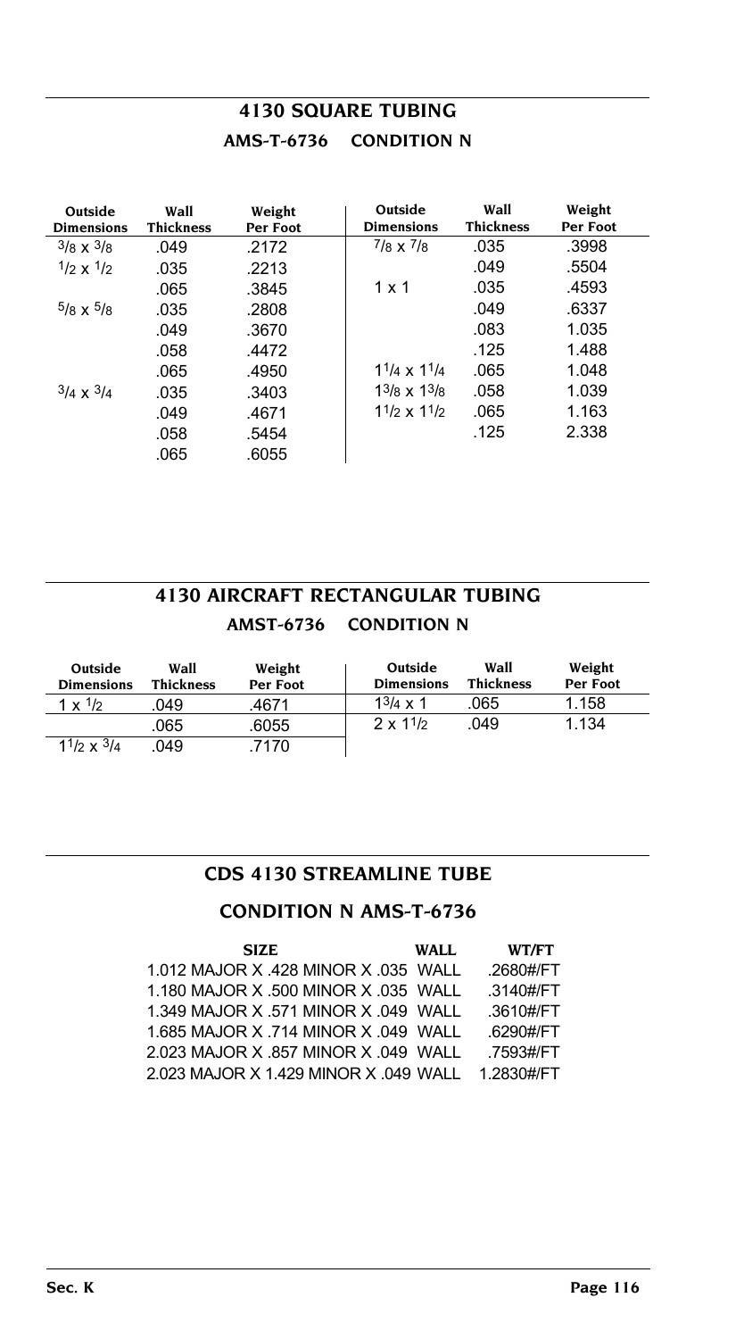## 4130 SQUARE TUBING

### AMS-T-6736 CONDITION N

| Outside Dimensions | Wall Thickness | Weight Per Foot | Outside Dimensions | Wall Thickness | Weight Per Foot |
|---|---|---|---|---|---|
| 3/8 x 3/8 | .049 | .2172 | 7/8 x 7/8 | .035 | .3998 |
| 1/2 x 1/2 | .035 | .2213 | | .049 | .5504 |
| | .065 | .3845 | 1 x 1 | .035 | .4593 |
| 5/8 x 5/8 | .035 | .2808 | | .049 | .6337 |
| | .049 | .3670 | | .083 | 1.035 |
| | .058 | .4472 | | .125 | 1.488 |
| | .065 | .4950 | 1 1/4 x 1 1/4 | .065 | 1.048 |
| 3/4 x 3/4 | .035 | .3403 | 1 3/8 x 1 3/8 | .058 | 1.039 |
| | .049 | .4671 | 1 1/2 x 1 1/2 | .065 | 1.163 |
| | .058 | .5454 | | .125 | 2.338 |
| | .065 | .6055 | | | |

## 4130 AIRCRAFT RECTANGULAR TUBING

### AMST-6736 CONDITION N

| Outside Dimensions | Wall Thickness | Weight Per Foot | Outside Dimensions | Wall Thickness | Weight Per Foot |
|---|---|---|---|---|---|
| 1 x 1/2 | .049 | .4671 | 1 3/4 x 1 | .065 | 1.158 |
| | .065 | .6055 | 2 x 1 1/2 | .049 | 1.134 |
| 1 1/2 x 3/4 | .049 | .7170 | | | |

## CDS 4130 STREAMLINE TUBE

### CONDITION N AMS-T-6736

| SIZE | WALL | WT/FT |
|---|---|---|
| 1.012 MAJOR X .428 MINOR X .035 | WALL | .2680#/FT |
| 1.180 MAJOR X .500 MINOR X .035 | WALL | .3140#/FT |
| 1.349 MAJOR X .571 MINOR X .049 | WALL | .3610#/FT |
| 1.685 MAJOR X .714 MINOR X .049 | WALL | .6290#/FT |
| 2.023 MAJOR X .857 MINOR X .049 | WALL | .7593#/FT |
| 2.023 MAJOR X 1.429 MINOR X .049 | WALL | 1.2830#/FT |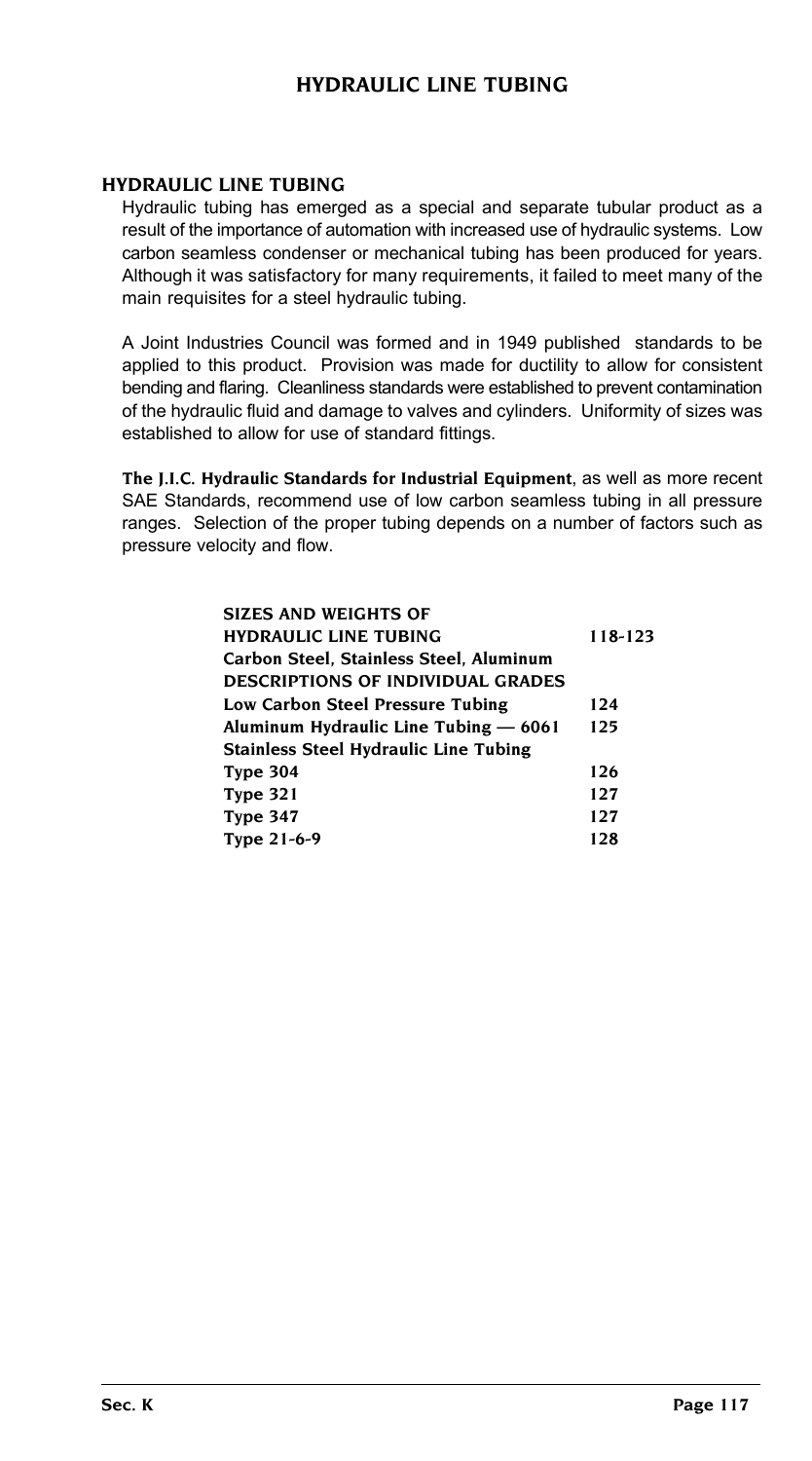## HYDRAULIC LINE TUBING

Hydraulic tubing has emerged as a special and separate tubular product as a result of the importance of automation with increased use of hydraulic systems. Low carbon seamless condenser or mechanical tubing has been produced for years. Although it was satisfactory for many requirements, it failed to meet many of the main requisites for a steel hydraulic tubing.

A Joint Industries Council was formed and in 1949 published standards to be applied to this product. Provision was made for ductility to allow for consistent bending and flaring. Cleanliness standards were established to prevent contamination of the hydraulic fluid and damage to valves and cylinders. Uniformity of sizes was established to allow for use of standard fittings.

**The J.I.C. Hydraulic Standards for Industrial Equipment**, as well as more recent SAE Standards, recommend use of low carbon seamless tubing in all pressure ranges. Selection of the proper tubing depends on a number of factors such as pressure velocity and flow.

| | |
|---|---|
| **SIZES AND WEIGHTS OF HYDRAULIC LINE TUBING** | **118-123** |
| **Carbon Steel, Stainless Steel, Aluminum** | |
| **DESCRIPTIONS OF INDIVIDUAL GRADES** | |
| **Low Carbon Steel Pressure Tubing** | **124** |
| **Aluminum Hydraulic Line Tubing — 6061** | **125** |
| **Stainless Steel Hydraulic Line Tubing** | |
| **Type 304** | **126** |
| **Type 321** | **127** |
| **Type 347** | **127** |
| **Type 21-6-9** | **128** |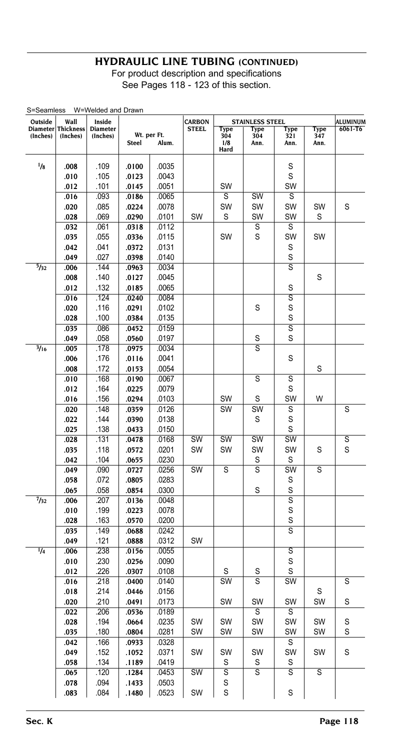## HYDRAULIC LINE TUBING (CONTINUED)

For product description and specifications
See Pages 118 - 123 of this section.

S=Seamless W=Welded and Drawn

| Outside Diameter (Inches) | Wall Thickness (Inches) | Inside Diameter (Inches) | Wt. per Ft. Steel | Wt. per Ft. Alum. | CARBON STEEL | STAINLESS STEEL Type 304 1/8 Hard | Type 304 Ann. | Type 321 Ann. | Type 347 Ann. | ALUMINUM 6061-T6 |
|---|---|---|---|---|---|---|---|---|---|---|
| 1/8 | .008 | .109 | .0100 | .0035 | | | | S | | |
| | .010 | .105 | .0123 | .0043 | | | | S | | |
| | .012 | .101 | .0145 | .0051 | | SW | | SW | | |
| | .016 | .093 | .0186 | .0065 | | S | SW | S | | |
| | .020 | .085 | .0224 | .0078 | | SW | SW | SW | SW | S |
| | .028 | .069 | .0290 | .0101 | SW | S | SW | SW | S | |
| | .032 | .061 | .0318 | .0112 | | | S | S | | |
| | .035 | .055 | .0336 | .0115 | | SW | S | SW | SW | |
| | .042 | .041 | .0372 | .0131 | | | | S | | |
| | .049 | .027 | .0398 | .0140 | | | | S | | |
| 5/32 | .006 | .144 | .0963 | .0034 | | | | S | | |
| | .008 | .140 | .0127 | .0045 | | | | | S | |
| | .012 | .132 | .0185 | .0065 | | | | S | | |
| | .016 | .124 | .0240 | .0084 | | | | S | | |
| | .020 | .116 | .0291 | .0102 | | | S | S | | |
| | .028 | .100 | .0384 | .0135 | | | | S | | |
| | .035 | .086 | .0452 | .0159 | | | | S | | |
| | .049 | .058 | .0560 | .0197 | | | S | S | | |
| 3/16 | .005 | .178 | .0975 | .0034 | | | S | | | |
| | .006 | .176 | .0116 | .0041 | | | | S | | |
| | .008 | .172 | .0153 | .0054 | | | | | S | |
| | .010 | .168 | .0190 | .0067 | | | S | S | | |
| | .012 | .164 | .0225 | .0079 | | | | S | | |
| | .016 | .156 | .0294 | .0103 | | SW | S | SW | W | |
| | .020 | .148 | .0359 | .0126 | | SW | SW | S | | S |
| | .022 | .144 | .0390 | .0138 | | | S | S | | |
| | .025 | .138 | .0433 | .0150 | | | | S | | |
| | .028 | .131 | .0478 | .0168 | SW | SW | SW | SW | | S |
| | .035 | .118 | .0572 | .0201 | SW | SW | SW | SW | S | S |
| | .042 | .104 | .0655 | .0230 | | | S | S | | |
| | .049 | .090 | .0727 | .0256 | SW | S | S | SW | S | |
| | .058 | .072 | .0805 | .0283 | | | | S | | |
| | .065 | .058 | .0854 | .0300 | | | S | S | | |
| 7/32 | .006 | .207 | .0136 | .0048 | | | | S | | |
| | .010 | .199 | .0223 | .0078 | | | | S | | |
| | .028 | .163 | .0570 | .0200 | | | | S | | |
| | .035 | .149 | .0688 | .0242 | | | | S | | |
| | .049 | .121 | .0888 | .0312 | SW | | | | | |
| 1/4 | .006 | .238 | .0156 | .0055 | | | | S | | |
| | .010 | .230 | .0256 | .0090 | | | | S | | |
| | .012 | .226 | .0307 | .0108 | | S | S | S | | |
| | .016 | .218 | .0400 | .0140 | | SW | S | SW | | S |
| | .018 | .214 | .0446 | .0156 | | | | | S | |
| | .020 | .210 | .0491 | .0173 | | SW | SW | SW | SW | S |
| | .022 | .206 | .0536 | .0189 | | | S | S | | |
| | .028 | .194 | .0664 | .0235 | SW | SW | SW | SW | SW | S |
| | .035 | .180 | .0804 | .0281 | SW | SW | SW | SW | SW | S |
| | .042 | .166 | .0933 | .0328 | | | | S | | |
| | .049 | .152 | .1052 | .0371 | SW | SW | SW | SW | SW | S |
| | .058 | .134 | .1189 | .0419 | | S | S | S | | |
| | .065 | .120 | .1284 | .0453 | SW | S | S | S | S | |
| | .078 | .094 | .1433 | .0503 | | S | | | | |
| | .083 | .084 | .1480 | .0523 | SW | S | | S | | |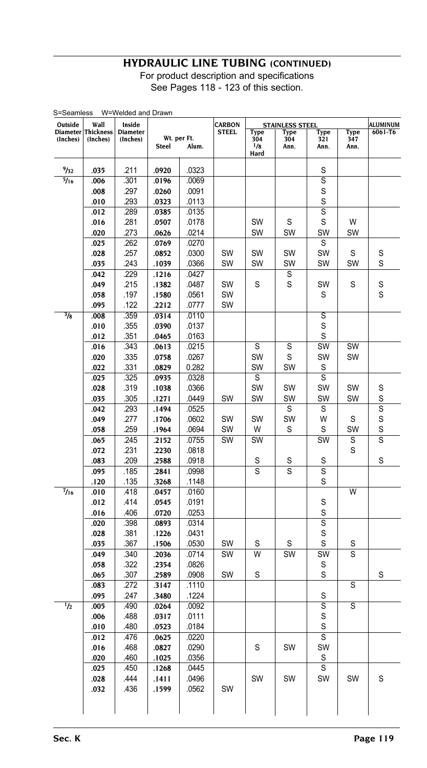# HYDRAULIC LINE TUBING (CONTINUED)

For product description and specifications
See Pages 118 - 123 of this section.

S=Seamless W=Welded and Drawn

| Outside Diameter (Inches) | Wall Thickness (Inches) | Inside Diameter (Inches) | Wt. per Ft. Steel | Wt. per Ft. Alum. | CARBON STEEL | STAINLESS STEEL Type 304 1/8 Hard | STAINLESS STEEL Type 304 Ann. | STAINLESS STEEL Type 321 Ann. | STAINLESS STEEL Type 347 Ann. | ALUMINUM 6061-T6 |
|---|---|---|---|---|---|---|---|---|---|---|
| 9/32 | .035 | .211 | .0920 | .0323 | | | | S | | |
| 5/16 | .006 | .301 | .0196 | .0069 | | | | S | | |
| | .008 | .297 | .0260 | .0091 | | | | S | | |
| | .010 | .293 | .0323 | .0113 | | | | S | | |
| | .012 | .289 | .0385 | .0135 | | | | S | | |
| | .016 | .281 | .0507 | .0178 | | SW | S | S | W | |
| | .020 | .273 | .0626 | .0214 | | SW | SW | SW | SW | |
| | .025 | .262 | .0769 | .0270 | | | | S | | |
| | .028 | .257 | .0852 | .0300 | SW | SW | SW | SW | S | S |
| | .035 | .243 | .1039 | .0366 | SW | SW | SW | SW | SW | S |
| | .042 | .229 | .1216 | .0427 | | | S | | | |
| | .049 | .215 | .1382 | .0487 | SW | S | S | SW | S | S |
| | .058 | .197 | .1580 | .0561 | SW | | | S | | S |
| | .095 | .122 | .2212 | .0777 | SW | | | | | |
| 3/8 | .008 | .359 | .0314 | .0110 | | | | S | | |
| | .010 | .355 | .0390 | .0137 | | | | S | | |
| | .012 | .351 | .0465 | .0163 | | | | S | | |
| | .016 | .343 | .0613 | .0215 | | S | S | SW | SW | |
| | .020 | .335 | .0758 | .0267 | | SW | S | SW | SW | |
| | .022 | .331 | .0829 | 0.282 | | SW | SW | S | | |
| | .025 | .325 | .0935 | .0328 | | S | | S | | |
| | .028 | .319 | .1038 | .0366 | | SW | SW | SW | SW | S |
| | .035 | .305 | .1271 | .0449 | SW | SW | SW | SW | SW | S |
| | .042 | .293 | .1494 | .0525 | | | S | S | | S |
| | .049 | .277 | .1706 | .0602 | SW | SW | SW | W | S | S |
| | .058 | .259 | .1964 | .0694 | SW | W | S | S | SW | S |
| | .065 | .245 | .2152 | .0755 | SW | SW | | SW | S | S |
| | .072 | .231 | .2230 | .0818 | | | | | S | |
| | .083 | .209 | .2588 | .0918 | | S | S | S | | S |
| | .095 | .185 | .2841 | .0998 | | S | S | S | | |
| | .120 | .135 | .3268 | .1148 | | | | S | | |
| 7/16 | .010 | .418 | .0457 | .0160 | | | | | W | |
| | .012 | .414 | .0545 | .0191 | | | | S | | |
| | .016 | .406 | .0720 | .0253 | | | | S | | |
| | .020 | .398 | .0893 | .0314 | | | | S | | |
| | .028 | .381 | .1226 | .0431 | | | | S | | |
| | .035 | .367 | .1506 | .0530 | SW | S | S | S | S | |
| | .049 | .340 | .2036 | .0714 | SW | W | SW | SW | S | |
| | .058 | .322 | .2354 | .0826 | | | | S | | |
| | .065 | .307 | .2589 | .0908 | SW | S | | S | | S |
| | .083 | .272 | .3147 | .1110 | | | | | S | |
| | .095 | .247 | .3480 | .1224 | | | | S | | |
| 1/2 | .005 | .490 | .0264 | .0092 | | | | S | S | |
| | .006 | .488 | .0317 | .0111 | | | | S | | |
| | .010 | .480 | .0523 | .0184 | | | | S | | |
| | .012 | .476 | .0625 | .0220 | | | | S | | |
| | .016 | .468 | .0827 | .0290 | | S | SW | SW | | |
| | .020 | .460 | .1025 | .0356 | | | | S | | |
| | .025 | .450 | .1268 | .0445 | | | | S | | |
| | .028 | .444 | .1411 | .0496 | | SW | SW | SW | SW | S |
| | .032 | .436 | .1599 | .0562 | SW | | | | | |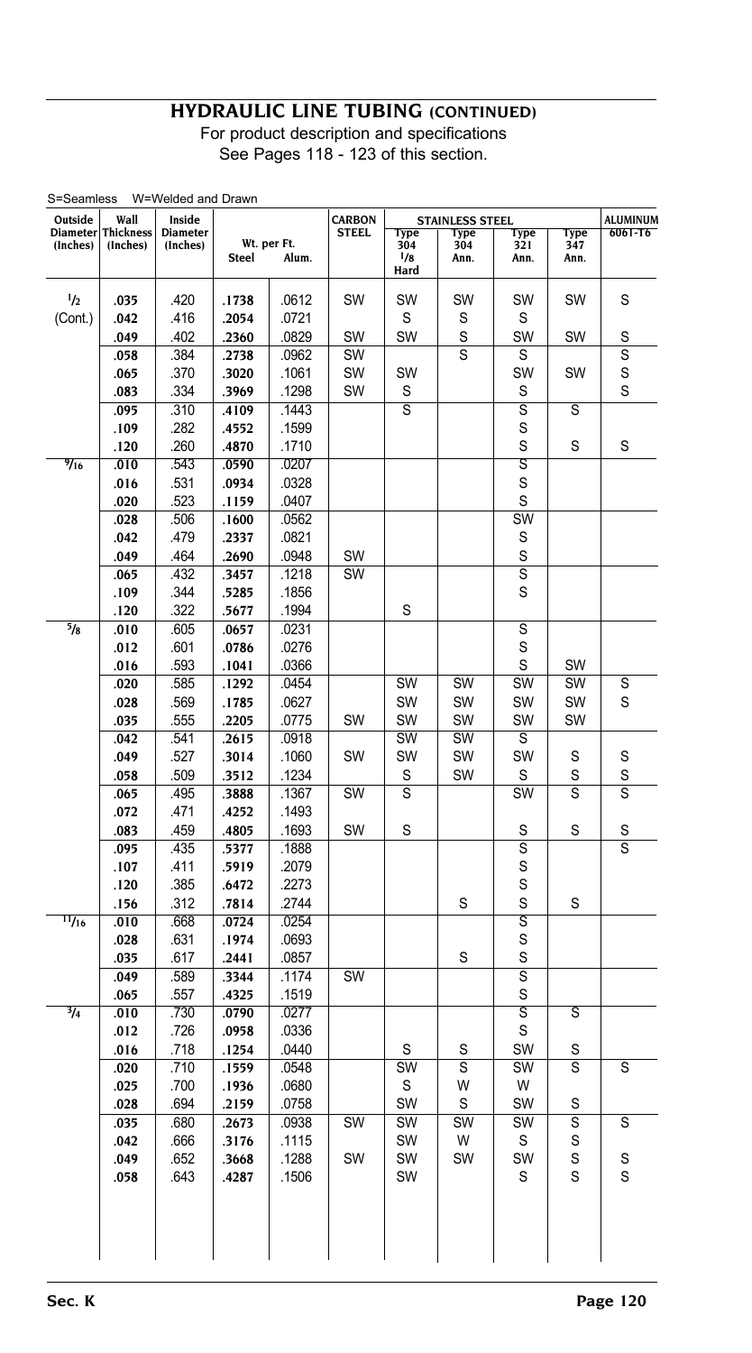# HYDRAULIC LINE TUBING (CONTINUED)

For product description and specifications
See Pages 118 - 123 of this section.

S=Seamless W=Welded and Drawn

| Outside Diameter (Inches) | Wall Thickness (Inches) | Inside Diameter (Inches) | Wt. per Ft. Steel | Wt. per Ft. Alum. | CARBON STEEL | STAINLESS STEEL Type 304 1/8 Hard | STAINLESS STEEL Type 304 Ann. | STAINLESS STEEL Type 321 Ann. | STAINLESS STEEL Type 347 Ann. | ALUMINUM 6061-T6 |
|---|---|---|---|---|---|---|---|---|---|---|
| 1/2 | .035 | .420 | .1738 | .0612 | SW | SW | SW | SW | SW | S |
| (Cont.) | .042 | .416 | .2054 | .0721 | | S | S | S | | |
| | .049 | .402 | .2360 | .0829 | SW | SW | S | SW | SW | S |
| | .058 | .384 | .2738 | .0962 | SW | | S | S | | S |
| | .065 | .370 | .3020 | .1061 | SW | SW | | SW | SW | S |
| | .083 | .334 | .3969 | .1298 | SW | S | | S | | S |
| | .095 | .310 | .4109 | .1443 | | S | | S | S | |
| | .109 | .282 | .4552 | .1599 | | | | S | | |
| | .120 | .260 | .4870 | .1710 | | | | S | S | S |
| 9/16 | .010 | .543 | .0590 | .0207 | | | | S | | |
| | .016 | .531 | .0934 | .0328 | | | | S | | |
| | .020 | .523 | .1159 | .0407 | | | | S | | |
| | .028 | .506 | .1600 | .0562 | | | | SW | | |
| | .042 | .479 | .2337 | .0821 | | | | S | | |
| | .049 | .464 | .2690 | .0948 | SW | | | S | | |
| | .065 | .432 | .3457 | .1218 | SW | | | S | | |
| | .109 | .344 | .5285 | .1856 | | | | S | | |
| | .120 | .322 | .5677 | .1994 | | S | | | | |
| 5/8 | .010 | .605 | .0657 | .0231 | | | | S | | |
| | .012 | .601 | .0786 | .0276 | | | | S | | |
| | .016 | .593 | .1041 | .0366 | | | | S | SW | |
| | .020 | .585 | .1292 | .0454 | | SW | SW | SW | SW | S |
| | .028 | .569 | .1785 | .0627 | | SW | SW | SW | SW | S |
| | .035 | .555 | .2205 | .0775 | SW | SW | SW | SW | SW | |
| | .042 | .541 | .2615 | .0918 | | SW | SW | S | | |
| | .049 | .527 | .3014 | .1060 | SW | SW | SW | SW | S | S |
| | .058 | .509 | .3512 | .1234 | | S | SW | S | S | S |
| | .065 | .495 | .3888 | .1367 | SW | S | | SW | S | S |
| | .072 | .471 | .4252 | .1493 | | | | | | |
| | .083 | .459 | .4805 | .1693 | SW | S | | S | S | S |
| | .095 | .435 | .5377 | .1888 | | | | S | | S |
| | .107 | .411 | .5919 | .2079 | | | | S | | |
| | .120 | .385 | .6472 | .2273 | | | | S | | |
| | .156 | .312 | .7814 | .2744 | | | S | S | S | |
| 11/16 | .010 | .668 | .0724 | .0254 | | | | S | | |
| | .028 | .631 | .1974 | .0693 | | | | S | | |
| | .035 | .617 | .2441 | .0857 | | | S | S | | |
| | .049 | .589 | .3344 | .1174 | SW | | | S | | |
| | .065 | .557 | .4325 | .1519 | | | | S | | |
| 3/4 | .010 | .730 | .0790 | .0277 | | | | S | S | |
| | .012 | .726 | .0958 | .0336 | | | | S | | |
| | .016 | .718 | .1254 | .0440 | | S | S | SW | S | |
| | .020 | .710 | .1559 | .0548 | | SW | S | SW | S | S |
| | .025 | .700 | .1936 | .0680 | | S | W | W | | |
| | .028 | .694 | .2159 | .0758 | | SW | S | SW | S | |
| | .035 | .680 | .2673 | .0938 | SW | SW | SW | SW | S | S |
| | .042 | .666 | .3176 | .1115 | | SW | W | S | S | |
| | .049 | .652 | .3668 | .1288 | SW | SW | SW | SW | S | S |
| | .058 | .643 | .4287 | .1506 | | SW | | S | S | S |

Sec. K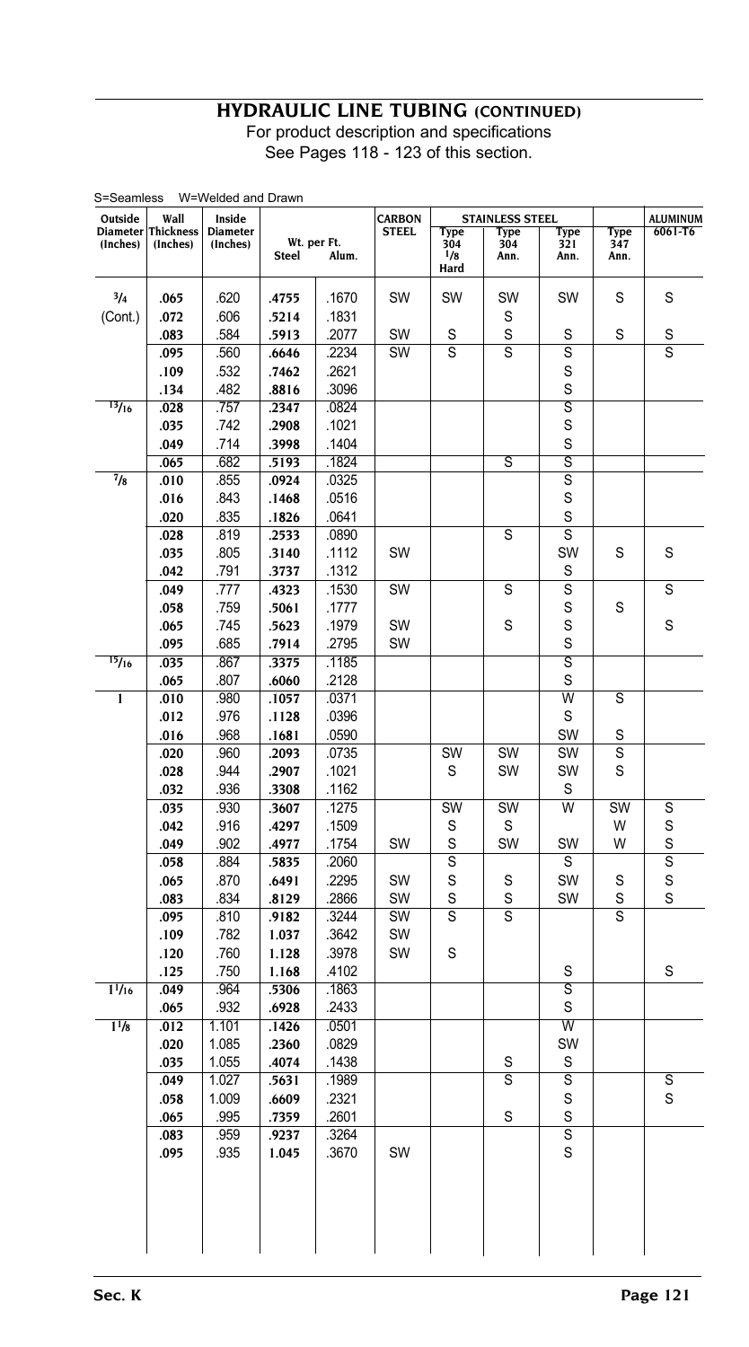# HYDRAULIC LINE TUBING (CONTINUED)

For product description and specifications
See Pages 118 - 123 of this section.

S=Seamless W=Welded and Drawn

| Outside Diameter (Inches) | Wall Thickness (Inches) | Inside Diameter (Inches) | Wt. per Ft. | | CARBON STEEL | STAINLESS STEEL | | | | ALUMINUM 6061-T6 |
|---|---|---|---|---|---|---|---|---|---|---|
| | | | Steel | Alum. | | Type 304 1/8 Hard | Type 304 Ann. | Type 321 Ann. | Type 347 Ann. | |
| 3/4 (Cont.) | .065 | .620 | .4755 | .1670 | SW | SW | SW | SW | S | S |
| | .072 | .606 | .5214 | .1831 | | | S | | | |
| | .083 | .584 | .5913 | .2077 | SW | S | S | S | S | S |
| | .095 | .560 | .6646 | .2234 | SW | S | S | S | | S |
| | .109 | .532 | .7462 | .2621 | | | | S | | |
| | .134 | .482 | .8816 | .3096 | | | | S | | |
| 13/16 | .028 | .757 | .2347 | .0824 | | | | S | | |
| | .035 | .742 | .2908 | .1021 | | | | S | | |
| | .049 | .714 | .3998 | .1404 | | | | S | | |
| | .065 | .682 | .5193 | .1824 | | | S | S | | |
| 7/8 | .010 | .855 | .0924 | .0325 | | | | S | | |
| | .016 | .843 | .1468 | .0516 | | | | S | | |
| | .020 | .835 | .1826 | .0641 | | | | S | | |
| | .028 | .819 | .2533 | .0890 | | | S | S | | |
| | .035 | .805 | .3140 | .1112 | SW | | | SW | S | S |
| | .042 | .791 | .3737 | .1312 | | | | S | | |
| | .049 | .777 | .4323 | .1530 | SW | | S | S | | S |
| | .058 | .759 | .5061 | .1777 | | | | S | S | |
| | .065 | .745 | .5623 | .1979 | SW | | S | S | | S |
| | .095 | .685 | .7914 | .2795 | SW | | | S | | |
| 15/16 | .035 | .867 | .3375 | .1185 | | | | S | | |
| | .065 | .807 | .6060 | .2128 | | | | S | | |
| 1 | .010 | .980 | .1057 | .0371 | | | | W | S | |
| | .012 | .976 | .1128 | .0396 | | | | S | | |
| | .016 | .968 | .1681 | .0590 | | | | SW | S | |
| | .020 | .960 | .2093 | .0735 | | SW | SW | SW | S | |
| | .028 | .944 | .2907 | .1021 | | S | SW | SW | S | |
| | .032 | .936 | .3308 | .1162 | | | | S | | |
| | .035 | .930 | .3607 | .1275 | | SW | SW | W | SW | S |
| | .042 | .916 | .4297 | .1509 | | S | S | | W | S |
| | .049 | .902 | .4977 | .1754 | SW | S | SW | SW | W | S |
| | .058 | .884 | .5835 | .2060 | | S | | S | | S |
| | .065 | .870 | .6491 | .2295 | SW | S | S | SW | S | S |
| | .083 | .834 | .8129 | .2866 | SW | S | S | SW | S | S |
| | .095 | .810 | .9182 | .3244 | SW | S | S | | S | |
| | .109 | .782 | 1.037 | .3642 | SW | | | | | |
| | .120 | .760 | 1.128 | .3978 | SW | S | | | | |
| | .125 | .750 | 1.168 | .4102 | | | | S | | S |
| 1 1/16 | .049 | .964 | .5306 | .1863 | | | | S | | |
| | .065 | .932 | .6928 | .2433 | | | | S | | |
| 1 1/8 | .012 | 1.101 | .1426 | .0501 | | | | W | | |
| | .020 | 1.085 | .2360 | .0829 | | | | SW | | |
| | .035 | 1.055 | .4074 | .1438 | | | S | S | | |
| | .049 | 1.027 | .5631 | .1989 | | | S | S | | S |
| | .058 | 1.009 | .6609 | .2321 | | | | S | | S |
| | .065 | .995 | .7359 | .2601 | | | S | S | | |
| | .083 | .959 | .9237 | .3264 | | | | S | | |
| | .095 | .935 | 1.045 | .3670 | SW | | | S | | |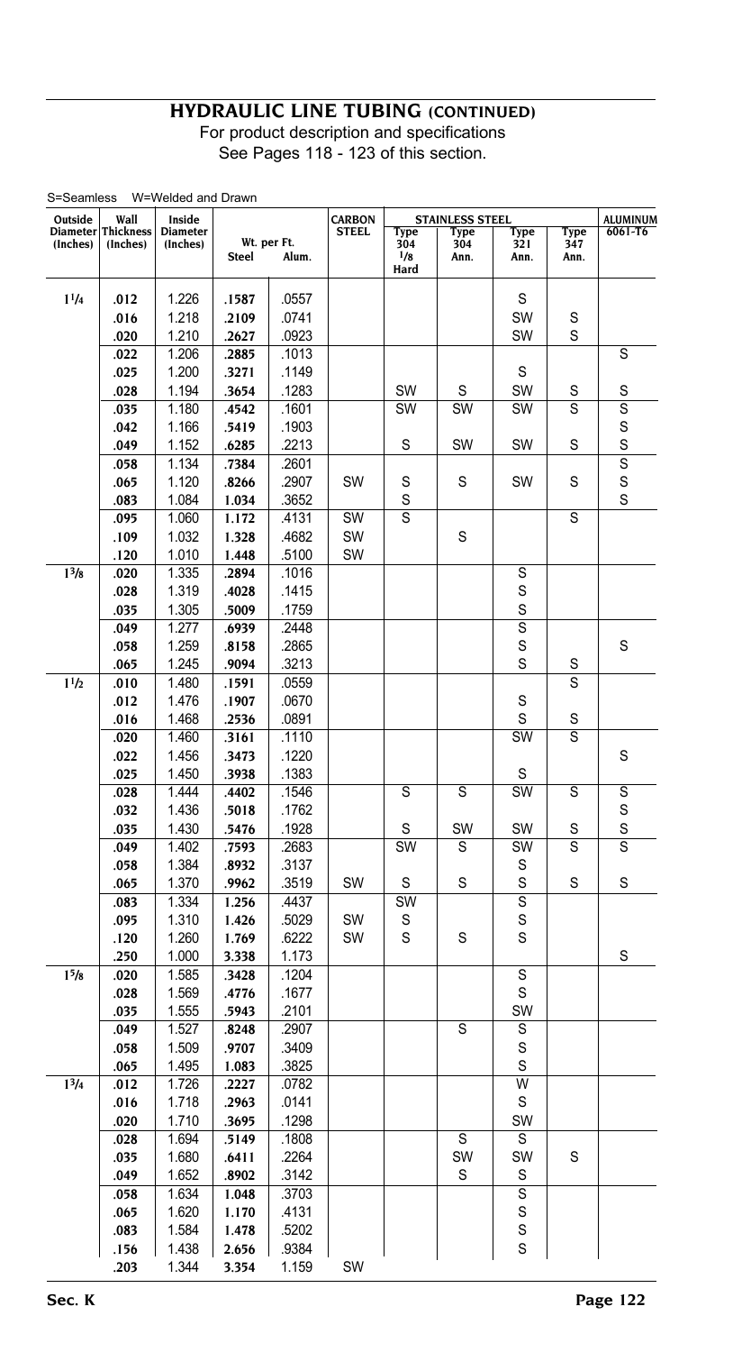# HYDRAULIC LINE TUBING (CONTINUED)

For product description and specifications
See Pages 118 - 123 of this section.

S=Seamless W=Welded and Drawn

| Outside Diameter (Inches) | Wall Thickness (Inches) | Inside Diameter (Inches) | Wt. per Ft. Steel | Wt. per Ft. Alum. | CARBON STEEL | STAINLESS STEEL Type 304 1/8 Hard | Type 304 Ann. | Type 321 Ann. | Type 347 Ann. | ALUMINUM 6061-T6 |
|---|---|---|---|---|---|---|---|---|---|---|
| 1 1/4 | .012 | 1.226 | .1587 | .0557 | | | | S | | |
| | .016 | 1.218 | .2109 | .0741 | | | | SW | S | |
| | .020 | 1.210 | .2627 | .0923 | | | | SW | S | |
| | .022 | 1.206 | .2885 | .1013 | | | | | | S |
| | .025 | 1.200 | .3271 | .1149 | | | | S | | |
| | .028 | 1.194 | .3654 | .1283 | | SW | S | SW | S | S |
| | .035 | 1.180 | .4542 | .1601 | | SW | SW | SW | S | S |
| | .042 | 1.166 | .5419 | .1903 | | | | | | S |
| | .049 | 1.152 | .6285 | .2213 | | S | SW | SW | S | S |
| | .058 | 1.134 | .7384 | .2601 | | | | | | S |
| | .065 | 1.120 | .8266 | .2907 | SW | S | S | SW | S | S |
| | .083 | 1.084 | 1.034 | .3652 | | S | | | | S |
| | .095 | 1.060 | 1.172 | .4131 | SW | S | | | S | |
| | .109 | 1.032 | 1.328 | .4682 | SW | | S | | | |
| | .120 | 1.010 | 1.448 | .5100 | SW | | | | | |
| 1 3/8 | .020 | 1.335 | .2894 | .1016 | | | | S | | |
| | .028 | 1.319 | .4028 | .1415 | | | | S | | |
| | .035 | 1.305 | .5009 | .1759 | | | | S | | |
| | .049 | 1.277 | .6939 | .2448 | | | | S | | |
| | .058 | 1.259 | .8158 | .2865 | | | | S | | S |
| | .065 | 1.245 | .9094 | .3213 | | | | S | S | |
| 1 1/2 | .010 | 1.480 | .1591 | .0559 | | | | | S | |
| | .012 | 1.476 | .1907 | .0670 | | | | S | | |
| | .016 | 1.468 | .2536 | .0891 | | | | S | S | |
| | .020 | 1.460 | .3161 | .1110 | | | | SW | S | |
| | .022 | 1.456 | .3473 | .1220 | | | | | | S |
| | .025 | 1.450 | .3938 | .1383 | | | | S | | |
| | .028 | 1.444 | .4402 | .1546 | | S | S | SW | S | S |
| | .032 | 1.436 | .5018 | .1762 | | | | | | S |
| | .035 | 1.430 | .5476 | .1928 | | S | SW | SW | S | S |
| | .049 | 1.402 | .7593 | .2683 | | SW | S | SW | S | S |
| | .058 | 1.384 | .8932 | .3137 | | | | S | | |
| | .065 | 1.370 | .9962 | .3519 | SW | S | S | S | S | S |
| | .083 | 1.334 | 1.256 | .4437 | | SW | | S | | |
| | .095 | 1.310 | 1.426 | .5029 | SW | S | | S | | |
| | .120 | 1.260 | 1.769 | .6222 | SW | S | S | S | | |
| | .250 | 1.000 | 3.338 | 1.173 | | | | | | S |
| 1 5/8 | .020 | 1.585 | .3428 | .1204 | | | | S | | |
| | .028 | 1.569 | .4776 | .1677 | | | | S | | |
| | .035 | 1.555 | .5943 | .2101 | | | | SW | | |
| | .049 | 1.527 | .8248 | .2907 | | | S | S | | |
| | .058 | 1.509 | .9707 | .3409 | | | | S | | |
| | .065 | 1.495 | 1.083 | .3825 | | | | S | | |
| 1 3/4 | .012 | 1.726 | .2227 | .0782 | | | | W | | |
| | .016 | 1.718 | .2963 | .0141 | | | | S | | |
| | .020 | 1.710 | .3695 | .1298 | | | | SW | | |
| | .028 | 1.694 | .5149 | .1808 | | | S | S | | |
| | .035 | 1.680 | .6411 | .2264 | | | SW | SW | S | |
| | .049 | 1.652 | .8902 | .3142 | | | S | S | | |
| | .058 | 1.634 | 1.048 | .3703 | | | | S | | |
| | .065 | 1.620 | 1.170 | .4131 | | | | S | | |
| | .083 | 1.584 | 1.478 | .5202 | | | | S | | |
| | .156 | 1.438 | 2.656 | .9384 | | | | S | | |
| | .203 | 1.344 | 3.354 | 1.159 | SW | | | | | |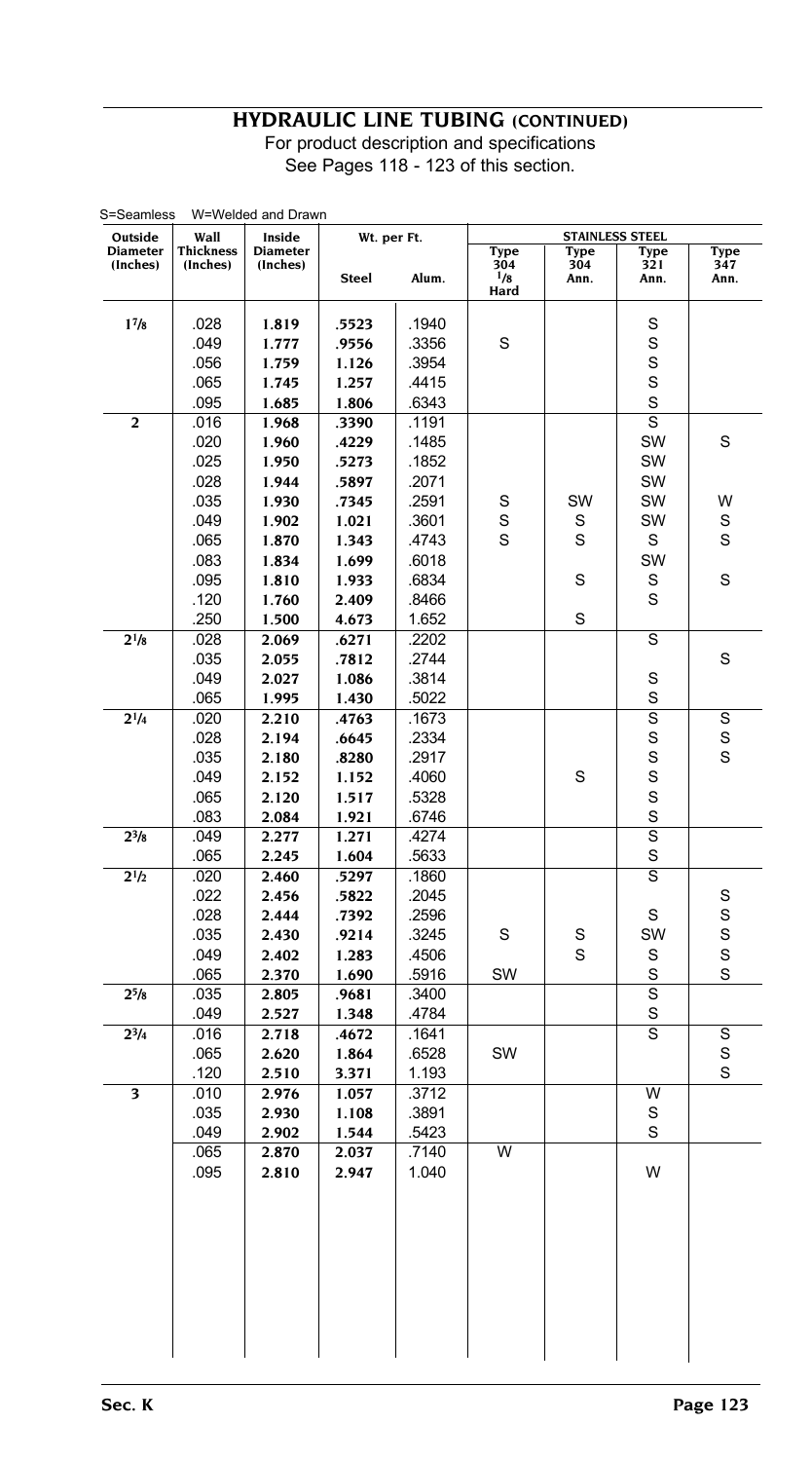## HYDRAULIC LINE TUBING (CONTINUED)

For product description and specifications
See Pages 118 - 123 of this section.

S=Seamless W=Welded and Drawn

| Outside Diameter (Inches) | Wall Thickness (Inches) | Inside Diameter (Inches) | Wt. per Ft. | | STAINLESS STEEL | | | |
|---|---|---|---|---|---|---|---|---|
| | | | Steel | Alum. | Type 304 1/8 Hard | Type 304 Ann. | Type 321 Ann. | Type 347 Ann. |
| 1 7/8 | .028 | 1.819 | .5523 | .1940 | | | S | |
| | .049 | 1.777 | .9556 | .3356 | S | | S | |
| | .056 | 1.759 | 1.126 | .3954 | | | S | |
| | .065 | 1.745 | 1.257 | .4415 | | | S | |
| | .095 | 1.685 | 1.806 | .6343 | | | S | |
| 2 | .016 | 1.968 | .3390 | .1191 | | | S | |
| | .020 | 1.960 | .4229 | .1485 | | | SW | S |
| | .025 | 1.950 | .5273 | .1852 | | | SW | |
| | .028 | 1.944 | .5897 | .2071 | | | SW | |
| | .035 | 1.930 | .7345 | .2591 | S | SW | SW | W |
| | .049 | 1.902 | 1.021 | .3601 | S | S | SW | S |
| | .065 | 1.870 | 1.343 | .4743 | S | S | S | S |
| | .083 | 1.834 | 1.699 | .6018 | | | SW | |
| | .095 | 1.810 | 1.933 | .6834 | | S | S | S |
| | .120 | 1.760 | 2.409 | .8466 | | | S | |
| | .250 | 1.500 | 4.673 | 1.652 | | S | | |
| 2 1/8 | .028 | 2.069 | .6271 | .2202 | | | S | |
| | .035 | 2.055 | .7812 | .2744 | | | | S |
| | .049 | 2.027 | 1.086 | .3814 | | | S | |
| | .065 | 1.995 | 1.430 | .5022 | | | S | |
| 2 1/4 | .020 | 2.210 | .4763 | .1673 | | | S | S |
| | .028 | 2.194 | .6645 | .2334 | | | S | S |
| | .035 | 2.180 | .8280 | .2917 | | | S | S |
| | .049 | 2.152 | 1.152 | .4060 | | S | S | |
| | .065 | 2.120 | 1.517 | .5328 | | | S | |
| | .083 | 2.084 | 1.921 | .6746 | | | S | |
| 2 3/8 | .049 | 2.277 | 1.271 | .4274 | | | S | |
| | .065 | 2.245 | 1.604 | .5633 | | | S | |
| 2 1/2 | .020 | 2.460 | .5297 | .1860 | | | S | |
| | .022 | 2.456 | .5822 | .2045 | | | | S |
| | .028 | 2.444 | .7392 | .2596 | | | S | S |
| | .035 | 2.430 | .9214 | .3245 | S | S | SW | S |
| | .049 | 2.402 | 1.283 | .4506 | | S | S | S |
| | .065 | 2.370 | 1.690 | .5916 | SW | | S | S |
| 2 5/8 | .035 | 2.805 | .9681 | .3400 | | | S | |
| | .049 | 2.527 | 1.348 | .4784 | | | S | |
| 2 3/4 | .016 | 2.718 | .4672 | .1641 | | | S | S |
| | .065 | 2.620 | 1.864 | .6528 | SW | | | S |
| | .120 | 2.510 | 3.371 | 1.193 | | | | S |
| 3 | .010 | 2.976 | 1.057 | .3712 | | | W | |
| | .035 | 2.930 | 1.108 | .3891 | | | S | |
| | .049 | 2.902 | 1.544 | .5423 | | | S | |
| | .065 | 2.870 | 2.037 | .7140 | W | | | |
| | .095 | 2.810 | 2.947 | 1.040 | | | W | |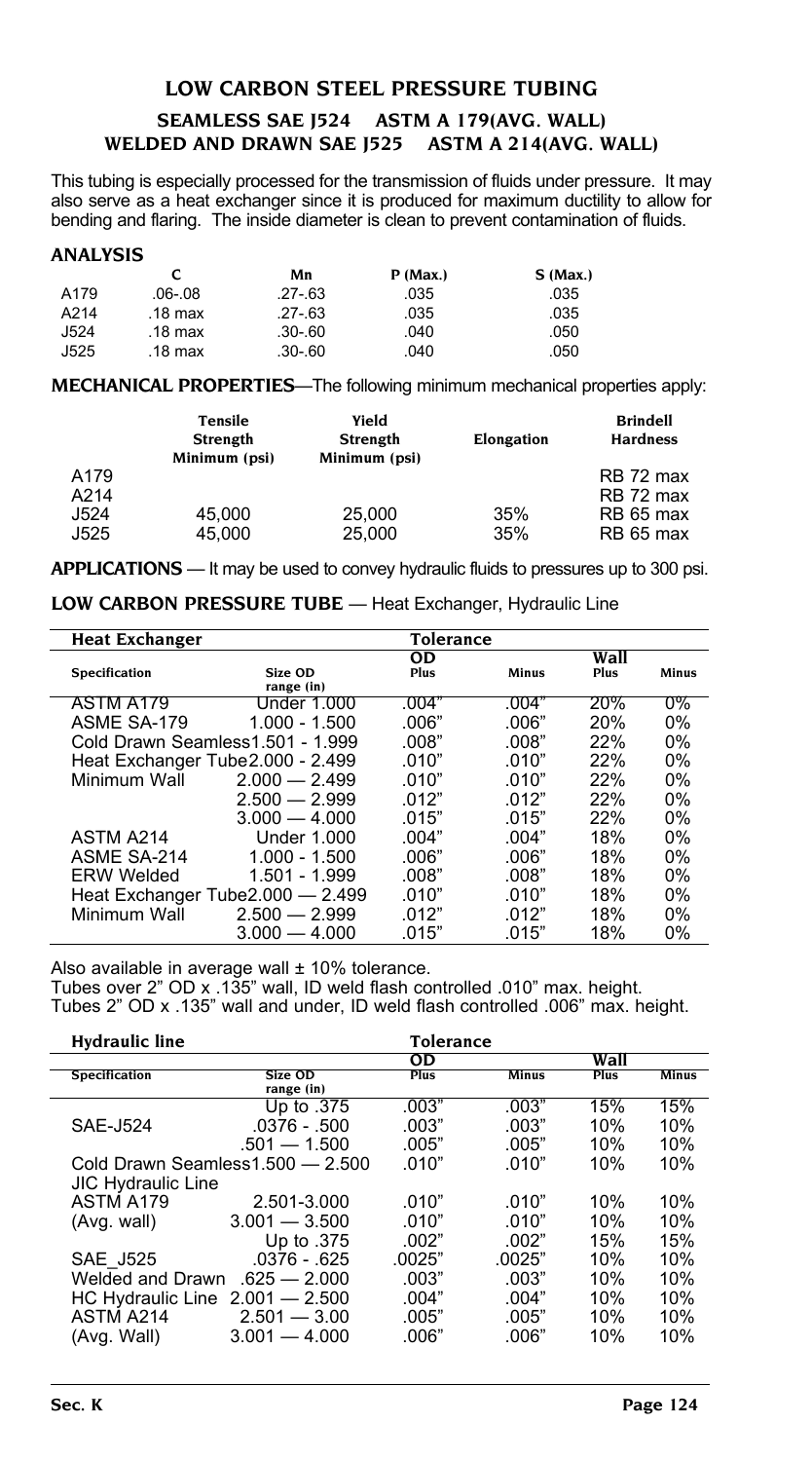# LOW CARBON STEEL PRESSURE TUBING

## SEAMLESS SAE J524 ASTM A 179(AVG. WALL)
## WELDED AND DRAWN SAE J525 ASTM A 214(AVG. WALL)

This tubing is especially processed for the transmission of fluids under pressure. It may also serve as a heat exchanger since it is produced for maximum ductility to allow for bending and flaring. The inside diameter is clean to prevent contamination of fluids.

### ANALYSIS

| | C | Mn | P (Max.) | S (Max.) |
|---|---|---|---|---|
| A179 | .06-.08 | .27-.63 | .035 | .035 |
| A214 | .18 max | .27-.63 | .035 | .035 |
| J524 | .18 max | .30-.60 | .040 | .050 |
| J525 | .18 max | .30-.60 | .040 | .050 |

**MECHANICAL PROPERTIES**—The following minimum mechanical properties apply:

| | Tensile Strength Minimum (psi) | Yield Strength Minimum (psi) | Elongation | Brindell Hardness |
|---|---|---|---|---|
| A179 | | | | RB 72 max |
| A214 | | | | RB 72 max |
| J524 | 45,000 | 25,000 | 35% | RB 65 max |
| J525 | 45,000 | 25,000 | 35% | RB 65 max |

**APPLICATIONS** — It may be used to convey hydraulic fluids to pressures up to 300 psi.

**LOW CARBON PRESSURE TUBE** — Heat Exchanger, Hydraulic Line

| Heat Exchanger | | Tolerance | | | |
|---|---|---|---|---|---|
| | | OD | | Wall | |
| Specification | Size OD range (in) | Plus | Minus | Plus | Minus |
| ASTM A179 | Under 1.000 | .004" | .004" | 20% | 0% |
| ASME SA-179 | 1.000 - 1.500 | .006" | .006" | 20% | 0% |
| Cold Drawn Seamless | 1.501 - 1.999 | .008" | .008" | 22% | 0% |
| Heat Exchanger Tube | 2.000 - 2.499 | .010" | .010" | 22% | 0% |
| Minimum Wall | 2.000 — 2.499 | .010" | .010" | 22% | 0% |
| | 2.500 — 2.999 | .012" | .012" | 22% | 0% |
| | 3.000 — 4.000 | .015" | .015" | 22% | 0% |
| ASTM A214 | Under 1.000 | .004" | .004" | 18% | 0% |
| ASME SA-214 | 1.000 - 1.500 | .006" | .006" | 18% | 0% |
| ERW Welded | 1.501 - 1.999 | .008" | .008" | 18% | 0% |
| Heat Exchanger Tube | 2.000 — 2.499 | .010" | .010" | 18% | 0% |
| Minimum Wall | 2.500 — 2.999 | .012" | .012" | 18% | 0% |
| | 3.000 — 4.000 | .015" | .015" | 18% | 0% |

Also available in average wall ± 10% tolerance.
Tubes over 2" OD x .135" wall, ID weld flash controlled .010" max. height.
Tubes 2" OD x .135" wall and under, ID weld flash controlled .006" max. height.

| Hydraulic line | | Tolerance | | | |
|---|---|---|---|---|---|
| | | OD | | Wall | |
| Specification | Size OD range (in) | Plus | Minus | Plus | Minus |
| | Up to .375 | .003" | .003" | 15% | 15% |
| SAE-J524 | .0376 - .500 | .003" | .003" | 10% | 10% |
| | .501 — 1.500 | .005" | .005" | 10% | 10% |
| Cold Drawn Seamless | 1.500 — 2.500 | .010" | .010" | 10% | 10% |
| JIC Hydraulic Line | | | | | |
| ASTM A179 | 2.501-3.000 | .010" | .010" | 10% | 10% |
| (Avg. wall) | 3.001 — 3.500 | .010" | .010" | 10% | 10% |
| | Up to .375 | .002" | .002" | 15% | 15% |
| SAE_J525 | .0376 - .625 | .0025" | .0025" | 10% | 10% |
| Welded and Drawn | .625 — 2.000 | .003" | .003" | 10% | 10% |
| HC Hydraulic Line | 2.001 — 2.500 | .004" | .004" | 10% | 10% |
| ASTM A214 | 2.501 — 3.00 | .005" | .005" | 10% | 10% |
| (Avg. Wall) | 3.001 — 4.000 | .006" | .006" | 10% | 10% |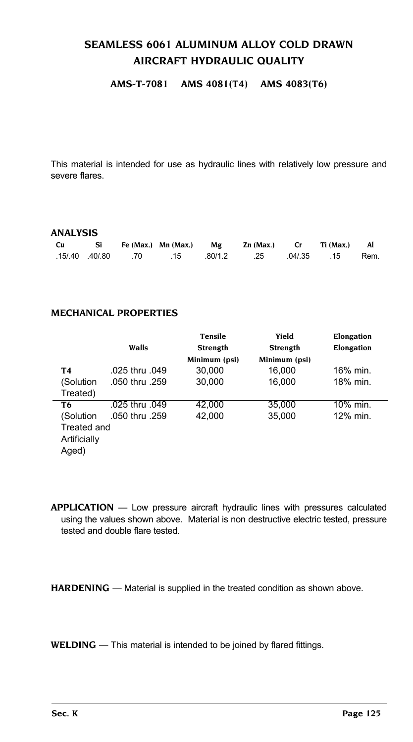# SEAMLESS 6061 ALUMINUM ALLOY COLD DRAWN AIRCRAFT HYDRAULIC QUALITY

**AMS-T-7081 AMS 4081(T4) AMS 4083(T6)**

This material is intended for use as hydraulic lines with relatively low pressure and severe flares.

## ANALYSIS

| Cu | Si | Fe (Max.) | Mn (Max.) | Mg | Zn (Max.) | Cr | Ti (Max.) | Al |
|---|---|---|---|---|---|---|---|---|
| .15/.40 | .40/.80 | .70 | .15 | .80/1.2 | .25 | .04/.35 | .15 | Rem. |

## MECHANICAL PROPERTIES

| | Walls | Tensile Strength Minimum (psi) | Yield Strength Minimum (psi) | Elongation Elongation |
|---|---|---|---|---|
| **T4** | .025 thru .049 | 30,000 | 16,000 | 16% min. |
| (Solution Treated) | .050 thru .259 | 30,000 | 16,000 | 18% min. |
| **T6** | .025 thru .049 | 42,000 | 35,000 | 10% min. |
| (Solution Treated and Artificially Aged) | .050 thru .259 | 42,000 | 35,000 | 12% min. |

**APPLICATION** — Low pressure aircraft hydraulic lines with pressures calculated using the values shown above. Material is non destructive electric tested, pressure tested and double flare tested.

**HARDENING** — Material is supplied in the treated condition as shown above.

**WELDING** — This material is intended to be joined by flared fittings.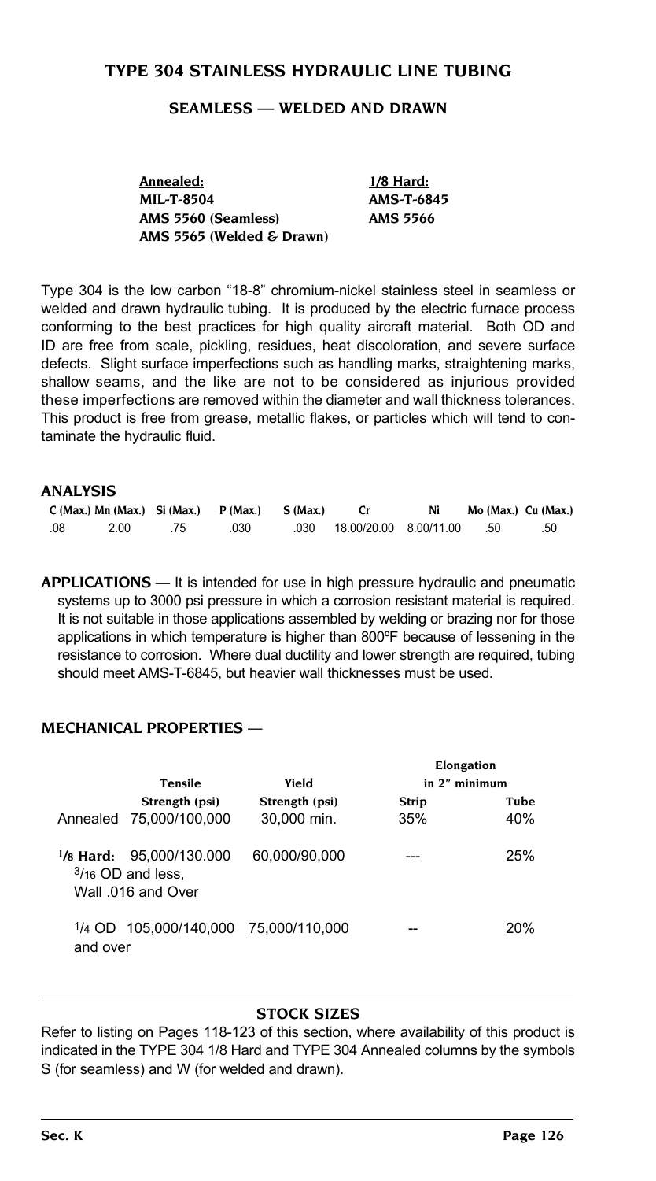# TYPE 304 STAINLESS HYDRAULIC LINE TUBING

## SEAMLESS — WELDED AND DRAWN

| Annealed: | 1/8 Hard: |
|---|---|
| MIL-T-8504 | AMS-T-6845 |
| AMS 5560 (Seamless) | AMS 5566 |
| AMS 5565 (Welded & Drawn) | |

Type 304 is the low carbon "18-8" chromium-nickel stainless steel in seamless or welded and drawn hydraulic tubing. It is produced by the electric furnace process conforming to the best practices for high quality aircraft material. Both OD and ID are free from scale, pickling, residues, heat discoloration, and severe surface defects. Slight surface imperfections such as handling marks, straightening marks, shallow seams, and the like are not to be considered as injurious provided these imperfections are removed within the diameter and wall thickness tolerances. This product is free from grease, metallic flakes, or particles which will tend to contaminate the hydraulic fluid.

### ANALYSIS

| C (Max.) | Mn (Max.) | Si (Max.) | P (Max.) | S (Max.) | Cr | Ni | Mo (Max.) | Cu (Max.) |
|---|---|---|---|---|---|---|---|---|
| .08 | 2.00 | .75 | .030 | .030 | 18.00/20.00 | 8.00/11.00 | .50 | .50 |

**APPLICATIONS** — It is intended for use in high pressure hydraulic and pneumatic systems up to 3000 psi pressure in which a corrosion resistant material is required. It is not suitable in those applications assembled by welding or brazing nor for those applications in which temperature is higher than 800ºF because of lessening in the resistance to corrosion. Where dual ductility and lower strength are required, tubing should meet AMS-T-6845, but heavier wall thicknesses must be used.

### MECHANICAL PROPERTIES —

| | Tensile Strength (psi) | Yield Strength (psi) | Elongation in 2" minimum Strip | Elongation in 2" minimum Tube |
|---|---|---|---|---|
| Annealed | 75,000/100,000 | 30,000 min. | 35% | 40% |
| **1/8 Hard:** 3/16 OD and less, Wall .016 and Over | 95,000/130.000 | 60,000/90,000 | --- | 25% |
| 1/4 OD and over | 105,000/140,000 | 75,000/110,000 | -- | 20% |

### STOCK SIZES

Refer to listing on Pages 118-123 of this section, where availability of this product is indicated in the TYPE 304 1/8 Hard and TYPE 304 Annealed columns by the symbols S (for seamless) and W (for welded and drawn).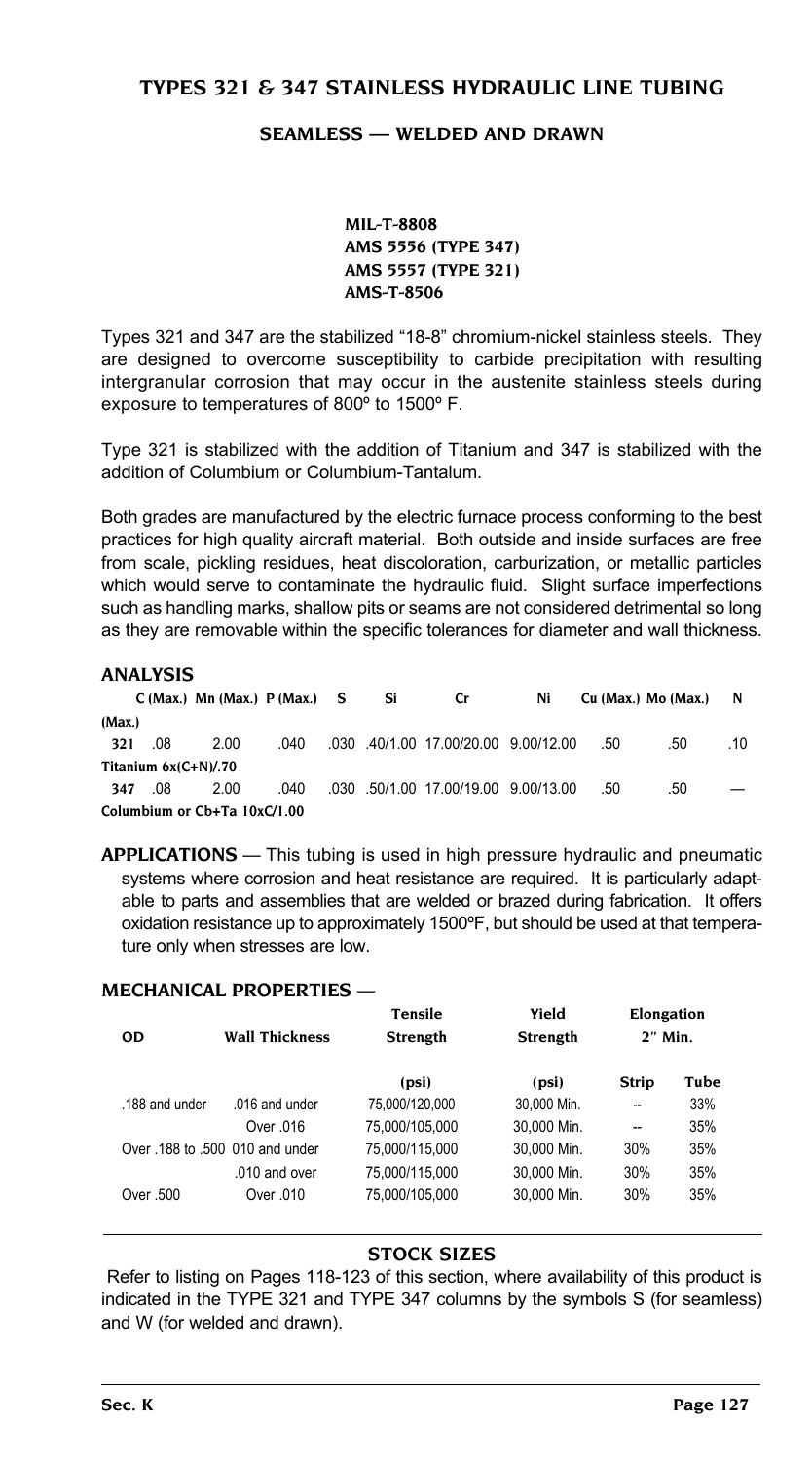# TYPES 321 & 347 STAINLESS HYDRAULIC LINE TUBING

## SEAMLESS — WELDED AND DRAWN

**MIL-T-8808**
**AMS 5556 (TYPE 347)**
**AMS 5557 (TYPE 321)**
**AMS-T-8506**

Types 321 and 347 are the stabilized "18-8" chromium-nickel stainless steels. They are designed to overcome susceptibility to carbide precipitation with resulting intergranular corrosion that may occur in the austenite stainless steels during exposure to temperatures of 800º to 1500º F.

Type 321 is stabilized with the addition of Titanium and 347 is stabilized with the addition of Columbium or Columbium-Tantalum.

Both grades are manufactured by the electric furnace process conforming to the best practices for high quality aircraft material. Both outside and inside surfaces are free from scale, pickling residues, heat discoloration, carburization, or metallic particles which would serve to contaminate the hydraulic fluid. Slight surface imperfections such as handling marks, shallow pits or seams are not considered detrimental so long as they are removable within the specific tolerances for diameter and wall thickness.

### ANALYSIS

| | C (Max.) | Mn (Max.) | P (Max.) | S (Max.) | Si | Cr | Ni | Cu (Max.) | Mo (Max.) | N |
|---|---|---|---|---|---|---|---|---|---|---|
| 321 | .08 | 2.00 | .040 | .030 | .40/1.00 | 17.00/20.00 | 9.00/12.00 | .50 | .50 | .10 |
| Titanium 6x(C+N)/.70 | | | | | | | | | | |
| 347 | .08 | 2.00 | .040 | .030 | .50/1.00 | 17.00/19.00 | 9.00/13.00 | .50 | .50 | — |
| Columbium or Cb+Ta 10xC/1.00 | | | | | | | | | | |

**APPLICATIONS** — This tubing is used in high pressure hydraulic and pneumatic systems where corrosion and heat resistance are required. It is particularly adaptable to parts and assemblies that are welded or brazed during fabrication. It offers oxidation resistance up to approximately 1500ºF, but should be used at that temperature only when stresses are low.

### MECHANICAL PROPERTIES —

| OD | Wall Thickness | Tensile Strength (psi) | Yield Strength (psi) | Elongation 2" Min. Strip | Elongation 2" Min. Tube |
|---|---|---|---|---|---|
| .188 and under | .016 and under | 75,000/120,000 | 30,000 Min. | -- | 33% |
| | Over .016 | 75,000/105,000 | 30,000 Min. | -- | 35% |
| Over .188 to .500 | 010 and under | 75,000/115,000 | 30,000 Min. | 30% | 35% |
| | .010 and over | 75,000/115,000 | 30,000 Min. | 30% | 35% |
| Over .500 | Over .010 | 75,000/105,000 | 30,000 Min. | 30% | 35% |

### STOCK SIZES

Refer to listing on Pages 118-123 of this section, where availability of this product is indicated in the TYPE 321 and TYPE 347 columns by the symbols S (for seamless) and W (for welded and drawn).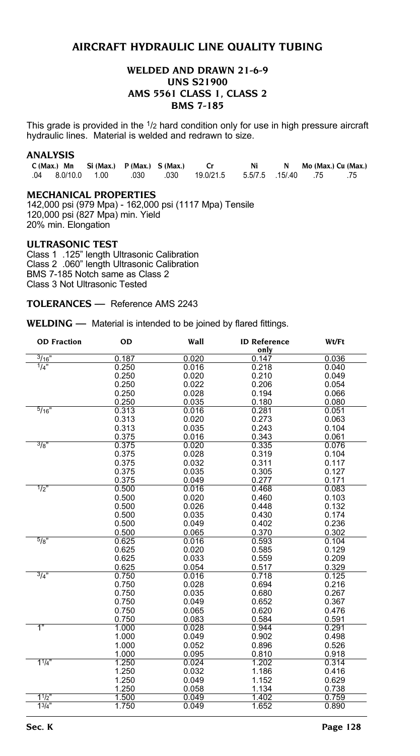# AIRCRAFT HYDRAULIC LINE QUALITY TUBING

## WELDED AND DRAWN 21-6-9
## UNS S21900
## AMS 5561 CLASS 1, CLASS 2
## BMS 7-185

This grade is provided in the 1/2 hard condition only for use in high pressure aircraft hydraulic lines. Material is welded and redrawn to size.

### ANALYSIS

| C (Max.) | Mn | Si (Max.) | P (Max.) | S (Max.) | Cr | Ni | N | Mo (Max.) | Cu (Max.) |
|---|---|---|---|---|---|---|---|---|---|
| .04 | 8.0/10.0 | 1.00 | .030 | .030 | 19.0/21.5 | 5.5/7.5 | .15/.40 | .75 | .75 |

### MECHANICAL PROPERTIES

142,000 psi (979 Mpa) - 162,000 psi (1117 Mpa) Tensile
120,000 psi (827 Mpa) min. Yield
20% min. Elongation

### ULTRASONIC TEST

Class 1 .125" length Ultrasonic Calibration
Class 2 .060" length Ultrasonic Calibration
BMS 7-185 Notch same as Class 2
Class 3 Not Ultrasonic Tested

**TOLERANCES —** Reference AMS 2243

**WELDING —** Material is intended to be joined by flared fittings.

| OD Fraction | OD | Wall | ID Reference only | Wt/Ft |
|---|---|---|---|---|
| 3/16" | 0.187 | 0.020 | 0.147 | 0.036 |
| 1/4" | 0.250 | 0.016 | 0.218 | 0.040 |
| | 0.250 | 0.020 | 0.210 | 0.049 |
| | 0.250 | 0.022 | 0.206 | 0.054 |
| | 0.250 | 0.028 | 0.194 | 0.066 |
| | 0.250 | 0.035 | 0.180 | 0.080 |
| 5/16" | 0.313 | 0.016 | 0.281 | 0.051 |
| | 0.313 | 0.020 | 0.273 | 0.063 |
| | 0.313 | 0.035 | 0.243 | 0.104 |
| | 0.375 | 0.016 | 0.343 | 0.061 |
| 3/8" | 0.375 | 0.020 | 0.335 | 0.076 |
| | 0.375 | 0.028 | 0.319 | 0.104 |
| | 0.375 | 0.032 | 0.311 | 0.117 |
| | 0.375 | 0.035 | 0.305 | 0.127 |
| | 0.375 | 0.049 | 0.277 | 0.171 |
| 1/2" | 0.500 | 0.016 | 0.468 | 0.083 |
| | 0.500 | 0.020 | 0.460 | 0.103 |
| | 0.500 | 0.026 | 0.448 | 0.132 |
| | 0.500 | 0.035 | 0.430 | 0.174 |
| | 0.500 | 0.049 | 0.402 | 0.236 |
| | 0.500 | 0.065 | 0.370 | 0.302 |
| 5/8" | 0.625 | 0.016 | 0.593 | 0.104 |
| | 0.625 | 0.020 | 0.585 | 0.129 |
| | 0.625 | 0.033 | 0.559 | 0.209 |
| | 0.625 | 0.054 | 0.517 | 0.329 |
| 3/4" | 0.750 | 0.016 | 0.718 | 0.125 |
| | 0.750 | 0.028 | 0.694 | 0.216 |
| | 0.750 | 0.035 | 0.680 | 0.267 |
| | 0.750 | 0.049 | 0.652 | 0.367 |
| | 0.750 | 0.065 | 0.620 | 0.476 |
| | 0.750 | 0.083 | 0.584 | 0.591 |
| 1" | 1.000 | 0.028 | 0.944 | 0.291 |
| | 1.000 | 0.049 | 0.902 | 0.498 |
| | 1.000 | 0.052 | 0.896 | 0.526 |
| | 1.000 | 0.095 | 0.810 | 0.918 |
| 1 1/4" | 1.250 | 0.024 | 1.202 | 0.314 |
| | 1.250 | 0.032 | 1.186 | 0.416 |
| | 1.250 | 0.049 | 1.152 | 0.629 |
| | 1.250 | 0.058 | 1.134 | 0.738 |
| 1 1/2" | 1.500 | 0.049 | 1.402 | 0.759 |
| 1 3/4" | 1.750 | 0.049 | 1.652 | 0.890 |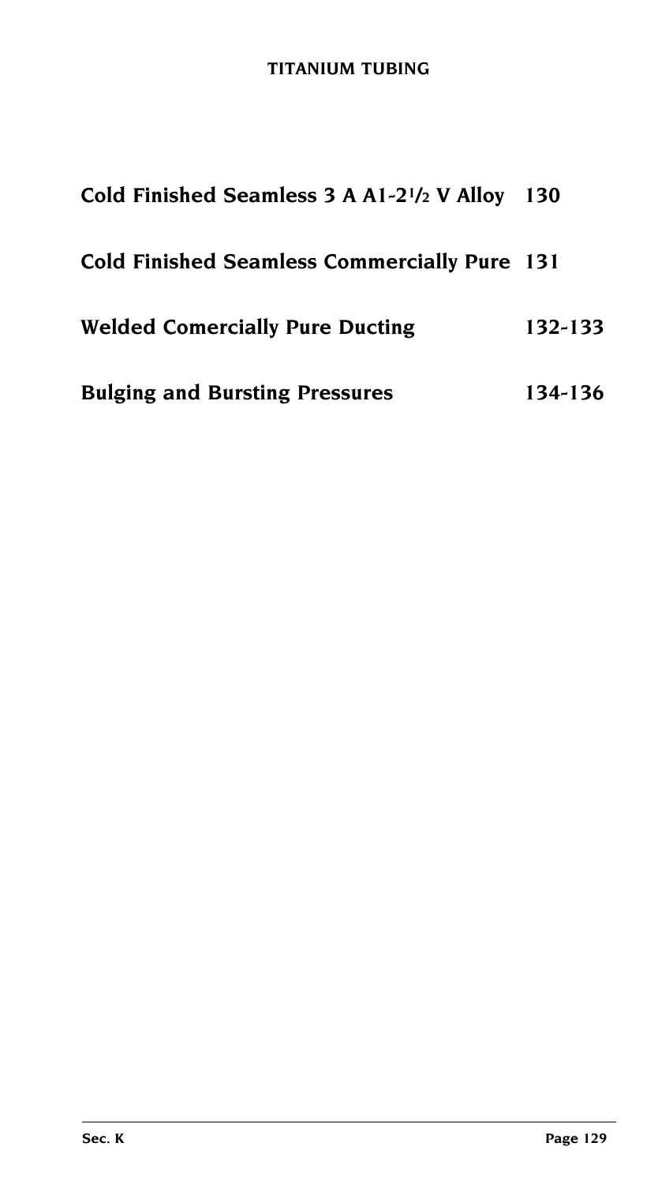# TITANIUM TUBING

| | |
|---|---|
| **Cold Finished Seamless 3 A A1-2$^{1}/_{2}$ V Alloy** | **130** |
| **Cold Finished Seamless Commercially Pure** | **131** |
| **Welded Comercially Pure Ducting** | **132-133** |
| **Bulging and Bursting Pressures** | **134-136** |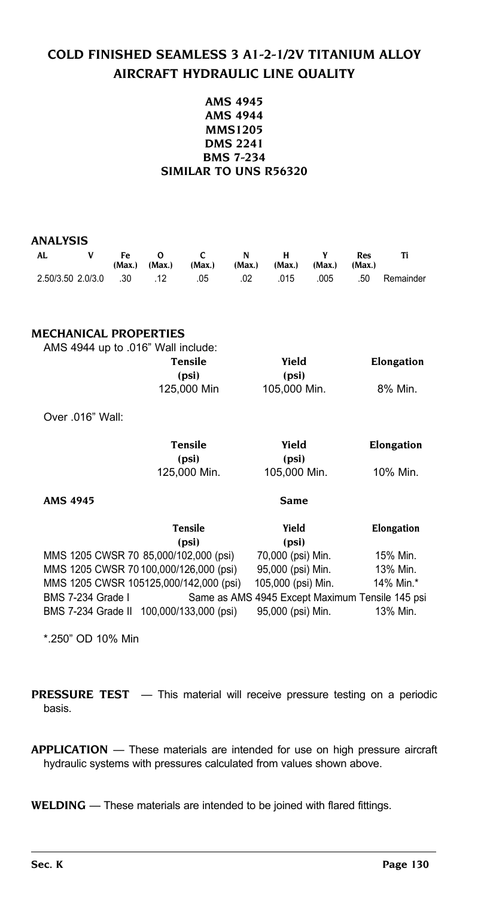# COLD FINISHED SEAMLESS 3 Al-2-1/2V TITANIUM ALLOY AIRCRAFT HYDRAULIC LINE QUALITY

**AMS 4945**
**AMS 4944**
**MMS1205**
**DMS 2241**
**BMS 7-234**
**SIMILAR TO UNS R56320**

## ANALYSIS

| AL | V | Fe (Max.) | O (Max.) | C (Max.) | N (Max.) | H (Max.) | Y (Max.) | Res (Max.) | Ti |
|---|---|---|---|---|---|---|---|---|---|
| 2.50/3.50 | 2.0/3.0 | .30 | .12 | .05 | .02 | .015 | .005 | .50 | Remainder |

## MECHANICAL PROPERTIES

AMS 4944 up to .016" Wall include:

| Tensile (psi) | Yield (psi) | Elongation |
|---|---|---|
| 125,000 Min | 105,000 Min. | 8% Min. |

Over .016" Wall:

| Tensile (psi) | Yield (psi) | Elongation |
|---|---|---|
| 125,000 Min. | 105,000 Min. | 10% Min. |

**AMS 4945** **Same**

| | Tensile (psi) | Yield (psi) | Elongation |
|---|---|---|---|
| MMS 1205 CWSR 70 | 85,000/102,000 (psi) | 70,000 (psi) Min. | 15% Min. |
| MMS 1205 CWSR 70 | 100,000/126,000 (psi) | 95,000 (psi) Min. | 13% Min. |
| MMS 1205 CWSR 105 | 125,000/142,000 (psi) | 105,000 (psi) Min. | 14% Min.* |
| BMS 7-234 Grade I | Same as AMS 4945 Except Maximum Tensile 145 psi | | |
| BMS 7-234 Grade II | 100,000/133,000 (psi) | 95,000 (psi) Min. | 13% Min. |

*.250" OD 10% Min

**PRESSURE TEST** — This material will receive pressure testing on a periodic basis.

**APPLICATION** — These materials are intended for use on high pressure aircraft hydraulic systems with pressures calculated from values shown above.

**WELDING** — These materials are intended to be joined with flared fittings.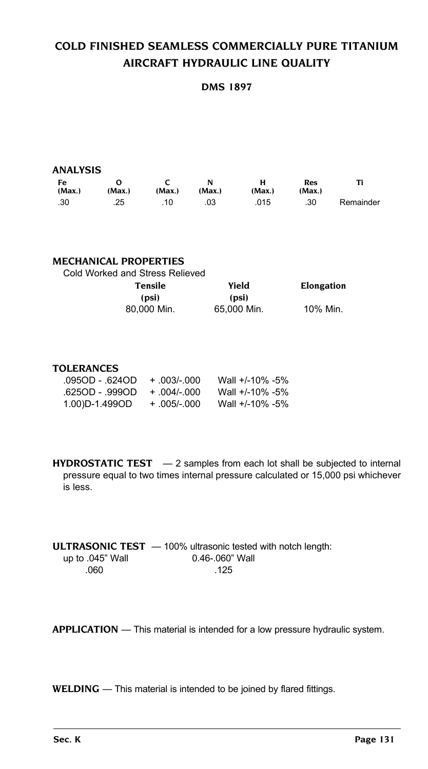# COLD FINISHED SEAMLESS COMMERCIALLY PURE TITANIUM AIRCRAFT HYDRAULIC LINE QUALITY

## DMS 1897

### ANALYSIS

| Fe (Max.) | O (Max.) | C (Max.) | N (Max.) | H (Max.) | Res (Max.) | Ti |
|---|---|---|---|---|---|---|
| .30 | .25 | .10 | .03 | .015 | .30 | Remainder |

### MECHANICAL PROPERTIES

Cold Worked and Stress Relieved

| Tensile (psi) | Yield (psi) | Elongation |
|---|---|---|
| 80,000 Min. | 65,000 Min. | 10% Min. |

### TOLERANCES

| | | |
|---|---|---|
| .095OD - .624OD | + .003/-.000 | Wall +/-10% -5% |
| .625OD - .999OD | + .004/-.000 | Wall +/-10% -5% |
| 1.00)D-1.499OD | + .005/-.000 | Wall +/-10% -5% |

**HYDROSTATIC TEST** — 2 samples from each lot shall be subjected to internal pressure equal to two times internal pressure calculated or 15,000 psi whichever is less.

**ULTRASONIC TEST** — 100% ultrasonic tested with notch length:

| up to .045" Wall | 0.46-.060" Wall |
|---|---|
| .060 | .125 |

**APPLICATION** — This material is intended for a low pressure hydraulic system.

**WELDING** — This material is intended to be joined by flared fittings.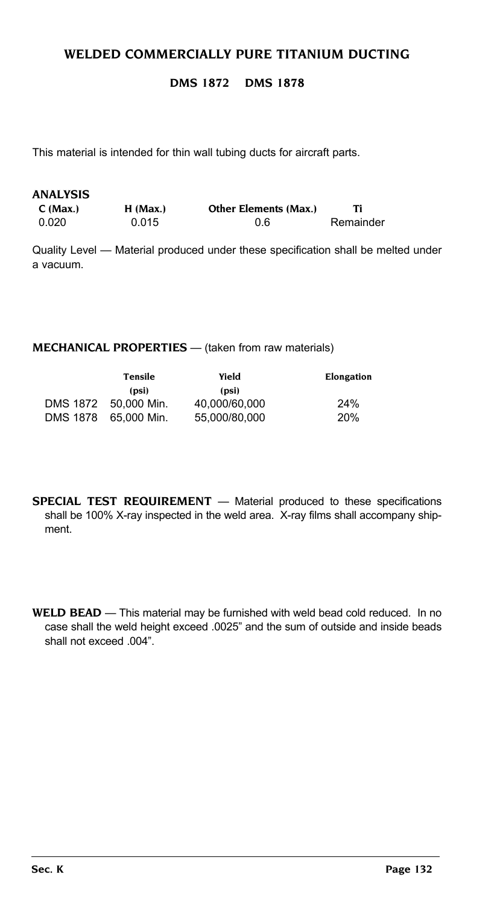# WELDED COMMERCIALLY PURE TITANIUM DUCTING

## DMS 1872 DMS 1878

This material is intended for thin wall tubing ducts for aircraft parts.

### ANALYSIS

| C (Max.) | H (Max.) | Other Elements (Max.) | Ti |
|---|---|---|---|
| 0.020 | 0.015 | 0.6 | Remainder |

Quality Level — Material produced under these specification shall be melted under a vacuum.

### MECHANICAL PROPERTIES — (taken from raw materials)

| | Tensile (psi) | Yield (psi) | Elongation |
|---|---|---|---|
| DMS 1872 | 50,000 Min. | 40,000/60,000 | 24% |
| DMS 1878 | 65,000 Min. | 55,000/80,000 | 20% |

**SPECIAL TEST REQUIREMENT** — Material produced to these specifications shall be 100% X-ray inspected in the weld area. X-ray films shall accompany shipment.

**WELD BEAD** — This material may be furnished with weld bead cold reduced. In no case shall the weld height exceed .0025" and the sum of outside and inside beads shall not exceed .004".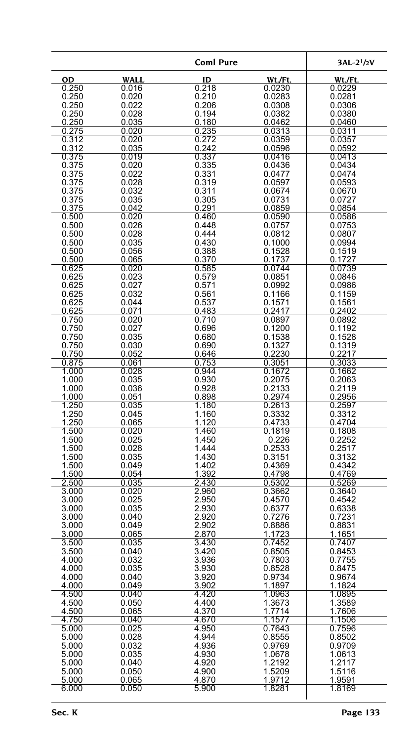| | | Coml Pure | | 3AL-2½V |
|---|---|---|---|---|
| OD | WALL | ID | Wt./Ft. | Wt./Ft. |
| 0.250 | 0.016 | 0.218 | 0.0230 | 0.0229 |
| 0.250 | 0.020 | 0.210 | 0.0283 | 0.0281 |
| 0.250 | 0.022 | 0.206 | 0.0308 | 0.0306 |
| 0.250 | 0.028 | 0.194 | 0.0382 | 0.0380 |
| 0.250 | 0.035 | 0.180 | 0.0462 | 0.0460 |
| 0.275 | 0.020 | 0.235 | 0.0313 | 0.0311 |
| 0.312 | 0.020 | 0.272 | 0.0359 | 0.0357 |
| 0.312 | 0.035 | 0.242 | 0.0596 | 0.0592 |
| 0.375 | 0.019 | 0.337 | 0.0416 | 0.0413 |
| 0.375 | 0.020 | 0.335 | 0.0436 | 0.0434 |
| 0.375 | 0.022 | 0.331 | 0.0477 | 0.0474 |
| 0.375 | 0.028 | 0.319 | 0.0597 | 0.0593 |
| 0.375 | 0.032 | 0.311 | 0.0674 | 0.0670 |
| 0.375 | 0.035 | 0.305 | 0.0731 | 0.0727 |
| 0.375 | 0.042 | 0.291 | 0.0859 | 0.0854 |
| 0.500 | 0.020 | 0.460 | 0.0590 | 0.0586 |
| 0.500 | 0.026 | 0.448 | 0.0757 | 0.0753 |
| 0.500 | 0.028 | 0.444 | 0.0812 | 0.0807 |
| 0.500 | 0.035 | 0.430 | 0.1000 | 0.0994 |
| 0.500 | 0.056 | 0.388 | 0.1528 | 0.1519 |
| 0.500 | 0.065 | 0.370 | 0.1737 | 0.1727 |
| 0.625 | 0.020 | 0.585 | 0.0744 | 0.0739 |
| 0.625 | 0.023 | 0.579 | 0.0851 | 0.0846 |
| 0.625 | 0.027 | 0.571 | 0.0992 | 0.0986 |
| 0.625 | 0.032 | 0.561 | 0.1166 | 0.1159 |
| 0.625 | 0.044 | 0.537 | 0.1571 | 0.1561 |
| 0.625 | 0.071 | 0.483 | 0.2417 | 0.2402 |
| 0.750 | 0.020 | 0.710 | 0.0897 | 0.0892 |
| 0.750 | 0.027 | 0.696 | 0.1200 | 0.1192 |
| 0.750 | 0.035 | 0.680 | 0.1538 | 0.1528 |
| 0.750 | 0.030 | 0.690 | 0.1327 | 0.1319 |
| 0.750 | 0.052 | 0.646 | 0.2230 | 0.2217 |
| 0.875 | 0.061 | 0.753 | 0.3051 | 0.3033 |
| 1.000 | 0.028 | 0.944 | 0.1672 | 0.1662 |
| 1.000 | 0.035 | 0.930 | 0.2075 | 0.2063 |
| 1.000 | 0.036 | 0.928 | 0.2133 | 0.2119 |
| 1.000 | 0.051 | 0.898 | 0.2974 | 0.2956 |
| 1.250 | 0.035 | 1.180 | 0.2613 | 0.2597 |
| 1.250 | 0.045 | 1.160 | 0.3332 | 0.3312 |
| 1.250 | 0.065 | 1.120 | 0.4733 | 0.4704 |
| 1.500 | 0.020 | 1.460 | 0.1819 | 0.1808 |
| 1.500 | 0.025 | 1.450 | 0.226 | 0.2252 |
| 1.500 | 0.028 | 1.444 | 0.2533 | 0.2517 |
| 1.500 | 0.035 | 1.430 | 0.3151 | 0.3132 |
| 1.500 | 0.049 | 1.402 | 0.4369 | 0.4342 |
| 1.500 | 0.054 | 1.392 | 0.4798 | 0.4769 |
| 2.500 | 0.035 | 2.430 | 0.5302 | 0.5269 |
| 3.000 | 0.020 | 2.960 | 0.3662 | 0.3640 |
| 3.000 | 0.025 | 2.950 | 0.4570 | 0.4542 |
| 3.000 | 0.035 | 2.930 | 0.6377 | 0.6338 |
| 3.000 | 0.040 | 2.920 | 0.7276 | 0.7231 |
| 3.000 | 0.049 | 2.902 | 0.8886 | 0.8831 |
| 3.000 | 0.065 | 2.870 | 1.1723 | 1.1651 |
| 3.500 | 0.035 | 3.430 | 0.7452 | 0.7407 |
| 3.500 | 0.040 | 3.420 | 0.8505 | 0.8453 |
| 4.000 | 0.032 | 3.936 | 0.7803 | 0.7755 |
| 4.000 | 0.035 | 3.930 | 0.8528 | 0.8475 |
| 4.000 | 0.040 | 3.920 | 0.9734 | 0.9674 |
| 4.000 | 0.049 | 3.902 | 1.1897 | 1.1824 |
| 4.500 | 0.040 | 4.420 | 1.0963 | 1.0895 |
| 4.500 | 0.050 | 4.400 | 1.3673 | 1.3589 |
| 4.500 | 0.065 | 4.370 | 1.7714 | 1.7606 |
| 4.750 | 0.040 | 4.670 | 1.1577 | 1.1506 |
| 5.000 | 0.025 | 4.950 | 0.7643 | 0.7596 |
| 5.000 | 0.028 | 4.944 | 0.8555 | 0.8502 |
| 5.000 | 0.032 | 4.936 | 0.9769 | 0.9709 |
| 5.000 | 0.035 | 4.930 | 1.0678 | 1.0613 |
| 5.000 | 0.040 | 4.920 | 1.2192 | 1.2117 |
| 5.000 | 0.050 | 4.900 | 1.5209 | 1.5116 |
| 5.000 | 0.065 | 4.870 | 1.9712 | 1.9591 |
| 6.000 | 0.050 | 5.900 | 1.8281 | 1.8169 |

Sec. K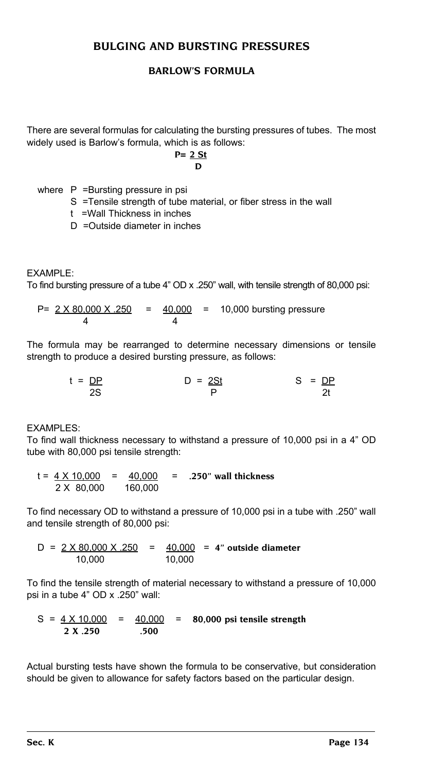# BULGING AND BURSTING PRESSURES

## BARLOW'S FORMULA

There are several formulas for calculating the bursting pressures of tubes. The most widely used is Barlow's formula, which is as follows:

$$P = \frac{2\,St}{D}$$

where P =Bursting pressure in psi

- S =Tensile strength of tube material, or fiber stress in the wall
- t =Wall Thickness in inches
- D =Outside diameter in inches

EXAMPLE:

To find bursting pressure of a tube 4" OD x .250" wall, with tensile strength of 80,000 psi:

$$P = \frac{2 \times 80{,}000 \times .250}{4} = \frac{40{,}000}{4} = 10{,}000 \text{ bursting pressure}$$

The formula may be rearranged to determine necessary dimensions or tensile strength to produce a desired bursting pressure, as follows:

$$t = \frac{DP}{2S} \qquad D = \frac{2St}{P} \qquad S = \frac{DP}{2t}$$

EXAMPLES:

To find wall thickness necessary to withstand a pressure of 10,000 psi in a 4" OD tube with 80,000 psi tensile strength:

$$t = \frac{4 \times 10{,}000}{2 \times 80{,}000} = \frac{40{,}000}{160{,}000} = \textbf{.250" wall thickness}$$

To find necessary OD to withstand a pressure of 10,000 psi in a tube with .250" wall and tensile strength of 80,000 psi:

$$D = \frac{2 \times 80{,}000 \times .250}{10{,}000} = \frac{40{,}000}{10{,}000} = \textbf{4" outside diameter}$$

To find the tensile strength of material necessary to withstand a pressure of 10,000 psi in a tube 4" OD x .250" wall:

$$S = \frac{4 \times 10{,}000}{2 \times .250} = \frac{40{,}000}{.500} = \textbf{80,000 psi tensile strength}$$

Actual bursting tests have shown the formula to be conservative, but consideration should be given to allowance for safety factors based on the particular design.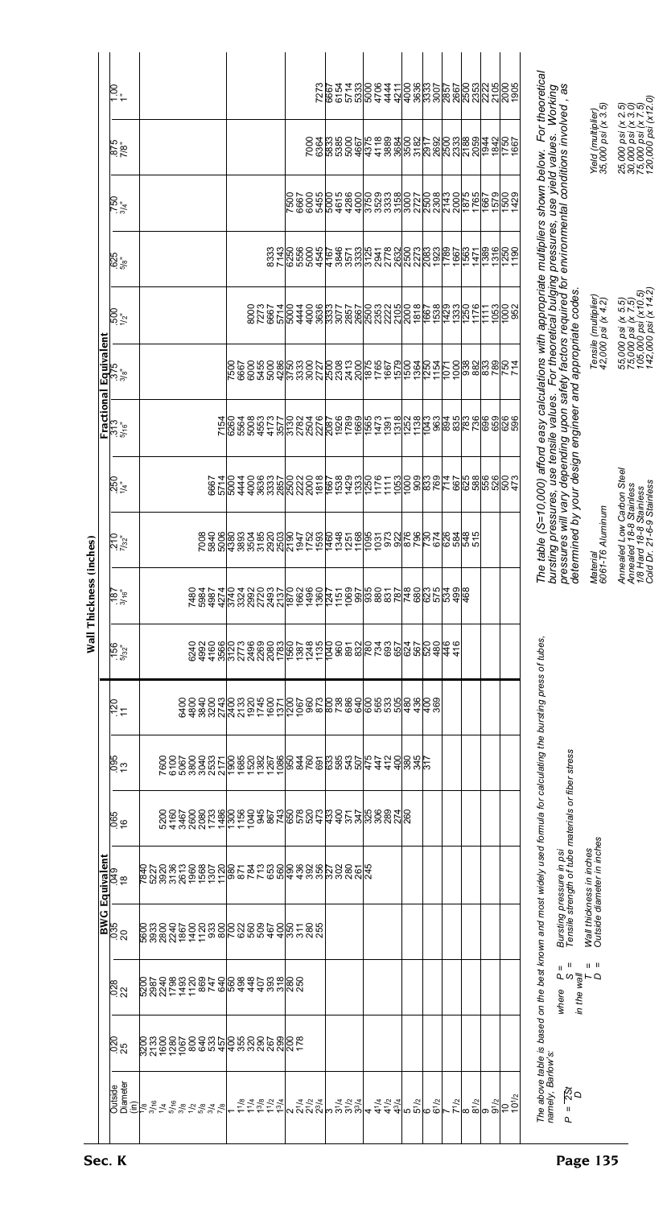| Outside Diameter (in) | Wall Thickness (inches) — BWG Equivalent .020 (25) | .028 (22) | .035 (20) | .049 (18) | .065 (16) | .095 (13) | .120 (11) | Fractional Equivalent .156 (5/32") | .187 (3/16") | .210 (7/32") | .250 (1/4") | .313 (5/16") | .375 (3/8") | .500 (1/2") | .625 (5/8") | .750 (3/4") | .875 (7/8") | 1.00 (1") |
|---|---|---|---|---|---|---|---|---|---|---|---|---|---|---|---|---|---|---|
| 1/8 | 3200 | 4480 | 5600 | 7840 | | | | | | | | | | | | | | |
| 3/16 | 2133 | 2987 | 3733 | 5227 | | | | | | | | | | | | | | |
| 1/4 | 1600 | 2240 | 2800 | 3920 | 5200 | 7600 | | | | | | | | | | | | |
| 5/16 | 1280 | 1792 | 2240 | 3136 | 4160 | 6100 | | | | | | | | | | | | |
| 3/8 | 1067 | 1493 | 1867 | 2613 | 3467 | 5067 | 6400 | | | | | | | | | | | |
| 1/2 | 800 | 1120 | 1400 | 1960 | 2600 | 3800 | 4800 | 6240 | 7480 | | | | | | | | | |
| 5/8 | 640 | 896 | 1120 | 1568 | 2080 | 3040 | 3840 | 4992 | 5984 | 7008 | | | | | | | | |
| 3/4 | 533 | 747 | 933 | 1307 | 1733 | 2533 | 3200 | 4160 | 4987 | 5840 | 6667 | | | | | | | |
| 7/8 | 457 | 640 | 800 | 1120 | 1486 | 2171 | 2743 | 3566 | 4274 | 5006 | 5714 | 7154 | | | | | | |
| 1 | 400 | 560 | 700 | 980 | 1300 | 1900 | 2400 | 3120 | 3740 | 4380 | 5000 | 6260 | 7500 | | | | | |
| 1 1/8 | 355 | 498 | 622 | 871 | 1156 | 1685 | 2133 | 2773 | 3324 | 3893 | 4444 | 5564 | 6667 | | | | | |
| 1 1/4 | 320 | 448 | 560 | 784 | 1040 | 1520 | 1920 | 2496 | 2992 | 3504 | 4000 | 5008 | 6000 | 8000 | | | | |
| 1 3/8 | 290 | 407 | 509 | 713 | 945 | 1382 | 1745 | 2269 | 2720 | 3185 | 3636 | 4553 | 5455 | 7273 | | | | |
| 1 1/2 | 267 | 373 | 467 | 653 | 867 | 1267 | 1600 | 2080 | 2493 | 2920 | 3333 | 4173 | 5000 | 6667 | 8333 | | | |
| 1 3/4 | 229 | 320 | 400 | 560 | 743 | 1086 | 1371 | 1783 | 2137 | 2503 | 2857 | 3577 | 4286 | 5714 | 7143 | | | |
| 2 | 200 | 280 | 350 | 490 | 650 | 950 | 1200 | 1560 | 1870 | 2190 | 2500 | 3130 | 3750 | 5000 | 6250 | 7500 | | |
| 2 1/4 | 178 | 250 | 311 | 436 | 578 | 844 | 1067 | 1387 | 1662 | 1947 | 2222 | 2782 | 3333 | 4444 | 5556 | 6667 | | |
| 2 1/2 | | | 280 | 392 | 520 | 760 | 960 | 1248 | 1496 | 1752 | 2000 | 2504 | 3000 | 4000 | 5000 | 6000 | 7000 | |
| 2 3/4 | | | 255 | 356 | 473 | 691 | 873 | 1135 | 1360 | 1593 | 1818 | 2276 | 2727 | 3636 | 4545 | 5455 | 6364 | 7273 |
| 3 | | | | 327 | 433 | 633 | 800 | 1040 | 1247 | 1460 | 1667 | 2087 | 2500 | 3333 | 4167 | 5000 | 5833 | 6667 |
| 3 1/4 | | | | 302 | 400 | 585 | 738 | 960 | 1151 | 1348 | 1538 | 1926 | 2308 | 3077 | 3846 | 4615 | 5385 | 6154 |
| 3 1/2 | | | | 280 | 371 | 543 | 686 | 891 | 1069 | 1251 | 1429 | 1789 | 2143 | 2857 | 3571 | 4286 | 5000 | 5714 |
| 3 3/4 | | | | 261 | 347 | 507 | 640 | 832 | 997 | 1168 | 1333 | 1669 | 2000 | 2667 | 3333 | 4000 | 4667 | 5333 |
| 4 | | | | 245 | 325 | 475 | 600 | 780 | 935 | 1095 | 1250 | 1565 | 1875 | 2500 | 3125 | 3750 | 4375 | 5000 |
| 4 1/4 | | | | | 306 | 447 | 565 | 734 | 880 | 1031 | 1176 | 1473 | 1765 | 2353 | 2941 | 3529 | 4118 | 4706 |
| 4 1/2 | | | | | 289 | 422 | 533 | 693 | 831 | 973 | 1111 | 1391 | 1667 | 2222 | 2778 | 3333 | 3889 | 4444 |
| 4 3/4 | | | | | 274 | 400 | 505 | 657 | 787 | 922 | 1053 | 1318 | 1579 | 2105 | 2632 | 3158 | 3684 | 4211 |
| 5 | | | | | 260 | 380 | 480 | 624 | 748 | 876 | 1000 | 1252 | 1500 | 2000 | 2500 | 3000 | 3500 | 4000 |
| 5 1/2 | | | | | | 345 | 436 | 567 | 680 | 796 | 909 | 1138 | 1364 | 1818 | 2273 | 2727 | 3182 | 3636 |
| 6 | | | | | | 317 | 400 | 520 | 623 | 730 | 833 | 1043 | 1250 | 1667 | 2083 | 2500 | 2917 | 3333 |
| 6 1/2 | | | | | | | 369 | 480 | 575 | 674 | 769 | 963 | 1154 | 1538 | 1923 | 2308 | 2692 | 3077 |
| 7 | | | | | | | | 446 | 534 | 626 | 714 | 894 | 1071 | 1429 | 1786 | 2143 | 2500 | 2857 |
| 7 1/2 | | | | | | | | 416 | 499 | 584 | 667 | 835 | 1000 | 1333 | 1667 | 2000 | 2333 | 2667 |
| 8 | | | | | | | | | 468 | 548 | 625 | 783 | 938 | 1250 | 1563 | 1875 | 2188 | 2500 |
| 8 1/2 | | | | | | | | | | 515 | 588 | 736 | 882 | 1176 | 1471 | 1765 | 2059 | 2353 |
| 9 | | | | | | | | | | | 556 | 696 | 833 | 1111 | 1389 | 1667 | 1944 | 2222 |
| 9 1/2 | | | | | | | | | | | 526 | 659 | 789 | 1053 | 1316 | 1579 | 1842 | 2105 |
| 10 | | | | | | | | | | | 500 | 626 | 750 | 1000 | 1250 | 1500 | 1750 | 2000 |
| 10 1/2 | | | | | | | | | | | 473 | 596 | 714 | 952 | 1190 | 1429 | 1667 | 1905 |

The above table is based on the best known and most widely used formula for calculating the bursting press of tubes, namely, Barlow's:

$$P = \frac{2St}{D}$$

where $P$ = Bursting pressure in psi
$S$ = Tensile strength of tube materials or fiber stress in the wall
$T$ = Wall thickness in inches
$D$ = Outside diameter in inches

*The table (S=10,000) afford easy calculations with appropriate multipliers shown below. For theoretical bursting pressures, use tensile values. For theoretical bulging pressures, use yield values. Working pressures will vary depending upon safety factors required for environmental conditions involved, as determined by your design engineer and appropriate codes.*

| Material | Tensile (multiplier) | Yield (multiplier) |
|---|---|---|
| 6061-T6 Aluminum | 42,000 psi (x 4.2) | 35,000 psi (x 3.5) |
| Annealed Low Carbon Steel | 55,000 psi (x 5.5) | 25,000 psi (x 2.5) |
| Annealed 18-8 Stainless | 75,000 psi (x 7.5) | 30,000 psi (x 3.0) |
| 1/8 Hard 18-8 Stainless | 105,000 psi (x 10.5) | 75,000 psi (x 7.5) |
| Cold Dr. 21-6-9 Stainless | 142,000 psi (x 14.2) | 120,000 psi (x 12.0) |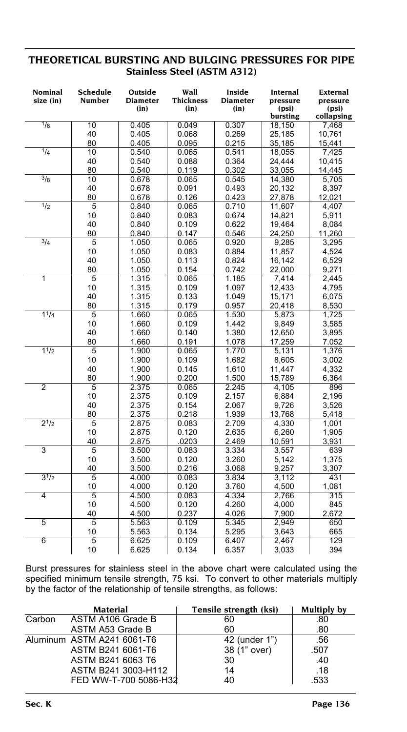## THEORETICAL BURSTING AND BULGING PRESSURES FOR PIPE

### Stainless Steel (ASTM A312)

| Nominal size (in) | Schedule Number | Outside Diameter (in) | Wall Thickness (in) | Inside Diameter (in) | Internal pressure (psi) bursting | External pressure (psi) collapsing |
|---|---|---|---|---|---|---|
| 1/8 | 10 | 0.405 | 0.049 | 0.307 | 18,150 | 7,468 |
| | 40 | 0.405 | 0.068 | 0.269 | 25,185 | 10,761 |
| | 80 | 0.405 | 0.095 | 0.215 | 35,185 | 15,441 |
| 1/4 | 10 | 0.540 | 0.065 | 0.541 | 18,055 | 7,425 |
| | 40 | 0.540 | 0.088 | 0.364 | 24,444 | 10,415 |
| | 80 | 0.540 | 0.119 | 0.302 | 33,055 | 14,445 |
| 3/8 | 10 | 0.678 | 0.065 | 0.545 | 14,380 | 5,705 |
| | 40 | 0.678 | 0.091 | 0.493 | 20,132 | 8,397 |
| | 80 | 0.678 | 0.126 | 0.423 | 27,878 | 12,021 |
| 1/2 | 5 | 0.840 | 0.065 | 0.710 | 11,607 | 4,407 |
| | 10 | 0.840 | 0.083 | 0.674 | 14,821 | 5,911 |
| | 40 | 0.840 | 0.109 | 0.622 | 19,464 | 8,084 |
| | 80 | 0.840 | 0.147 | 0.546 | 24,250 | 11,260 |
| 3/4 | 5 | 1.050 | 0.065 | 0.920 | 9,285 | 3,295 |
| | 10 | 1.050 | 0.083 | 0.884 | 11,857 | 4,524 |
| | 40 | 1.050 | 0.113 | 0.824 | 16,142 | 6,529 |
| | 80 | 1.050 | 0.154 | 0.742 | 22,000 | 9,271 |
| 1 | 5 | 1.315 | 0.065 | 1.185 | 7,414 | 2,445 |
| | 10 | 1.315 | 0.109 | 1.097 | 12,433 | 4,795 |
| | 40 | 1.315 | 0.133 | 1.049 | 15,171 | 6,075 |
| | 80 | 1.315 | 0.179 | 0.957 | 20,418 | 8,530 |
| 1 1/4 | 5 | 1.660 | 0.065 | 1.530 | 5,873 | 1,725 |
| | 10 | 1.660 | 0.109 | 1.442 | 9,849 | 3,585 |
| | 40 | 1.660 | 0.140 | 1.380 | 12,650 | 3,895 |
| | 80 | 1.660 | 0.191 | 1.078 | 17.259 | 7.052 |
| 1 1/2 | 5 | 1.900 | 0.065 | 1.770 | 5,131 | 1,376 |
| | 10 | 1.900 | 0.109 | 1.682 | 8,605 | 3,002 |
| | 40 | 1.900 | 0.145 | 1.610 | 11,447 | 4,332 |
| | 80 | 1.900 | 0.200 | 1.500 | 15,789 | 6,364 |
| 2 | 5 | 2.375 | 0.065 | 2.245 | 4,105 | 896 |
| | 10 | 2.375 | 0.109 | 2.157 | 6,884 | 2,196 |
| | 40 | 2.375 | 0.154 | 2.067 | 9,726 | 3,526 |
| | 80 | 2.375 | 0.218 | 1.939 | 13,768 | 5,418 |
| 2 1/2 | 5 | 2.875 | 0.083 | 2.709 | 4,330 | 1,001 |
| | 10 | 2.875 | 0.120 | 2.635 | 6,260 | 1,905 |
| | 40 | 2.875 | .0203 | 2.469 | 10,591 | 3,931 |
| 3 | 5 | 3.500 | 0.083 | 3.334 | 3,557 | 639 |
| | 10 | 3.500 | 0.120 | 3.260 | 5,142 | 1,375 |
| | 40 | 3.500 | 0.216 | 3.068 | 9,257 | 3,307 |
| 3 1/2 | 5 | 4.000 | 0.083 | 3.834 | 3,112 | 431 |
| | 10 | 4.000 | 0.120 | 3.760 | 4,500 | 1,081 |
| 4 | 5 | 4.500 | 0.083 | 4.334 | 2,766 | 315 |
| | 10 | 4.500 | 0.120 | 4.260 | 4,000 | 845 |
| | 40 | 4.500 | 0.237 | 4.026 | 7,900 | 2,672 |
| 5 | 5 | 5.563 | 0.109 | 5.345 | 2,949 | 650 |
| | 10 | 5.563 | 0.134 | 5.295 | 3,643 | 665 |
| 6 | 5 | 6.625 | 0.109 | 6.407 | 2,467 | 129 |
| | 10 | 6.625 | 0.134 | 6.357 | 3,033 | 394 |

Burst pressures for stainless steel in the above chart were calculated using the specified minimum tensile strength, 75 ksi. To convert to other materials multiply by the factor of the relationship of tensile strengths, as follows:

| Material | | Tensile strength (ksi) | Multiply by |
|---|---|---|---|
| Carbon | ASTM A106 Grade B | 60 | .80 |
| | ASTM A53 Grade B | 60 | .80 |
| Aluminum | ASTM A241 6061-T6 | 42 (under 1") | .56 |
| | ASTM B241 6061-T6 | 38 (1" over) | .507 |
| | ASTM B241 6063 T6 | 30 | .40 |
| | ASTM B241 3003-H112 | 14 | .18 |
| | FED WW-T-700 5086-H32 | 40 | .533 |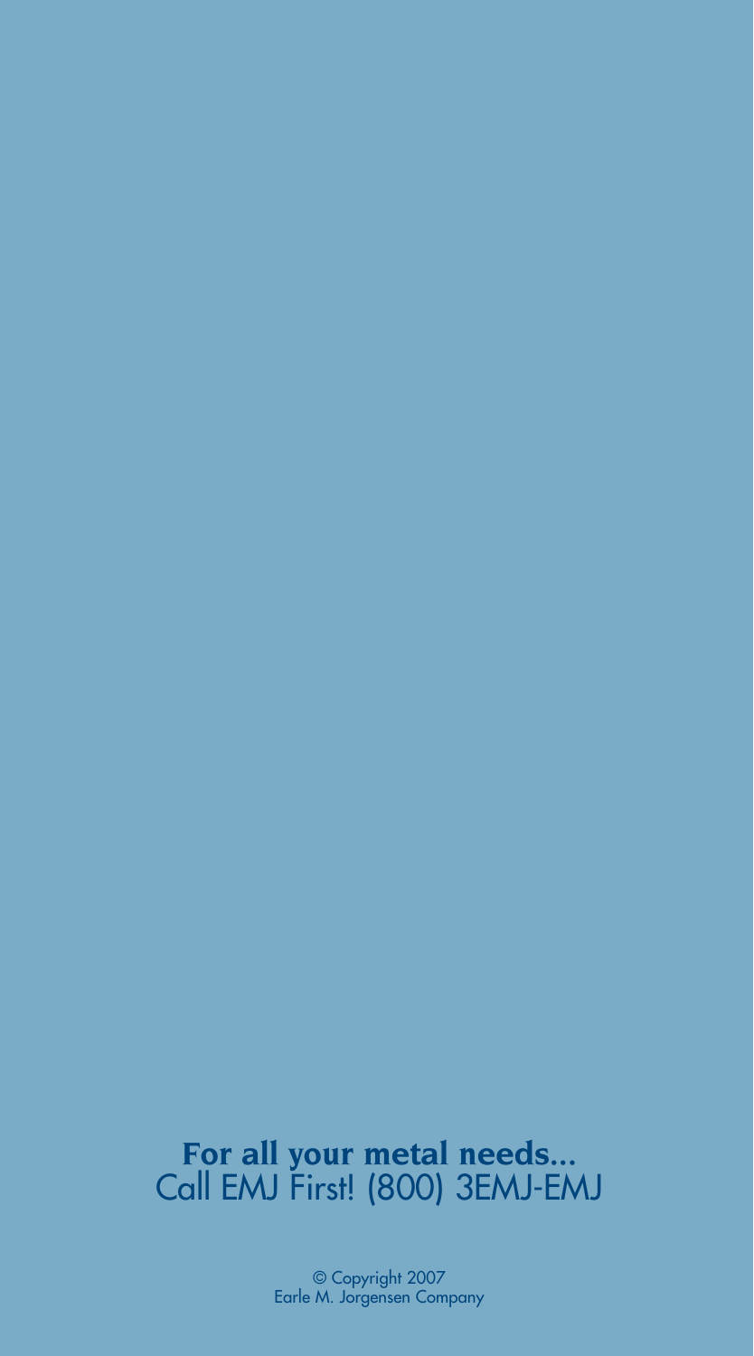**For all your metal needs...**
Call EMJ First! (800) 3EMJ-EMJ

© Copyright 2007
Earle M. Jorgensen Company